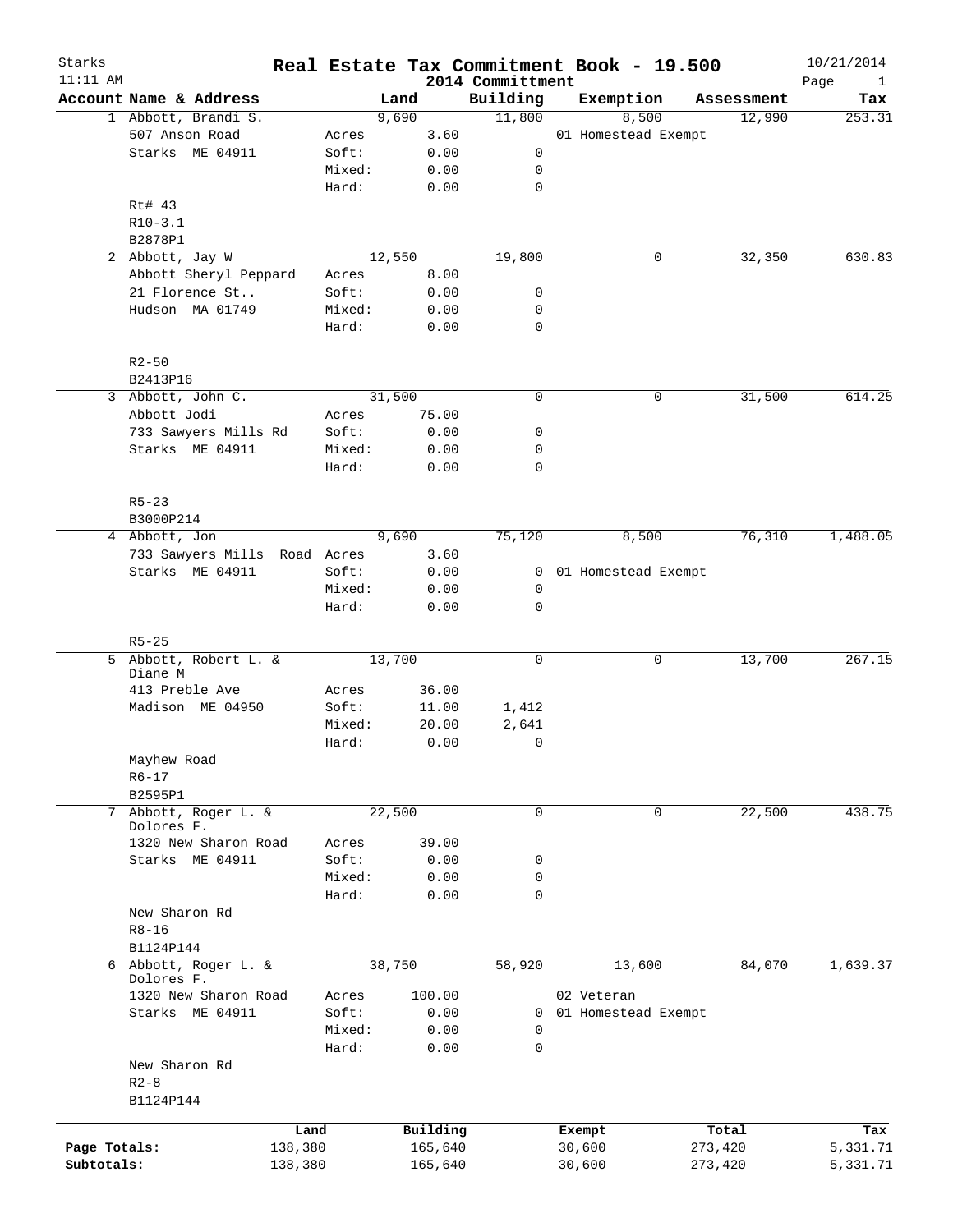Starks
11:11 AM

# Real Estate Tax Commitment Book - 19.500

2014 Committment

10/21/2014

| Account | Name & Address | | Land | Building | Exemption | Assessment | Tax |
|---|---|---|---|---|---|---|---|
| 1 | Abbott, Brandi S. | | 9,690 | 11,800 | 8,500 | 12,990 | 253.31 |
| | 507 Anson Road | Acres | 3.60 | | 01 Homestead Exempt | | |
| | Starks ME 04911 | Soft: | 0.00 | 0 | | | |
| | | Mixed: | 0.00 | 0 | | | |
| | | Hard: | 0.00 | 0 | | | |
| | Rt# 43 | | | | | | |
| | R10-3.1 | | | | | | |
| | B2878P1 | | | | | | |
| 2 | Abbott, Jay W | | 12,550 | 19,800 | 0 | 32,350 | 630.83 |
| | Abbott Sheryl Peppard | Acres | 8.00 | | | | |
| | 21 Florence St.. | Soft: | 0.00 | 0 | | | |
| | Hudson MA 01749 | Mixed: | 0.00 | 0 | | | |
| | | Hard: | 0.00 | 0 | | | |
| | R2-50 | | | | | | |
| | B2413P16 | | | | | | |
| 3 | Abbott, John C. | | 31,500 | 0 | 0 | 31,500 | 614.25 |
| | Abbott Jodi | Acres | 75.00 | | | | |
| | 733 Sawyers Mills Rd | Soft: | 0.00 | 0 | | | |
| | Starks ME 04911 | Mixed: | 0.00 | 0 | | | |
| | | Hard: | 0.00 | 0 | | | |
| | R5-23 | | | | | | |
| | B3000P214 | | | | | | |
| 4 | Abbott, Jon | | 9,690 | 75,120 | 8,500 | 76,310 | 1,488.05 |
| | 733 Sawyers Mills Road | Acres | 3.60 | | | | |
| | Starks ME 04911 | Soft: | 0.00 | 0 | 01 Homestead Exempt | | |
| | | Mixed: | 0.00 | 0 | | | |
| | | Hard: | 0.00 | 0 | | | |
| | R5-25 | | | | | | |
| 5 | Abbott, Robert L. & Diane M | | 13,700 | 0 | 0 | 13,700 | 267.15 |
| | 413 Preble Ave | Acres | 36.00 | | | | |
| | Madison ME 04950 | Soft: | 11.00 | 1,412 | | | |
| | | Mixed: | 20.00 | 2,641 | | | |
| | | Hard: | 0.00 | 0 | | | |
| | Mayhew Road | | | | | | |
| | R6-17 | | | | | | |
| | B2595P1 | | | | | | |
| 7 | Abbott, Roger L. & Dolores F. | | 22,500 | 0 | 0 | 22,500 | 438.75 |
| | 1320 New Sharon Road | Acres | 39.00 | | | | |
| | Starks ME 04911 | Soft: | 0.00 | 0 | | | |
| | | Mixed: | 0.00 | 0 | | | |
| | | Hard: | 0.00 | 0 | | | |
| | New Sharon Rd | | | | | | |
| | R8-16 | | | | | | |
| | B1124P144 | | | | | | |
| 6 | Abbott, Roger L. & Dolores F. | | 38,750 | 58,920 | 13,600 | 84,070 | 1,639.37 |
| | 1320 New Sharon Road | Acres | 100.00 | | 02 Veteran | | |
| | Starks ME 04911 | Soft: | 0.00 | 0 | 01 Homestead Exempt | | |
| | | Mixed: | 0.00 | 0 | | | |
| | | Hard: | 0.00 | 0 | | | |
| | New Sharon Rd | | | | | | |
| | R2-8 | | | | | | |
| | B1124P144 | | | | | | |

| | Land | Building | Exempt | Total | Tax |
|---|---|---|---|---|---|
| Page Totals: | 138,380 | 165,640 | 30,600 | 273,420 | 5,331.71 |
| Subtotals: | 138,380 | 165,640 | 30,600 | 273,420 | 5,331.71 |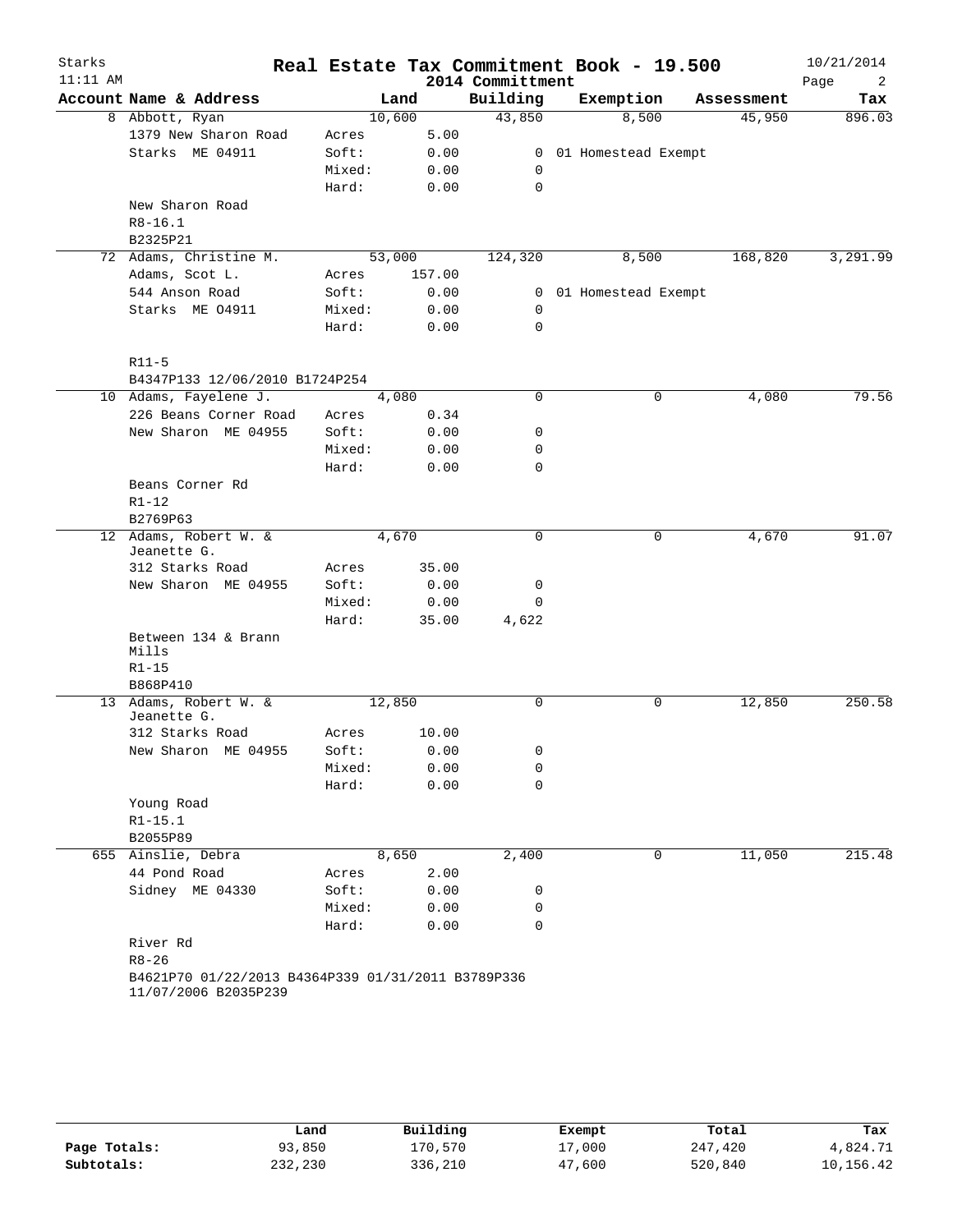# Real Estate Tax Commitment Book - 19.500

Starks
11:11 AM

2014 Committment

10/21/2014

| Account | Name & Address | | Land | | Building | Exemption | Assessment | Tax |
|---|---|---|---|---|---|---|---|---|
| 8 | Abbott, Ryan | | 10,600 | | 43,850 | 8,500 | 45,950 | 896.03 |
| | 1379 New Sharon Road | Acres | 5.00 | | | | | |
| | Starks ME 04911 | Soft: | 0.00 | | 0 | 01 Homestead Exempt | | |
| | | Mixed: | 0.00 | | 0 | | | |
| | | Hard: | 0.00 | | 0 | | | |
| | New Sharon Road | | | | | | | |
| | R8-16.1 | | | | | | | |
| | B2325P21 | | | | | | | |
| 72 | Adams, Christine M. | | 53,000 | | 124,320 | 8,500 | 168,820 | 3,291.99 |
| | Adams, Scot L. | Acres | 157.00 | | | | | |
| | 544 Anson Road | Soft: | 0.00 | | 0 | 01 Homestead Exempt | | |
| | Starks ME O4911 | Mixed: | 0.00 | | 0 | | | |
| | | Hard: | 0.00 | | 0 | | | |
| | R11-5 | | | | | | | |
| | B4347P133 12/06/2010 B1724P254 | | | | | | | |
| 10 | Adams, Fayelene J. | | 4,080 | | 0 | 0 | 4,080 | 79.56 |
| | 226 Beans Corner Road | Acres | 0.34 | | | | | |
| | New Sharon ME 04955 | Soft: | 0.00 | | 0 | | | |
| | | Mixed: | 0.00 | | 0 | | | |
| | | Hard: | 0.00 | | 0 | | | |
| | Beans Corner Rd | | | | | | | |
| | R1-12 | | | | | | | |
| | B2769P63 | | | | | | | |
| 12 | Adams, Robert W. & Jeanette G. | | 4,670 | | 0 | 0 | 4,670 | 91.07 |
| | 312 Starks Road | Acres | 35.00 | | | | | |
| | New Sharon ME 04955 | Soft: | 0.00 | | 0 | | | |
| | | Mixed: | 0.00 | | 0 | | | |
| | | Hard: | 35.00 | | 4,622 | | | |
| | Between 134 & Brann Mills | | | | | | | |
| | R1-15 | | | | | | | |
| | B868P410 | | | | | | | |
| 13 | Adams, Robert W. & Jeanette G. | | 12,850 | | 0 | 0 | 12,850 | 250.58 |
| | 312 Starks Road | Acres | 10.00 | | | | | |
| | New Sharon ME 04955 | Soft: | 0.00 | | 0 | | | |
| | | Mixed: | 0.00 | | 0 | | | |
| | | Hard: | 0.00 | | 0 | | | |
| | Young Road | | | | | | | |
| | R1-15.1 | | | | | | | |
| | B2055P89 | | | | | | | |
| 655 | Ainslie, Debra | | 8,650 | | 2,400 | 0 | 11,050 | 215.48 |
| | 44 Pond Road | Acres | 2.00 | | | | | |
| | Sidney ME 04330 | Soft: | 0.00 | | 0 | | | |
| | | Mixed: | 0.00 | | 0 | | | |
| | | Hard: | 0.00 | | 0 | | | |
| | River Rd | | | | | | | |
| | R8-26 | | | | | | | |
| | B4621P70 01/22/2013 B4364P339 01/31/2011 B3789P336 11/07/2006 B2035P239 | | | | | | | |

| | Land | Building | Exempt | Total | Tax |
|---|---|---|---|---|---|
| Page Totals: | 93,850 | 170,570 | 17,000 | 247,420 | 4,824.71 |
| Subtotals: | 232,230 | 336,210 | 47,600 | 520,840 | 10,156.42 |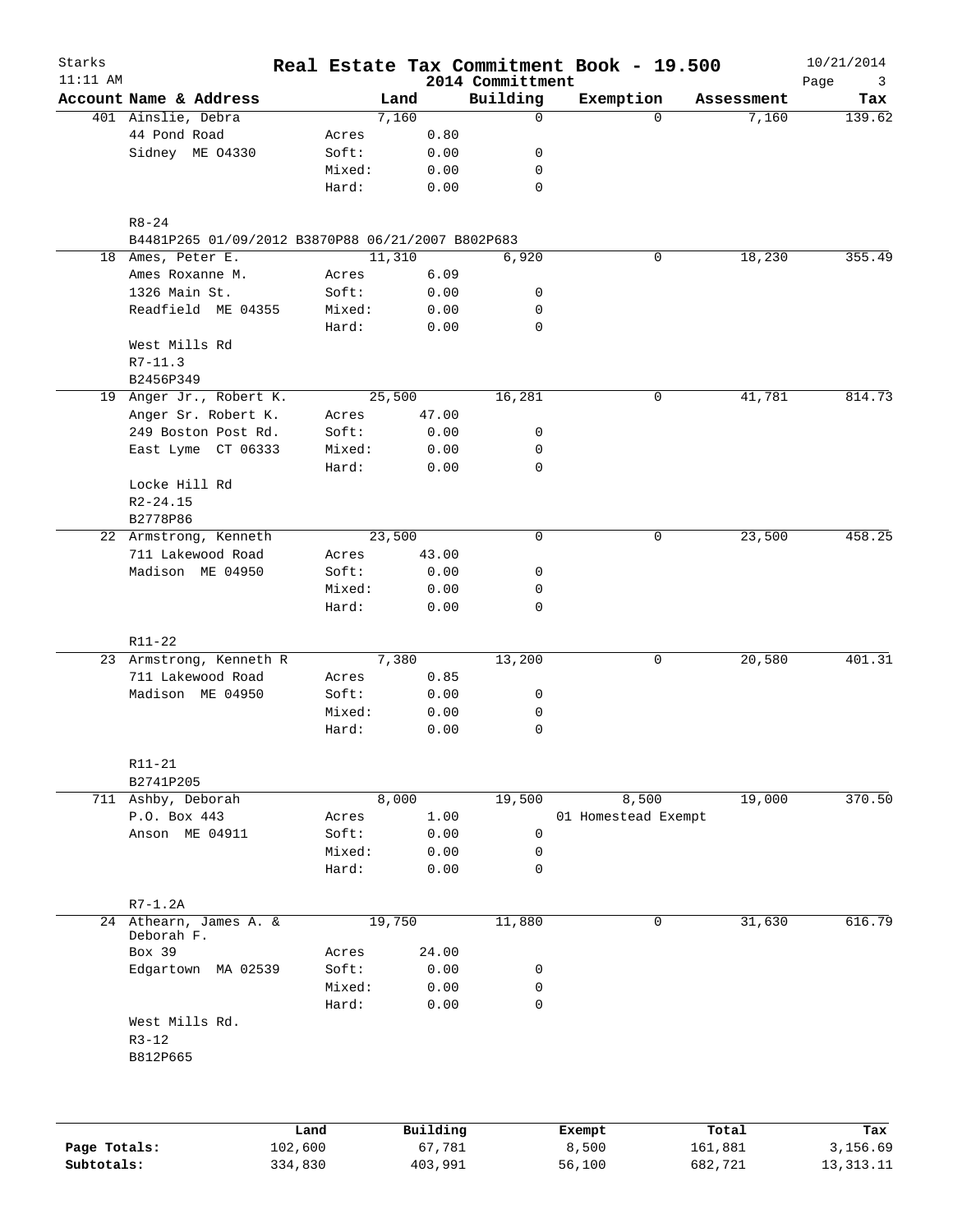# Real Estate Tax Commitment Book - 19.500

Starks
11:11 AM

2014 Committment

10/21/2014

| Account | Name & Address | | Land | Building | Exemption | Assessment | Tax |
|---|---|---|---|---|---|---|---|
| 401 | Ainslie, Debra | | 7,160 | 0 | 0 | 7,160 | 139.62 |
| | 44 Pond Road | Acres | 0.80 | | | | |
| | Sidney ME 04330 | Soft: | 0.00 | 0 | | | |
| | | Mixed: | 0.00 | 0 | | | |
| | | Hard: | 0.00 | 0 | | | |
| | R8-24 | | | | | | |
| | B4481P265 01/09/2012 B3870P88 06/21/2007 B802P683 | | | | | | |
| 18 | Ames, Peter E. | | 11,310 | 6,920 | 0 | 18,230 | 355.49 |
| | Ames Roxanne M. | Acres | 6.09 | | | | |
| | 1326 Main St. | Soft: | 0.00 | 0 | | | |
| | Readfield ME 04355 | Mixed: | 0.00 | 0 | | | |
| | | Hard: | 0.00 | 0 | | | |
| | West Mills Rd | | | | | | |
| | R7-11.3 | | | | | | |
| | B2456P349 | | | | | | |
| 19 | Anger Jr., Robert K. | | 25,500 | 16,281 | 0 | 41,781 | 814.73 |
| | Anger Sr. Robert K. | Acres | 47.00 | | | | |
| | 249 Boston Post Rd. | Soft: | 0.00 | 0 | | | |
| | East Lyme CT 06333 | Mixed: | 0.00 | 0 | | | |
| | | Hard: | 0.00 | 0 | | | |
| | Locke Hill Rd | | | | | | |
| | R2-24.15 | | | | | | |
| | B2778P86 | | | | | | |
| 22 | Armstrong, Kenneth | | 23,500 | 0 | 0 | 23,500 | 458.25 |
| | 711 Lakewood Road | Acres | 43.00 | | | | |
| | Madison ME 04950 | Soft: | 0.00 | 0 | | | |
| | | Mixed: | 0.00 | 0 | | | |
| | | Hard: | 0.00 | 0 | | | |
| | R11-22 | | | | | | |
| 23 | Armstrong, Kenneth R | | 7,380 | 13,200 | 0 | 20,580 | 401.31 |
| | 711 Lakewood Road | Acres | 0.85 | | | | |
| | Madison ME 04950 | Soft: | 0.00 | 0 | | | |
| | | Mixed: | 0.00 | 0 | | | |
| | | Hard: | 0.00 | 0 | | | |
| | R11-21 | | | | | | |
| | B2741P205 | | | | | | |
| 711 | Ashby, Deborah | | 8,000 | 19,500 | 8,500 | 19,000 | 370.50 |
| | P.O. Box 443 | Acres | 1.00 | | 01 Homestead Exempt | | |
| | Anson ME 04911 | Soft: | 0.00 | 0 | | | |
| | | Mixed: | 0.00 | 0 | | | |
| | | Hard: | 0.00 | 0 | | | |
| | R7-1.2A | | | | | | |
| 24 | Athearn, James A. & Deborah F. | | 19,750 | 11,880 | 0 | 31,630 | 616.79 |
| | Box 39 | Acres | 24.00 | | | | |
| | Edgartown MA 02539 | Soft: | 0.00 | 0 | | | |
| | | Mixed: | 0.00 | 0 | | | |
| | | Hard: | 0.00 | 0 | | | |
| | West Mills Rd. | | | | | | |
| | R3-12 | | | | | | |
| | B812P665 | | | | | | |

| | Land | Building | Exempt | Total | Tax |
|---|---|---|---|---|---|
| **Page Totals:** | 102,600 | 67,781 | 8,500 | 161,881 | 3,156.69 |
| **Subtotals:** | 334,830 | 403,991 | 56,100 | 682,721 | 13,313.11 |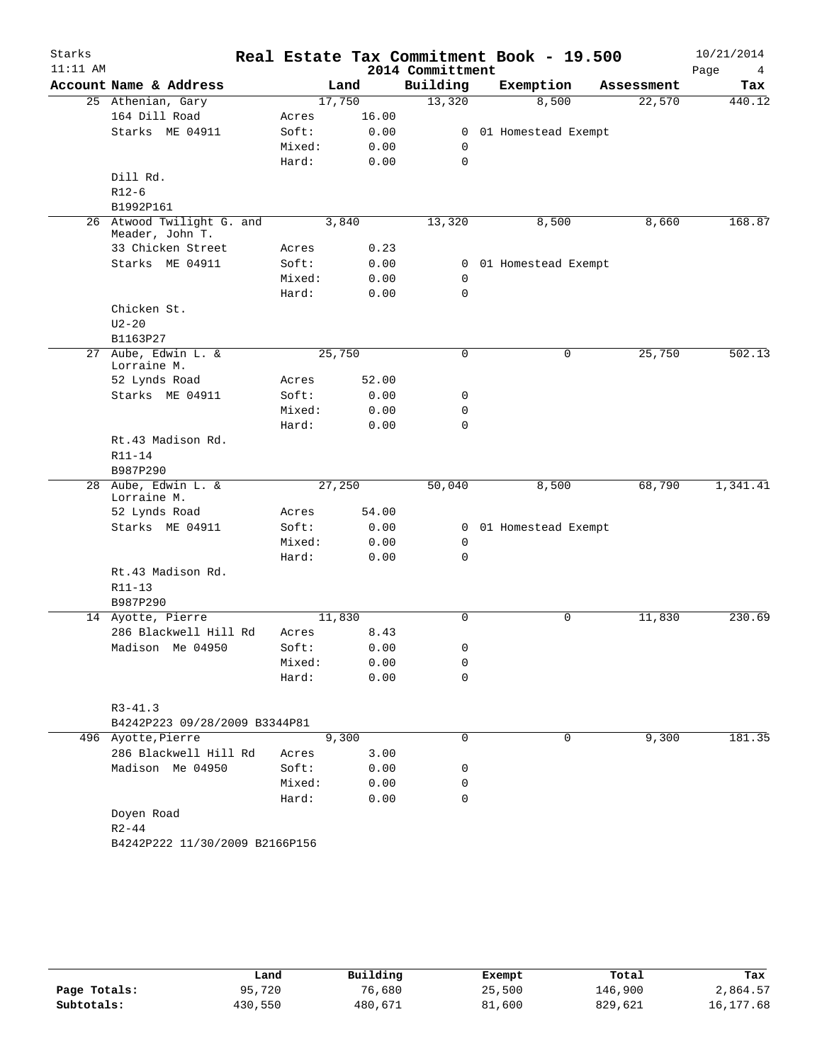# Real Estate Tax Commitment Book - 19.500

Starks
11:11 AM
2014 Committment
10/21/2014

| Account | Name & Address | | Land | Building | Exemption | Assessment | Tax |
|---|---|---|---|---|---|---|---|
| 25 | Athenian, Gary | | 17,750 | 13,320 | 8,500 | 22,570 | 440.12 |
| | 164 Dill Road | Acres | 16.00 | | | | |
| | Starks ME 04911 | Soft: | 0.00 | 0 | 01 Homestead Exempt | | |
| | | Mixed: | 0.00 | 0 | | | |
| | | Hard: | 0.00 | 0 | | | |
| | Dill Rd. | | | | | | |
| | R12-6 | | | | | | |
| | B1992P161 | | | | | | |
| 26 | Atwood Twilight G. and Meader, John T. | | 3,840 | 13,320 | 8,500 | 8,660 | 168.87 |
| | 33 Chicken Street | Acres | 0.23 | | | | |
| | Starks ME 04911 | Soft: | 0.00 | 0 | 01 Homestead Exempt | | |
| | | Mixed: | 0.00 | 0 | | | |
| | | Hard: | 0.00 | 0 | | | |
| | Chicken St. | | | | | | |
| | U2-20 | | | | | | |
| | B1163P27 | | | | | | |
| 27 | Aube, Edwin L. & Lorraine M. | | 25,750 | 0 | 0 | 25,750 | 502.13 |
| | 52 Lynds Road | Acres | 52.00 | | | | |
| | Starks ME 04911 | Soft: | 0.00 | 0 | | | |
| | | Mixed: | 0.00 | 0 | | | |
| | | Hard: | 0.00 | 0 | | | |
| | Rt.43 Madison Rd. | | | | | | |
| | R11-14 | | | | | | |
| | B987P290 | | | | | | |
| 28 | Aube, Edwin L. & Lorraine M. | | 27,250 | 50,040 | 8,500 | 68,790 | 1,341.41 |
| | 52 Lynds Road | Acres | 54.00 | | | | |
| | Starks ME 04911 | Soft: | 0.00 | 0 | 01 Homestead Exempt | | |
| | | Mixed: | 0.00 | 0 | | | |
| | | Hard: | 0.00 | 0 | | | |
| | Rt.43 Madison Rd. | | | | | | |
| | R11-13 | | | | | | |
| | B987P290 | | | | | | |
| 14 | Ayotte, Pierre | | 11,830 | 0 | 0 | 11,830 | 230.69 |
| | 286 Blackwell Hill Rd | Acres | 8.43 | | | | |
| | Madison Me 04950 | Soft: | 0.00 | 0 | | | |
| | | Mixed: | 0.00 | 0 | | | |
| | | Hard: | 0.00 | 0 | | | |
| | R3-41.3 | | | | | | |
| | B4242P223 09/28/2009 B3344P81 | | | | | | |
| 496 | Ayotte,Pierre | | 9,300 | 0 | 0 | 9,300 | 181.35 |
| | 286 Blackwell Hill Rd | Acres | 3.00 | | | | |
| | Madison Me 04950 | Soft: | 0.00 | 0 | | | |
| | | Mixed: | 0.00 | 0 | | | |
| | | Hard: | 0.00 | 0 | | | |
| | Doyen Road | | | | | | |
| | R2-44 | | | | | | |
| | B4242P222 11/30/2009 B2166P156 | | | | | | |

| | Land | Building | Exempt | Total | Tax |
|---|---|---|---|---|---|
| Page Totals: | 95,720 | 76,680 | 25,500 | 146,900 | 2,864.57 |
| Subtotals: | 430,550 | 480,671 | 81,600 | 829,621 | 16,177.68 |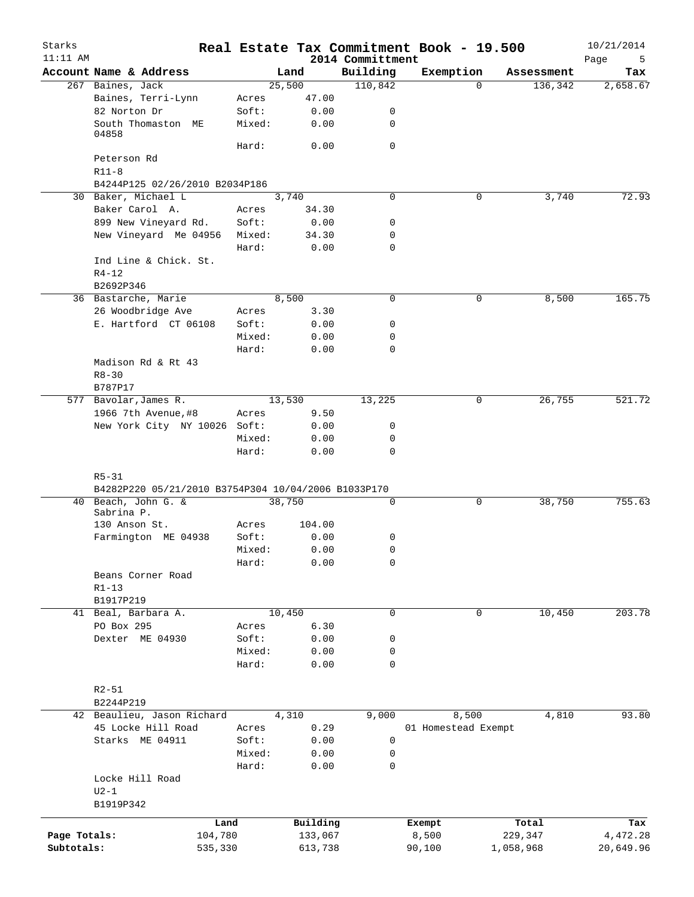# Real Estate Tax Commitment Book - 19.500

Starks 11:11 AM — 2014 Committment — 10/21/2014

| Account Name & Address | | Land | Building | Exemption | Assessment | Tax |
|---|---|---|---|---|---|---|
| 267 Baines, Jack | | 25,500 | 110,842 | 0 | 136,342 | 2,658.67 |
| Baines, Terri-Lynn | Acres | 47.00 | | | | |
| 82 Norton Dr | Soft: | 0.00 | 0 | | | |
| South Thomaston ME 04858 | Mixed: | 0.00 | 0 | | | |
| | Hard: | 0.00 | 0 | | | |
| Peterson Rd | | | | | | |
| R11-8 | | | | | | |
| B4244P125 02/26/2010 B2034P186 | | | | | | |
| 30 Baker, Michael L | | 3,740 | 0 | 0 | 3,740 | 72.93 |
| Baker Carol A. | Acres | 34.30 | | | | |
| 899 New Vineyard Rd. | Soft: | 0.00 | 0 | | | |
| New Vineyard Me 04956 | Mixed: | 34.30 | 0 | | | |
| | Hard: | 0.00 | 0 | | | |
| Ind Line & Chick. St. | | | | | | |
| R4-12 | | | | | | |
| B2692P346 | | | | | | |
| 36 Bastarche, Marie | | 8,500 | 0 | 0 | 8,500 | 165.75 |
| 26 Woodbridge Ave | Acres | 3.30 | | | | |
| E. Hartford CT 06108 | Soft: | 0.00 | 0 | | | |
| | Mixed: | 0.00 | 0 | | | |
| | Hard: | 0.00 | 0 | | | |
| Madison Rd & Rt 43 | | | | | | |
| R8-30 | | | | | | |
| B787P17 | | | | | | |
| 577 Bavolar,James R. | | 13,530 | 13,225 | 0 | 26,755 | 521.72 |
| 1966 7th Avenue,#8 | Acres | 9.50 | | | | |
| New York City NY 10026 | Soft: | 0.00 | 0 | | | |
| | Mixed: | 0.00 | 0 | | | |
| | Hard: | 0.00 | 0 | | | |
| R5-31 | | | | | | |
| B4282P220 05/21/2010 B3754P304 10/04/2006 B1033P170 | | | | | | |
| 40 Beach, John G. & Sabrina P. | | 38,750 | 0 | 0 | 38,750 | 755.63 |
| 130 Anson St. | Acres | 104.00 | | | | |
| Farmington ME 04938 | Soft: | 0.00 | 0 | | | |
| | Mixed: | 0.00 | 0 | | | |
| | Hard: | 0.00 | 0 | | | |
| Beans Corner Road | | | | | | |
| R1-13 | | | | | | |
| B1917P219 | | | | | | |
| 41 Beal, Barbara A. | | 10,450 | 0 | 0 | 10,450 | 203.78 |
| PO Box 295 | Acres | 6.30 | | | | |
| Dexter ME 04930 | Soft: | 0.00 | 0 | | | |
| | Mixed: | 0.00 | 0 | | | |
| | Hard: | 0.00 | 0 | | | |
| R2-51 | | | | | | |
| B2244P219 | | | | | | |
| 42 Beaulieu, Jason Richard | | 4,310 | 9,000 | 8,500 | 4,810 | 93.80 |
| 45 Locke Hill Road | Acres | 0.29 | | 01 Homestead Exempt | | |
| Starks ME 04911 | Soft: | 0.00 | 0 | | | |
| | Mixed: | 0.00 | 0 | | | |
| | Hard: | 0.00 | 0 | | | |
| Locke Hill Road | | | | | | |
| U2-1 | | | | | | |
| B1919P342 | | | | | | |

| | Land | Building | Exempt | Total | Tax |
|---|---|---|---|---|---|
| Page Totals: | 104,780 | 133,067 | 8,500 | 229,347 | 4,472.28 |
| Subtotals: | 535,330 | 613,738 | 90,100 | 1,058,968 | 20,649.96 |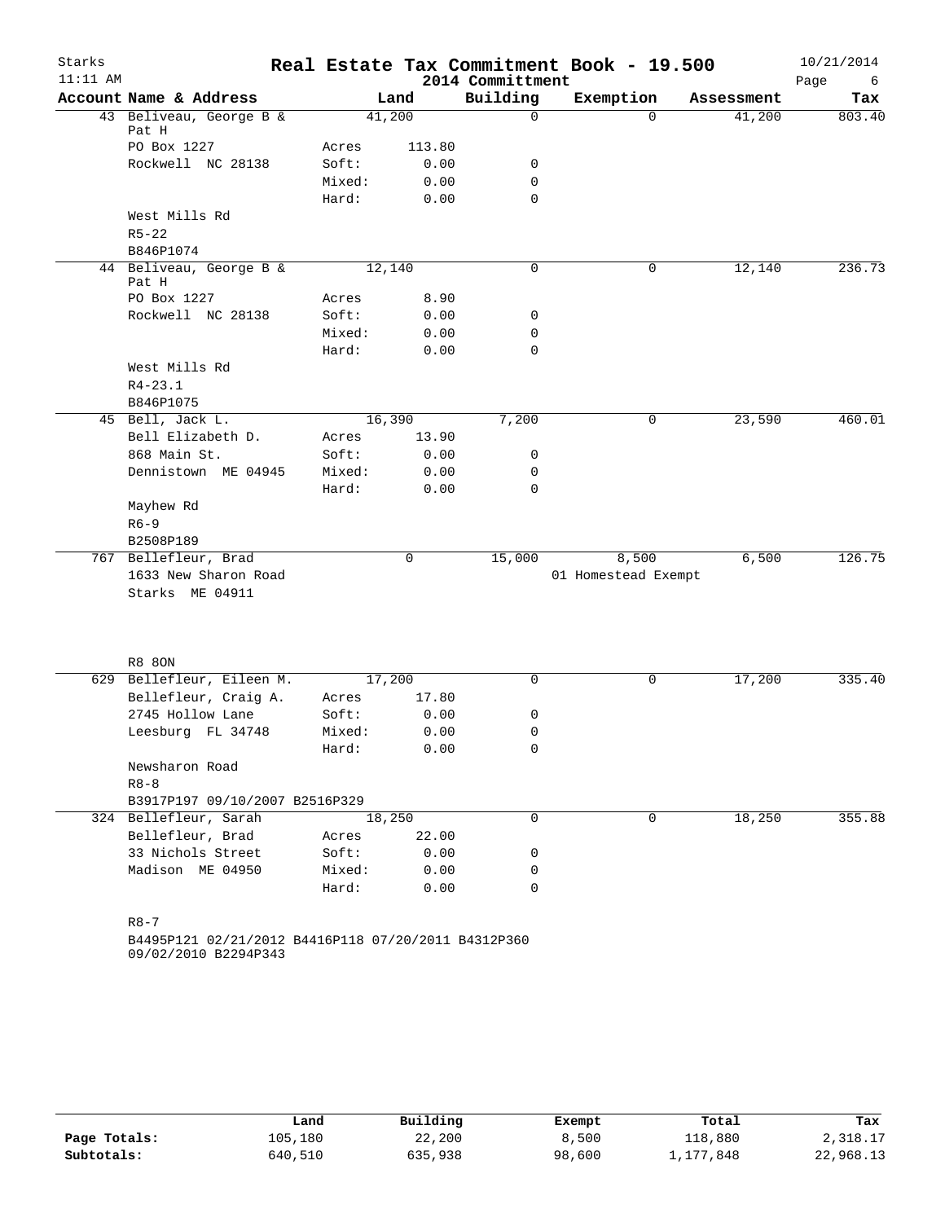# Real Estate Tax Commitment Book - 19.500

Starks
11:11 AM

2014 Committment

10/21/2014

| Account | Name & Address | Land | | Building | Exemption | Assessment | Tax |
|---|---|---|---|---|---|---|---|
| 43 | Beliveau, George B & Pat H | 41,200 | | 0 | 0 | 41,200 | 803.40 |
| | PO Box 1227 | Acres | 113.80 | | | | |
| | Rockwell NC 28138 | Soft: | 0.00 | 0 | | | |
| | | Mixed: | 0.00 | 0 | | | |
| | | Hard: | 0.00 | 0 | | | |
| | West Mills Rd | | | | | | |
| | R5-22 | | | | | | |
| | B846P1074 | | | | | | |
| 44 | Beliveau, George B & Pat H | 12,140 | | 0 | 0 | 12,140 | 236.73 |
| | PO Box 1227 | Acres | 8.90 | | | | |
| | Rockwell NC 28138 | Soft: | 0.00 | 0 | | | |
| | | Mixed: | 0.00 | 0 | | | |
| | | Hard: | 0.00 | 0 | | | |
| | West Mills Rd | | | | | | |
| | R4-23.1 | | | | | | |
| | B846P1075 | | | | | | |
| 45 | Bell, Jack L. | 16,390 | | 7,200 | 0 | 23,590 | 460.01 |
| | Bell Elizabeth D. | Acres | 13.90 | | | | |
| | 868 Main St. | Soft: | 0.00 | 0 | | | |
| | Dennistown ME 04945 | Mixed: | 0.00 | 0 | | | |
| | | Hard: | 0.00 | 0 | | | |
| | Mayhew Rd | | | | | | |
| | R6-9 | | | | | | |
| | B2508P189 | | | | | | |
| 767 | Bellefleur, Brad | 0 | | 15,000 | 8,500 | 6,500 | 126.75 |
| | 1633 New Sharon Road | | | | 01 Homestead Exempt | | |
| | Starks ME 04911 | | | | | | |
| | R8 8ON | | | | | | |
| 629 | Bellefleur, Eileen M. | 17,200 | | 0 | 0 | 17,200 | 335.40 |
| | Bellefleur, Craig A. | Acres | 17.80 | | | | |
| | 2745 Hollow Lane | Soft: | 0.00 | 0 | | | |
| | Leesburg FL 34748 | Mixed: | 0.00 | 0 | | | |
| | | Hard: | 0.00 | 0 | | | |
| | Newsharon Road | | | | | | |
| | R8-8 | | | | | | |
| | B3917P197 09/10/2007 B2516P329 | | | | | | |
| 324 | Bellefleur, Sarah | 18,250 | | 0 | 0 | 18,250 | 355.88 |
| | Bellefleur, Brad | Acres | 22.00 | | | | |
| | 33 Nichols Street | Soft: | 0.00 | 0 | | | |
| | Madison ME 04950 | Mixed: | 0.00 | 0 | | | |
| | | Hard: | 0.00 | 0 | | | |
| | R8-7 | | | | | | |
| | B4495P121 02/21/2012 B4416P118 07/20/2011 B4312P360 09/02/2010 B2294P343 | | | | | | |

| | Land | Building | Exempt | Total | Tax |
|---|---|---|---|---|---|
| Page Totals: | 105,180 | 22,200 | 8,500 | 118,880 | 2,318.17 |
| Subtotals: | 640,510 | 635,938 | 98,600 | 1,177,848 | 22,968.13 |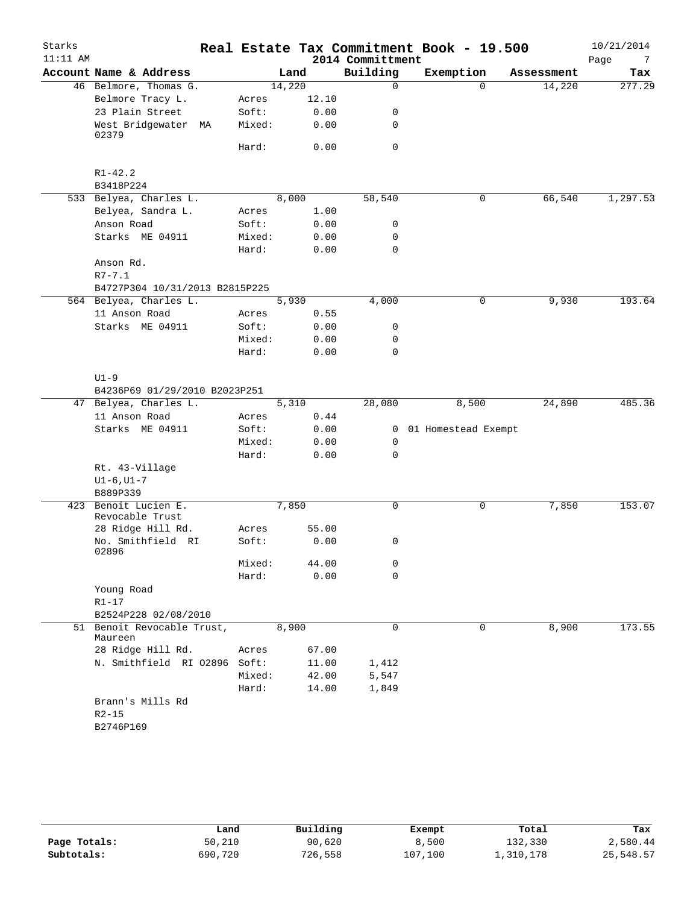# Real Estate Tax Commitment Book - 19.500

Starks
11:11 AM

2014 Committment

10/21/2014

| Account | Name & Address | | Land | Building | Exemption | Assessment | Tax |
|---|---|---|---|---|---|---|---|
| 46 | Belmore, Thomas G. | | 14,220 | 0 | 0 | 14,220 | 277.29 |
| | Belmore Tracy L. | Acres | 12.10 | | | | |
| | 23 Plain Street | Soft: | 0.00 | 0 | | | |
| | West Bridgewater MA 02379 | Mixed: | 0.00 | 0 | | | |
| | | Hard: | 0.00 | 0 | | | |
| | R1-42.2 | | | | | | |
| | B3418P224 | | | | | | |
| 533 | Belyea, Charles L. | | 8,000 | 58,540 | 0 | 66,540 | 1,297.53 |
| | Belyea, Sandra L. | Acres | 1.00 | | | | |
| | Anson Road | Soft: | 0.00 | 0 | | | |
| | Starks ME 04911 | Mixed: | 0.00 | 0 | | | |
| | | Hard: | 0.00 | 0 | | | |
| | Anson Rd. | | | | | | |
| | R7-7.1 | | | | | | |
| | B4727P304 10/31/2013 B2815P225 | | | | | | |
| 564 | Belyea, Charles L. | | 5,930 | 4,000 | 0 | 9,930 | 193.64 |
| | 11 Anson Road | Acres | 0.55 | | | | |
| | Starks ME 04911 | Soft: | 0.00 | 0 | | | |
| | | Mixed: | 0.00 | 0 | | | |
| | | Hard: | 0.00 | 0 | | | |
| | U1-9 | | | | | | |
| | B4236P69 01/29/2010 B2023P251 | | | | | | |
| 47 | Belyea, Charles L. | | 5,310 | 28,080 | 8,500 | 24,890 | 485.36 |
| | 11 Anson Road | Acres | 0.44 | | | | |
| | Starks ME 04911 | Soft: | 0.00 | 0 | 01 Homestead Exempt | | |
| | | Mixed: | 0.00 | 0 | | | |
| | | Hard: | 0.00 | 0 | | | |
| | Rt. 43-Village | | | | | | |
| | U1-6,U1-7 | | | | | | |
| | B889P339 | | | | | | |
| 423 | Benoit Lucien E. Revocable Trust | | 7,850 | 0 | 0 | 7,850 | 153.07 |
| | 28 Ridge Hill Rd. | Acres | 55.00 | | | | |
| | No. Smithfield RI 02896 | Soft: | 0.00 | 0 | | | |
| | | Mixed: | 44.00 | 0 | | | |
| | | Hard: | 0.00 | 0 | | | |
| | Young Road | | | | | | |
| | R1-17 | | | | | | |
| | B2524P228 02/08/2010 | | | | | | |
| 51 | Benoit Revocable Trust, Maureen | | 8,900 | 0 | 0 | 8,900 | 173.55 |
| | 28 Ridge Hill Rd. | Acres | 67.00 | | | | |
| | N. Smithfield RI 02896 | Soft: | 11.00 | 1,412 | | | |
| | | Mixed: | 42.00 | 5,547 | | | |
| | | Hard: | 14.00 | 1,849 | | | |
| | Brann's Mills Rd | | | | | | |
| | R2-15 | | | | | | |
| | B2746P169 | | | | | | |

| | Land | Building | Exempt | Total | Tax |
|---|---|---|---|---|---|
| Page Totals: | 50,210 | 90,620 | 8,500 | 132,330 | 2,580.44 |
| Subtotals: | 690,720 | 726,558 | 107,100 | 1,310,178 | 25,548.57 |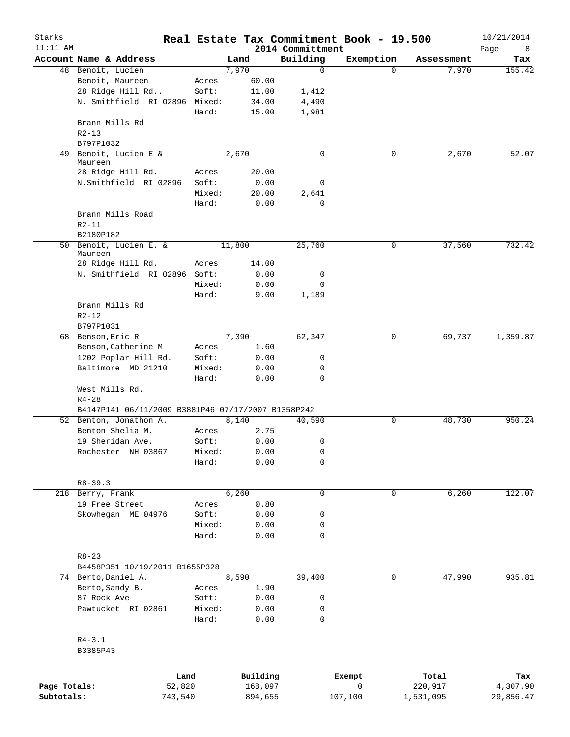# Real Estate Tax Commitment Book - 19.500

Starks
11:11 AM

2014 Committment

10/21/2014

| Account | Name & Address | | Land | Building | Exemption | Assessment | Tax |
|---|---|---|---|---|---|---|---|
| 48 | Benoit, Lucien | | 7,970 | 0 | 0 | 7,970 | 155.42 |
| | Benoit, Maureen | Acres | 60.00 | | | | |
| | 28 Ridge Hill Rd.. | Soft: | 11.00 | 1,412 | | | |
| | N. Smithfield RI 02896 | Mixed: | 34.00 | 4,490 | | | |
| | | Hard: | 15.00 | 1,981 | | | |
| | Brann Mills Rd | | | | | | |
| | R2-13 | | | | | | |
| | B797P1032 | | | | | | |
| 49 | Benoit, Lucien E & Maureen | | 2,670 | 0 | 0 | 2,670 | 52.07 |
| | 28 Ridge Hill Rd. | Acres | 20.00 | | | | |
| | N.Smithfield RI 02896 | Soft: | 0.00 | 0 | | | |
| | | Mixed: | 20.00 | 2,641 | | | |
| | | Hard: | 0.00 | 0 | | | |
| | Brann Mills Road | | | | | | |
| | R2-11 | | | | | | |
| | B2180P182 | | | | | | |
| 50 | Benoit, Lucien E. & Maureen | | 11,800 | 25,760 | 0 | 37,560 | 732.42 |
| | 28 Ridge Hill Rd. | Acres | 14.00 | | | | |
| | N. Smithfield RI 02896 | Soft: | 0.00 | 0 | | | |
| | | Mixed: | 0.00 | 0 | | | |
| | | Hard: | 9.00 | 1,189 | | | |
| | Brann Mills Rd | | | | | | |
| | R2-12 | | | | | | |
| | B797P1031 | | | | | | |
| 68 | Benson,Eric R | | 7,390 | 62,347 | 0 | 69,737 | 1,359.87 |
| | Benson,Catherine M | Acres | 1.60 | | | | |
| | 1202 Poplar Hill Rd. | Soft: | 0.00 | 0 | | | |
| | Baltimore MD 21210 | Mixed: | 0.00 | 0 | | | |
| | | Hard: | 0.00 | 0 | | | |
| | West Mills Rd. | | | | | | |
| | R4-28 | | | | | | |
| | B4147P141 06/11/2009 B3881P46 07/17/2007 B1358P242 | | | | | | |
| 52 | Benton, Jonathon A. | | 8,140 | 40,590 | 0 | 48,730 | 950.24 |
| | Benton Shelia M. | Acres | 2.75 | | | | |
| | 19 Sheridan Ave. | Soft: | 0.00 | 0 | | | |
| | Rochester NH 03867 | Mixed: | 0.00 | 0 | | | |
| | | Hard: | 0.00 | 0 | | | |
| | R8-39.3 | | | | | | |
| 218 | Berry, Frank | | 6,260 | 0 | 0 | 6,260 | 122.07 |
| | 19 Free Street | Acres | 0.80 | | | | |
| | Skowhegan ME 04976 | Soft: | 0.00 | 0 | | | |
| | | Mixed: | 0.00 | 0 | | | |
| | | Hard: | 0.00 | 0 | | | |
| | R8-23 | | | | | | |
| | B4458P351 10/19/2011 B1655P328 | | | | | | |
| 74 | Berto,Daniel A. | | 8,590 | 39,400 | 0 | 47,990 | 935.81 |
| | Berto,Sandy B. | Acres | 1.90 | | | | |
| | 87 Rock Ave | Soft: | 0.00 | 0 | | | |
| | Pawtucket RI 02861 | Mixed: | 0.00 | 0 | | | |
| | | Hard: | 0.00 | 0 | | | |
| | R4-3.1 | | | | | | |
| | B3385P43 | | | | | | |

| | Land | Building | Exempt | Total | Tax |
|---|---|---|---|---|---|
| Page Totals: | 52,820 | 168,097 | 0 | 220,917 | 4,307.90 |
| Subtotals: | 743,540 | 894,655 | 107,100 | 1,531,095 | 29,856.47 |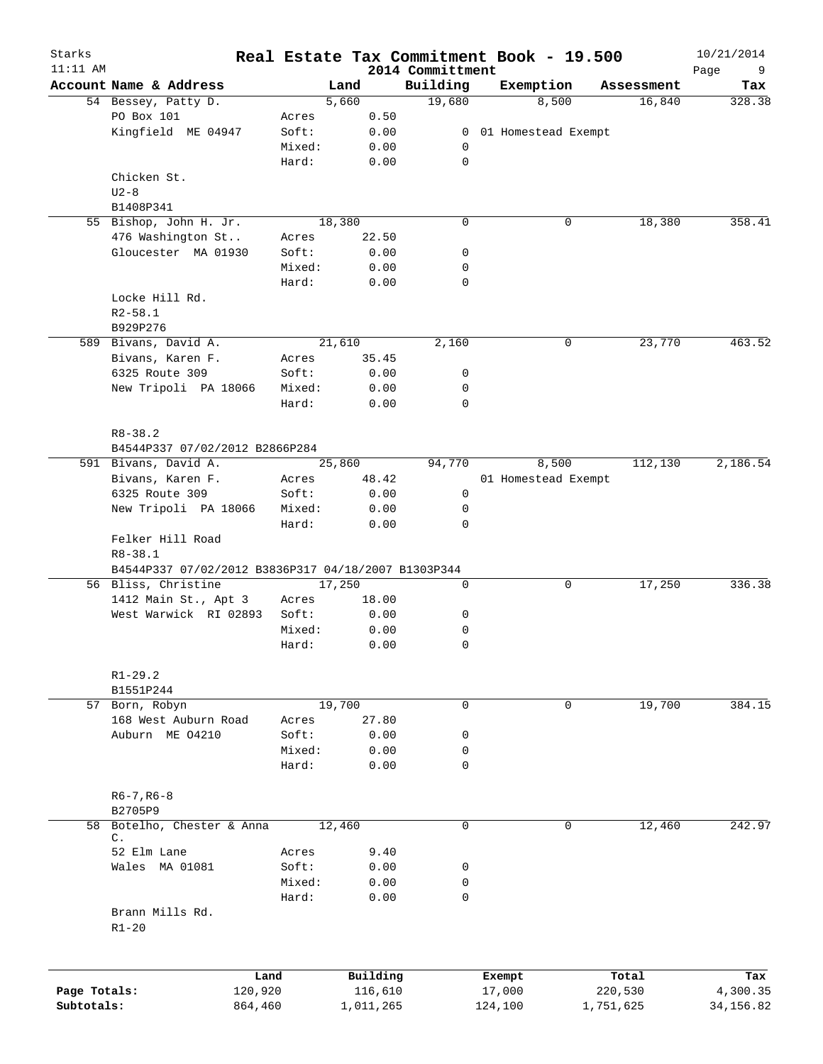# Real Estate Tax Commitment Book - 19.500

Starks
11:11 AM
2014 Committment
10/21/2014

| Account | Name & Address | | Land | Building | Exemption | Assessment | Tax |
|---|---|---|---|---|---|---|---|
| 54 | Bessey, Patty D. | | 5,660 | 19,680 | 8,500 | 16,840 | 328.38 |
| | PO Box 101 | Acres | 0.50 | | | | |
| | Kingfield ME 04947 | Soft: | 0.00 | 0 | 01 Homestead Exempt | | |
| | | Mixed: | 0.00 | 0 | | | |
| | | Hard: | 0.00 | 0 | | | |
| | Chicken St. | | | | | | |
| | U2-8 | | | | | | |
| | B1408P341 | | | | | | |
| 55 | Bishop, John H. Jr. | | 18,380 | 0 | 0 | 18,380 | 358.41 |
| | 476 Washington St.. | Acres | 22.50 | | | | |
| | Gloucester MA 01930 | Soft: | 0.00 | 0 | | | |
| | | Mixed: | 0.00 | 0 | | | |
| | | Hard: | 0.00 | 0 | | | |
| | Locke Hill Rd. | | | | | | |
| | R2-58.1 | | | | | | |
| | B929P276 | | | | | | |
| 589 | Bivans, David A. | | 21,610 | 2,160 | 0 | 23,770 | 463.52 |
| | Bivans, Karen F. | Acres | 35.45 | | | | |
| | 6325 Route 309 | Soft: | 0.00 | 0 | | | |
| | New Tripoli PA 18066 | Mixed: | 0.00 | 0 | | | |
| | | Hard: | 0.00 | 0 | | | |
| | R8-38.2 | | | | | | |
| | B4544P337 07/02/2012 B2866P284 | | | | | | |
| 591 | Bivans, David A. | | 25,860 | 94,770 | 8,500 | 112,130 | 2,186.54 |
| | Bivans, Karen F. | Acres | 48.42 | | 01 Homestead Exempt | | |
| | 6325 Route 309 | Soft: | 0.00 | 0 | | | |
| | New Tripoli PA 18066 | Mixed: | 0.00 | 0 | | | |
| | | Hard: | 0.00 | 0 | | | |
| | Felker Hill Road | | | | | | |
| | R8-38.1 | | | | | | |
| | B4544P337 07/02/2012 B3836P317 04/18/2007 B1303P344 | | | | | | |
| 56 | Bliss, Christine | | 17,250 | 0 | 0 | 17,250 | 336.38 |
| | 1412 Main St., Apt 3 | Acres | 18.00 | | | | |
| | West Warwick RI 02893 | Soft: | 0.00 | 0 | | | |
| | | Mixed: | 0.00 | 0 | | | |
| | | Hard: | 0.00 | 0 | | | |
| | R1-29.2 | | | | | | |
| | B1551P244 | | | | | | |
| 57 | Born, Robyn | | 19,700 | 0 | 0 | 19,700 | 384.15 |
| | 168 West Auburn Road | Acres | 27.80 | | | | |
| | Auburn ME 04210 | Soft: | 0.00 | 0 | | | |
| | | Mixed: | 0.00 | 0 | | | |
| | | Hard: | 0.00 | 0 | | | |
| | R6-7,R6-8 | | | | | | |
| | B2705P9 | | | | | | |
| 58 | Botelho, Chester & Anna C. | | 12,460 | 0 | 0 | 12,460 | 242.97 |
| | 52 Elm Lane | Acres | 9.40 | | | | |
| | Wales MA 01081 | Soft: | 0.00 | 0 | | | |
| | | Mixed: | 0.00 | 0 | | | |
| | | Hard: | 0.00 | 0 | | | |
| | Brann Mills Rd. | | | | | | |
| | R1-20 | | | | | | |

| | Land | Building | Exempt | Total | Tax |
|---|---|---|---|---|---|
| Page Totals: | 120,920 | 116,610 | 17,000 | 220,530 | 4,300.35 |
| Subtotals: | 864,460 | 1,011,265 | 124,100 | 1,751,625 | 34,156.82 |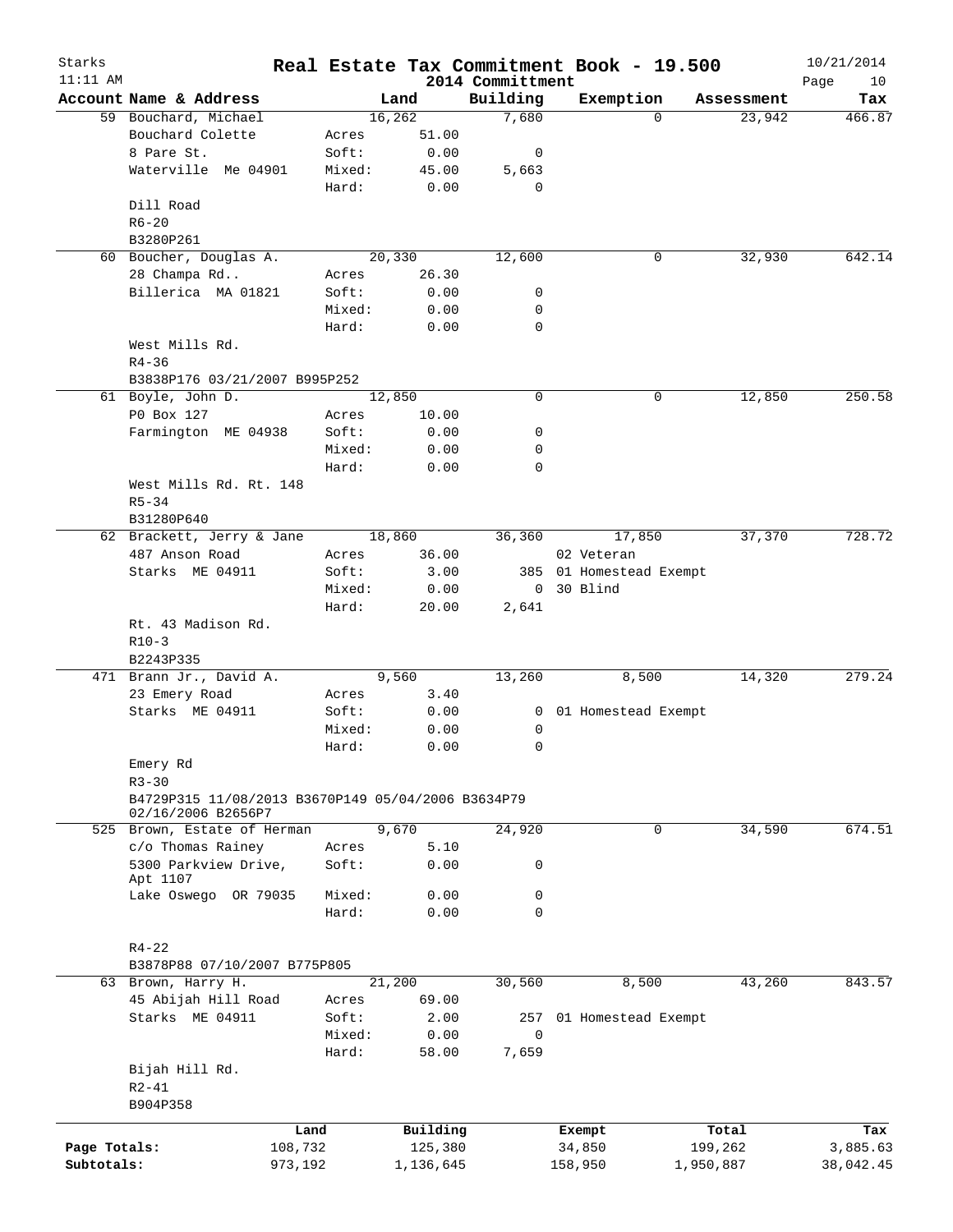# Real Estate Tax Commitment Book - 19.500

Starks 11:11 AM — 2014 Committment — 10/21/2014

| Account Name & Address | | Land | Building | Exemption | Assessment | Tax |
|---|---|---|---|---|---|---|
| 59 Bouchard, Michael | | 16,262 | 7,680 | 0 | 23,942 | 466.87 |
| Bouchard Colette | Acres | 51.00 | | | | |
| 8 Pare St. | Soft: | 0.00 | 0 | | | |
| Waterville Me 04901 | Mixed: | 45.00 | 5,663 | | | |
| | Hard: | 0.00 | 0 | | | |
| Dill Road | | | | | | |
| R6-20 | | | | | | |
| B3280P261 | | | | | | |
| 60 Boucher, Douglas A. | | 20,330 | 12,600 | 0 | 32,930 | 642.14 |
| 28 Champa Rd.. | Acres | 26.30 | | | | |
| Billerica MA 01821 | Soft: | 0.00 | 0 | | | |
| | Mixed: | 0.00 | 0 | | | |
| | Hard: | 0.00 | 0 | | | |
| West Mills Rd. | | | | | | |
| R4-36 | | | | | | |
| B3838P176 03/21/2007 B995P252 | | | | | | |
| 61 Boyle, John D. | | 12,850 | 0 | 0 | 12,850 | 250.58 |
| P0 Box 127 | Acres | 10.00 | | | | |
| Farmington ME 04938 | Soft: | 0.00 | 0 | | | |
| | Mixed: | 0.00 | 0 | | | |
| | Hard: | 0.00 | 0 | | | |
| West Mills Rd. Rt. 148 | | | | | | |
| R5-34 | | | | | | |
| B31280P640 | | | | | | |
| 62 Brackett, Jerry & Jane | | 18,860 | 36,360 | 17,850 | 37,370 | 728.72 |
| 487 Anson Road | Acres | 36.00 | | 02 Veteran | | |
| Starks ME 04911 | Soft: | 3.00 | 385 | 01 Homestead Exempt | | |
| | Mixed: | 0.00 | 0 | 30 Blind | | |
| | Hard: | 20.00 | 2,641 | | | |
| Rt. 43 Madison Rd. | | | | | | |
| R10-3 | | | | | | |
| B2243P335 | | | | | | |
| 471 Brann Jr., David A. | | 9,560 | 13,260 | 8,500 | 14,320 | 279.24 |
| 23 Emery Road | Acres | 3.40 | | | | |
| Starks ME 04911 | Soft: | 0.00 | 0 | 01 Homestead Exempt | | |
| | Mixed: | 0.00 | 0 | | | |
| | Hard: | 0.00 | 0 | | | |
| Emery Rd | | | | | | |
| R3-30 | | | | | | |
| B4729P315 11/08/2013 B3670P149 05/04/2006 B3634P79 02/16/2006 B2656P7 | | | | | | |
| 525 Brown, Estate of Herman | | 9,670 | 24,920 | 0 | 34,590 | 674.51 |
| c/o Thomas Rainey | Acres | 5.10 | | | | |
| 5300 Parkview Drive, Apt 1107 | Soft: | 0.00 | 0 | | | |
| Lake Oswego OR 79035 | Mixed: | 0.00 | 0 | | | |
| | Hard: | 0.00 | 0 | | | |
| R4-22 | | | | | | |
| B3878P88 07/10/2007 B775P805 | | | | | | |
| 63 Brown, Harry H. | | 21,200 | 30,560 | 8,500 | 43,260 | 843.57 |
| 45 Abijah Hill Road | Acres | 69.00 | | | | |
| Starks ME 04911 | Soft: | 2.00 | 257 | 01 Homestead Exempt | | |
| | Mixed: | 0.00 | 0 | | | |
| | Hard: | 58.00 | 7,659 | | | |
| Bijah Hill Rd. | | | | | | |
| R2-41 | | | | | | |
| B904P358 | | | | | | |

| | Land | Building | Exempt | Total | Tax |
|---|---|---|---|---|---|
| Page Totals: | 108,732 | 125,380 | 34,850 | 199,262 | 3,885.63 |
| Subtotals: | 973,192 | 1,136,645 | 158,950 | 1,950,887 | 38,042.45 |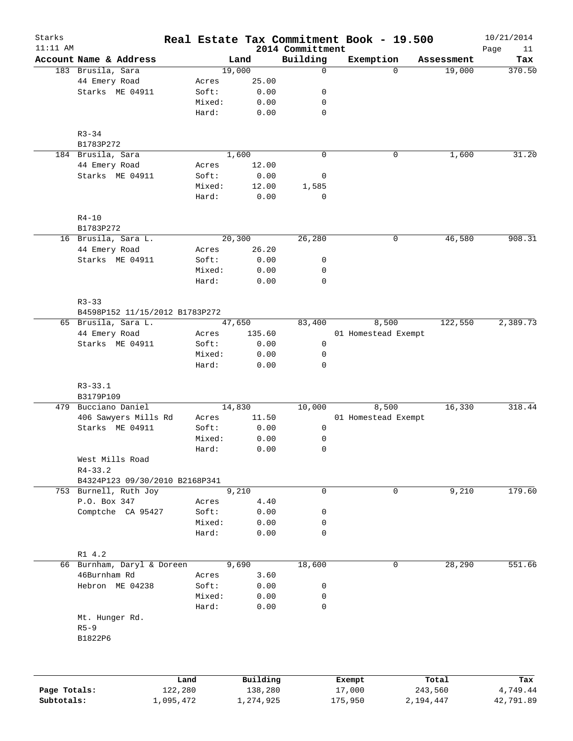# Real Estate Tax Commitment Book - 19.500

Starks
11:11 AM

2014 Committment

10/21/2014

| Account | Name & Address | | Land | Building | Exemption | Assessment | Tax |
|---|---|---|---|---|---|---|---|
| 183 | Brusila, Sara | | 19,000 | 0 | 0 | 19,000 | 370.50 |
| | 44 Emery Road | Acres | 25.00 | | | | |
| | Starks ME 04911 | Soft: | 0.00 | 0 | | | |
| | | Mixed: | 0.00 | 0 | | | |
| | | Hard: | 0.00 | 0 | | | |
| | R3-34 | | | | | | |
| | B1783P272 | | | | | | |
| 184 | Brusila, Sara | | 1,600 | 0 | 0 | 1,600 | 31.20 |
| | 44 Emery Road | Acres | 12.00 | | | | |
| | Starks ME 04911 | Soft: | 0.00 | 0 | | | |
| | | Mixed: | 12.00 | 1,585 | | | |
| | | Hard: | 0.00 | 0 | | | |
| | R4-10 | | | | | | |
| | B1783P272 | | | | | | |
| 16 | Brusila, Sara L. | | 20,300 | 26,280 | 0 | 46,580 | 908.31 |
| | 44 Emery Road | Acres | 26.20 | | | | |
| | Starks ME 04911 | Soft: | 0.00 | 0 | | | |
| | | Mixed: | 0.00 | 0 | | | |
| | | Hard: | 0.00 | 0 | | | |
| | R3-33 | | | | | | |
| | B4598P152 11/15/2012 B1783P272 | | | | | | |
| 65 | Brusila, Sara L. | | 47,650 | 83,400 | 8,500 | 122,550 | 2,389.73 |
| | 44 Emery Road | Acres | 135.60 | | 01 Homestead Exempt | | |
| | Starks ME 04911 | Soft: | 0.00 | 0 | | | |
| | | Mixed: | 0.00 | 0 | | | |
| | | Hard: | 0.00 | 0 | | | |
| | R3-33.1 | | | | | | |
| | B3179P109 | | | | | | |
| 479 | Bucciano Daniel | | 14,830 | 10,000 | 8,500 | 16,330 | 318.44 |
| | 406 Sawyers Mills Rd | Acres | 11.50 | | 01 Homestead Exempt | | |
| | Starks ME 04911 | Soft: | 0.00 | 0 | | | |
| | | Mixed: | 0.00 | 0 | | | |
| | | Hard: | 0.00 | 0 | | | |
| | West Mills Road | | | | | | |
| | R4-33.2 | | | | | | |
| | B4324P123 09/30/2010 B2168P341 | | | | | | |
| 753 | Burnell, Ruth Joy | | 9,210 | 0 | 0 | 9,210 | 179.60 |
| | P.O. Box 347 | Acres | 4.40 | | | | |
| | Comptche CA 95427 | Soft: | 0.00 | 0 | | | |
| | | Mixed: | 0.00 | 0 | | | |
| | | Hard: | 0.00 | 0 | | | |
| | R1 4.2 | | | | | | |
| 66 | Burnham, Daryl & Doreen | | 9,690 | 18,600 | 0 | 28,290 | 551.66 |
| | 46Burnham Rd | Acres | 3.60 | | | | |
| | Hebron ME 04238 | Soft: | 0.00 | 0 | | | |
| | | Mixed: | 0.00 | 0 | | | |
| | | Hard: | 0.00 | 0 | | | |
| | Mt. Hunger Rd. | | | | | | |
| | R5-9 | | | | | | |
| | B1822P6 | | | | | | |

| | Land | Building | Exempt | Total | Tax |
|---|---|---|---|---|---|
| Page Totals: | 122,280 | 138,280 | 17,000 | 243,560 | 4,749.44 |
| Subtotals: | 1,095,472 | 1,274,925 | 175,950 | 2,194,447 | 42,791.89 |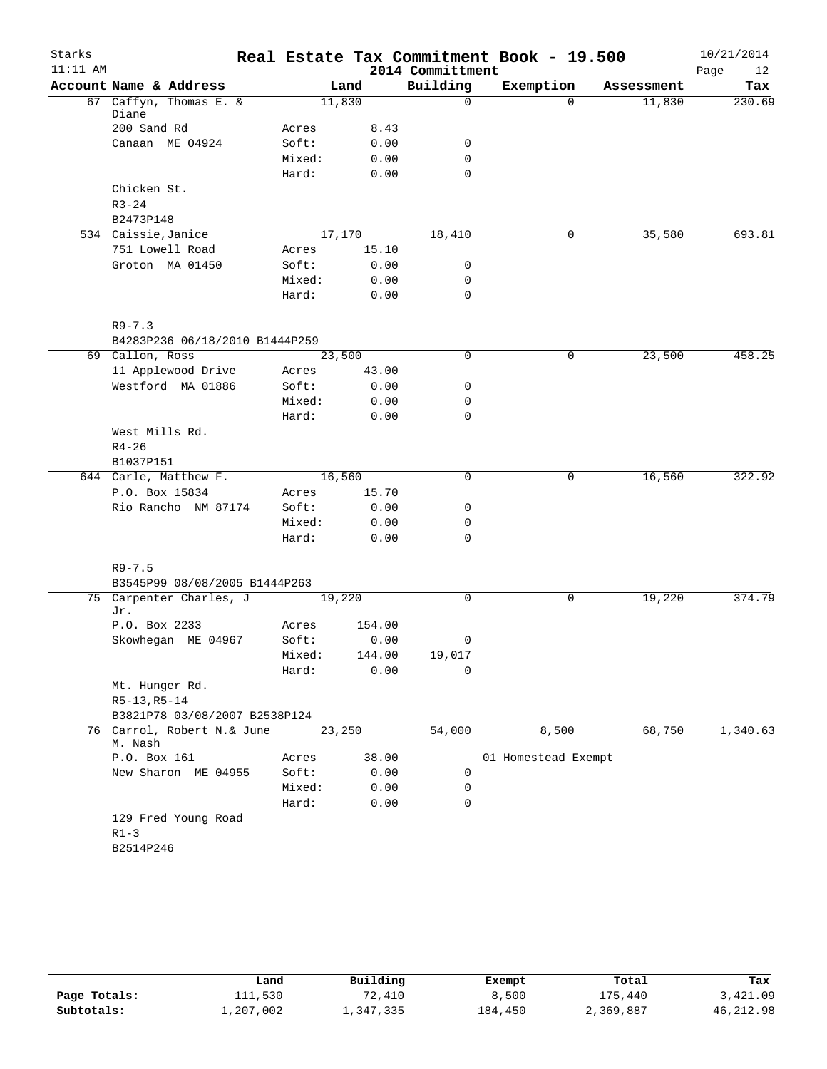# Real Estate Tax Commitment Book - 19.500

Starks
11:11 AM

2014 Committment

10/21/2014

| Account | Name & Address | | Land | Building | Exemption | Assessment | Tax |
|---|---|---|---|---|---|---|---|
| 67 | Caffyn, Thomas E. & Diane | | 11,830 | 0 | 0 | 11,830 | 230.69 |
| | 200 Sand Rd | Acres | 8.43 | | | | |
| | Canaan ME 04924 | Soft: | 0.00 | 0 | | | |
| | | Mixed: | 0.00 | 0 | | | |
| | | Hard: | 0.00 | 0 | | | |
| | Chicken St. | | | | | | |
| | R3-24 | | | | | | |
| | B2473P148 | | | | | | |
| 534 | Caissie, Janice | | 17,170 | 18,410 | 0 | 35,580 | 693.81 |
| | 751 Lowell Road | Acres | 15.10 | | | | |
| | Groton MA 01450 | Soft: | 0.00 | 0 | | | |
| | | Mixed: | 0.00 | 0 | | | |
| | | Hard: | 0.00 | 0 | | | |
| | R9-7.3 | | | | | | |
| | B4283P236 06/18/2010 B1444P259 | | | | | | |
| 69 | Callon, Ross | | 23,500 | 0 | 0 | 23,500 | 458.25 |
| | 11 Applewood Drive | Acres | 43.00 | | | | |
| | Westford MA 01886 | Soft: | 0.00 | 0 | | | |
| | | Mixed: | 0.00 | 0 | | | |
| | | Hard: | 0.00 | 0 | | | |
| | West Mills Rd. | | | | | | |
| | R4-26 | | | | | | |
| | B1037P151 | | | | | | |
| 644 | Carle, Matthew F. | | 16,560 | 0 | 0 | 16,560 | 322.92 |
| | P.O. Box 15834 | Acres | 15.70 | | | | |
| | Rio Rancho NM 87174 | Soft: | 0.00 | 0 | | | |
| | | Mixed: | 0.00 | 0 | | | |
| | | Hard: | 0.00 | 0 | | | |
| | R9-7.5 | | | | | | |
| | B3545P99 08/08/2005 B1444P263 | | | | | | |
| 75 | Carpenter Charles, J Jr. | | 19,220 | 0 | 0 | 19,220 | 374.79 |
| | P.O. Box 2233 | Acres | 154.00 | | | | |
| | Skowhegan ME 04967 | Soft: | 0.00 | 0 | | | |
| | | Mixed: | 144.00 | 19,017 | | | |
| | | Hard: | 0.00 | 0 | | | |
| | Mt. Hunger Rd. | | | | | | |
| | R5-13,R5-14 | | | | | | |
| | B3821P78 03/08/2007 B2538P124 | | | | | | |
| 76 | Carrol, Robert N.& June M. Nash | | 23,250 | 54,000 | 8,500 | 68,750 | 1,340.63 |
| | P.O. Box 161 | Acres | 38.00 | | 01 Homestead Exempt | | |
| | New Sharon ME 04955 | Soft: | 0.00 | 0 | | | |
| | | Mixed: | 0.00 | 0 | | | |
| | | Hard: | 0.00 | 0 | | | |
| | 129 Fred Young Road | | | | | | |
| | R1-3 | | | | | | |
| | B2514P246 | | | | | | |

| | Land | Building | Exempt | Total | Tax |
|---|---|---|---|---|---|
| Page Totals: | 111,530 | 72,410 | 8,500 | 175,440 | 3,421.09 |
| Subtotals: | 1,207,002 | 1,347,335 | 184,450 | 2,369,887 | 46,212.98 |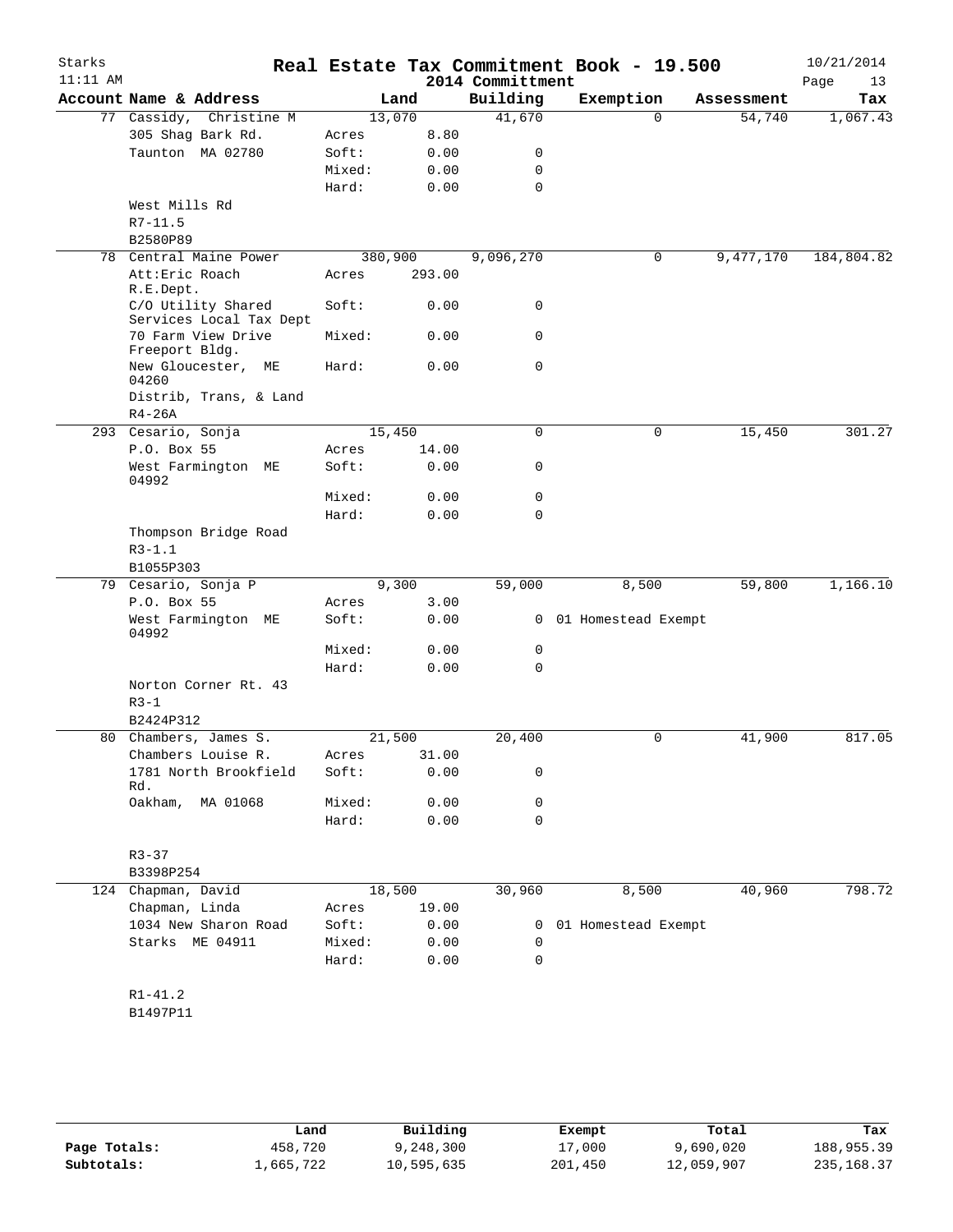# Real Estate Tax Commitment Book - 19.500

Starks
11:11 AM

2014 Committment

10/21/2014

| Account Name & Address | Land | | Building | Exemption | Assessment | Tax |
|---|---|---|---|---|---|---|
| 77 Cassidy, Christine M | 13,070 | | 41,670 | 0 | 54,740 | 1,067.43 |
| 305 Shag Bark Rd. | Acres | 8.80 | | | | |
| Taunton MA 02780 | Soft: | 0.00 | 0 | | | |
| | Mixed: | 0.00 | 0 | | | |
| | Hard: | 0.00 | 0 | | | |
| West Mills Rd | | | | | | |
| R7-11.5 | | | | | | |
| B2580P89 | | | | | | |
| 78 Central Maine Power | 380,900 | | 9,096,270 | 0 | 9,477,170 | 184,804.82 |
| Att:Eric Roach R.E.Dept. | Acres | 293.00 | | | | |
| C/O Utility Shared Services Local Tax Dept | Soft: | 0.00 | 0 | | | |
| 70 Farm View Drive Freeport Bldg. | Mixed: | 0.00 | 0 | | | |
| New Gloucester, ME 04260 | Hard: | 0.00 | 0 | | | |
| Distrib, Trans, & Land | | | | | | |
| R4-26A | | | | | | |
| 293 Cesario, Sonja | 15,450 | | 0 | 0 | 15,450 | 301.27 |
| P.O. Box 55 | Acres | 14.00 | | | | |
| West Farmington ME 04992 | Soft: | 0.00 | 0 | | | |
| | Mixed: | 0.00 | 0 | | | |
| | Hard: | 0.00 | 0 | | | |
| Thompson Bridge Road | | | | | | |
| R3-1.1 | | | | | | |
| B1055P303 | | | | | | |
| 79 Cesario, Sonja P | 9,300 | | 59,000 | 8,500 | 59,800 | 1,166.10 |
| P.O. Box 55 | Acres | 3.00 | | | | |
| West Farmington ME 04992 | Soft: | 0.00 | 0 | 01 Homestead Exempt | | |
| | Mixed: | 0.00 | 0 | | | |
| | Hard: | 0.00 | 0 | | | |
| Norton Corner Rt. 43 | | | | | | |
| R3-1 | | | | | | |
| B2424P312 | | | | | | |
| 80 Chambers, James S. | 21,500 | | 20,400 | 0 | 41,900 | 817.05 |
| Chambers Louise R. | Acres | 31.00 | | | | |
| 1781 North Brookfield Rd. | Soft: | 0.00 | 0 | | | |
| Oakham, MA 01068 | Mixed: | 0.00 | 0 | | | |
| | Hard: | 0.00 | 0 | | | |
| R3-37 | | | | | | |
| B3398P254 | | | | | | |
| 124 Chapman, David | 18,500 | | 30,960 | 8,500 | 40,960 | 798.72 |
| Chapman, Linda | Acres | 19.00 | | | | |
| 1034 New Sharon Road | Soft: | 0.00 | 0 | 01 Homestead Exempt | | |
| Starks ME 04911 | Mixed: | 0.00 | 0 | | | |
| | Hard: | 0.00 | 0 | | | |
| R1-41.2 | | | | | | |
| B1497P11 | | | | | | |

| | Land | Building | Exempt | Total | Tax |
|---|---|---|---|---|---|
| Page Totals: | 458,720 | 9,248,300 | 17,000 | 9,690,020 | 188,955.39 |
| Subtotals: | 1,665,722 | 10,595,635 | 201,450 | 12,059,907 | 235,168.37 |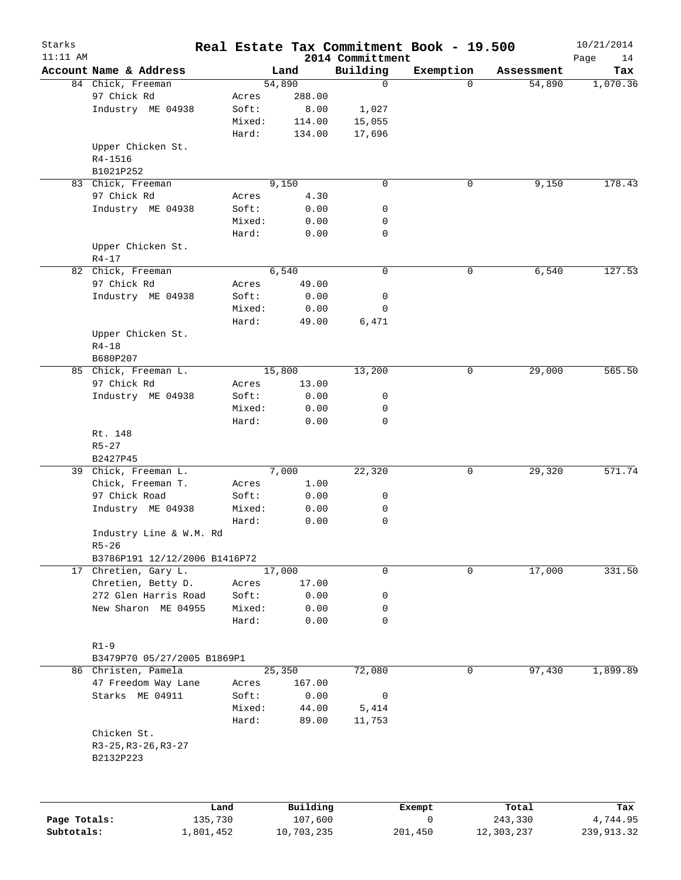Starks 11:11 AM

# Real Estate Tax Commitment Book - 19.500

2014 Committment

10/21/2014

| Account Name & Address | | Land | Building | Exemption | Assessment | Tax |
|---|---|---|---|---|---|---|
| 84 Chick, Freeman | | 54,890 | 0 | 0 | 54,890 | 1,070.36 |
| 97 Chick Rd | Acres | 288.00 | | | | |
| Industry ME 04938 | Soft: | 8.00 | 1,027 | | | |
| | Mixed: | 114.00 | 15,055 | | | |
| | Hard: | 134.00 | 17,696 | | | |
| Upper Chicken St. | | | | | | |
| R4-1516 | | | | | | |
| B1021P252 | | | | | | |
| 83 Chick, Freeman | | 9,150 | 0 | 0 | 9,150 | 178.43 |
| 97 Chick Rd | Acres | 4.30 | | | | |
| Industry ME 04938 | Soft: | 0.00 | 0 | | | |
| | Mixed: | 0.00 | 0 | | | |
| | Hard: | 0.00 | 0 | | | |
| Upper Chicken St. | | | | | | |
| R4-17 | | | | | | |
| 82 Chick, Freeman | | 6,540 | 0 | 0 | 6,540 | 127.53 |
| 97 Chick Rd | Acres | 49.00 | | | | |
| Industry ME 04938 | Soft: | 0.00 | 0 | | | |
| | Mixed: | 0.00 | 0 | | | |
| | Hard: | 49.00 | 6,471 | | | |
| Upper Chicken St. | | | | | | |
| R4-18 | | | | | | |
| B680P207 | | | | | | |
| 85 Chick, Freeman L. | | 15,800 | 13,200 | 0 | 29,000 | 565.50 |
| 97 Chick Rd | Acres | 13.00 | | | | |
| Industry ME 04938 | Soft: | 0.00 | 0 | | | |
| | Mixed: | 0.00 | 0 | | | |
| | Hard: | 0.00 | 0 | | | |
| Rt. 148 | | | | | | |
| R5-27 | | | | | | |
| B2427P45 | | | | | | |
| 39 Chick, Freeman L. | | 7,000 | 22,320 | 0 | 29,320 | 571.74 |
| Chick, Freeman T. | Acres | 1.00 | | | | |
| 97 Chick Road | Soft: | 0.00 | 0 | | | |
| Industry ME 04938 | Mixed: | 0.00 | 0 | | | |
| | Hard: | 0.00 | 0 | | | |
| Industry Line & W.M. Rd | | | | | | |
| R5-26 | | | | | | |
| B3786P191 12/12/2006 B1416P72 | | | | | | |
| 17 Chretien, Gary L. | | 17,000 | 0 | 0 | 17,000 | 331.50 |
| Chretien, Betty D. | Acres | 17.00 | | | | |
| 272 Glen Harris Road | Soft: | 0.00 | 0 | | | |
| New Sharon ME 04955 | Mixed: | 0.00 | 0 | | | |
| | Hard: | 0.00 | 0 | | | |
| R1-9 | | | | | | |
| B3479P70 05/27/2005 B1869P1 | | | | | | |
| 86 Christen, Pamela | | 25,350 | 72,080 | 0 | 97,430 | 1,899.89 |
| 47 Freedom Way Lane | Acres | 167.00 | | | | |
| Starks ME 04911 | Soft: | 0.00 | 0 | | | |
| | Mixed: | 44.00 | 5,414 | | | |
| | Hard: | 89.00 | 11,753 | | | |
| Chicken St. | | | | | | |
| R3-25,R3-26,R3-27 | | | | | | |
| B2132P223 | | | | | | |

| | Land | Building | Exempt | Total | Tax |
|---|---|---|---|---|---|
| Page Totals: | 135,730 | 107,600 | 0 | 243,330 | 4,744.95 |
| Subtotals: | 1,801,452 | 10,703,235 | 201,450 | 12,303,237 | 239,913.32 |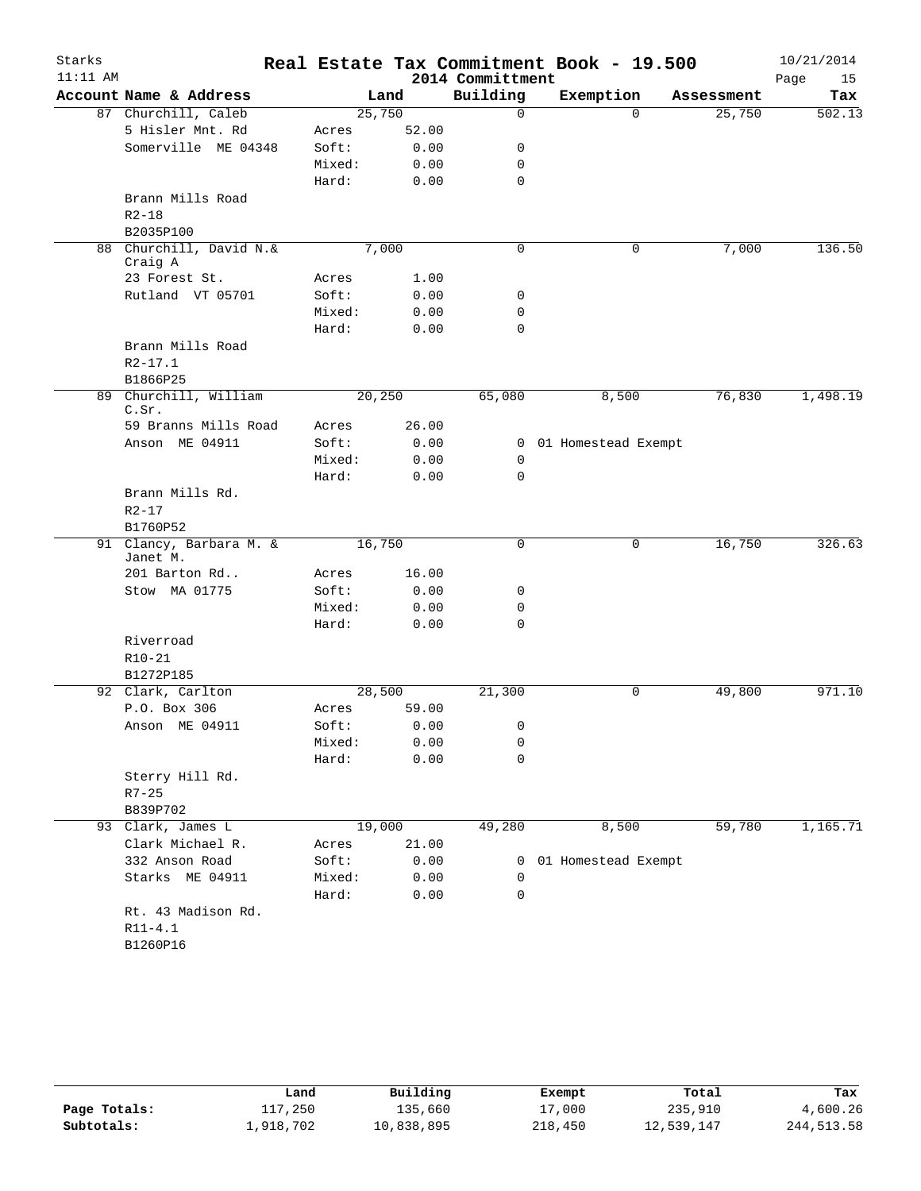# Real Estate Tax Commitment Book - 19.500

Starks 11:11 AM — 2014 Committment — 10/21/2014

| Account Name & Address | | Land | Building | Exemption | Assessment | Tax |
|---|---|---|---|---|---|---|
| 87 Churchill, Caleb | | 25,750 | 0 | 0 | 25,750 | 502.13 |
| 5 Hisler Mnt. Rd | Acres | 52.00 | | | | |
| Somerville ME 04348 | Soft: | 0.00 | 0 | | | |
| | Mixed: | 0.00 | 0 | | | |
| | Hard: | 0.00 | 0 | | | |
| Brann Mills Road | | | | | | |
| R2-18 | | | | | | |
| B2035P100 | | | | | | |
| 88 Churchill, David N.& Craig A | | 7,000 | 0 | 0 | 7,000 | 136.50 |
| 23 Forest St. | Acres | 1.00 | | | | |
| Rutland VT 05701 | Soft: | 0.00 | 0 | | | |
| | Mixed: | 0.00 | 0 | | | |
| | Hard: | 0.00 | 0 | | | |
| Brann Mills Road | | | | | | |
| R2-17.1 | | | | | | |
| B1866P25 | | | | | | |
| 89 Churchill, William C.Sr. | | 20,250 | 65,080 | 8,500 | 76,830 | 1,498.19 |
| 59 Branns Mills Road | Acres | 26.00 | | | | |
| Anson ME 04911 | Soft: | 0.00 | 0 | 01 Homestead Exempt | | |
| | Mixed: | 0.00 | 0 | | | |
| | Hard: | 0.00 | 0 | | | |
| Brann Mills Rd. | | | | | | |
| R2-17 | | | | | | |
| B1760P52 | | | | | | |
| 91 Clancy, Barbara M. & Janet M. | | 16,750 | 0 | 0 | 16,750 | 326.63 |
| 201 Barton Rd.. | Acres | 16.00 | | | | |
| Stow MA 01775 | Soft: | 0.00 | 0 | | | |
| | Mixed: | 0.00 | 0 | | | |
| | Hard: | 0.00 | 0 | | | |
| Riverroad | | | | | | |
| R10-21 | | | | | | |
| B1272P185 | | | | | | |
| 92 Clark, Carlton | | 28,500 | 21,300 | 0 | 49,800 | 971.10 |
| P.O. Box 306 | Acres | 59.00 | | | | |
| Anson ME 04911 | Soft: | 0.00 | 0 | | | |
| | Mixed: | 0.00 | 0 | | | |
| | Hard: | 0.00 | 0 | | | |
| Sterry Hill Rd. | | | | | | |
| R7-25 | | | | | | |
| B839P702 | | | | | | |
| 93 Clark, James L | | 19,000 | 49,280 | 8,500 | 59,780 | 1,165.71 |
| Clark Michael R. | Acres | 21.00 | | | | |
| 332 Anson Road | Soft: | 0.00 | 0 | 01 Homestead Exempt | | |
| Starks ME 04911 | Mixed: | 0.00 | 0 | | | |
| | Hard: | 0.00 | 0 | | | |
| Rt. 43 Madison Rd. | | | | | | |
| R11-4.1 | | | | | | |
| B1260P16 | | | | | | |

| | Land | Building | Exempt | Total | Tax |
|---|---|---|---|---|---|
| Page Totals: | 117,250 | 135,660 | 17,000 | 235,910 | 4,600.26 |
| Subtotals: | 1,918,702 | 10,838,895 | 218,450 | 12,539,147 | 244,513.58 |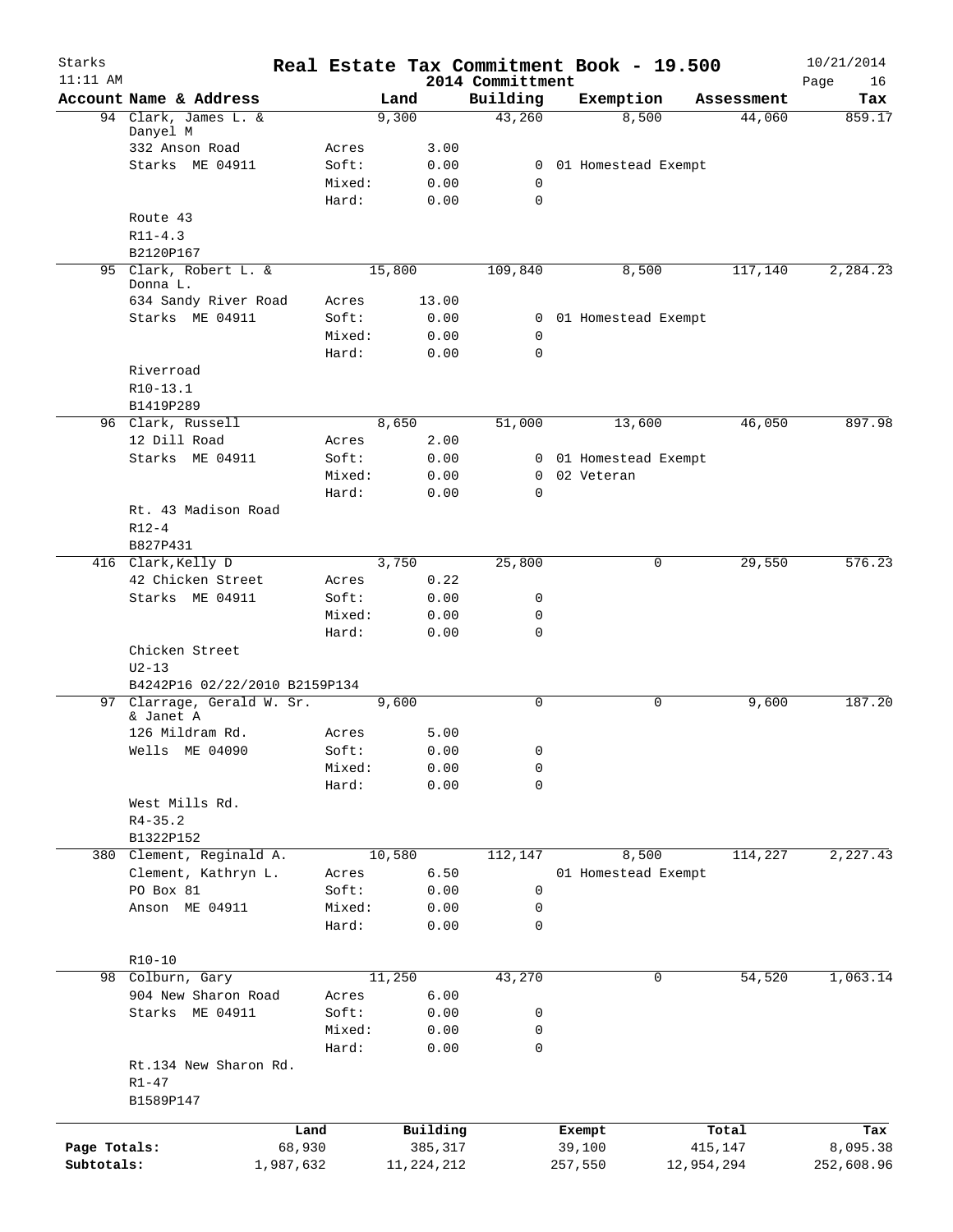# Real Estate Tax Commitment Book - 19.500

Starks
11:11 AM

2014 Committment

10/21/2014
Page 16

| Account Name & Address | | Land | Building | Exemption | Assessment | Tax |
|---|---|---|---|---|---|---|
| 94 Clark, James L. & Danyel M | | 9,300 | 43,260 | 8,500 | 44,060 | 859.17 |
| 332 Anson Road | Acres | 3.00 | | | | |
| Starks ME 04911 | Soft: | 0.00 | 0 | 01 Homestead Exempt | | |
| | Mixed: | 0.00 | 0 | | | |
| | Hard: | 0.00 | 0 | | | |
| Route 43 | | | | | | |
| R11-4.3 | | | | | | |
| B2120P167 | | | | | | |
| 95 Clark, Robert L. & Donna L. | | 15,800 | 109,840 | 8,500 | 117,140 | 2,284.23 |
| 634 Sandy River Road | Acres | 13.00 | | | | |
| Starks ME 04911 | Soft: | 0.00 | 0 | 01 Homestead Exempt | | |
| | Mixed: | 0.00 | 0 | | | |
| | Hard: | 0.00 | 0 | | | |
| Riverroad | | | | | | |
| R10-13.1 | | | | | | |
| B1419P289 | | | | | | |
| 96 Clark, Russell | | 8,650 | 51,000 | 13,600 | 46,050 | 897.98 |
| 12 Dill Road | Acres | 2.00 | | | | |
| Starks ME 04911 | Soft: | 0.00 | 0 | 01 Homestead Exempt | | |
| | Mixed: | 0.00 | 0 | 02 Veteran | | |
| | Hard: | 0.00 | 0 | | | |
| Rt. 43 Madison Road | | | | | | |
| R12-4 | | | | | | |
| B827P431 | | | | | | |
| 416 Clark,Kelly D | | 3,750 | 25,800 | 0 | 29,550 | 576.23 |
| 42 Chicken Street | Acres | 0.22 | | | | |
| Starks ME 04911 | Soft: | 0.00 | 0 | | | |
| | Mixed: | 0.00 | 0 | | | |
| | Hard: | 0.00 | 0 | | | |
| Chicken Street | | | | | | |
| U2-13 | | | | | | |
| B4242P16 02/22/2010 B2159P134 | | | | | | |
| 97 Clarrage, Gerald W. Sr. & Janet A | | 9,600 | 0 | 0 | 9,600 | 187.20 |
| 126 Mildram Rd. | Acres | 5.00 | | | | |
| Wells ME 04090 | Soft: | 0.00 | 0 | | | |
| | Mixed: | 0.00 | 0 | | | |
| | Hard: | 0.00 | 0 | | | |
| West Mills Rd. | | | | | | |
| R4-35.2 | | | | | | |
| B1322P152 | | | | | | |
| 380 Clement, Reginald A. | | 10,580 | 112,147 | 8,500 | 114,227 | 2,227.43 |
| Clement, Kathryn L. | Acres | 6.50 | | 01 Homestead Exempt | | |
| PO Box 81 | Soft: | 0.00 | 0 | | | |
| Anson ME 04911 | Mixed: | 0.00 | 0 | | | |
| | Hard: | 0.00 | 0 | | | |
| R10-10 | | | | | | |
| 98 Colburn, Gary | | 11,250 | 43,270 | 0 | 54,520 | 1,063.14 |
| 904 New Sharon Road | Acres | 6.00 | | | | |
| Starks ME 04911 | Soft: | 0.00 | 0 | | | |
| | Mixed: | 0.00 | 0 | | | |
| | Hard: | 0.00 | 0 | | | |
| Rt.134 New Sharon Rd. | | | | | | |
| R1-47 | | | | | | |
| B1589P147 | | | | | | |

| | Land | Building | Exempt | Total | Tax |
|---|---|---|---|---|---|
| Page Totals: | 68,930 | 385,317 | 39,100 | 415,147 | 8,095.38 |
| Subtotals: | 1,987,632 | 11,224,212 | 257,550 | 12,954,294 | 252,608.96 |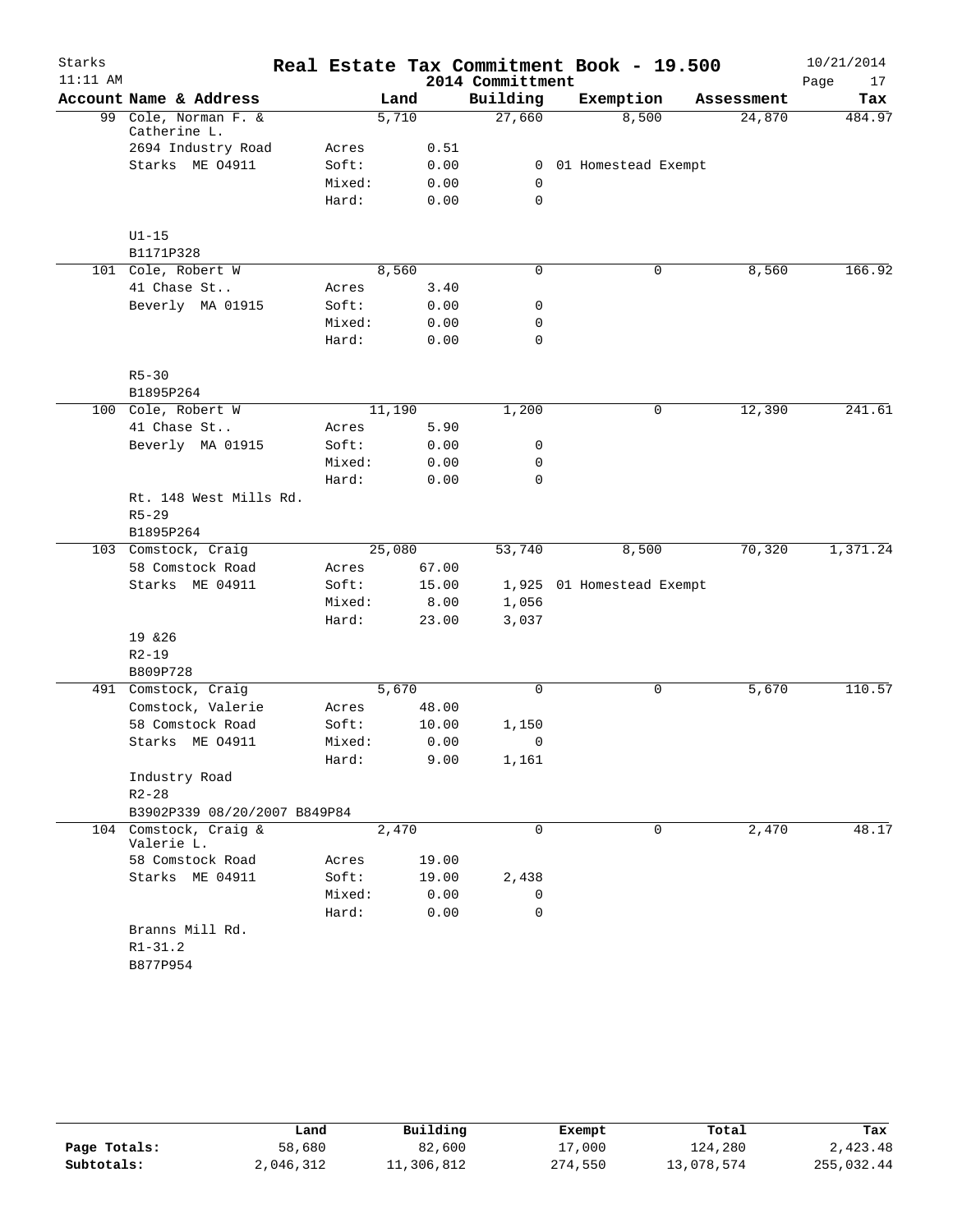# Real Estate Tax Commitment Book - 19.500

Starks
11:11 AM

2014 Committment

10/21/2014

| Account | Name & Address | | Land | Building | Exemption | Assessment | Tax |
|---|---|---|---|---|---|---|---|
| 99 | Cole, Norman F. & Catherine L. | | 5,710 | 27,660 | 8,500 | 24,870 | 484.97 |
| | 2694 Industry Road | Acres | 0.51 | | | | |
| | Starks ME 04911 | Soft: | 0.00 | 0 | 01 Homestead Exempt | | |
| | | Mixed: | 0.00 | 0 | | | |
| | | Hard: | 0.00 | 0 | | | |
| | U1-15 | | | | | | |
| | B1171P328 | | | | | | |
| 101 | Cole, Robert W | | 8,560 | 0 | 0 | 8,560 | 166.92 |
| | 41 Chase St.. | Acres | 3.40 | | | | |
| | Beverly MA 01915 | Soft: | 0.00 | 0 | | | |
| | | Mixed: | 0.00 | 0 | | | |
| | | Hard: | 0.00 | 0 | | | |
| | R5-30 | | | | | | |
| | B1895P264 | | | | | | |
| 100 | Cole, Robert W | | 11,190 | 1,200 | 0 | 12,390 | 241.61 |
| | 41 Chase St.. | Acres | 5.90 | | | | |
| | Beverly MA 01915 | Soft: | 0.00 | 0 | | | |
| | | Mixed: | 0.00 | 0 | | | |
| | | Hard: | 0.00 | 0 | | | |
| | Rt. 148 West Mills Rd. | | | | | | |
| | R5-29 | | | | | | |
| | B1895P264 | | | | | | |
| 103 | Comstock, Craig | | 25,080 | 53,740 | 8,500 | 70,320 | 1,371.24 |
| | 58 Comstock Road | Acres | 67.00 | | | | |
| | Starks ME 04911 | Soft: | 15.00 | 1,925 | 01 Homestead Exempt | | |
| | | Mixed: | 8.00 | 1,056 | | | |
| | | Hard: | 23.00 | 3,037 | | | |
| | 19 &26 | | | | | | |
| | R2-19 | | | | | | |
| | B809P728 | | | | | | |
| 491 | Comstock, Craig | | 5,670 | 0 | 0 | 5,670 | 110.57 |
| | Comstock, Valerie | Acres | 48.00 | | | | |
| | 58 Comstock Road | Soft: | 10.00 | 1,150 | | | |
| | Starks ME 04911 | Mixed: | 0.00 | 0 | | | |
| | | Hard: | 9.00 | 1,161 | | | |
| | Industry Road | | | | | | |
| | R2-28 | | | | | | |
| | B3902P339 08/20/2007 B849P84 | | | | | | |
| 104 | Comstock, Craig & Valerie L. | | 2,470 | 0 | 0 | 2,470 | 48.17 |
| | 58 Comstock Road | Acres | 19.00 | | | | |
| | Starks ME 04911 | Soft: | 19.00 | 2,438 | | | |
| | | Mixed: | 0.00 | 0 | | | |
| | | Hard: | 0.00 | 0 | | | |
| | Branns Mill Rd. | | | | | | |
| | R1-31.2 | | | | | | |
| | B877P954 | | | | | | |

| | Land | Building | Exempt | Total | Tax |
|---|---|---|---|---|---|
| Page Totals: | 58,680 | 82,600 | 17,000 | 124,280 | 2,423.48 |
| Subtotals: | 2,046,312 | 11,306,812 | 274,550 | 13,078,574 | 255,032.44 |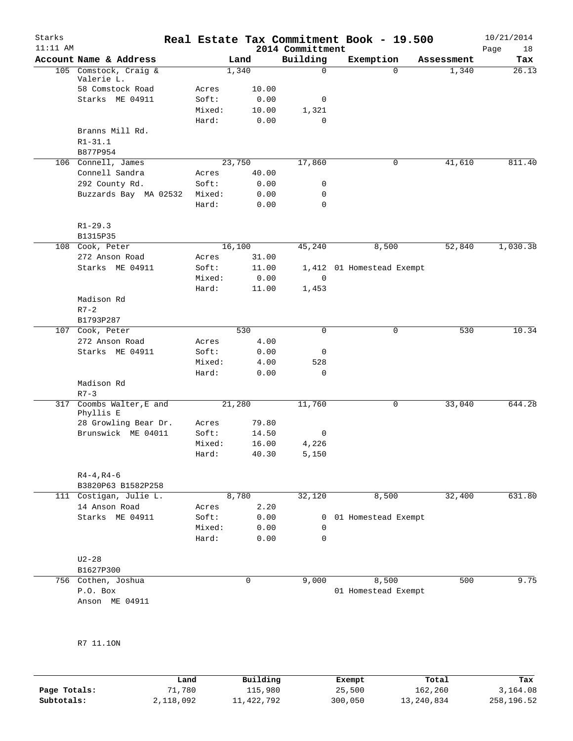# Real Estate Tax Commitment Book - 19.500

Starks 11:11 AM — 2014 Committment — 10/21/2014

| Account Name & Address | | Land | Building | Exemption | Assessment | Tax |
|---|---|---|---|---|---|---|
| 105 Comstock, Craig & Valerie L. | | 1,340 | 0 | 0 | 1,340 | 26.13 |
| 58 Comstock Road | Acres | 10.00 | | | | |
| Starks ME 04911 | Soft: | 0.00 | 0 | | | |
| | Mixed: | 10.00 | 1,321 | | | |
| | Hard: | 0.00 | 0 | | | |
| Branns Mill Rd. | | | | | | |
| R1-31.1 | | | | | | |
| B877P954 | | | | | | |
| 106 Connell, James | | 23,750 | 17,860 | 0 | 41,610 | 811.40 |
| Connell Sandra | Acres | 40.00 | | | | |
| 292 County Rd. | Soft: | 0.00 | 0 | | | |
| Buzzards Bay MA 02532 | Mixed: | 0.00 | 0 | | | |
| | Hard: | 0.00 | 0 | | | |
| R1-29.3 | | | | | | |
| B1315P35 | | | | | | |
| 108 Cook, Peter | | 16,100 | 45,240 | 8,500 | 52,840 | 1,030.38 |
| 272 Anson Road | Acres | 31.00 | | | | |
| Starks ME 04911 | Soft: | 11.00 | 1,412 | 01 Homestead Exempt | | |
| | Mixed: | 0.00 | 0 | | | |
| | Hard: | 11.00 | 1,453 | | | |
| Madison Rd | | | | | | |
| R7-2 | | | | | | |
| B1793P287 | | | | | | |
| 107 Cook, Peter | | 530 | 0 | 0 | 530 | 10.34 |
| 272 Anson Road | Acres | 4.00 | | | | |
| Starks ME 04911 | Soft: | 0.00 | 0 | | | |
| | Mixed: | 4.00 | 528 | | | |
| | Hard: | 0.00 | 0 | | | |
| Madison Rd | | | | | | |
| R7-3 | | | | | | |
| 317 Coombs Walter,E and Phyllis E | | 21,280 | 11,760 | 0 | 33,040 | 644.28 |
| 28 Growling Bear Dr. | Acres | 79.80 | | | | |
| Brunswick ME 04011 | Soft: | 14.50 | 0 | | | |
| | Mixed: | 16.00 | 4,226 | | | |
| | Hard: | 40.30 | 5,150 | | | |
| R4-4,R4-6 | | | | | | |
| B3820P63 B1582P258 | | | | | | |
| 111 Costigan, Julie L. | | 8,780 | 32,120 | 8,500 | 32,400 | 631.80 |
| 14 Anson Road | Acres | 2.20 | | | | |
| Starks ME 04911 | Soft: | 0.00 | 0 | 01 Homestead Exempt | | |
| | Mixed: | 0.00 | 0 | | | |
| | Hard: | 0.00 | 0 | | | |
| U2-28 | | | | | | |
| B1627P300 | | | | | | |
| 756 Cothen, Joshua | | 0 | 9,000 | 8,500 | 500 | 9.75 |
| P.O. Box | | | | 01 Homestead Exempt | | |
| Anson ME 04911 | | | | | | |
| R7 11.1ON | | | | | | |

| | Land | Building | Exempt | Total | Tax |
|---|---|---|---|---|---|
| Page Totals: | 71,780 | 115,980 | 25,500 | 162,260 | 3,164.08 |
| Subtotals: | 2,118,092 | 11,422,792 | 300,050 | 13,240,834 | 258,196.52 |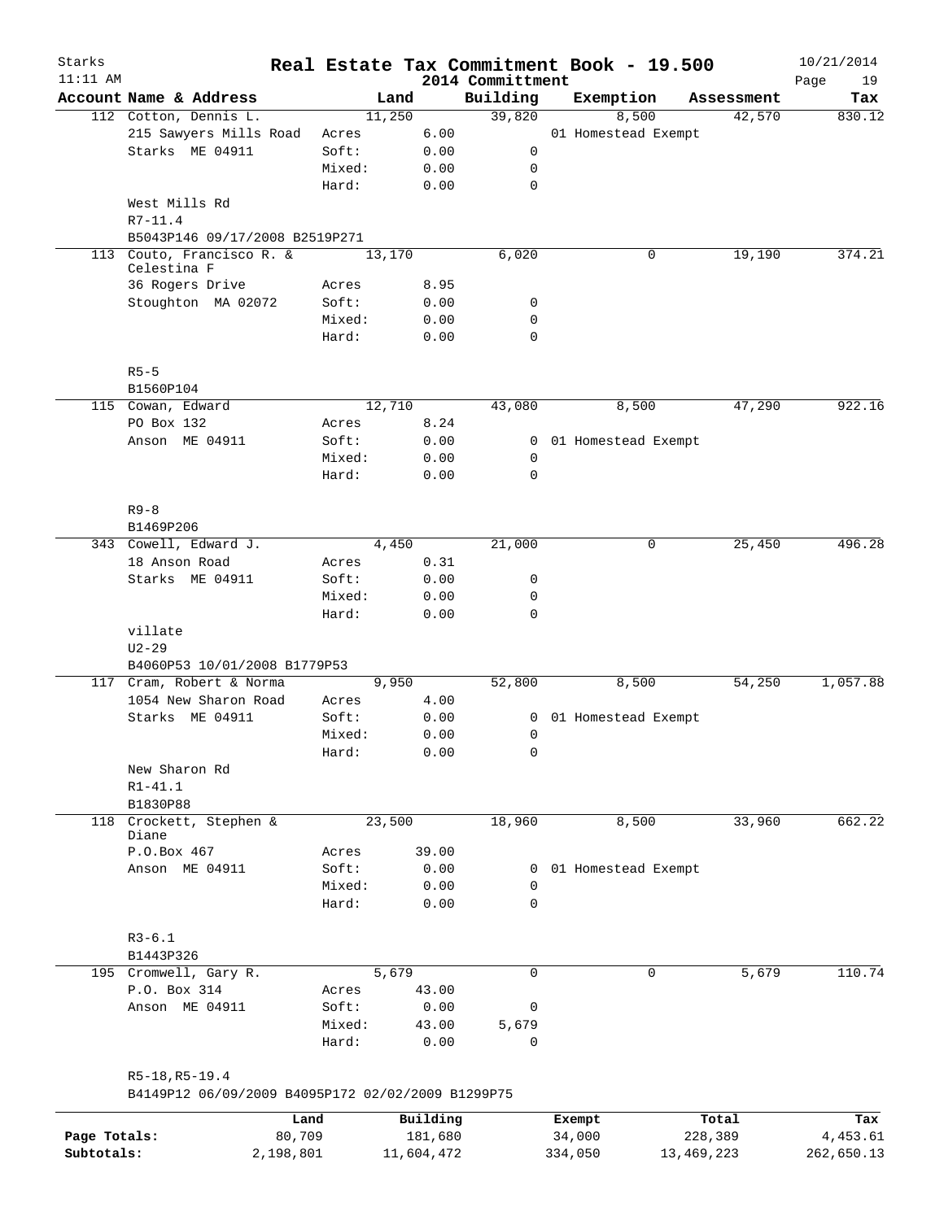Starks 11:11 AM

# Real Estate Tax Commitment Book - 19.500

2014 Committment

10/21/2014

| Account | Name & Address | | Land | Building | Exemption | Assessment | Tax |
|---|---|---|---|---|---|---|---|
| 112 | Cotton, Dennis L. | | 11,250 | 39,820 | 8,500 | 42,570 | 830.12 |
| | 215 Sawyers Mills Road | Acres | 6.00 | | 01 Homestead Exempt | | |
| | Starks ME 04911 | Soft: | 0.00 | 0 | | | |
| | | Mixed: | 0.00 | 0 | | | |
| | | Hard: | 0.00 | 0 | | | |
| | West Mills Rd | | | | | | |
| | R7-11.4 | | | | | | |
| | B5043P146 09/17/2008 B2519P271 | | | | | | |
| 113 | Couto, Francisco R. & Celestina F | | 13,170 | 6,020 | 0 | 19,190 | 374.21 |
| | 36 Rogers Drive | Acres | 8.95 | | | | |
| | Stoughton MA 02072 | Soft: | 0.00 | 0 | | | |
| | | Mixed: | 0.00 | 0 | | | |
| | | Hard: | 0.00 | 0 | | | |
| | R5-5 | | | | | | |
| | B1560P104 | | | | | | |
| 115 | Cowan, Edward | | 12,710 | 43,080 | 8,500 | 47,290 | 922.16 |
| | PO Box 132 | Acres | 8.24 | | | | |
| | Anson ME 04911 | Soft: | 0.00 | 0 | 01 Homestead Exempt | | |
| | | Mixed: | 0.00 | 0 | | | |
| | | Hard: | 0.00 | 0 | | | |
| | R9-8 | | | | | | |
| | B1469P206 | | | | | | |
| 343 | Cowell, Edward J. | | 4,450 | 21,000 | 0 | 25,450 | 496.28 |
| | 18 Anson Road | Acres | 0.31 | | | | |
| | Starks ME 04911 | Soft: | 0.00 | 0 | | | |
| | | Mixed: | 0.00 | 0 | | | |
| | | Hard: | 0.00 | 0 | | | |
| | villate | | | | | | |
| | U2-29 | | | | | | |
| | B4060P53 10/01/2008 B1779P53 | | | | | | |
| 117 | Cram, Robert & Norma | | 9,950 | 52,800 | 8,500 | 54,250 | 1,057.88 |
| | 1054 New Sharon Road | Acres | 4.00 | | | | |
| | Starks ME 04911 | Soft: | 0.00 | 0 | 01 Homestead Exempt | | |
| | | Mixed: | 0.00 | 0 | | | |
| | | Hard: | 0.00 | 0 | | | |
| | New Sharon Rd | | | | | | |
| | R1-41.1 | | | | | | |
| | B1830P88 | | | | | | |
| 118 | Crockett, Stephen & Diane | | 23,500 | 18,960 | 8,500 | 33,960 | 662.22 |
| | P.O.Box 467 | Acres | 39.00 | | | | |
| | Anson ME 04911 | Soft: | 0.00 | 0 | 01 Homestead Exempt | | |
| | | Mixed: | 0.00 | 0 | | | |
| | | Hard: | 0.00 | 0 | | | |
| | R3-6.1 | | | | | | |
| | B1443P326 | | | | | | |
| 195 | Cromwell, Gary R. | | 5,679 | 0 | 0 | 5,679 | 110.74 |
| | P.O. Box 314 | Acres | 43.00 | | | | |
| | Anson ME 04911 | Soft: | 0.00 | 0 | | | |
| | | Mixed: | 43.00 | 5,679 | | | |
| | | Hard: | 0.00 | 0 | | | |
| | R5-18,R5-19.4 | | | | | | |
| | B4149P12 06/09/2009 B4095P172 02/02/2009 B1299P75 | | | | | | |

| | Land | Building | Exempt | Total | Tax |
|---|---|---|---|---|---|
| Page Totals: | 80,709 | 181,680 | 34,000 | 228,389 | 4,453.61 |
| Subtotals: | 2,198,801 | 11,604,472 | 334,050 | 13,469,223 | 262,650.13 |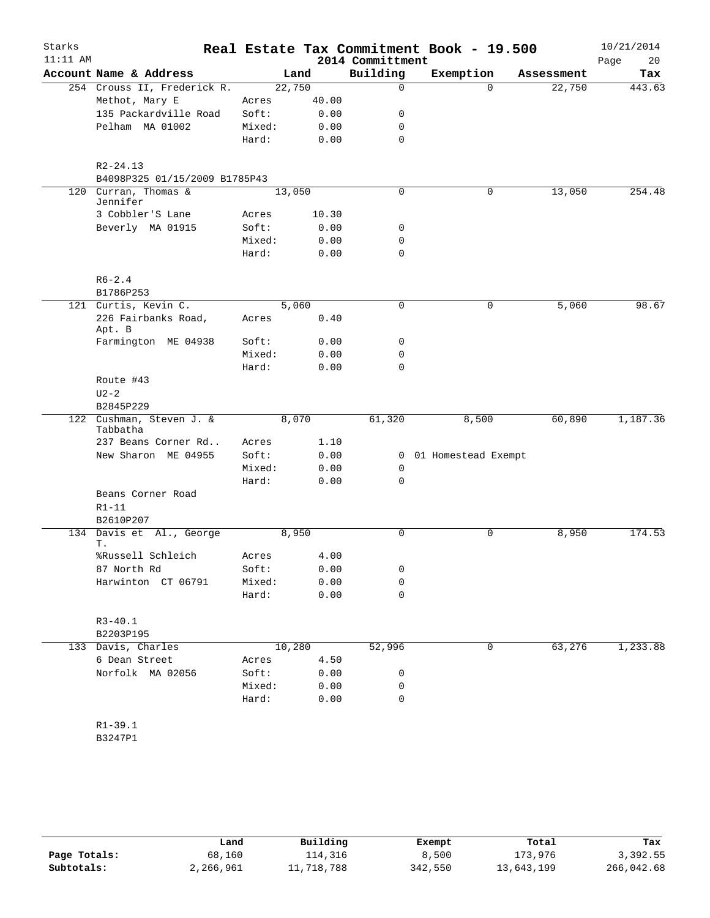# Real Estate Tax Commitment Book - 19.500

Starks 11:11 AM — 2014 Committment — 10/21/2014

| Account | Name & Address | | Land | Building | Exemption | Assessment | Tax |
|---|---|---|---|---|---|---|---|
| 254 | Crouss II, Frederick R. | | 22,750 | 0 | 0 | 22,750 | 443.63 |
| | Methot, Mary E | Acres | 40.00 | | | | |
| | 135 Packardville Road | Soft: | 0.00 | 0 | | | |
| | Pelham MA 01002 | Mixed: | 0.00 | 0 | | | |
| | | Hard: | 0.00 | 0 | | | |
| | R2-24.13 | | | | | | |
| | B4098P325 01/15/2009 B1785P43 | | | | | | |
| 120 | Curran, Thomas & Jennifer | | 13,050 | 0 | 0 | 13,050 | 254.48 |
| | 3 Cobbler'S Lane | Acres | 10.30 | | | | |
| | Beverly MA 01915 | Soft: | 0.00 | 0 | | | |
| | | Mixed: | 0.00 | 0 | | | |
| | | Hard: | 0.00 | 0 | | | |
| | R6-2.4 | | | | | | |
| | B1786P253 | | | | | | |
| 121 | Curtis, Kevin C. | | 5,060 | 0 | 0 | 5,060 | 98.67 |
| | 226 Fairbanks Road, Apt. B | Acres | 0.40 | | | | |
| | Farmington ME 04938 | Soft: | 0.00 | 0 | | | |
| | | Mixed: | 0.00 | 0 | | | |
| | | Hard: | 0.00 | 0 | | | |
| | Route #43 | | | | | | |
| | U2-2 | | | | | | |
| | B2845P229 | | | | | | |
| 122 | Cushman, Steven J. & Tabbatha | | 8,070 | 61,320 | 8,500 | 60,890 | 1,187.36 |
| | 237 Beans Corner Rd.. | Acres | 1.10 | | | | |
| | New Sharon ME 04955 | Soft: | 0.00 | 0 | 01 Homestead Exempt | | |
| | | Mixed: | 0.00 | 0 | | | |
| | | Hard: | 0.00 | 0 | | | |
| | Beans Corner Road | | | | | | |
| | R1-11 | | | | | | |
| | B2610P207 | | | | | | |
| 134 | Davis et Al., George T. | | 8,950 | 0 | 0 | 8,950 | 174.53 |
| | %Russell Schleich | Acres | 4.00 | | | | |
| | 87 North Rd | Soft: | 0.00 | 0 | | | |
| | Harwinton CT 06791 | Mixed: | 0.00 | 0 | | | |
| | | Hard: | 0.00 | 0 | | | |
| | R3-40.1 | | | | | | |
| | B2203P195 | | | | | | |
| 133 | Davis, Charles | | 10,280 | 52,996 | 0 | 63,276 | 1,233.88 |
| | 6 Dean Street | Acres | 4.50 | | | | |
| | Norfolk MA 02056 | Soft: | 0.00 | 0 | | | |
| | | Mixed: | 0.00 | 0 | | | |
| | | Hard: | 0.00 | 0 | | | |
| | R1-39.1 | | | | | | |
| | B3247P1 | | | | | | |

| | Land | Building | Exempt | Total | Tax |
|---|---|---|---|---|---|
| Page Totals: | 68,160 | 114,316 | 8,500 | 173,976 | 3,392.55 |
| Subtotals: | 2,266,961 | 11,718,788 | 342,550 | 13,643,199 | 266,042.68 |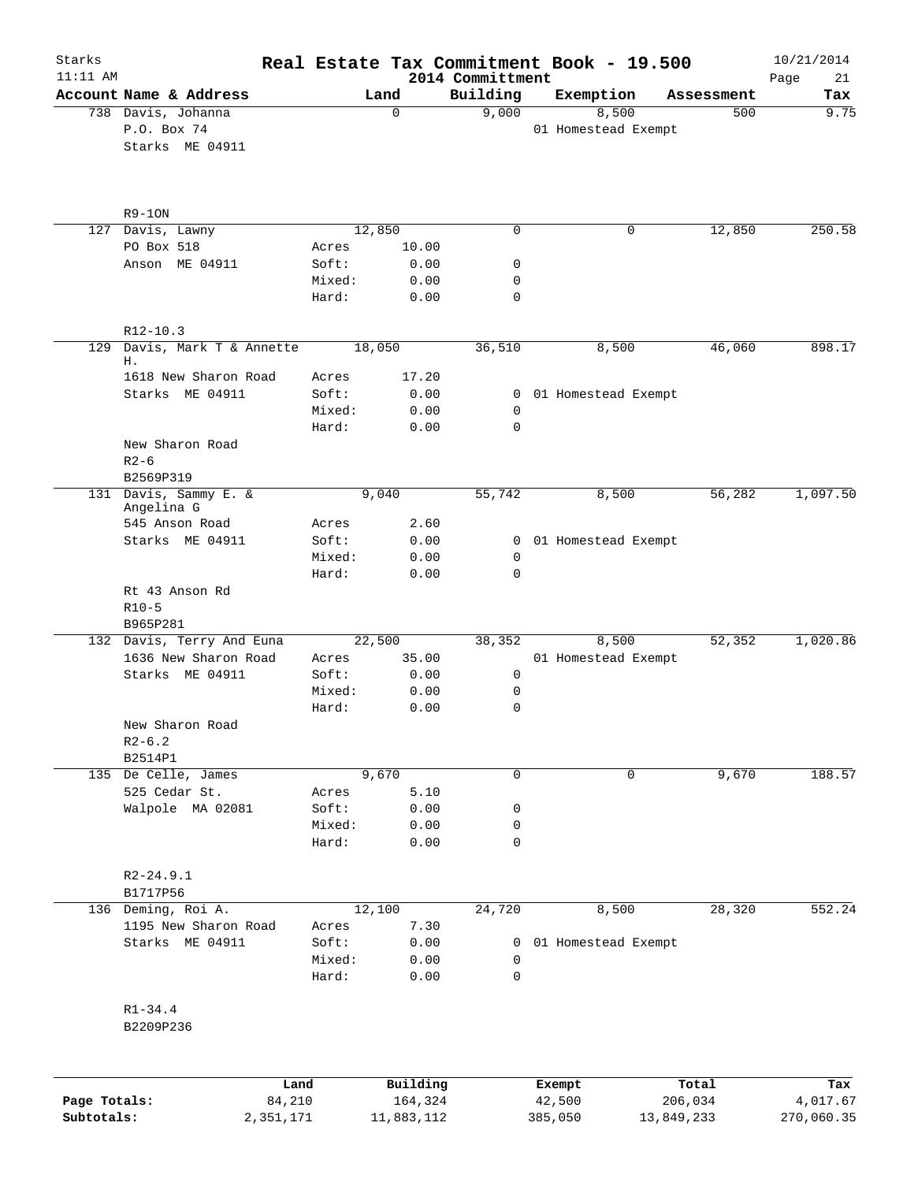# Real Estate Tax Commitment Book - 19.500

Starks
11:11 AM

2014 Committment

10/21/2014

| Account | Name & Address | | Land | Building | Exemption | Assessment | Tax |
|---|---|---|---|---|---|---|---|
| 738 | Davis, Johanna | | 0 | 9,000 | 8,500 | 500 | 9.75 |
| | P.O. Box 74 | | | | 01 Homestead Exempt | | |
| | Starks ME 04911 | | | | | | |
| | R9-1ON | | | | | | |
| 127 | Davis, Lawny | | 12,850 | 0 | 0 | 12,850 | 250.58 |
| | PO Box 518 | Acres | 10.00 | | | | |
| | Anson ME 04911 | Soft: | 0.00 | 0 | | | |
| | | Mixed: | 0.00 | 0 | | | |
| | | Hard: | 0.00 | 0 | | | |
| | R12-10.3 | | | | | | |
| 129 | Davis, Mark T & Annette H. | | 18,050 | 36,510 | 8,500 | 46,060 | 898.17 |
| | 1618 New Sharon Road | Acres | 17.20 | | | | |
| | Starks ME 04911 | Soft: | 0.00 | 0 | 01 Homestead Exempt | | |
| | | Mixed: | 0.00 | 0 | | | |
| | | Hard: | 0.00 | 0 | | | |
| | New Sharon Road | | | | | | |
| | R2-6 | | | | | | |
| | B2569P319 | | | | | | |
| 131 | Davis, Sammy E. & Angelina G | | 9,040 | 55,742 | 8,500 | 56,282 | 1,097.50 |
| | 545 Anson Road | Acres | 2.60 | | | | |
| | Starks ME 04911 | Soft: | 0.00 | 0 | 01 Homestead Exempt | | |
| | | Mixed: | 0.00 | 0 | | | |
| | | Hard: | 0.00 | 0 | | | |
| | Rt 43 Anson Rd | | | | | | |
| | R10-5 | | | | | | |
| | B965P281 | | | | | | |
| 132 | Davis, Terry And Euna | | 22,500 | 38,352 | 8,500 | 52,352 | 1,020.86 |
| | 1636 New Sharon Road | Acres | 35.00 | | 01 Homestead Exempt | | |
| | Starks ME 04911 | Soft: | 0.00 | 0 | | | |
| | | Mixed: | 0.00 | 0 | | | |
| | | Hard: | 0.00 | 0 | | | |
| | New Sharon Road | | | | | | |
| | R2-6.2 | | | | | | |
| | B2514P1 | | | | | | |
| 135 | De Celle, James | | 9,670 | 0 | 0 | 9,670 | 188.57 |
| | 525 Cedar St. | Acres | 5.10 | | | | |
| | Walpole MA 02081 | Soft: | 0.00 | 0 | | | |
| | | Mixed: | 0.00 | 0 | | | |
| | | Hard: | 0.00 | 0 | | | |
| | R2-24.9.1 | | | | | | |
| | B1717P56 | | | | | | |
| 136 | Deming, Roi A. | | 12,100 | 24,720 | 8,500 | 28,320 | 552.24 |
| | 1195 New Sharon Road | Acres | 7.30 | | | | |
| | Starks ME 04911 | Soft: | 0.00 | 0 | 01 Homestead Exempt | | |
| | | Mixed: | 0.00 | 0 | | | |
| | | Hard: | 0.00 | 0 | | | |
| | R1-34.4 | | | | | | |
| | B2209P236 | | | | | | |

| | Land | Building | Exempt | Total | Tax |
|---|---|---|---|---|---|
| Page Totals: | 84,210 | 164,324 | 42,500 | 206,034 | 4,017.67 |
| Subtotals: | 2,351,171 | 11,883,112 | 385,050 | 13,849,233 | 270,060.35 |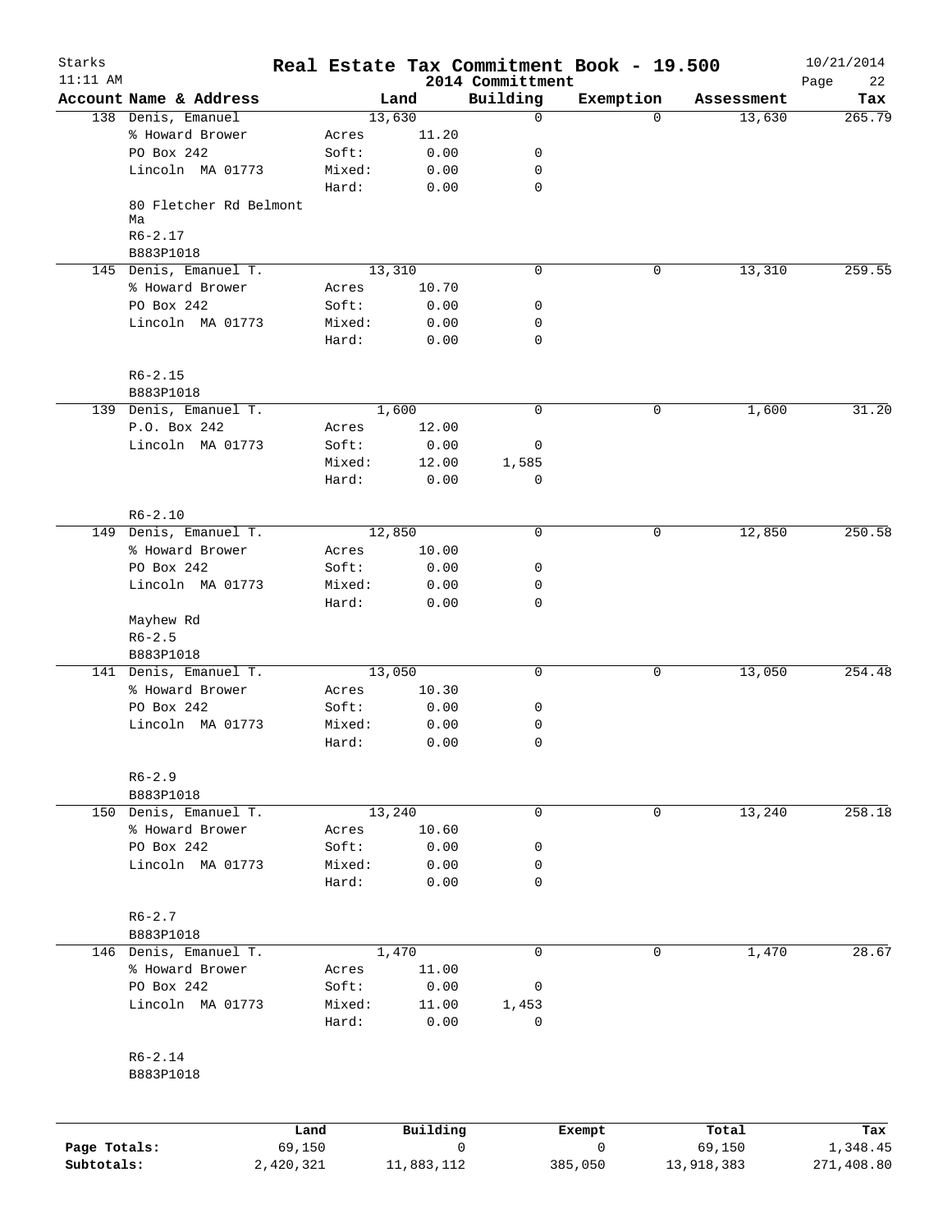# Real Estate Tax Commitment Book - 19.500

Starks
11:11 AM
2014 Committment
10/21/2014

| Account | Name & Address | | Land | Building | Exemption | Assessment | Tax |
|---|---|---|---|---|---|---|---|
| 138 | Denis, Emanuel | | 13,630 | 0 | 0 | 13,630 | 265.79 |
| | % Howard Brower | Acres | 11.20 | | | | |
| | PO Box 242 | Soft: | 0.00 | 0 | | | |
| | Lincoln MA 01773 | Mixed: | 0.00 | 0 | | | |
| | | Hard: | 0.00 | 0 | | | |
| | 80 Fletcher Rd Belmont Ma | | | | | | |
| | R6-2.17 | | | | | | |
| | B883P1018 | | | | | | |
| 145 | Denis, Emanuel T. | | 13,310 | 0 | 0 | 13,310 | 259.55 |
| | % Howard Brower | Acres | 10.70 | | | | |
| | PO Box 242 | Soft: | 0.00 | 0 | | | |
| | Lincoln MA 01773 | Mixed: | 0.00 | 0 | | | |
| | | Hard: | 0.00 | 0 | | | |
| | R6-2.15 | | | | | | |
| | B883P1018 | | | | | | |
| 139 | Denis, Emanuel T. | | 1,600 | 0 | 0 | 1,600 | 31.20 |
| | P.O. Box 242 | Acres | 12.00 | | | | |
| | Lincoln MA 01773 | Soft: | 0.00 | 0 | | | |
| | | Mixed: | 12.00 | 1,585 | | | |
| | | Hard: | 0.00 | 0 | | | |
| | R6-2.10 | | | | | | |
| 149 | Denis, Emanuel T. | | 12,850 | 0 | 0 | 12,850 | 250.58 |
| | % Howard Brower | Acres | 10.00 | | | | |
| | PO Box 242 | Soft: | 0.00 | 0 | | | |
| | Lincoln MA 01773 | Mixed: | 0.00 | 0 | | | |
| | | Hard: | 0.00 | 0 | | | |
| | Mayhew Rd | | | | | | |
| | R6-2.5 | | | | | | |
| | B883P1018 | | | | | | |
| 141 | Denis, Emanuel T. | | 13,050 | 0 | 0 | 13,050 | 254.48 |
| | % Howard Brower | Acres | 10.30 | | | | |
| | PO Box 242 | Soft: | 0.00 | 0 | | | |
| | Lincoln MA 01773 | Mixed: | 0.00 | 0 | | | |
| | | Hard: | 0.00 | 0 | | | |
| | R6-2.9 | | | | | | |
| | B883P1018 | | | | | | |
| 150 | Denis, Emanuel T. | | 13,240 | 0 | 0 | 13,240 | 258.18 |
| | % Howard Brower | Acres | 10.60 | | | | |
| | PO Box 242 | Soft: | 0.00 | 0 | | | |
| | Lincoln MA 01773 | Mixed: | 0.00 | 0 | | | |
| | | Hard: | 0.00 | 0 | | | |
| | R6-2.7 | | | | | | |
| | B883P1018 | | | | | | |
| 146 | Denis, Emanuel T. | | 1,470 | 0 | 0 | 1,470 | 28.67 |
| | % Howard Brower | Acres | 11.00 | | | | |
| | PO Box 242 | Soft: | 0.00 | 0 | | | |
| | Lincoln MA 01773 | Mixed: | 11.00 | 1,453 | | | |
| | | Hard: | 0.00 | 0 | | | |
| | R6-2.14 | | | | | | |
| | B883P1018 | | | | | | |

| | Land | Building | Exempt | Total | Tax |
|---|---|---|---|---|---|
| Page Totals: | 69,150 | 0 | 0 | 69,150 | 1,348.45 |
| Subtotals: | 2,420,321 | 11,883,112 | 385,050 | 13,918,383 | 271,408.80 |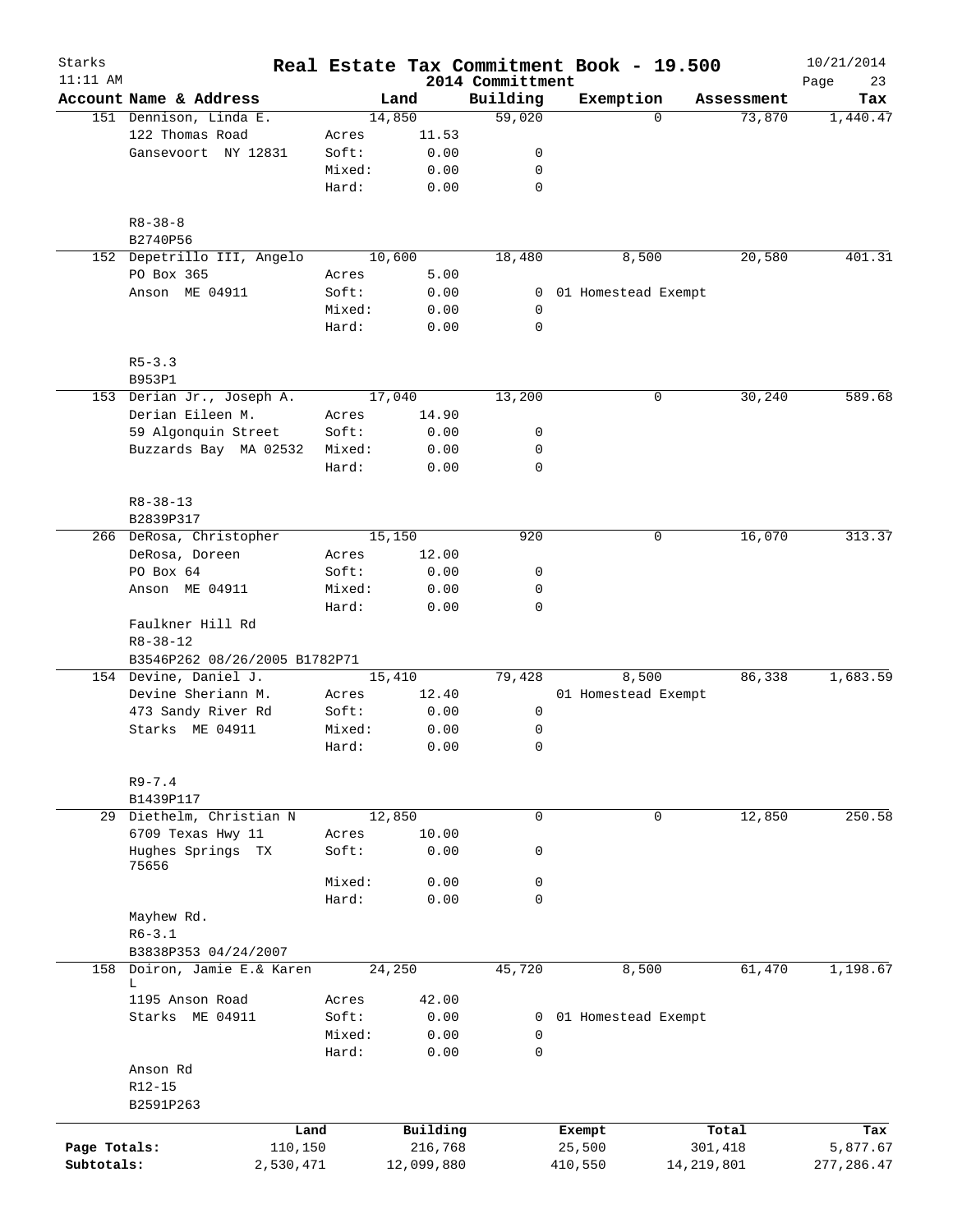# Real Estate Tax Commitment Book - 19.500

Starks
11:11 AM

2014 Committment

10/21/2014

| Account Name & Address | Land | | Building | Exemption | Assessment | Tax |
|---|---|---|---|---|---|---|
| 151 Dennison, Linda E. | 14,850 | | 59,020 | 0 | 73,870 | 1,440.47 |
| 122 Thomas Road | Acres | 11.53 | | | | |
| Gansevoort NY 12831 | Soft: | 0.00 | 0 | | | |
| | Mixed: | 0.00 | 0 | | | |
| | Hard: | 0.00 | 0 | | | |
| R8-38-8 | | | | | | |
| B2740P56 | | | | | | |
| 152 Depetrillo III, Angelo | 10,600 | | 18,480 | 8,500 | 20,580 | 401.31 |
| PO Box 365 | Acres | 5.00 | | | | |
| Anson ME 04911 | Soft: | 0.00 | 0 | 01 Homestead Exempt | | |
| | Mixed: | 0.00 | 0 | | | |
| | Hard: | 0.00 | 0 | | | |
| R5-3.3 | | | | | | |
| B953P1 | | | | | | |
| 153 Derian Jr., Joseph A. | 17,040 | | 13,200 | 0 | 30,240 | 589.68 |
| Derian Eileen M. | Acres | 14.90 | | | | |
| 59 Algonquin Street | Soft: | 0.00 | 0 | | | |
| Buzzards Bay MA 02532 | Mixed: | 0.00 | 0 | | | |
| | Hard: | 0.00 | 0 | | | |
| R8-38-13 | | | | | | |
| B2839P317 | | | | | | |
| 266 DeRosa, Christopher | 15,150 | | 920 | 0 | 16,070 | 313.37 |
| DeRosa, Doreen | Acres | 12.00 | | | | |
| PO Box 64 | Soft: | 0.00 | 0 | | | |
| Anson ME 04911 | Mixed: | 0.00 | 0 | | | |
| | Hard: | 0.00 | 0 | | | |
| Faulkner Hill Rd | | | | | | |
| R8-38-12 | | | | | | |
| B3546P262 08/26/2005 B1782P71 | | | | | | |
| 154 Devine, Daniel J. | 15,410 | | 79,428 | 8,500 | 86,338 | 1,683.59 |
| Devine Sheriann M. | Acres | 12.40 | | 01 Homestead Exempt | | |
| 473 Sandy River Rd | Soft: | 0.00 | 0 | | | |
| Starks ME 04911 | Mixed: | 0.00 | 0 | | | |
| | Hard: | 0.00 | 0 | | | |
| R9-7.4 | | | | | | |
| B1439P117 | | | | | | |
| 29 Diethelm, Christian N | 12,850 | | 0 | 0 | 12,850 | 250.58 |
| 6709 Texas Hwy 11 | Acres | 10.00 | | | | |
| Hughes Springs TX 75656 | Soft: | 0.00 | 0 | | | |
| | Mixed: | 0.00 | 0 | | | |
| | Hard: | 0.00 | 0 | | | |
| Mayhew Rd. | | | | | | |
| R6-3.1 | | | | | | |
| B3838P353 04/24/2007 | | | | | | |
| 158 Doiron, Jamie E.& Karen L | 24,250 | | 45,720 | 8,500 | 61,470 | 1,198.67 |
| 1195 Anson Road | Acres | 42.00 | | | | |
| Starks ME 04911 | Soft: | 0.00 | 0 | 01 Homestead Exempt | | |
| | Mixed: | 0.00 | 0 | | | |
| | Hard: | 0.00 | 0 | | | |
| Anson Rd | | | | | | |
| R12-15 | | | | | | |
| B2591P263 | | | | | | |

| | Land | Building | Exempt | Total | Tax |
|---|---|---|---|---|---|
| Page Totals: | 110,150 | 216,768 | 25,500 | 301,418 | 5,877.67 |
| Subtotals: | 2,530,471 | 12,099,880 | 410,550 | 14,219,801 | 277,286.47 |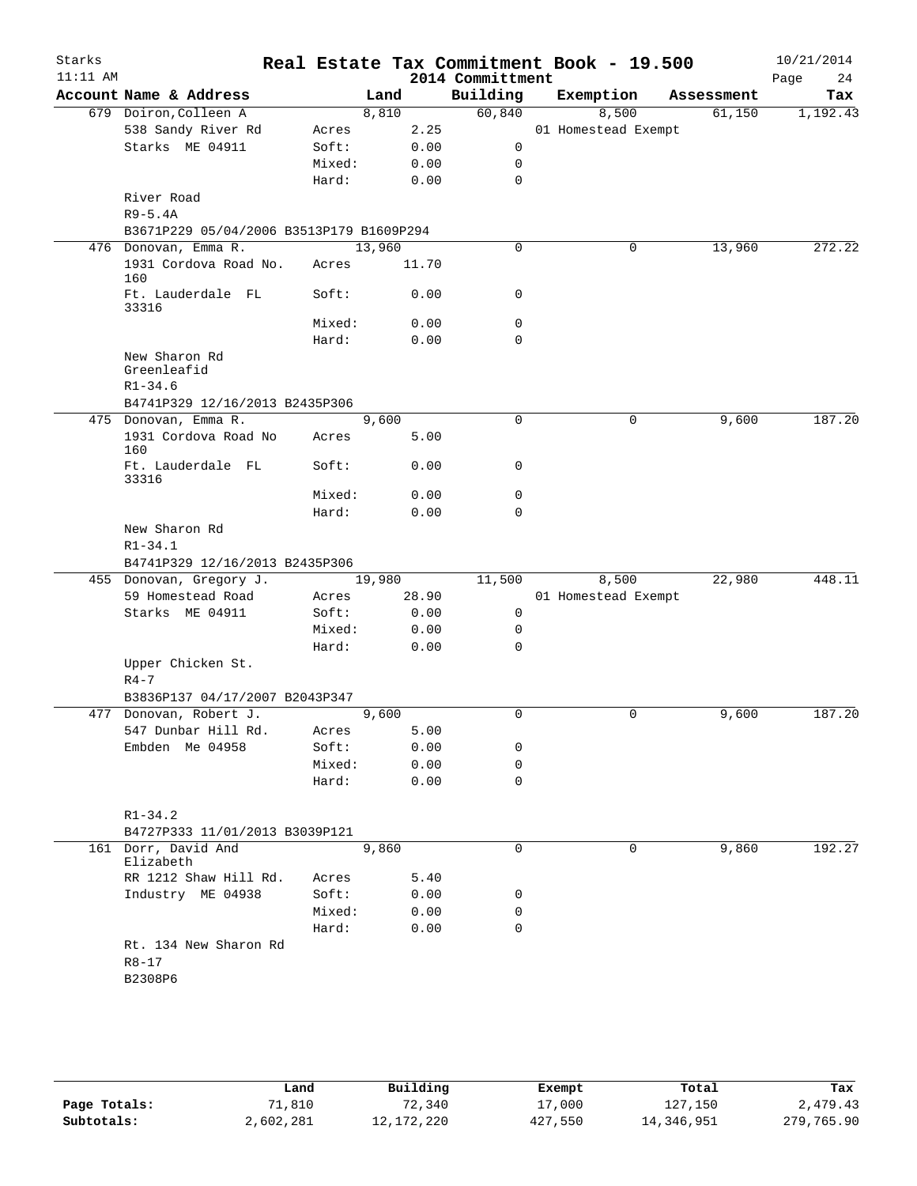Starks 11:11 AM

# Real Estate Tax Commitment Book - 19.500

## 2014 Committment

10/21/2014

| Account | Name & Address | | Land | Building | Exemption | Assessment | Tax |
|---|---|---|---|---|---|---|---|
| 679 | Doiron, Colleen A | | 8,810 | 60,840 | 8,500 | 61,150 | 1,192.43 |
| | 538 Sandy River Rd | Acres | 2.25 | | 01 Homestead Exempt | | |
| | Starks ME 04911 | Soft: | 0.00 | 0 | | | |
| | | Mixed: | 0.00 | 0 | | | |
| | | Hard: | 0.00 | 0 | | | |
| | River Road | | | | | | |
| | R9-5.4A | | | | | | |
| | B3671P229 05/04/2006 B3513P179 B1609P294 | | | | | | |
| 476 | Donovan, Emma R. | | 13,960 | 0 | 0 | 13,960 | 272.22 |
| | 1931 Cordova Road No. 160 | Acres | 11.70 | | | | |
| | Ft. Lauderdale FL 33316 | Soft: | 0.00 | 0 | | | |
| | | Mixed: | 0.00 | 0 | | | |
| | | Hard: | 0.00 | 0 | | | |
| | New Sharon Rd Greenleafid | | | | | | |
| | R1-34.6 | | | | | | |
| | B4741P329 12/16/2013 B2435P306 | | | | | | |
| 475 | Donovan, Emma R. | | 9,600 | 0 | 0 | 9,600 | 187.20 |
| | 1931 Cordova Road No 160 | Acres | 5.00 | | | | |
| | Ft. Lauderdale FL 33316 | Soft: | 0.00 | 0 | | | |
| | | Mixed: | 0.00 | 0 | | | |
| | | Hard: | 0.00 | 0 | | | |
| | New Sharon Rd | | | | | | |
| | R1-34.1 | | | | | | |
| | B4741P329 12/16/2013 B2435P306 | | | | | | |
| 455 | Donovan, Gregory J. | | 19,980 | 11,500 | 8,500 | 22,980 | 448.11 |
| | 59 Homestead Road | Acres | 28.90 | | 01 Homestead Exempt | | |
| | Starks ME 04911 | Soft: | 0.00 | 0 | | | |
| | | Mixed: | 0.00 | 0 | | | |
| | | Hard: | 0.00 | 0 | | | |
| | Upper Chicken St. | | | | | | |
| | R4-7 | | | | | | |
| | B3836P137 04/17/2007 B2043P347 | | | | | | |
| 477 | Donovan, Robert J. | | 9,600 | 0 | 0 | 9,600 | 187.20 |
| | 547 Dunbar Hill Rd. | Acres | 5.00 | | | | |
| | Embden Me 04958 | Soft: | 0.00 | 0 | | | |
| | | Mixed: | 0.00 | 0 | | | |
| | | Hard: | 0.00 | 0 | | | |
| | R1-34.2 | | | | | | |
| | B4727P333 11/01/2013 B3039P121 | | | | | | |
| 161 | Dorr, David And Elizabeth | | 9,860 | 0 | 0 | 9,860 | 192.27 |
| | RR 1212 Shaw Hill Rd. | Acres | 5.40 | | | | |
| | Industry ME 04938 | Soft: | 0.00 | 0 | | | |
| | | Mixed: | 0.00 | 0 | | | |
| | | Hard: | 0.00 | 0 | | | |
| | Rt. 134 New Sharon Rd | | | | | | |
| | R8-17 | | | | | | |
| | B2308P6 | | | | | | |

| | Land | Building | Exempt | Total | Tax |
|---|---|---|---|---|---|
| Page Totals: | 71,810 | 72,340 | 17,000 | 127,150 | 2,479.43 |
| Subtotals: | 2,602,281 | 12,172,220 | 427,550 | 14,346,951 | 279,765.90 |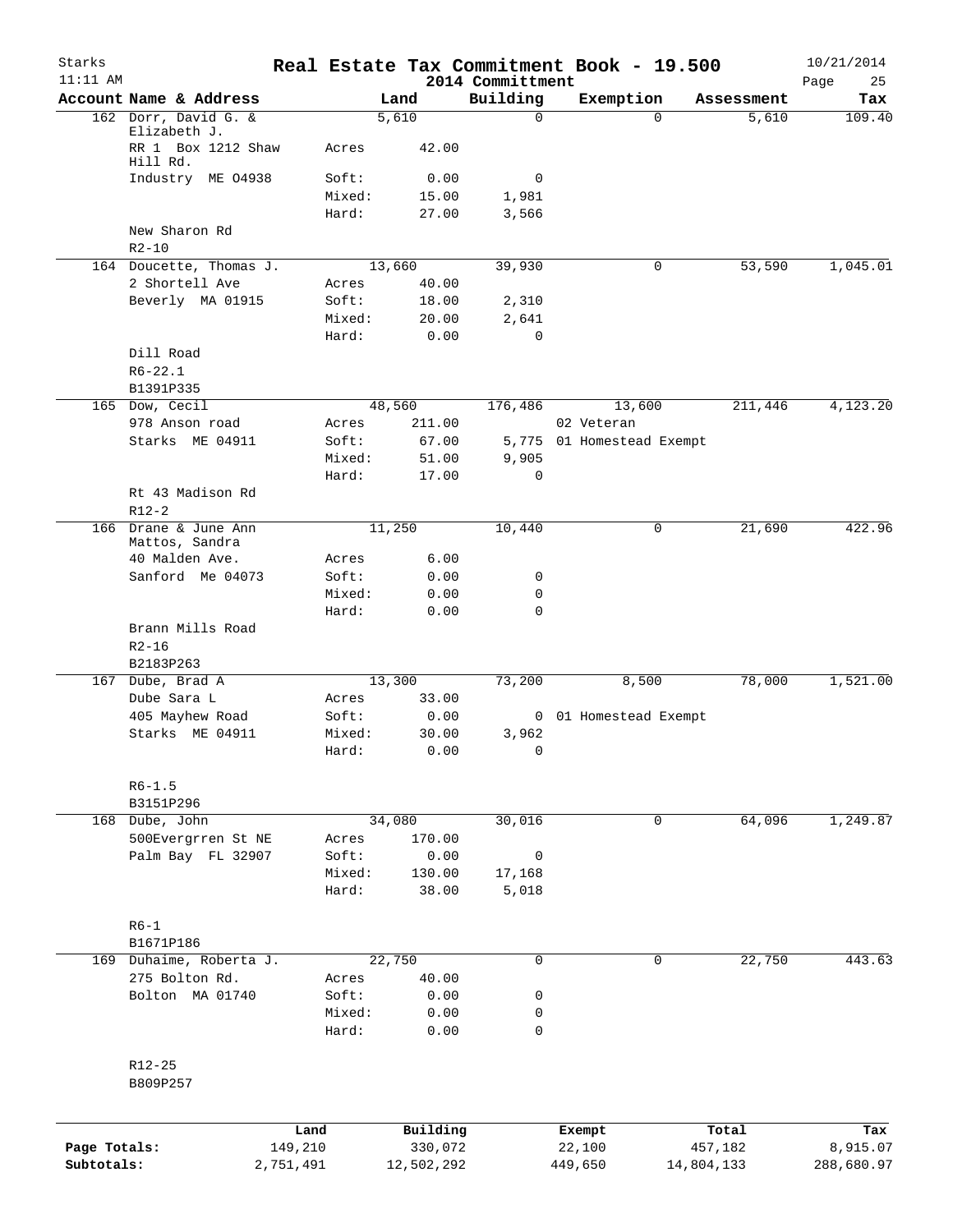Starks
11:11 AM

# Real Estate Tax Commitment Book - 19.500

2014 Committment

10/21/2014

| Account Name & Address | | Land | Building | Exemption | Assessment | Tax |
|---|---|---|---|---|---|---|
| 162 Dorr, David G. & Elizabeth J. | | 5,610 | 0 | 0 | 5,610 | 109.40 |
| RR 1 Box 1212 Shaw Hill Rd. | Acres | 42.00 | | | | |
| Industry ME 04938 | Soft: | 0.00 | 0 | | | |
| | Mixed: | 15.00 | 1,981 | | | |
| | Hard: | 27.00 | 3,566 | | | |
| New Sharon Rd | | | | | | |
| R2-10 | | | | | | |
| 164 Doucette, Thomas J. | | 13,660 | 39,930 | 0 | 53,590 | 1,045.01 |
| 2 Shortell Ave | Acres | 40.00 | | | | |
| Beverly MA 01915 | Soft: | 18.00 | 2,310 | | | |
| | Mixed: | 20.00 | 2,641 | | | |
| | Hard: | 0.00 | 0 | | | |
| Dill Road | | | | | | |
| R6-22.1 | | | | | | |
| B1391P335 | | | | | | |
| 165 Dow, Cecil | | 48,560 | 176,486 | 13,600 | 211,446 | 4,123.20 |
| 978 Anson road | Acres | 211.00 | | 02 Veteran | | |
| Starks ME 04911 | Soft: | 67.00 | 5,775 | 01 Homestead Exempt | | |
| | Mixed: | 51.00 | 9,905 | | | |
| | Hard: | 17.00 | 0 | | | |
| Rt 43 Madison Rd | | | | | | |
| R12-2 | | | | | | |
| 166 Drane & June Ann Mattos, Sandra | | 11,250 | 10,440 | 0 | 21,690 | 422.96 |
| 40 Malden Ave. | Acres | 6.00 | | | | |
| Sanford Me 04073 | Soft: | 0.00 | 0 | | | |
| | Mixed: | 0.00 | 0 | | | |
| | Hard: | 0.00 | 0 | | | |
| Brann Mills Road | | | | | | |
| R2-16 | | | | | | |
| B2183P263 | | | | | | |
| 167 Dube, Brad A | | 13,300 | 73,200 | 8,500 | 78,000 | 1,521.00 |
| Dube Sara L | Acres | 33.00 | | | | |
| 405 Mayhew Road | Soft: | 0.00 | 0 | 01 Homestead Exempt | | |
| Starks ME 04911 | Mixed: | 30.00 | 3,962 | | | |
| | Hard: | 0.00 | 0 | | | |
| R6-1.5 | | | | | | |
| B3151P296 | | | | | | |
| 168 Dube, John | | 34,080 | 30,016 | 0 | 64,096 | 1,249.87 |
| 500Evergrren St NE | Acres | 170.00 | | | | |
| Palm Bay FL 32907 | Soft: | 0.00 | 0 | | | |
| | Mixed: | 130.00 | 17,168 | | | |
| | Hard: | 38.00 | 5,018 | | | |
| R6-1 | | | | | | |
| B1671P186 | | | | | | |
| 169 Duhaime, Roberta J. | | 22,750 | 0 | 0 | 22,750 | 443.63 |
| 275 Bolton Rd. | Acres | 40.00 | | | | |
| Bolton MA 01740 | Soft: | 0.00 | 0 | | | |
| | Mixed: | 0.00 | 0 | | | |
| | Hard: | 0.00 | 0 | | | |
| R12-25 | | | | | | |
| B809P257 | | | | | | |

| | Land | Building | Exempt | Total | Tax |
|---|---|---|---|---|---|
| Page Totals: | 149,210 | 330,072 | 22,100 | 457,182 | 8,915.07 |
| Subtotals: | 2,751,491 | 12,502,292 | 449,650 | 14,804,133 | 288,680.97 |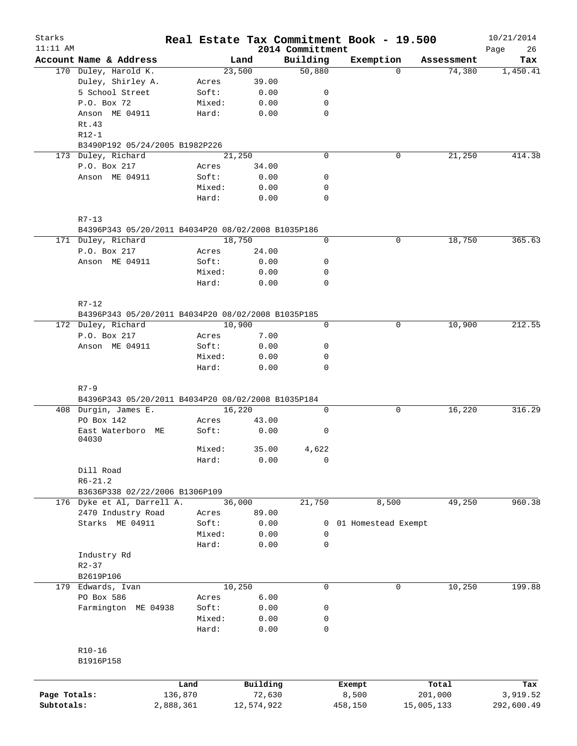# Real Estate Tax Commitment Book - 19.500

Starks 11:11 AM — 2014 Committment — 10/21/2014

| Account Name & Address | | Land | Building | Exemption | Assessment | Tax |
|---|---|---|---|---|---|---|
| 170 Duley, Harold K. | | 23,500 | 50,880 | 0 | 74,380 | 1,450.41 |
| Duley, Shirley A. | Acres | 39.00 | | | | |
| 5 School Street | Soft: | 0.00 | 0 | | | |
| P.O. Box 72 | Mixed: | 0.00 | 0 | | | |
| Anson ME 04911 | Hard: | 0.00 | 0 | | | |
| Rt.43 | | | | | | |
| R12-1 | | | | | | |
| B3490P192 05/24/2005 B1982P226 | | | | | | |
| 173 Duley, Richard | | 21,250 | 0 | 0 | 21,250 | 414.38 |
| P.O. Box 217 | Acres | 34.00 | | | | |
| Anson ME 04911 | Soft: | 0.00 | 0 | | | |
| | Mixed: | 0.00 | 0 | | | |
| | Hard: | 0.00 | 0 | | | |
| R7-13 | | | | | | |
| B4396P343 05/20/2011 B4034P20 08/02/2008 B1035P186 | | | | | | |
| 171 Duley, Richard | | 18,750 | 0 | 0 | 18,750 | 365.63 |
| P.O. Box 217 | Acres | 24.00 | | | | |
| Anson ME 04911 | Soft: | 0.00 | 0 | | | |
| | Mixed: | 0.00 | 0 | | | |
| | Hard: | 0.00 | 0 | | | |
| R7-12 | | | | | | |
| B4396P343 05/20/2011 B4034P20 08/02/2008 B1035P185 | | | | | | |
| 172 Duley, Richard | | 10,900 | 0 | 0 | 10,900 | 212.55 |
| P.O. Box 217 | Acres | 7.00 | | | | |
| Anson ME 04911 | Soft: | 0.00 | 0 | | | |
| | Mixed: | 0.00 | 0 | | | |
| | Hard: | 0.00 | 0 | | | |
| R7-9 | | | | | | |
| B4396P343 05/20/2011 B4034P20 08/02/2008 B1035P184 | | | | | | |
| 408 Durgin, James E. | | 16,220 | 0 | 0 | 16,220 | 316.29 |
| PO Box 142 | Acres | 43.00 | | | | |
| East Waterboro ME 04030 | Soft: | 0.00 | 0 | | | |
| | Mixed: | 35.00 | 4,622 | | | |
| | Hard: | 0.00 | 0 | | | |
| Dill Road | | | | | | |
| R6-21.2 | | | | | | |
| B3636P338 02/22/2006 B1306P109 | | | | | | |
| 176 Dyke et Al, Darrell A. | | 36,000 | 21,750 | 8,500 | 49,250 | 960.38 |
| 2470 Industry Road | Acres | 89.00 | | | | |
| Starks ME 04911 | Soft: | 0.00 | 0 | 01 Homestead Exempt | | |
| | Mixed: | 0.00 | 0 | | | |
| | Hard: | 0.00 | 0 | | | |
| Industry Rd | | | | | | |
| R2-37 | | | | | | |
| B2619P106 | | | | | | |
| 179 Edwards, Ivan | | 10,250 | 0 | 0 | 10,250 | 199.88 |
| PO Box 586 | Acres | 6.00 | | | | |
| Farmington ME 04938 | Soft: | 0.00 | 0 | | | |
| | Mixed: | 0.00 | 0 | | | |
| | Hard: | 0.00 | 0 | | | |
| R10-16 | | | | | | |
| B1916P158 | | | | | | |

| | Land | Building | Exempt | Total | Tax |
|---|---|---|---|---|---|
| Page Totals: | 136,870 | 72,630 | 8,500 | 201,000 | 3,919.52 |
| Subtotals: | 2,888,361 | 12,574,922 | 458,150 | 15,005,133 | 292,600.49 |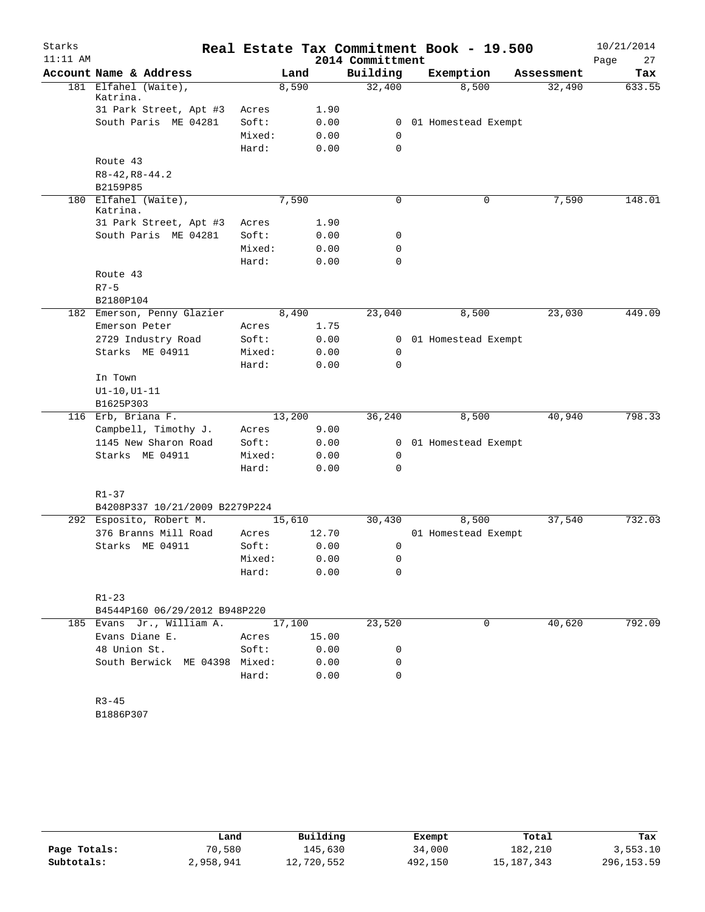# Real Estate Tax Commitment Book - 19.500

Starks 11:11 AM — 2014 Committment — 10/21/2014

| Account Name & Address | | Land | Building | Exemption | Assessment | Tax |
|---|---|---|---|---|---|---|
| 181 Elfahel (Waite), Katrina. | | 8,590 | 32,400 | 8,500 | 32,490 | 633.55 |
| 31 Park Street, Apt #3 | Acres | 1.90 | 0 | 01 Homestead Exempt | | |
| South Paris ME 04281 | Soft: | 0.00 | 0 | | | |
| | Mixed: | 0.00 | 0 | | | |
| | Hard: | 0.00 | 0 | | | |
| Route 43 | | | | | | |
| R8-42,R8-44.2 | | | | | | |
| B2159P85 | | | | | | |
| 180 Elfahel (Waite), Katrina. | | 7,590 | 0 | 0 | 7,590 | 148.01 |
| 31 Park Street, Apt #3 | Acres | 1.90 | | | | |
| South Paris ME 04281 | Soft: | 0.00 | 0 | | | |
| | Mixed: | 0.00 | 0 | | | |
| | Hard: | 0.00 | 0 | | | |
| Route 43 | | | | | | |
| R7-5 | | | | | | |
| B2180P104 | | | | | | |
| 182 Emerson, Penny Glazier | | 8,490 | 23,040 | 8,500 | 23,030 | 449.09 |
| Emerson Peter | Acres | 1.75 | | | | |
| 2729 Industry Road | Soft: | 0.00 | 0 | 01 Homestead Exempt | | |
| Starks ME 04911 | Mixed: | 0.00 | 0 | | | |
| | Hard: | 0.00 | 0 | | | |
| In Town | | | | | | |
| U1-10,U1-11 | | | | | | |
| B1625P303 | | | | | | |
| 116 Erb, Briana F. | | 13,200 | 36,240 | 8,500 | 40,940 | 798.33 |
| Campbell, Timothy J. | Acres | 9.00 | | | | |
| 1145 New Sharon Road | Soft: | 0.00 | 0 | 01 Homestead Exempt | | |
| Starks ME 04911 | Mixed: | 0.00 | 0 | | | |
| | Hard: | 0.00 | 0 | | | |
| R1-37 | | | | | | |
| B4208P337 10/21/2009 B2279P224 | | | | | | |
| 292 Esposito, Robert M. | | 15,610 | 30,430 | 8,500 | 37,540 | 732.03 |
| 376 Branns Mill Road | Acres | 12.70 | | 01 Homestead Exempt | | |
| Starks ME 04911 | Soft: | 0.00 | 0 | | | |
| | Mixed: | 0.00 | 0 | | | |
| | Hard: | 0.00 | 0 | | | |
| R1-23 | | | | | | |
| B4544P160 06/29/2012 B948P220 | | | | | | |
| 185 Evans Jr., William A. | | 17,100 | 23,520 | 0 | 40,620 | 792.09 |
| Evans Diane E. | Acres | 15.00 | | | | |
| 48 Union St. | Soft: | 0.00 | 0 | | | |
| South Berwick ME 04398 | Mixed: | 0.00 | 0 | | | |
| | Hard: | 0.00 | 0 | | | |
| R3-45 | | | | | | |
| B1886P307 | | | | | | |

| | Land | Building | Exempt | Total | Tax |
|---|---|---|---|---|---|
| Page Totals: | 70,580 | 145,630 | 34,000 | 182,210 | 3,553.10 |
| Subtotals: | 2,958,941 | 12,720,552 | 492,150 | 15,187,343 | 296,153.59 |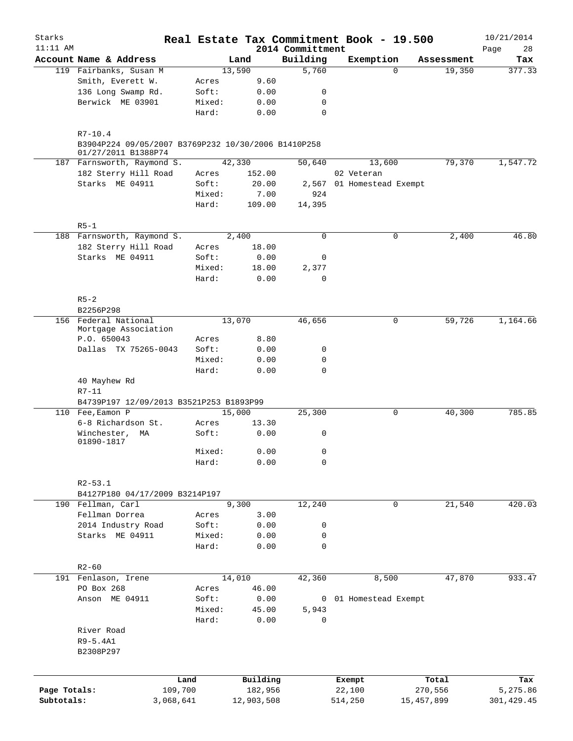# Real Estate Tax Commitment Book - 19.500

Starks
11:11 AM

2014 Committment

10/21/2014

| Account | Name & Address | | Land | Building | Exemption | Assessment | Tax |
|---|---|---|---|---|---|---|---|
| 119 | Fairbanks, Susan M | | 13,590 | 5,760 | 0 | 19,350 | 377.33 |
| | Smith, Everett W. | Acres | 9.60 | | | | |
| | 136 Long Swamp Rd. | Soft: | 0.00 | 0 | | | |
| | Berwick ME 03901 | Mixed: | 0.00 | 0 | | | |
| | | Hard: | 0.00 | 0 | | | |
| | R7-10.4 | | | | | | |
| | B3904P224 09/05/2007 B3769P232 10/30/2006 B1410P258 01/27/2011 B1388P74 | | | | | | |
| 187 | Farnsworth, Raymond S. | | 42,330 | 50,640 | 13,600 | 79,370 | 1,547.72 |
| | 182 Sterry Hill Road | Acres | 152.00 | | 02 Veteran | | |
| | Starks ME 04911 | Soft: | 20.00 | 2,567 | 01 Homestead Exempt | | |
| | | Mixed: | 7.00 | 924 | | | |
| | | Hard: | 109.00 | 14,395 | | | |
| | R5-1 | | | | | | |
| 188 | Farnsworth, Raymond S. | | 2,400 | 0 | 0 | 2,400 | 46.80 |
| | 182 Sterry Hill Road | Acres | 18.00 | | | | |
| | Starks ME 04911 | Soft: | 0.00 | 0 | | | |
| | | Mixed: | 18.00 | 2,377 | | | |
| | | Hard: | 0.00 | 0 | | | |
| | R5-2 | | | | | | |
| | B2256P298 | | | | | | |
| 156 | Federal National Mortgage Association | | 13,070 | 46,656 | 0 | 59,726 | 1,164.66 |
| | P.O. 650043 | Acres | 8.80 | | | | |
| | Dallas TX 75265-0043 | Soft: | 0.00 | 0 | | | |
| | | Mixed: | 0.00 | 0 | | | |
| | | Hard: | 0.00 | 0 | | | |
| | 40 Mayhew Rd | | | | | | |
| | R7-11 | | | | | | |
| | B4739P197 12/09/2013 B3521P253 B1893P99 | | | | | | |
| 110 | Fee,Eamon P | | 15,000 | 25,300 | 0 | 40,300 | 785.85 |
| | 6-8 Richardson St. | Acres | 13.30 | | | | |
| | Winchester, MA 01890-1817 | Soft: | 0.00 | 0 | | | |
| | | Mixed: | 0.00 | 0 | | | |
| | | Hard: | 0.00 | 0 | | | |
| | R2-53.1 | | | | | | |
| | B4127P180 04/17/2009 B3214P197 | | | | | | |
| 190 | Fellman, Carl | | 9,300 | 12,240 | 0 | 21,540 | 420.03 |
| | Fellman Dorrea | Acres | 3.00 | | | | |
| | 2014 Industry Road | Soft: | 0.00 | 0 | | | |
| | Starks ME 04911 | Mixed: | 0.00 | 0 | | | |
| | | Hard: | 0.00 | 0 | | | |
| | R2-60 | | | | | | |
| 191 | Fenlason, Irene | | 14,010 | 42,360 | 8,500 | 47,870 | 933.47 |
| | PO Box 268 | Acres | 46.00 | | | | |
| | Anson ME 04911 | Soft: | 0.00 | 0 | 01 Homestead Exempt | | |
| | | Mixed: | 45.00 | 5,943 | | | |
| | | Hard: | 0.00 | 0 | | | |
| | River Road | | | | | | |
| | R9-5.4A1 | | | | | | |
| | B2308P297 | | | | | | |

| | Land | Building | Exempt | Total | Tax |
|---|---|---|---|---|---|
| Page Totals: | 109,700 | 182,956 | 22,100 | 270,556 | 5,275.86 |
| Subtotals: | 3,068,641 | 12,903,508 | 514,250 | 15,457,899 | 301,429.45 |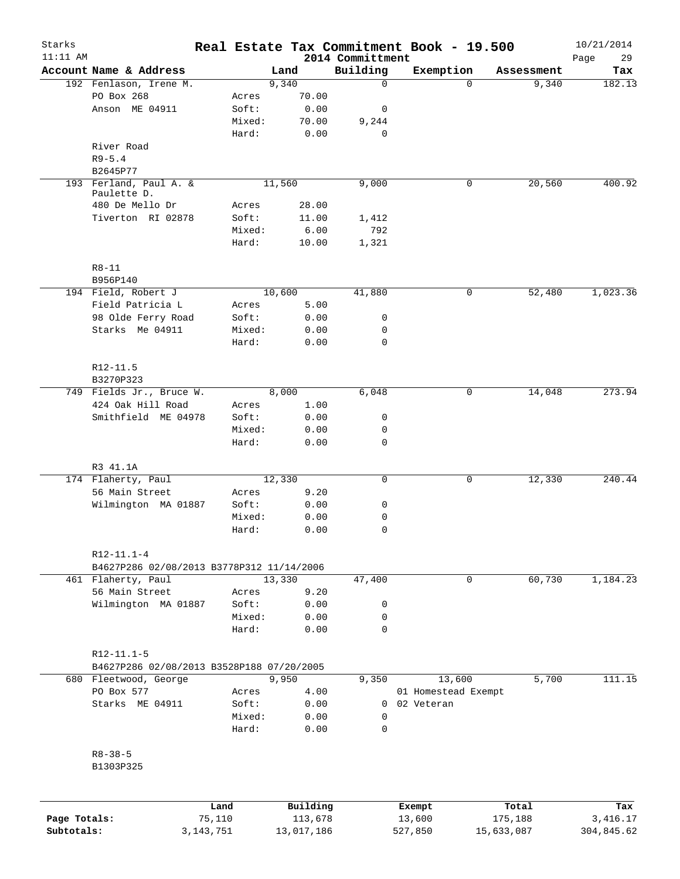# Real Estate Tax Commitment Book - 19.500

Starks 11:11 AM — 2014 Committment — 10/21/2014

| Account | Name & Address | | Land | Building | Exemption | Assessment | Tax |
|---|---|---|---|---|---|---|---|
| 192 | Fenlason, Irene M. | | 9,340 | 0 | 0 | 9,340 | 182.13 |
| | PO Box 268 | Acres | 70.00 | | | | |
| | Anson ME 04911 | Soft: | 0.00 | 0 | | | |
| | | Mixed: | 70.00 | 9,244 | | | |
| | | Hard: | 0.00 | 0 | | | |
| | River Road | | | | | | |
| | R9-5.4 | | | | | | |
| | B2645P77 | | | | | | |
| 193 | Ferland, Paul A. & Paulette D. | | 11,560 | 9,000 | 0 | 20,560 | 400.92 |
| | 480 De Mello Dr | Acres | 28.00 | | | | |
| | Tiverton RI 02878 | Soft: | 11.00 | 1,412 | | | |
| | | Mixed: | 6.00 | 792 | | | |
| | | Hard: | 10.00 | 1,321 | | | |
| | R8-11 | | | | | | |
| | B956P140 | | | | | | |
| 194 | Field, Robert J | | 10,600 | 41,880 | 0 | 52,480 | 1,023.36 |
| | Field Patricia L | Acres | 5.00 | | | | |
| | 98 Olde Ferry Road | Soft: | 0.00 | 0 | | | |
| | Starks Me 04911 | Mixed: | 0.00 | 0 | | | |
| | | Hard: | 0.00 | 0 | | | |
| | R12-11.5 | | | | | | |
| | B3270P323 | | | | | | |
| 749 | Fields Jr., Bruce W. | | 8,000 | 6,048 | 0 | 14,048 | 273.94 |
| | 424 Oak Hill Road | Acres | 1.00 | | | | |
| | Smithfield ME 04978 | Soft: | 0.00 | 0 | | | |
| | | Mixed: | 0.00 | 0 | | | |
| | | Hard: | 0.00 | 0 | | | |
| | R3 41.1A | | | | | | |
| 174 | Flaherty, Paul | | 12,330 | 0 | 0 | 12,330 | 240.44 |
| | 56 Main Street | Acres | 9.20 | | | | |
| | Wilmington MA 01887 | Soft: | 0.00 | 0 | | | |
| | | Mixed: | 0.00 | 0 | | | |
| | | Hard: | 0.00 | 0 | | | |
| | R12-11.1-4 | | | | | | |
| | B4627P286 02/08/2013 B3778P312 11/14/2006 | | | | | | |
| 461 | Flaherty, Paul | | 13,330 | 47,400 | 0 | 60,730 | 1,184.23 |
| | 56 Main Street | Acres | 9.20 | | | | |
| | Wilmington MA 01887 | Soft: | 0.00 | 0 | | | |
| | | Mixed: | 0.00 | 0 | | | |
| | | Hard: | 0.00 | 0 | | | |
| | R12-11.1-5 | | | | | | |
| | B4627P286 02/08/2013 B3528P188 07/20/2005 | | | | | | |
| 680 | Fleetwood, George | | 9,950 | 9,350 | 13,600 | 5,700 | 111.15 |
| | PO Box 577 | Acres | 4.00 | | 01 Homestead Exempt | | |
| | Starks ME 04911 | Soft: | 0.00 | 0 | 02 Veteran | | |
| | | Mixed: | 0.00 | 0 | | | |
| | | Hard: | 0.00 | 0 | | | |
| | R8-38-5 | | | | | | |
| | B1303P325 | | | | | | |

| | Land | Building | Exempt | Total | Tax |
|---|---|---|---|---|---|
| Page Totals: | 75,110 | 113,678 | 13,600 | 175,188 | 3,416.17 |
| Subtotals: | 3,143,751 | 13,017,186 | 527,850 | 15,633,087 | 304,845.62 |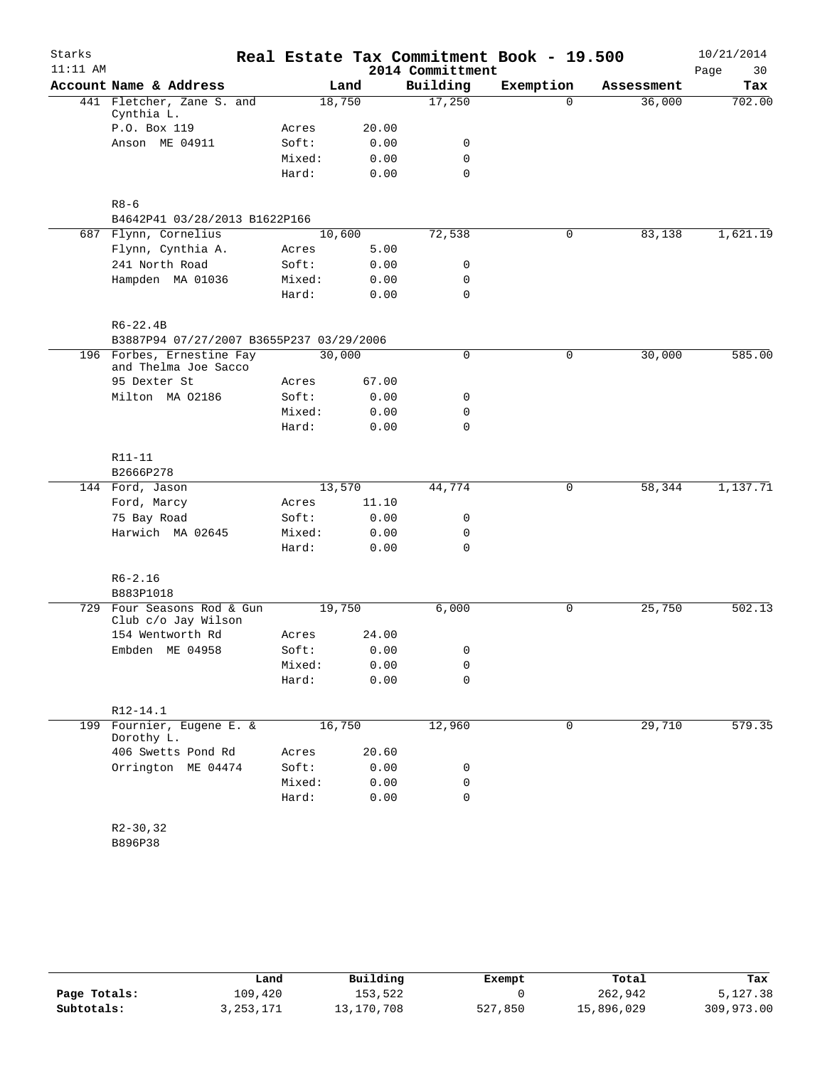# Real Estate Tax Commitment Book - 19.500

Starks 11:11 AM — 2014 Committment — 10/21/2014

| Account Name & Address | | Land | Building | Exemption | Assessment | Tax |
|---|---|---|---|---|---|---|
| 441 Fletcher, Zane S. and Cynthia L. | | 18,750 | 17,250 | 0 | 36,000 | 702.00 |
| P.O. Box 119 | Acres | 20.00 | | | | |
| Anson ME 04911 | Soft: | 0.00 | 0 | | | |
| | Mixed: | 0.00 | 0 | | | |
| | Hard: | 0.00 | 0 | | | |
| R8-6 | | | | | | |
| B4642P41 03/28/2013 B1622P166 | | | | | | |
| 687 Flynn, Cornelius | | 10,600 | 72,538 | 0 | 83,138 | 1,621.19 |
| Flynn, Cynthia A. | Acres | 5.00 | | | | |
| 241 North Road | Soft: | 0.00 | 0 | | | |
| Hampden MA 01036 | Mixed: | 0.00 | 0 | | | |
| | Hard: | 0.00 | 0 | | | |
| R6-22.4B | | | | | | |
| B3887P94 07/27/2007 B3655P237 03/29/2006 | | | | | | |
| 196 Forbes, Ernestine Fay and Thelma Joe Sacco | | 30,000 | 0 | 0 | 30,000 | 585.00 |
| 95 Dexter St | Acres | 67.00 | | | | |
| Milton MA 02186 | Soft: | 0.00 | 0 | | | |
| | Mixed: | 0.00 | 0 | | | |
| | Hard: | 0.00 | 0 | | | |
| R11-11 | | | | | | |
| B2666P278 | | | | | | |
| 144 Ford, Jason | | 13,570 | 44,774 | 0 | 58,344 | 1,137.71 |
| Ford, Marcy | Acres | 11.10 | | | | |
| 75 Bay Road | Soft: | 0.00 | 0 | | | |
| Harwich MA 02645 | Mixed: | 0.00 | 0 | | | |
| | Hard: | 0.00 | 0 | | | |
| R6-2.16 | | | | | | |
| B883P1018 | | | | | | |
| 729 Four Seasons Rod & Gun Club c/o Jay Wilson | | 19,750 | 6,000 | 0 | 25,750 | 502.13 |
| 154 Wentworth Rd | Acres | 24.00 | | | | |
| Embden ME 04958 | Soft: | 0.00 | 0 | | | |
| | Mixed: | 0.00 | 0 | | | |
| | Hard: | 0.00 | 0 | | | |
| R12-14.1 | | | | | | |
| 199 Fournier, Eugene E. & Dorothy L. | | 16,750 | 12,960 | 0 | 29,710 | 579.35 |
| 406 Swetts Pond Rd | Acres | 20.60 | | | | |
| Orrington ME 04474 | Soft: | 0.00 | 0 | | | |
| | Mixed: | 0.00 | 0 | | | |
| | Hard: | 0.00 | 0 | | | |
| R2-30,32 | | | | | | |
| B896P38 | | | | | | |

| | Land | Building | Exempt | Total | Tax |
|---|---|---|---|---|---|
| Page Totals: | 109,420 | 153,522 | 0 | 262,942 | 5,127.38 |
| Subtotals: | 3,253,171 | 13,170,708 | 527,850 | 15,896,029 | 309,973.00 |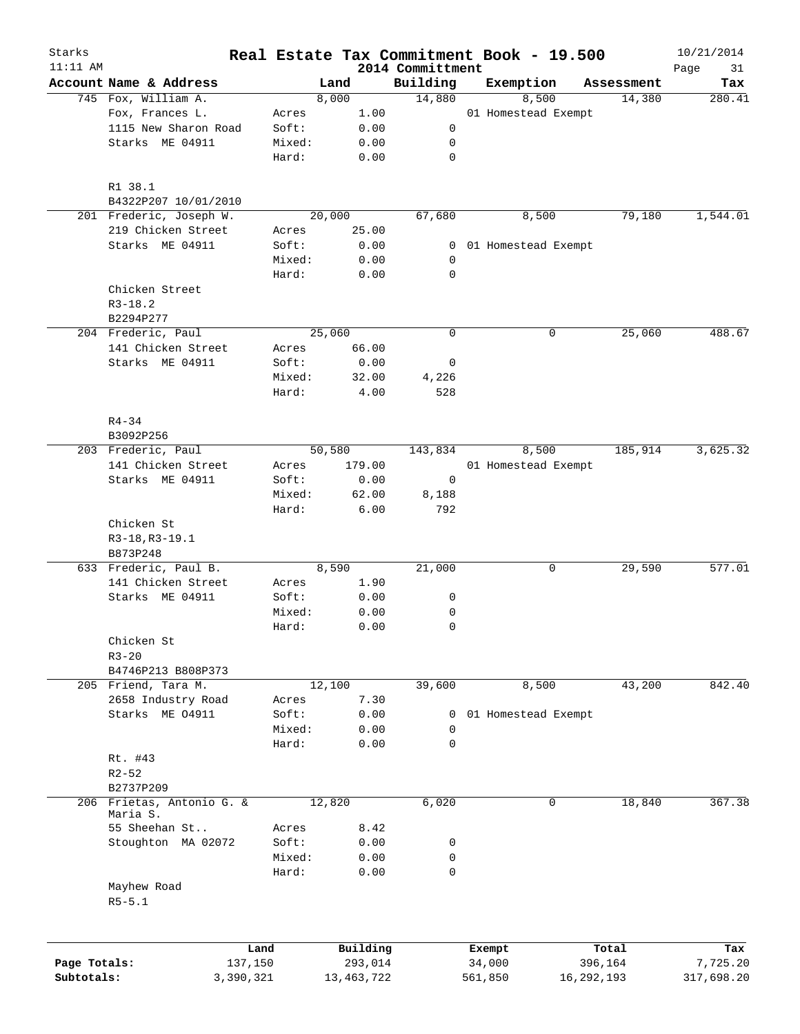# Real Estate Tax Commitment Book - 19.500

Starks
11:11 AM

2014 Committment

10/21/2014

| Account | Name & Address | | Land | Building | Exemption | Assessment | Tax |
|---|---|---|---|---|---|---|---|
| 745 | Fox, William A. | | 8,000 | 14,880 | 8,500 | 14,380 | 280.41 |
| | Fox, Frances L. | Acres | 1.00 | | 01 Homestead Exempt | | |
| | 1115 New Sharon Road | Soft: | 0.00 | 0 | | | |
| | Starks ME 04911 | Mixed: | 0.00 | 0 | | | |
| | | Hard: | 0.00 | 0 | | | |
| | R1 38.1 | | | | | | |
| | B4322P207 10/01/2010 | | | | | | |
| 201 | Frederic, Joseph W. | | 20,000 | 67,680 | 8,500 | 79,180 | 1,544.01 |
| | 219 Chicken Street | Acres | 25.00 | | | | |
| | Starks ME 04911 | Soft: | 0.00 | 0 | 01 Homestead Exempt | | |
| | | Mixed: | 0.00 | 0 | | | |
| | | Hard: | 0.00 | 0 | | | |
| | Chicken Street | | | | | | |
| | R3-18.2 | | | | | | |
| | B2294P277 | | | | | | |
| 204 | Frederic, Paul | | 25,060 | 0 | 0 | 25,060 | 488.67 |
| | 141 Chicken Street | Acres | 66.00 | | | | |
| | Starks ME 04911 | Soft: | 0.00 | 0 | | | |
| | | Mixed: | 32.00 | 4,226 | | | |
| | | Hard: | 4.00 | 528 | | | |
| | R4-34 | | | | | | |
| | B3092P256 | | | | | | |
| 203 | Frederic, Paul | | 50,580 | 143,834 | 8,500 | 185,914 | 3,625.32 |
| | 141 Chicken Street | Acres | 179.00 | | 01 Homestead Exempt | | |
| | Starks ME 04911 | Soft: | 0.00 | 0 | | | |
| | | Mixed: | 62.00 | 8,188 | | | |
| | | Hard: | 6.00 | 792 | | | |
| | Chicken St | | | | | | |
| | R3-18,R3-19.1 | | | | | | |
| | B873P248 | | | | | | |
| 633 | Frederic, Paul B. | | 8,590 | 21,000 | 0 | 29,590 | 577.01 |
| | 141 Chicken Street | Acres | 1.90 | | | | |
| | Starks ME 04911 | Soft: | 0.00 | 0 | | | |
| | | Mixed: | 0.00 | 0 | | | |
| | | Hard: | 0.00 | 0 | | | |
| | Chicken St | | | | | | |
| | R3-20 | | | | | | |
| | B4746P213 B808P373 | | | | | | |
| 205 | Friend, Tara M. | | 12,100 | 39,600 | 8,500 | 43,200 | 842.40 |
| | 2658 Industry Road | Acres | 7.30 | | | | |
| | Starks ME O4911 | Soft: | 0.00 | 0 | 01 Homestead Exempt | | |
| | | Mixed: | 0.00 | 0 | | | |
| | | Hard: | 0.00 | 0 | | | |
| | Rt. #43 | | | | | | |
| | R2-52 | | | | | | |
| | B2737P209 | | | | | | |
| 206 | Frietas, Antonio G. & Maria S. | | 12,820 | 6,020 | 0 | 18,840 | 367.38 |
| | 55 Sheehan St.. | Acres | 8.42 | | | | |
| | Stoughton MA 02072 | Soft: | 0.00 | 0 | | | |
| | | Mixed: | 0.00 | 0 | | | |
| | | Hard: | 0.00 | 0 | | | |
| | Mayhew Road | | | | | | |
| | R5-5.1 | | | | | | |

| | Land | Building | Exempt | Total | Tax |
|---|---|---|---|---|---|
| Page Totals: | 137,150 | 293,014 | 34,000 | 396,164 | 7,725.20 |
| Subtotals: | 3,390,321 | 13,463,722 | 561,850 | 16,292,193 | 317,698.20 |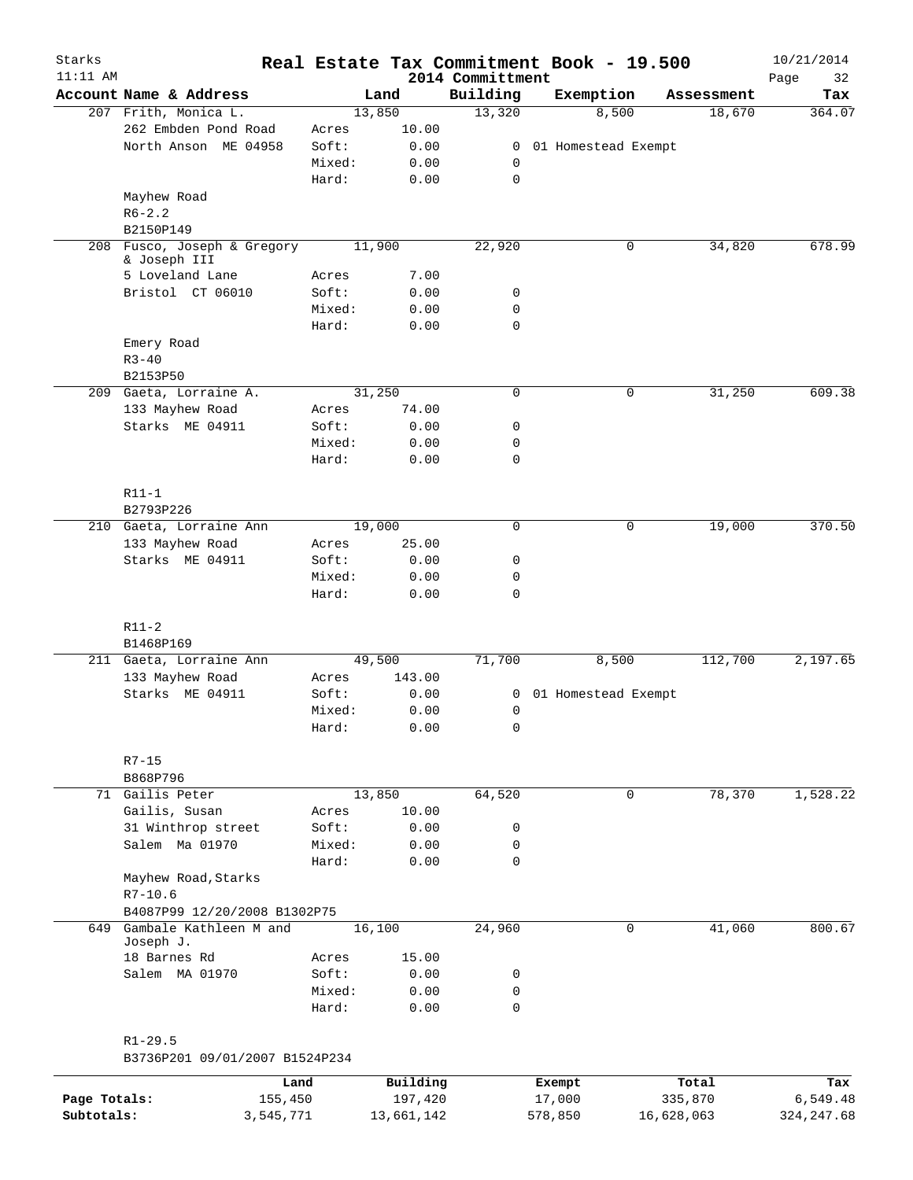# Real Estate Tax Commitment Book - 19.500

Starks
11:11 AM

2014 Committment

10/21/2014

| Account Name & Address | | Land | Building | Exemption | Assessment | Tax |
|---|---|---|---|---|---|---|
| 207 Frith, Monica L. | | 13,850 | 13,320 | 8,500 | 18,670 | 364.07 |
| 262 Embden Pond Road | Acres | 10.00 | | | | |
| North Anson ME 04958 | Soft: | 0.00 | 0 | 01 Homestead Exempt | | |
| | Mixed: | 0.00 | 0 | | | |
| | Hard: | 0.00 | 0 | | | |
| Mayhew Road | | | | | | |
| R6-2.2 | | | | | | |
| B2150P149 | | | | | | |
| 208 Fusco, Joseph & Gregory & Joseph III | | 11,900 | 22,920 | 0 | 34,820 | 678.99 |
| 5 Loveland Lane | Acres | 7.00 | | | | |
| Bristol CT 06010 | Soft: | 0.00 | 0 | | | |
| | Mixed: | 0.00 | 0 | | | |
| | Hard: | 0.00 | 0 | | | |
| Emery Road | | | | | | |
| R3-40 | | | | | | |
| B2153P50 | | | | | | |
| 209 Gaeta, Lorraine A. | | 31,250 | 0 | 0 | 31,250 | 609.38 |
| 133 Mayhew Road | Acres | 74.00 | | | | |
| Starks ME 04911 | Soft: | 0.00 | 0 | | | |
| | Mixed: | 0.00 | 0 | | | |
| | Hard: | 0.00 | 0 | | | |
| R11-1 | | | | | | |
| B2793P226 | | | | | | |
| 210 Gaeta, Lorraine Ann | | 19,000 | 0 | 0 | 19,000 | 370.50 |
| 133 Mayhew Road | Acres | 25.00 | | | | |
| Starks ME 04911 | Soft: | 0.00 | 0 | | | |
| | Mixed: | 0.00 | 0 | | | |
| | Hard: | 0.00 | 0 | | | |
| R11-2 | | | | | | |
| B1468P169 | | | | | | |
| 211 Gaeta, Lorraine Ann | | 49,500 | 71,700 | 8,500 | 112,700 | 2,197.65 |
| 133 Mayhew Road | Acres | 143.00 | | | | |
| Starks ME 04911 | Soft: | 0.00 | 0 | 01 Homestead Exempt | | |
| | Mixed: | 0.00 | 0 | | | |
| | Hard: | 0.00 | 0 | | | |
| R7-15 | | | | | | |
| B868P796 | | | | | | |
| 71 Gailis Peter | | 13,850 | 64,520 | 0 | 78,370 | 1,528.22 |
| Gailis, Susan | Acres | 10.00 | | | | |
| 31 Winthrop street | Soft: | 0.00 | 0 | | | |
| Salem Ma 01970 | Mixed: | 0.00 | 0 | | | |
| | Hard: | 0.00 | 0 | | | |
| Mayhew Road,Starks | | | | | | |
| R7-10.6 | | | | | | |
| B4087P99 12/20/2008 B1302P75 | | | | | | |
| 649 Gambale Kathleen M and Joseph J. | | 16,100 | 24,960 | 0 | 41,060 | 800.67 |
| 18 Barnes Rd | Acres | 15.00 | | | | |
| Salem MA 01970 | Soft: | 0.00 | 0 | | | |
| | Mixed: | 0.00 | 0 | | | |
| | Hard: | 0.00 | 0 | | | |
| R1-29.5 | | | | | | |
| B3736P201 09/01/2007 B1524P234 | | | | | | |

| | Land | Building | Exempt | Total | Tax |
|---|---|---|---|---|---|
| Page Totals: | 155,450 | 197,420 | 17,000 | 335,870 | 6,549.48 |
| Subtotals: | 3,545,771 | 13,661,142 | 578,850 | 16,628,063 | 324,247.68 |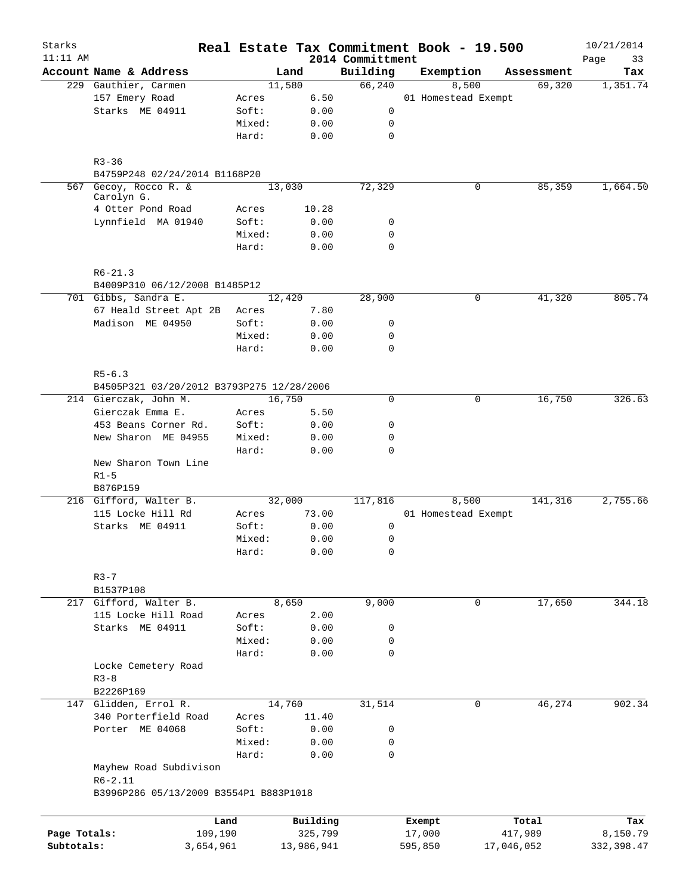# Real Estate Tax Commitment Book - 19.500

Starks
11:11 AM

2014 Committment

10/21/2014

| Account | Name & Address | | Land | Building | Exemption | Assessment | Tax |
|---|---|---|---|---|---|---|---|
| 229 | Gauthier, Carmen | | 11,580 | 66,240 | 8,500 | 69,320 | 1,351.74 |
| | 157 Emery Road | Acres | 6.50 | | 01 Homestead Exempt | | |
| | Starks ME 04911 | Soft: | 0.00 | 0 | | | |
| | | Mixed: | 0.00 | 0 | | | |
| | | Hard: | 0.00 | 0 | | | |
| | R3-36 | | | | | | |
| | B4759P248 02/24/2014 B1168P20 | | | | | | |
| 567 | Gecoy, Rocco R. & Carolyn G. | | 13,030 | 72,329 | 0 | 85,359 | 1,664.50 |
| | 4 Otter Pond Road | Acres | 10.28 | | | | |
| | Lynnfield MA 01940 | Soft: | 0.00 | 0 | | | |
| | | Mixed: | 0.00 | 0 | | | |
| | | Hard: | 0.00 | 0 | | | |
| | R6-21.3 | | | | | | |
| | B4009P310 06/12/2008 B1485P12 | | | | | | |
| 701 | Gibbs, Sandra E. | | 12,420 | 28,900 | 0 | 41,320 | 805.74 |
| | 67 Heald Street Apt 2B | Acres | 7.80 | | | | |
| | Madison ME 04950 | Soft: | 0.00 | 0 | | | |
| | | Mixed: | 0.00 | 0 | | | |
| | | Hard: | 0.00 | 0 | | | |
| | R5-6.3 | | | | | | |
| | B4505P321 03/20/2012 B3793P275 12/28/2006 | | | | | | |
| 214 | Gierczak, John M. | | 16,750 | 0 | 0 | 16,750 | 326.63 |
| | Gierczak Emma E. | Acres | 5.50 | | | | |
| | 453 Beans Corner Rd. | Soft: | 0.00 | 0 | | | |
| | New Sharon ME 04955 | Mixed: | 0.00 | 0 | | | |
| | | Hard: | 0.00 | 0 | | | |
| | New Sharon Town Line | | | | | | |
| | R1-5 | | | | | | |
| | B876P159 | | | | | | |
| 216 | Gifford, Walter B. | | 32,000 | 117,816 | 8,500 | 141,316 | 2,755.66 |
| | 115 Locke Hill Rd | Acres | 73.00 | | 01 Homestead Exempt | | |
| | Starks ME 04911 | Soft: | 0.00 | 0 | | | |
| | | Mixed: | 0.00 | 0 | | | |
| | | Hard: | 0.00 | 0 | | | |
| | R3-7 | | | | | | |
| | B1537P108 | | | | | | |
| 217 | Gifford, Walter B. | | 8,650 | 9,000 | 0 | 17,650 | 344.18 |
| | 115 Locke Hill Road | Acres | 2.00 | | | | |
| | Starks ME 04911 | Soft: | 0.00 | 0 | | | |
| | | Mixed: | 0.00 | 0 | | | |
| | | Hard: | 0.00 | 0 | | | |
| | Locke Cemetery Road | | | | | | |
| | R3-8 | | | | | | |
| | B2226P169 | | | | | | |
| 147 | Glidden, Errol R. | | 14,760 | 31,514 | 0 | 46,274 | 902.34 |
| | 340 Porterfield Road | Acres | 11.40 | | | | |
| | Porter ME 04068 | Soft: | 0.00 | 0 | | | |
| | | Mixed: | 0.00 | 0 | | | |
| | | Hard: | 0.00 | 0 | | | |
| | Mayhew Road Subdivison | | | | | | |
| | R6-2.11 | | | | | | |
| | B3996P286 05/13/2009 B3554P1 B883P1018 | | | | | | |

| | Land | Building | Exempt | Total | Tax |
|---|---|---|---|---|---|
| Page Totals: | 109,190 | 325,799 | 17,000 | 417,989 | 8,150.79 |
| Subtotals: | 3,654,961 | 13,986,941 | 595,850 | 17,046,052 | 332,398.47 |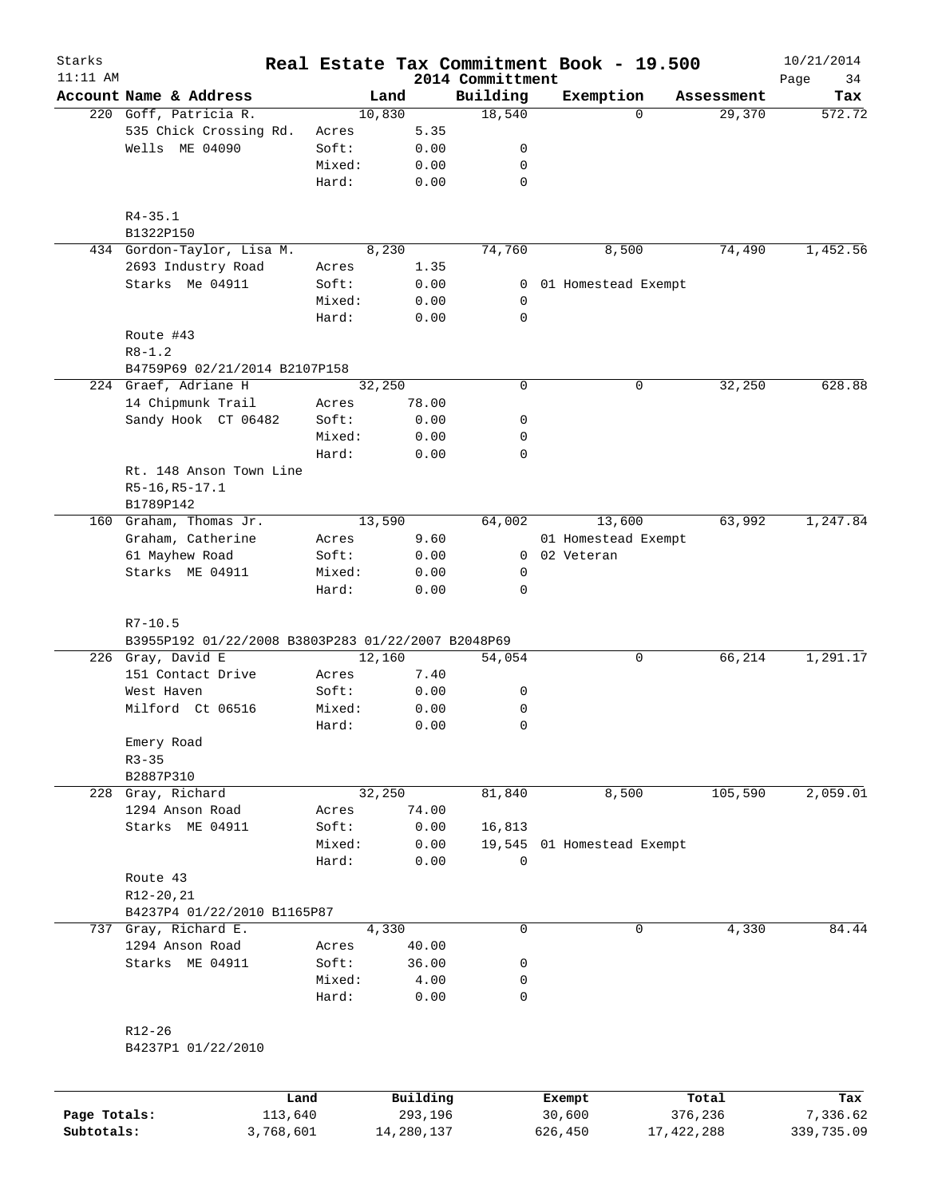# Real Estate Tax Commitment Book - 19.500

Starks 11:11 AM — 2014 Committment — 10/21/2014

| Account Name & Address | | Land | Building | Exemption | Assessment | Tax |
|---|---|---|---|---|---|---|
| 220 Goff, Patricia R. | | 10,830 | 18,540 | 0 | 29,370 | 572.72 |
| 535 Chick Crossing Rd. | Acres | 5.35 | | | | |
| Wells ME 04090 | Soft: | 0.00 | 0 | | | |
| | Mixed: | 0.00 | 0 | | | |
| | Hard: | 0.00 | 0 | | | |
| R4-35.1 | | | | | | |
| B1322P150 | | | | | | |
| 434 Gordon-Taylor, Lisa M. | | 8,230 | 74,760 | 8,500 | 74,490 | 1,452.56 |
| 2693 Industry Road | Acres | 1.35 | | | | |
| Starks Me 04911 | Soft: | 0.00 | 0 | 01 Homestead Exempt | | |
| | Mixed: | 0.00 | 0 | | | |
| | Hard: | 0.00 | 0 | | | |
| Route #43 | | | | | | |
| R8-1.2 | | | | | | |
| B4759P69 02/21/2014 B2107P158 | | | | | | |
| 224 Graef, Adriane H | | 32,250 | 0 | 0 | 32,250 | 628.88 |
| 14 Chipmunk Trail | Acres | 78.00 | | | | |
| Sandy Hook CT 06482 | Soft: | 0.00 | 0 | | | |
| | Mixed: | 0.00 | 0 | | | |
| | Hard: | 0.00 | 0 | | | |
| Rt. 148 Anson Town Line | | | | | | |
| R5-16,R5-17.1 | | | | | | |
| B1789P142 | | | | | | |
| 160 Graham, Thomas Jr. | | 13,590 | 64,002 | 13,600 | 63,992 | 1,247.84 |
| Graham, Catherine | Acres | 9.60 | | 01 Homestead Exempt | | |
| 61 Mayhew Road | Soft: | 0.00 | 0 | 02 Veteran | | |
| Starks ME 04911 | Mixed: | 0.00 | 0 | | | |
| | Hard: | 0.00 | 0 | | | |
| R7-10.5 | | | | | | |
| B3955P192 01/22/2008 B3803P283 01/22/2007 B2048P69 | | | | | | |
| 226 Gray, David E | | 12,160 | 54,054 | 0 | 66,214 | 1,291.17 |
| 151 Contact Drive | Acres | 7.40 | | | | |
| West Haven | Soft: | 0.00 | 0 | | | |
| Milford Ct 06516 | Mixed: | 0.00 | 0 | | | |
| | Hard: | 0.00 | 0 | | | |
| Emery Road | | | | | | |
| R3-35 | | | | | | |
| B2887P310 | | | | | | |
| 228 Gray, Richard | | 32,250 | 81,840 | 8,500 | 105,590 | 2,059.01 |
| 1294 Anson Road | Acres | 74.00 | | | | |
| Starks ME 04911 | Soft: | 0.00 | 16,813 | | | |
| | Mixed: | 0.00 | 19,545 | 01 Homestead Exempt | | |
| | Hard: | 0.00 | 0 | | | |
| Route 43 | | | | | | |
| R12-20,21 | | | | | | |
| B4237P4 01/22/2010 B1165P87 | | | | | | |
| 737 Gray, Richard E. | | 4,330 | 0 | 0 | 4,330 | 84.44 |
| 1294 Anson Road | Acres | 40.00 | | | | |
| Starks ME 04911 | Soft: | 36.00 | 0 | | | |
| | Mixed: | 4.00 | 0 | | | |
| | Hard: | 0.00 | 0 | | | |
| R12-26 | | | | | | |
| B4237P1 01/22/2010 | | | | | | |

| | Land | Building | Exempt | Total | Tax |
|---|---|---|---|---|---|
| Page Totals: | 113,640 | 293,196 | 30,600 | 376,236 | 7,336.62 |
| Subtotals: | 3,768,601 | 14,280,137 | 626,450 | 17,422,288 | 339,735.09 |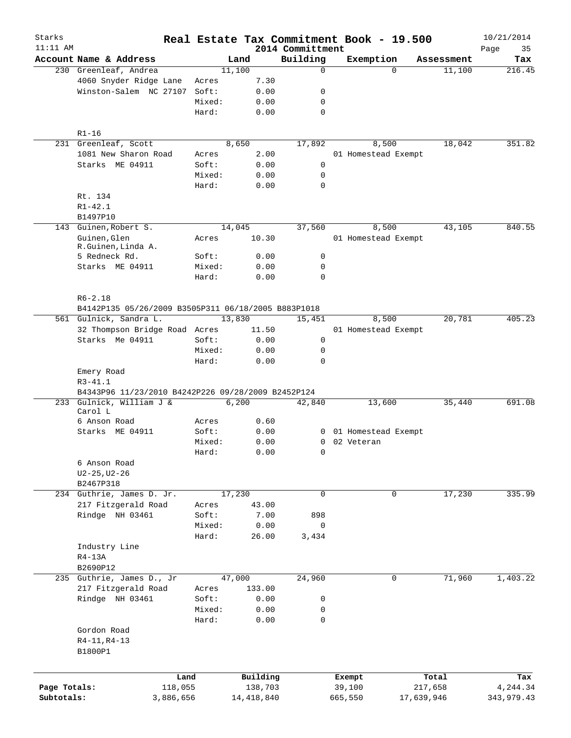# Real Estate Tax Commitment Book - 19.500

Starks
11:11 AM
2014 Committment
10/21/2014

| Account | Name & Address | | Land | Building | Exemption | Assessment | Tax |
|---|---|---|---|---|---|---|---|
| 230 | Greenleaf, Andrea | | 11,100 | 0 | 0 | 11,100 | 216.45 |
| | 4060 Snyder Ridge Lane | Acres | 7.30 | | | | |
| | Winston-Salem NC 27107 | Soft: | 0.00 | 0 | | | |
| | | Mixed: | 0.00 | 0 | | | |
| | | Hard: | 0.00 | 0 | | | |
| | R1-16 | | | | | | |
| 231 | Greenleaf, Scott | | 8,650 | 17,892 | 8,500 | 18,042 | 351.82 |
| | 1081 New Sharon Road | Acres | 2.00 | | 01 Homestead Exempt | | |
| | Starks ME 04911 | Soft: | 0.00 | 0 | | | |
| | | Mixed: | 0.00 | 0 | | | |
| | | Hard: | 0.00 | 0 | | | |
| | Rt. 134 | | | | | | |
| | R1-42.1 | | | | | | |
| | B1497P10 | | | | | | |
| 143 | Guinen, Robert S. | | 14,045 | 37,560 | 8,500 | 43,105 | 840.55 |
| | Guinen, Glen R.Guinen, Linda A. | Acres | 10.30 | | 01 Homestead Exempt | | |
| | 5 Redneck Rd. | Soft: | 0.00 | 0 | | | |
| | Starks ME 04911 | Mixed: | 0.00 | 0 | | | |
| | | Hard: | 0.00 | 0 | | | |
| | R6-2.18 | | | | | | |
| | B4142P135 05/26/2009 B3505P311 06/18/2005 B883P1018 | | | | | | |
| 561 | Gulnick, Sandra L. | | 13,830 | 15,451 | 8,500 | 20,781 | 405.23 |
| | 32 Thompson Bridge Road | Acres | 11.50 | | 01 Homestead Exempt | | |
| | Starks Me 04911 | Soft: | 0.00 | 0 | | | |
| | | Mixed: | 0.00 | 0 | | | |
| | | Hard: | 0.00 | 0 | | | |
| | Emery Road | | | | | | |
| | R3-41.1 | | | | | | |
| | B4343P96 11/23/2010 B4242P226 09/28/2009 B2452P124 | | | | | | |
| 233 | Gulnick, William J & Carol L | | 6,200 | 42,840 | 13,600 | 35,440 | 691.08 |
| | 6 Anson Road | Acres | 0.60 | | | | |
| | Starks ME 04911 | Soft: | 0.00 | 0 | 01 Homestead Exempt | | |
| | | Mixed: | 0.00 | 0 | 02 Veteran | | |
| | | Hard: | 0.00 | 0 | | | |
| | 6 Anson Road | | | | | | |
| | U2-25,U2-26 | | | | | | |
| | B2467P318 | | | | | | |
| 234 | Guthrie, James D. Jr. | | 17,230 | 0 | 0 | 17,230 | 335.99 |
| | 217 Fitzgerald Road | Acres | 43.00 | | | | |
| | Rindge NH 03461 | Soft: | 7.00 | 898 | | | |
| | | Mixed: | 0.00 | 0 | | | |
| | | Hard: | 26.00 | 3,434 | | | |
| | Industry Line | | | | | | |
| | R4-13A | | | | | | |
| | B2690P12 | | | | | | |
| 235 | Guthrie, James D., Jr | | 47,000 | 24,960 | 0 | 71,960 | 1,403.22 |
| | 217 Fitzgerald Road | Acres | 133.00 | | | | |
| | Rindge NH 03461 | Soft: | 0.00 | 0 | | | |
| | | Mixed: | 0.00 | 0 | | | |
| | | Hard: | 0.00 | 0 | | | |
| | Gordon Road | | | | | | |
| | R4-11,R4-13 | | | | | | |
| | B1800P1 | | | | | | |

| | Land | Building | Exempt | Total | Tax |
|---|---|---|---|---|---|
| Page Totals: | 118,055 | 138,703 | 39,100 | 217,658 | 4,244.34 |
| Subtotals: | 3,886,656 | 14,418,840 | 665,550 | 17,639,946 | 343,979.43 |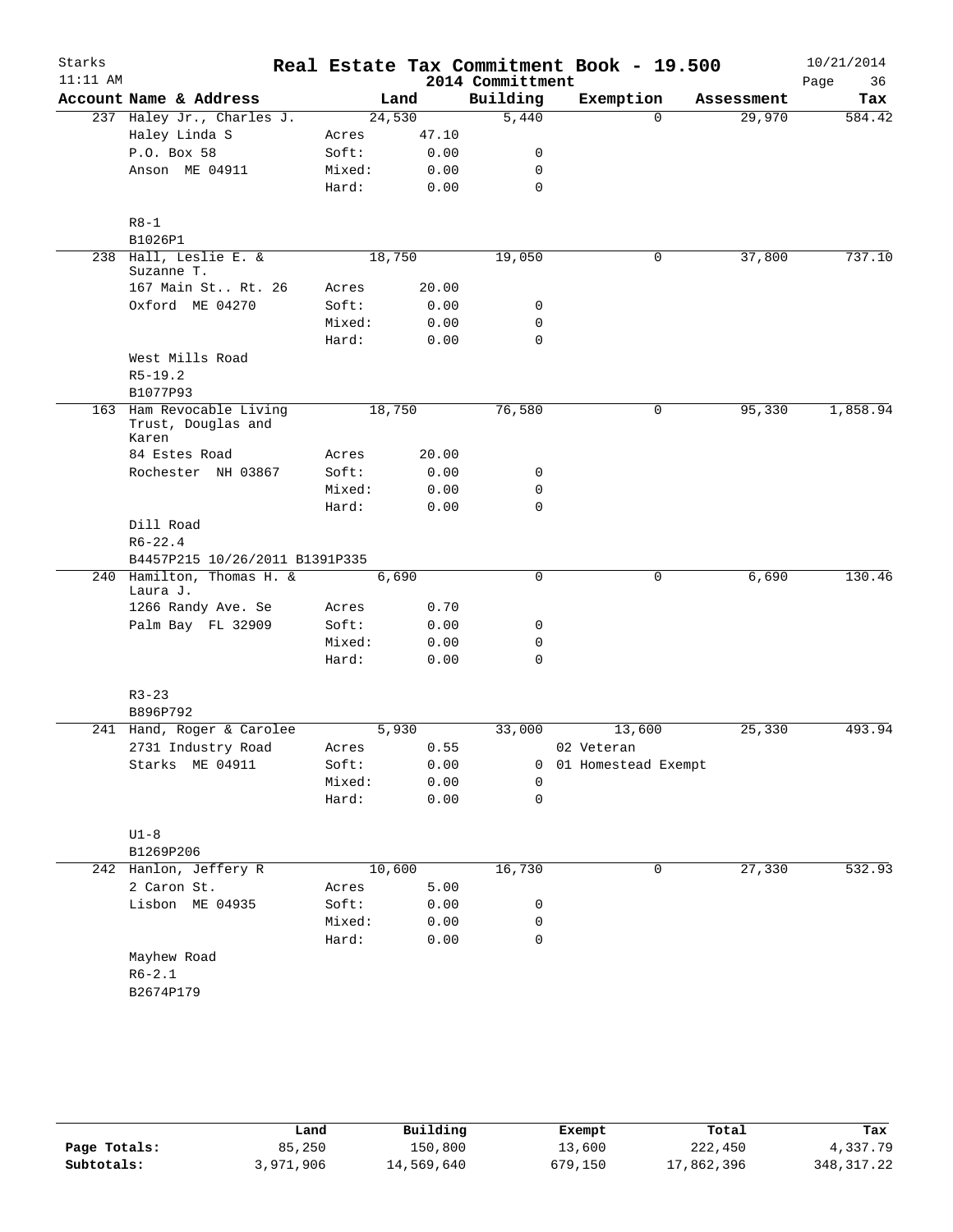# Real Estate Tax Commitment Book - 19.500

Starks
11:11 AM

2014 Committment

10/21/2014

| Account | Name & Address | Land | | Building | Exemption | Assessment | Tax |
|---|---|---|---|---|---|---|---|
| 237 | Haley Jr., Charles J. | 24,530 | | 5,440 | 0 | 29,970 | 584.42 |
| | Haley Linda S | Acres | 47.10 | | | | |
| | P.O. Box 58 | Soft: | 0.00 | 0 | | | |
| | Anson ME 04911 | Mixed: | 0.00 | 0 | | | |
| | | Hard: | 0.00 | 0 | | | |
| | R8-1 | | | | | | |
| | B1026P1 | | | | | | |
| 238 | Hall, Leslie E. & Suzanne T. | 18,750 | | 19,050 | 0 | 37,800 | 737.10 |
| | 167 Main St.. Rt. 26 | Acres | 20.00 | | | | |
| | Oxford ME 04270 | Soft: | 0.00 | 0 | | | |
| | | Mixed: | 0.00 | 0 | | | |
| | | Hard: | 0.00 | 0 | | | |
| | West Mills Road | | | | | | |
| | R5-19.2 | | | | | | |
| | B1077P93 | | | | | | |
| 163 | Ham Revocable Living Trust, Douglas and Karen | 18,750 | | 76,580 | 0 | 95,330 | 1,858.94 |
| | 84 Estes Road | Acres | 20.00 | | | | |
| | Rochester NH 03867 | Soft: | 0.00 | 0 | | | |
| | | Mixed: | 0.00 | 0 | | | |
| | | Hard: | 0.00 | 0 | | | |
| | Dill Road | | | | | | |
| | R6-22.4 | | | | | | |
| | B4457P215 10/26/2011 B1391P335 | | | | | | |
| 240 | Hamilton, Thomas H. & Laura J. | 6,690 | | 0 | 0 | 6,690 | 130.46 |
| | 1266 Randy Ave. Se | Acres | 0.70 | | | | |
| | Palm Bay FL 32909 | Soft: | 0.00 | 0 | | | |
| | | Mixed: | 0.00 | 0 | | | |
| | | Hard: | 0.00 | 0 | | | |
| | R3-23 | | | | | | |
| | B896P792 | | | | | | |
| 241 | Hand, Roger & Carolee | 5,930 | | 33,000 | 13,600 | 25,330 | 493.94 |
| | 2731 Industry Road | Acres | 0.55 | | 02 Veteran | | |
| | Starks ME 04911 | Soft: | 0.00 | 0 | 01 Homestead Exempt | | |
| | | Mixed: | 0.00 | 0 | | | |
| | | Hard: | 0.00 | 0 | | | |
| | U1-8 | | | | | | |
| | B1269P206 | | | | | | |
| 242 | Hanlon, Jeffery R | 10,600 | | 16,730 | 0 | 27,330 | 532.93 |
| | 2 Caron St. | Acres | 5.00 | | | | |
| | Lisbon ME 04935 | Soft: | 0.00 | 0 | | | |
| | | Mixed: | 0.00 | 0 | | | |
| | | Hard: | 0.00 | 0 | | | |
| | Mayhew Road | | | | | | |
| | R6-2.1 | | | | | | |
| | B2674P179 | | | | | | |

| | Land | Building | Exempt | Total | Tax |
|---|---|---|---|---|---|
| Page Totals: | 85,250 | 150,800 | 13,600 | 222,450 | 4,337.79 |
| Subtotals: | 3,971,906 | 14,569,640 | 679,150 | 17,862,396 | 348,317.22 |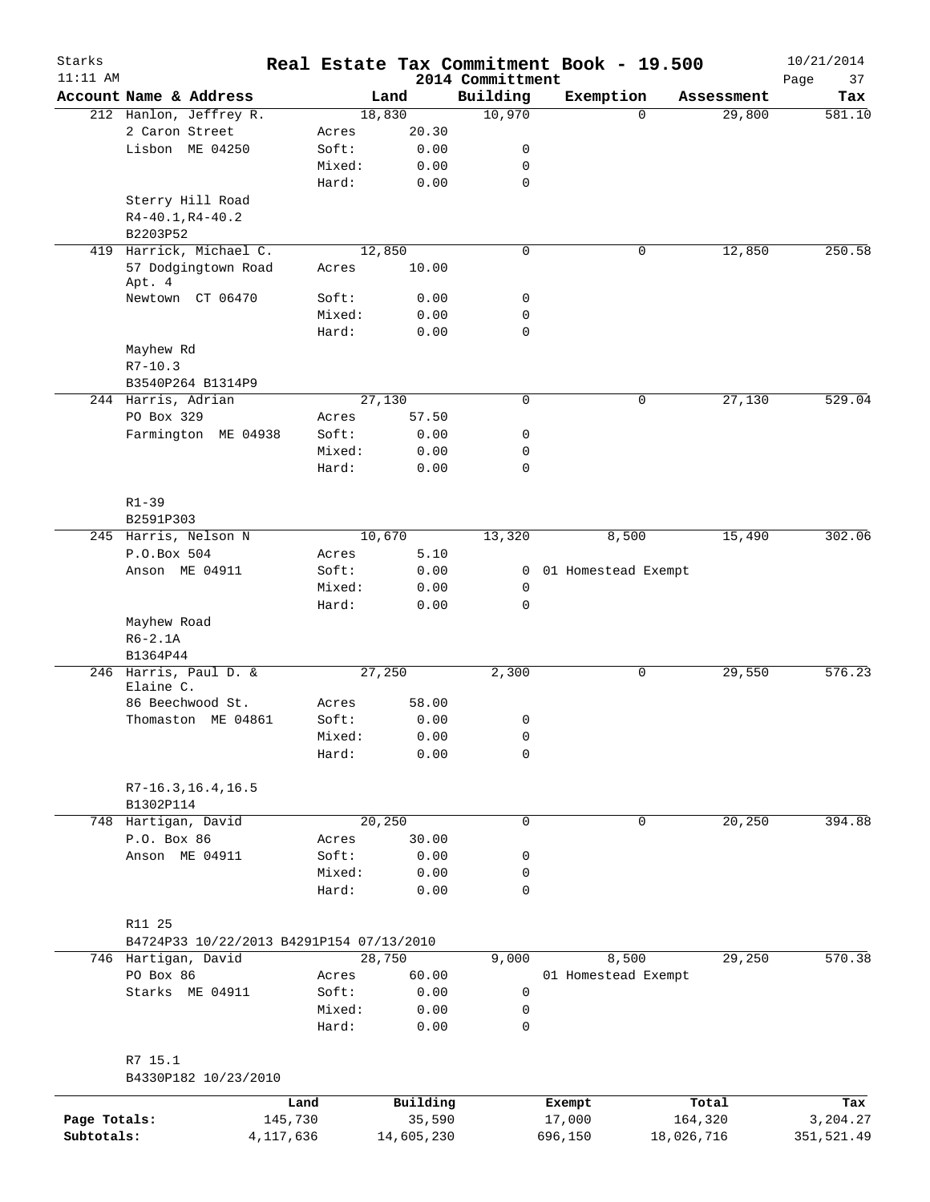Starks
11:11 AM

# Real Estate Tax Commitment Book - 19.500

2014 Committment

10/21/2014

| Account | Name & Address | | Land | Building | Exemption | Assessment | Tax |
|---|---|---|---|---|---|---|---|
| 212 | Hanlon, Jeffrey R. | | 18,830 | 10,970 | 0 | 29,800 | 581.10 |
| | 2 Caron Street | Acres | 20.30 | | | | |
| | Lisbon ME 04250 | Soft: | 0.00 | 0 | | | |
| | | Mixed: | 0.00 | 0 | | | |
| | | Hard: | 0.00 | 0 | | | |
| | Sterry Hill Road | | | | | | |
| | R4-40.1,R4-40.2 | | | | | | |
| | B2203P52 | | | | | | |
| 419 | Harrick, Michael C. | | 12,850 | 0 | 0 | 12,850 | 250.58 |
| | 57 Dodgingtown Road Apt. 4 | Acres | 10.00 | | | | |
| | Newtown CT 06470 | Soft: | 0.00 | 0 | | | |
| | | Mixed: | 0.00 | 0 | | | |
| | | Hard: | 0.00 | 0 | | | |
| | Mayhew Rd | | | | | | |
| | R7-10.3 | | | | | | |
| | B3540P264 B1314P9 | | | | | | |
| 244 | Harris, Adrian | | 27,130 | 0 | 0 | 27,130 | 529.04 |
| | PO Box 329 | Acres | 57.50 | | | | |
| | Farmington ME 04938 | Soft: | 0.00 | 0 | | | |
| | | Mixed: | 0.00 | 0 | | | |
| | | Hard: | 0.00 | 0 | | | |
| | R1-39 | | | | | | |
| | B2591P303 | | | | | | |
| 245 | Harris, Nelson N | | 10,670 | 13,320 | 8,500 | 15,490 | 302.06 |
| | P.O.Box 504 | Acres | 5.10 | | | | |
| | Anson ME 04911 | Soft: | 0.00 | 0 | 01 Homestead Exempt | | |
| | | Mixed: | 0.00 | 0 | | | |
| | | Hard: | 0.00 | 0 | | | |
| | Mayhew Road | | | | | | |
| | R6-2.1A | | | | | | |
| | B1364P44 | | | | | | |
| 246 | Harris, Paul D. & Elaine C. | | 27,250 | 2,300 | 0 | 29,550 | 576.23 |
| | 86 Beechwood St. | Acres | 58.00 | | | | |
| | Thomaston ME 04861 | Soft: | 0.00 | 0 | | | |
| | | Mixed: | 0.00 | 0 | | | |
| | | Hard: | 0.00 | 0 | | | |
| | R7-16.3,16.4,16.5 | | | | | | |
| | B1302P114 | | | | | | |
| 748 | Hartigan, David | | 20,250 | 0 | 0 | 20,250 | 394.88 |
| | P.O. Box 86 | Acres | 30.00 | | | | |
| | Anson ME 04911 | Soft: | 0.00 | 0 | | | |
| | | Mixed: | 0.00 | 0 | | | |
| | | Hard: | 0.00 | 0 | | | |
| | R11 25 | | | | | | |
| | B4724P33 10/22/2013 B4291P154 07/13/2010 | | | | | | |
| 746 | Hartigan, David | | 28,750 | 9,000 | 8,500 | 29,250 | 570.38 |
| | PO Box 86 | Acres | 60.00 | | 01 Homestead Exempt | | |
| | Starks ME 04911 | Soft: | 0.00 | 0 | | | |
| | | Mixed: | 0.00 | 0 | | | |
| | | Hard: | 0.00 | 0 | | | |
| | R7 15.1 | | | | | | |
| | B4330P182 10/23/2010 | | | | | | |

| | Land | Building | Exempt | Total | Tax |
|---|---|---|---|---|---|
| Page Totals: | 145,730 | 35,590 | 17,000 | 164,320 | 3,204.27 |
| Subtotals: | 4,117,636 | 14,605,230 | 696,150 | 18,026,716 | 351,521.49 |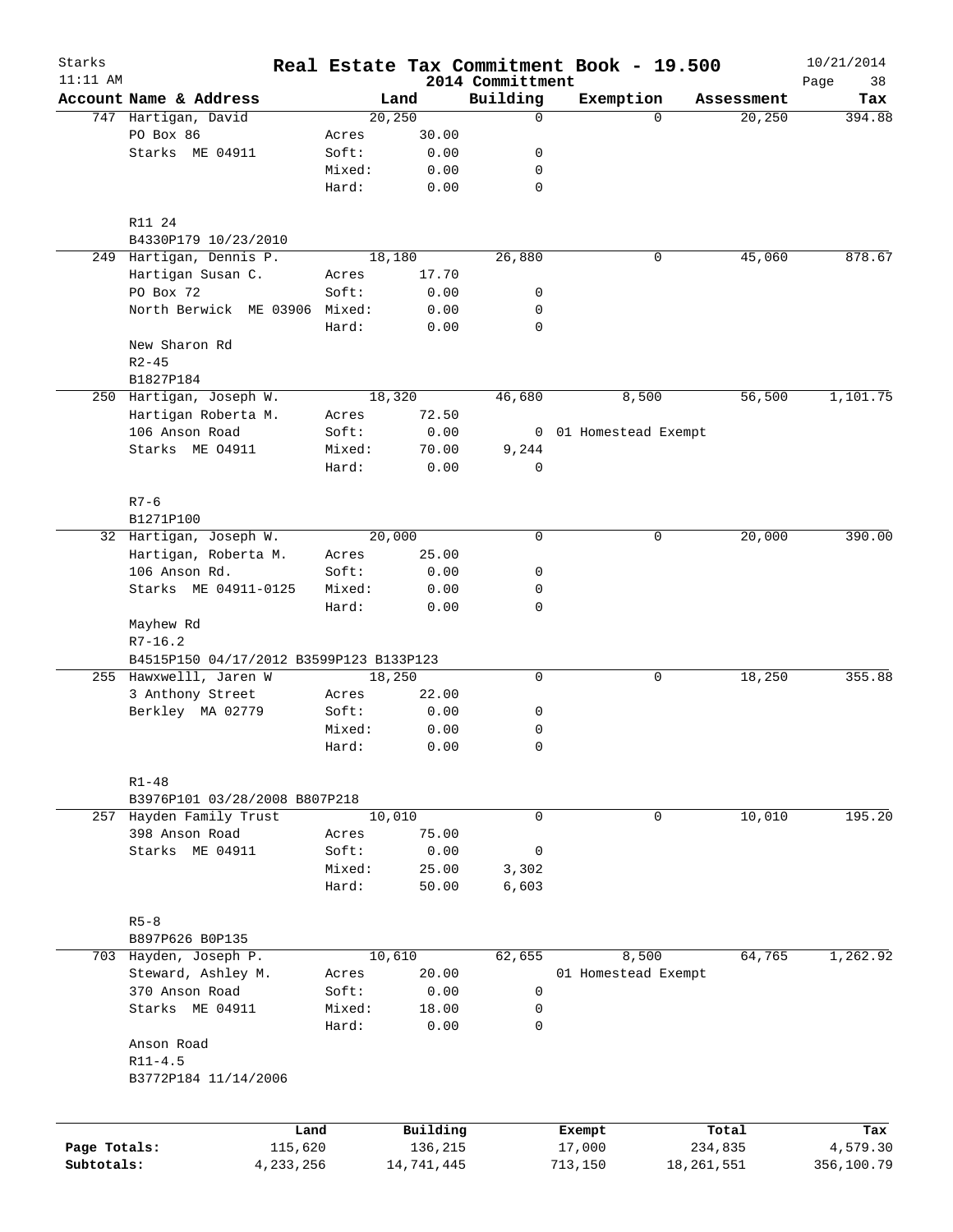# Real Estate Tax Commitment Book - 19.500

Starks 11:11 AM — 2014 Committment — 10/21/2014

| Account Name & Address | | Land | Building | Exemption | Assessment | Tax |
|---|---|---|---|---|---|---|
| 747 Hartigan, David | | 20,250 | 0 | 0 | 20,250 | 394.88 |
| PO Box 86 | Acres | 30.00 | | | | |
| Starks ME 04911 | Soft: | 0.00 | 0 | | | |
| | Mixed: | 0.00 | 0 | | | |
| | Hard: | 0.00 | 0 | | | |
| R11 24 | | | | | | |
| B4330P179 10/23/2010 | | | | | | |
| 249 Hartigan, Dennis P. | | 18,180 | 26,880 | 0 | 45,060 | 878.67 |
| Hartigan Susan C. | Acres | 17.70 | | | | |
| PO Box 72 | Soft: | 0.00 | 0 | | | |
| North Berwick ME 03906 | Mixed: | 0.00 | 0 | | | |
| | Hard: | 0.00 | 0 | | | |
| New Sharon Rd | | | | | | |
| R2-45 | | | | | | |
| B1827P184 | | | | | | |
| 250 Hartigan, Joseph W. | | 18,320 | 46,680 | 8,500 | 56,500 | 1,101.75 |
| Hartigan Roberta M. | Acres | 72.50 | | | | |
| 106 Anson Road | Soft: | 0.00 | 0 | 01 Homestead Exempt | | |
| Starks ME 04911 | Mixed: | 70.00 | 9,244 | | | |
| | Hard: | 0.00 | 0 | | | |
| R7-6 | | | | | | |
| B1271P100 | | | | | | |
| 32 Hartigan, Joseph W. | | 20,000 | 0 | 0 | 20,000 | 390.00 |
| Hartigan, Roberta M. | Acres | 25.00 | | | | |
| 106 Anson Rd. | Soft: | 0.00 | 0 | | | |
| Starks ME 04911-0125 | Mixed: | 0.00 | 0 | | | |
| | Hard: | 0.00 | 0 | | | |
| Mayhew Rd | | | | | | |
| R7-16.2 | | | | | | |
| B4515P150 04/17/2012 B3599P123 B133P123 | | | | | | |
| 255 Hawxwelll, Jaren W | | 18,250 | 0 | 0 | 18,250 | 355.88 |
| 3 Anthony Street | Acres | 22.00 | | | | |
| Berkley MA 02779 | Soft: | 0.00 | 0 | | | |
| | Mixed: | 0.00 | 0 | | | |
| | Hard: | 0.00 | 0 | | | |
| R1-48 | | | | | | |
| B3976P101 03/28/2008 B807P218 | | | | | | |
| 257 Hayden Family Trust | | 10,010 | 0 | 0 | 10,010 | 195.20 |
| 398 Anson Road | Acres | 75.00 | | | | |
| Starks ME 04911 | Soft: | 0.00 | 0 | | | |
| | Mixed: | 25.00 | 3,302 | | | |
| | Hard: | 50.00 | 6,603 | | | |
| R5-8 | | | | | | |
| B897P626 B0P135 | | | | | | |
| 703 Hayden, Joseph P. | | 10,610 | 62,655 | 8,500 | 64,765 | 1,262.92 |
| Steward, Ashley M. | Acres | 20.00 | | 01 Homestead Exempt | | |
| 370 Anson Road | Soft: | 0.00 | 0 | | | |
| Starks ME 04911 | Mixed: | 18.00 | 0 | | | |
| | Hard: | 0.00 | 0 | | | |
| Anson Road | | | | | | |
| R11-4.5 | | | | | | |
| B3772P184 11/14/2006 | | | | | | |

| | Land | Building | Exempt | Total | Tax |
|---|---|---|---|---|---|
| Page Totals: | 115,620 | 136,215 | 17,000 | 234,835 | 4,579.30 |
| Subtotals: | 4,233,256 | 14,741,445 | 713,150 | 18,261,551 | 356,100.79 |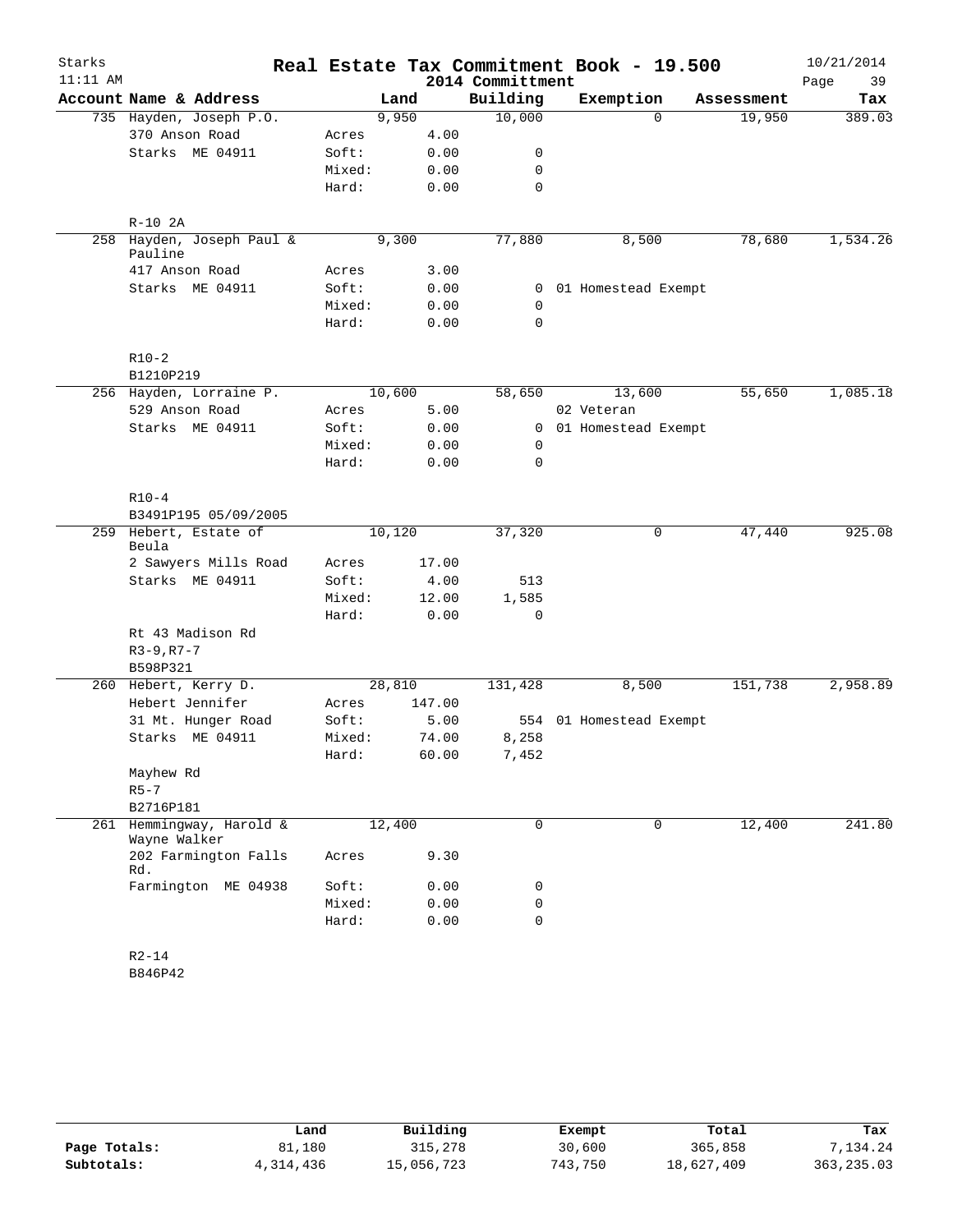# Real Estate Tax Commitment Book - 19.500

Starks
11:11 AM

2014 Committment

10/21/2014

| Account Name & Address | | Land | Building | Exemption | Assessment | Tax |
|---|---|---|---|---|---|---|
| 735 Hayden, Joseph P.O. | | 9,950 | 10,000 | 0 | 19,950 | 389.03 |
| 370 Anson Road | Acres | 4.00 | | | | |
| Starks ME 04911 | Soft: | 0.00 | 0 | | | |
| | Mixed: | 0.00 | 0 | | | |
| | Hard: | 0.00 | 0 | | | |
| R-10 2A | | | | | | |
| 258 Hayden, Joseph Paul & Pauline | | 9,300 | 77,880 | 8,500 | 78,680 | 1,534.26 |
| 417 Anson Road | Acres | 3.00 | | | | |
| Starks ME 04911 | Soft: | 0.00 | 0 | 01 Homestead Exempt | | |
| | Mixed: | 0.00 | 0 | | | |
| | Hard: | 0.00 | 0 | | | |
| R10-2 | | | | | | |
| B1210P219 | | | | | | |
| 256 Hayden, Lorraine P. | | 10,600 | 58,650 | 13,600 | 55,650 | 1,085.18 |
| 529 Anson Road | Acres | 5.00 | | 02 Veteran | | |
| Starks ME 04911 | Soft: | 0.00 | 0 | 01 Homestead Exempt | | |
| | Mixed: | 0.00 | 0 | | | |
| | Hard: | 0.00 | 0 | | | |
| R10-4 | | | | | | |
| B3491P195 05/09/2005 | | | | | | |
| 259 Hebert, Estate of Beula | | 10,120 | 37,320 | 0 | 47,440 | 925.08 |
| 2 Sawyers Mills Road | Acres | 17.00 | | | | |
| Starks ME 04911 | Soft: | 4.00 | 513 | | | |
| | Mixed: | 12.00 | 1,585 | | | |
| | Hard: | 0.00 | 0 | | | |
| Rt 43 Madison Rd | | | | | | |
| R3-9,R7-7 | | | | | | |
| B598P321 | | | | | | |
| 260 Hebert, Kerry D. | | 28,810 | 131,428 | 8,500 | 151,738 | 2,958.89 |
| Hebert Jennifer | Acres | 147.00 | | | | |
| 31 Mt. Hunger Road | Soft: | 5.00 | 554 | 01 Homestead Exempt | | |
| Starks ME 04911 | Mixed: | 74.00 | 8,258 | | | |
| | Hard: | 60.00 | 7,452 | | | |
| Mayhew Rd | | | | | | |
| R5-7 | | | | | | |
| B2716P181 | | | | | | |
| 261 Hemmingway, Harold & Wayne Walker | | 12,400 | 0 | 0 | 12,400 | 241.80 |
| 202 Farmington Falls Rd. | Acres | 9.30 | | | | |
| Farmington ME 04938 | Soft: | 0.00 | 0 | | | |
| | Mixed: | 0.00 | 0 | | | |
| | Hard: | 0.00 | 0 | | | |
| R2-14 | | | | | | |
| B846P42 | | | | | | |

| | Land | Building | Exempt | Total | Tax |
|---|---|---|---|---|---|
| **Page Totals:** | 81,180 | 315,278 | 30,600 | 365,858 | 7,134.24 |
| **Subtotals:** | 4,314,436 | 15,056,723 | 743,750 | 18,627,409 | 363,235.03 |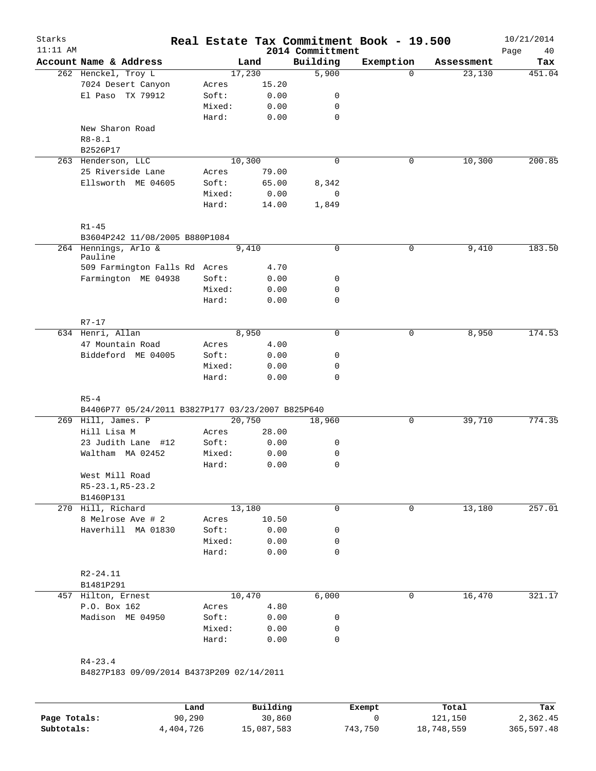# Starks — Real Estate Tax Commitment Book - 19.500

11:11 AM — 2014 Committment — 10/21/2014

| Account Name & Address | | Land | Building | Exemption | Assessment | Tax |
|---|---|---|---|---|---|---|
| 262 Henckel, Troy L | | 17,230 | 5,900 | 0 | 23,130 | 451.04 |
| 7024 Desert Canyon | Acres | 15.20 | | | | |
| El Paso TX 79912 | Soft: | 0.00 | 0 | | | |
| | Mixed: | 0.00 | 0 | | | |
| | Hard: | 0.00 | 0 | | | |
| New Sharon Road | | | | | | |
| R8-8.1 | | | | | | |
| B2526P17 | | | | | | |
| 263 Henderson, LLC | | 10,300 | 0 | 0 | 10,300 | 200.85 |
| 25 Riverside Lane | Acres | 79.00 | | | | |
| Ellsworth ME 04605 | Soft: | 65.00 | 8,342 | | | |
| | Mixed: | 0.00 | 0 | | | |
| | Hard: | 14.00 | 1,849 | | | |
| R1-45 | | | | | | |
| B3604P242 11/08/2005 B880P1084 | | | | | | |
| 264 Hennings, Arlo & Pauline | | 9,410 | 0 | 0 | 9,410 | 183.50 |
| 509 Farmington Falls Rd | Acres | 4.70 | | | | |
| Farmington ME 04938 | Soft: | 0.00 | 0 | | | |
| | Mixed: | 0.00 | 0 | | | |
| | Hard: | 0.00 | 0 | | | |
| R7-17 | | | | | | |
| 634 Henri, Allan | | 8,950 | 0 | 0 | 8,950 | 174.53 |
| 47 Mountain Road | Acres | 4.00 | | | | |
| Biddeford ME 04005 | Soft: | 0.00 | 0 | | | |
| | Mixed: | 0.00 | 0 | | | |
| | Hard: | 0.00 | 0 | | | |
| R5-4 | | | | | | |
| B4406P77 05/24/2011 B3827P177 03/23/2007 B825P640 | | | | | | |
| 269 Hill, James. P | | 20,750 | 18,960 | 0 | 39,710 | 774.35 |
| Hill Lisa M | Acres | 28.00 | | | | |
| 23 Judith Lane #12 | Soft: | 0.00 | 0 | | | |
| Waltham MA 02452 | Mixed: | 0.00 | 0 | | | |
| | Hard: | 0.00 | 0 | | | |
| West Mill Road | | | | | | |
| R5-23.1,R5-23.2 | | | | | | |
| B1460P131 | | | | | | |
| 270 Hill, Richard | | 13,180 | 0 | 0 | 13,180 | 257.01 |
| 8 Melrose Ave # 2 | Acres | 10.50 | | | | |
| Haverhill MA 01830 | Soft: | 0.00 | 0 | | | |
| | Mixed: | 0.00 | 0 | | | |
| | Hard: | 0.00 | 0 | | | |
| R2-24.11 | | | | | | |
| B1481P291 | | | | | | |
| 457 Hilton, Ernest | | 10,470 | 6,000 | 0 | 16,470 | 321.17 |
| P.O. Box 162 | Acres | 4.80 | | | | |
| Madison ME 04950 | Soft: | 0.00 | 0 | | | |
| | Mixed: | 0.00 | 0 | | | |
| | Hard: | 0.00 | 0 | | | |
| R4-23.4 | | | | | | |
| B4827P183 09/09/2014 B4373P209 02/14/2011 | | | | | | |

| | Land | Building | Exempt | Total | Tax |
|---|---|---|---|---|---|
| Page Totals: | 90,290 | 30,860 | 0 | 121,150 | 2,362.45 |
| Subtotals: | 4,404,726 | 15,087,583 | 743,750 | 18,748,559 | 365,597.48 |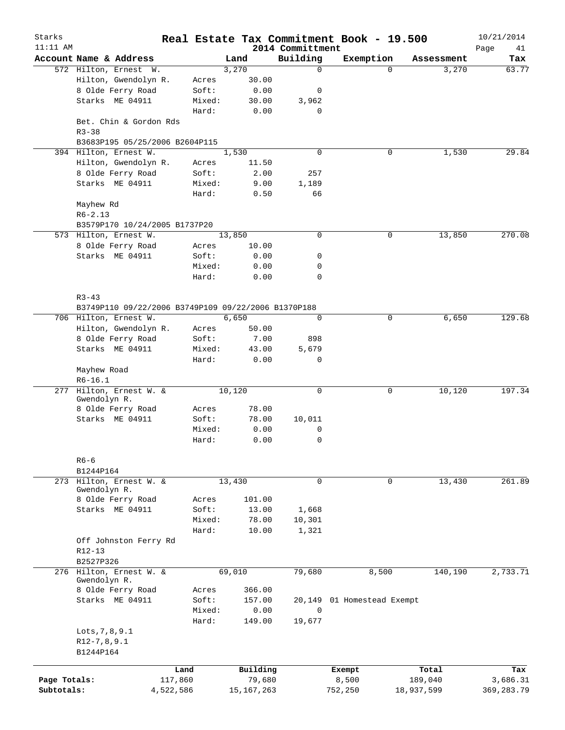Starks 11:11 AM

# Real Estate Tax Commitment Book - 19.500

2014 Committment

10/21/2014

| Account Name & Address | | Land | Building | Exemption | Assessment | Tax |
|---|---|---|---|---|---|---|
| 572 Hilton, Ernest W. | | 3,270 | 0 | 0 | 3,270 | 63.77 |
| Hilton, Gwendolyn R. | Acres | 30.00 | | | | |
| 8 Olde Ferry Road | Soft: | 0.00 | 0 | | | |
| Starks ME 04911 | Mixed: | 30.00 | 3,962 | | | |
| | Hard: | 0.00 | 0 | | | |
| Bet. Chin & Gordon Rds | | | | | | |
| R3-38 | | | | | | |
| B3683P195 05/25/2006 B2604P115 | | | | | | |
| 394 Hilton, Ernest W. | | 1,530 | 0 | 0 | 1,530 | 29.84 |
| Hilton, Gwendolyn R. | Acres | 11.50 | | | | |
| 8 Olde Ferry Road | Soft: | 2.00 | 257 | | | |
| Starks ME 04911 | Mixed: | 9.00 | 1,189 | | | |
| | Hard: | 0.50 | 66 | | | |
| Mayhew Rd | | | | | | |
| R6-2.13 | | | | | | |
| B3579P170 10/24/2005 B1737P20 | | | | | | |
| 573 Hilton, Ernest W. | | 13,850 | 0 | 0 | 13,850 | 270.08 |
| 8 Olde Ferry Road | Acres | 10.00 | | | | |
| Starks ME 04911 | Soft: | 0.00 | 0 | | | |
| | Mixed: | 0.00 | 0 | | | |
| | Hard: | 0.00 | 0 | | | |
| R3-43 | | | | | | |
| B3749P110 09/22/2006 B3749P109 09/22/2006 B1370P188 | | | | | | |
| 706 Hilton, Ernest W. | | 6,650 | 0 | 0 | 6,650 | 129.68 |
| Hilton, Gwendolyn R. | Acres | 50.00 | | | | |
| 8 Olde Ferry Road | Soft: | 7.00 | 898 | | | |
| Starks ME 04911 | Mixed: | 43.00 | 5,679 | | | |
| | Hard: | 0.00 | 0 | | | |
| Mayhew Road | | | | | | |
| R6-16.1 | | | | | | |
| 277 Hilton, Ernest W. & Gwendolyn R. | | 10,120 | 0 | 0 | 10,120 | 197.34 |
| 8 Olde Ferry Road | Acres | 78.00 | | | | |
| Starks ME 04911 | Soft: | 78.00 | 10,011 | | | |
| | Mixed: | 0.00 | 0 | | | |
| | Hard: | 0.00 | 0 | | | |
| R6-6 | | | | | | |
| B1244P164 | | | | | | |
| 273 Hilton, Ernest W. & Gwendolyn R. | | 13,430 | 0 | 0 | 13,430 | 261.89 |
| 8 Olde Ferry Road | Acres | 101.00 | | | | |
| Starks ME 04911 | Soft: | 13.00 | 1,668 | | | |
| | Mixed: | 78.00 | 10,301 | | | |
| | Hard: | 10.00 | 1,321 | | | |
| Off Johnston Ferry Rd | | | | | | |
| R12-13 | | | | | | |
| B2527P326 | | | | | | |
| 276 Hilton, Ernest W. & Gwendolyn R. | | 69,010 | 79,680 | 8,500 | 140,190 | 2,733.71 |
| 8 Olde Ferry Road | Acres | 366.00 | | | | |
| Starks ME 04911 | Soft: | 157.00 | 20,149 | 01 Homestead Exempt | | |
| | Mixed: | 0.00 | 0 | | | |
| | Hard: | 149.00 | 19,677 | | | |
| Lots,7,8,9.1 | | | | | | |
| R12-7,8,9.1 | | | | | | |
| B1244P164 | | | | | | |

| | Land | Building | Exempt | Total | Tax |
|---|---|---|---|---|---|
| Page Totals: | 117,860 | 79,680 | 8,500 | 189,040 | 3,686.31 |
| Subtotals: | 4,522,586 | 15,167,263 | 752,250 | 18,937,599 | 369,283.79 |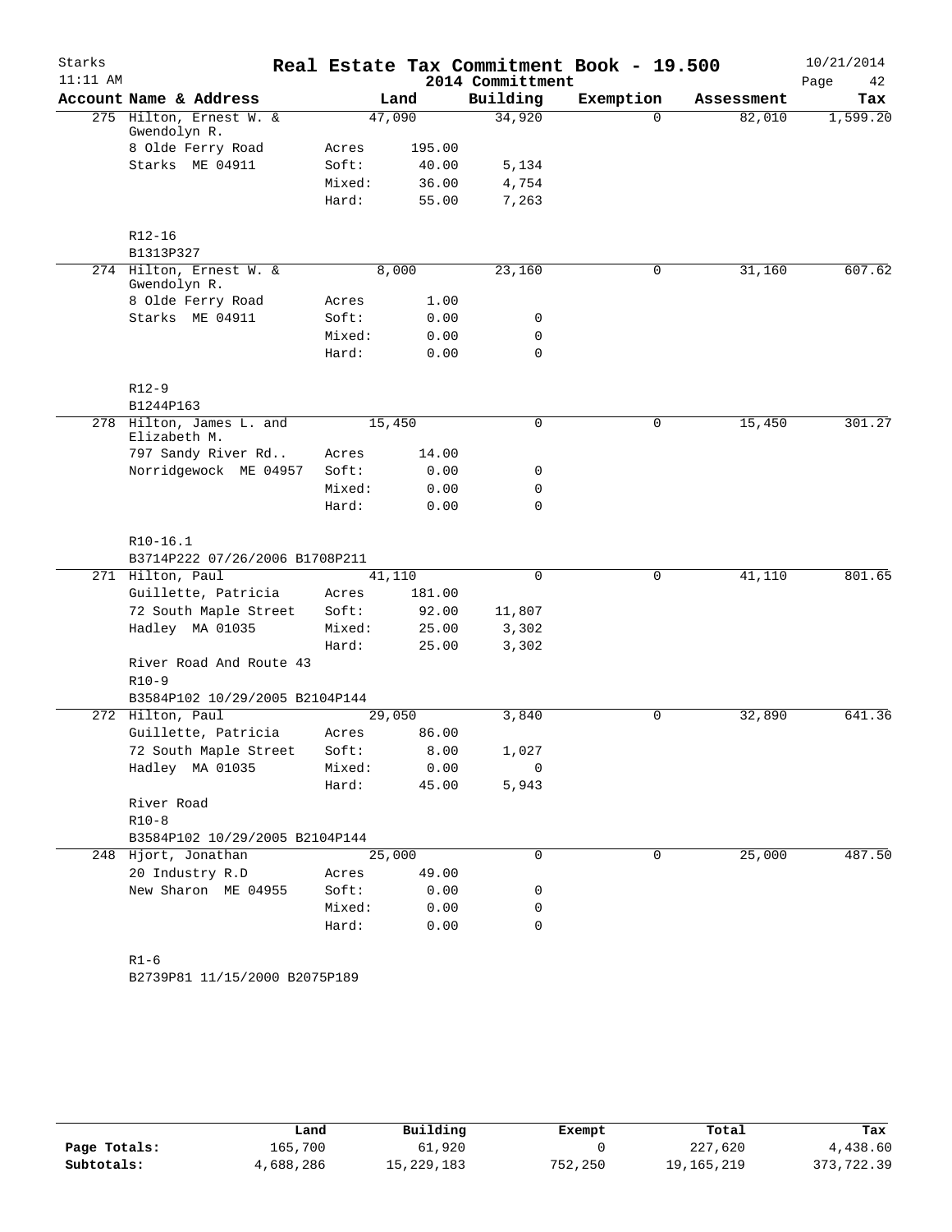# Real Estate Tax Commitment Book - 19.500

Starks
11:11 AM

2014 Committment

10/21/2014

| Account Name & Address | | Land | Building | Exemption | Assessment | Tax |
|---|---|---|---|---|---|---|
| 275 Hilton, Ernest W. & Gwendolyn R. | | 47,090 | 34,920 | 0 | 82,010 | 1,599.20 |
| 8 Olde Ferry Road | Acres | 195.00 | | | | |
| Starks ME 04911 | Soft: | 40.00 | 5,134 | | | |
| | Mixed: | 36.00 | 4,754 | | | |
| | Hard: | 55.00 | 7,263 | | | |
| R12-16 | | | | | | |
| B1313P327 | | | | | | |
| 274 Hilton, Ernest W. & Gwendolyn R. | | 8,000 | 23,160 | 0 | 31,160 | 607.62 |
| 8 Olde Ferry Road | Acres | 1.00 | | | | |
| Starks ME 04911 | Soft: | 0.00 | 0 | | | |
| | Mixed: | 0.00 | 0 | | | |
| | Hard: | 0.00 | 0 | | | |
| R12-9 | | | | | | |
| B1244P163 | | | | | | |
| 278 Hilton, James L. and Elizabeth M. | | 15,450 | 0 | 0 | 15,450 | 301.27 |
| 797 Sandy River Rd.. | Acres | 14.00 | | | | |
| Norridgewock ME 04957 | Soft: | 0.00 | 0 | | | |
| | Mixed: | 0.00 | 0 | | | |
| | Hard: | 0.00 | 0 | | | |
| R10-16.1 | | | | | | |
| B3714P222 07/26/2006 B1708P211 | | | | | | |
| 271 Hilton, Paul | | 41,110 | 0 | 0 | 41,110 | 801.65 |
| Guillette, Patricia | Acres | 181.00 | | | | |
| 72 South Maple Street | Soft: | 92.00 | 11,807 | | | |
| Hadley MA 01035 | Mixed: | 25.00 | 3,302 | | | |
| | Hard: | 25.00 | 3,302 | | | |
| River Road And Route 43 | | | | | | |
| R10-9 | | | | | | |
| B3584P102 10/29/2005 B2104P144 | | | | | | |
| 272 Hilton, Paul | | 29,050 | 3,840 | 0 | 32,890 | 641.36 |
| Guillette, Patricia | Acres | 86.00 | | | | |
| 72 South Maple Street | Soft: | 8.00 | 1,027 | | | |
| Hadley MA 01035 | Mixed: | 0.00 | 0 | | | |
| | Hard: | 45.00 | 5,943 | | | |
| River Road | | | | | | |
| R10-8 | | | | | | |
| B3584P102 10/29/2005 B2104P144 | | | | | | |
| 248 Hjort, Jonathan | | 25,000 | 0 | 0 | 25,000 | 487.50 |
| 20 Industry R.D | Acres | 49.00 | | | | |
| New Sharon ME 04955 | Soft: | 0.00 | 0 | | | |
| | Mixed: | 0.00 | 0 | | | |
| | Hard: | 0.00 | 0 | | | |
| R1-6 | | | | | | |
| B2739P81 11/15/2000 B2075P189 | | | | | | |

| | Land | Building | Exempt | Total | Tax |
|---|---|---|---|---|---|
| Page Totals: | 165,700 | 61,920 | 0 | 227,620 | 4,438.60 |
| Subtotals: | 4,688,286 | 15,229,183 | 752,250 | 19,165,219 | 373,722.39 |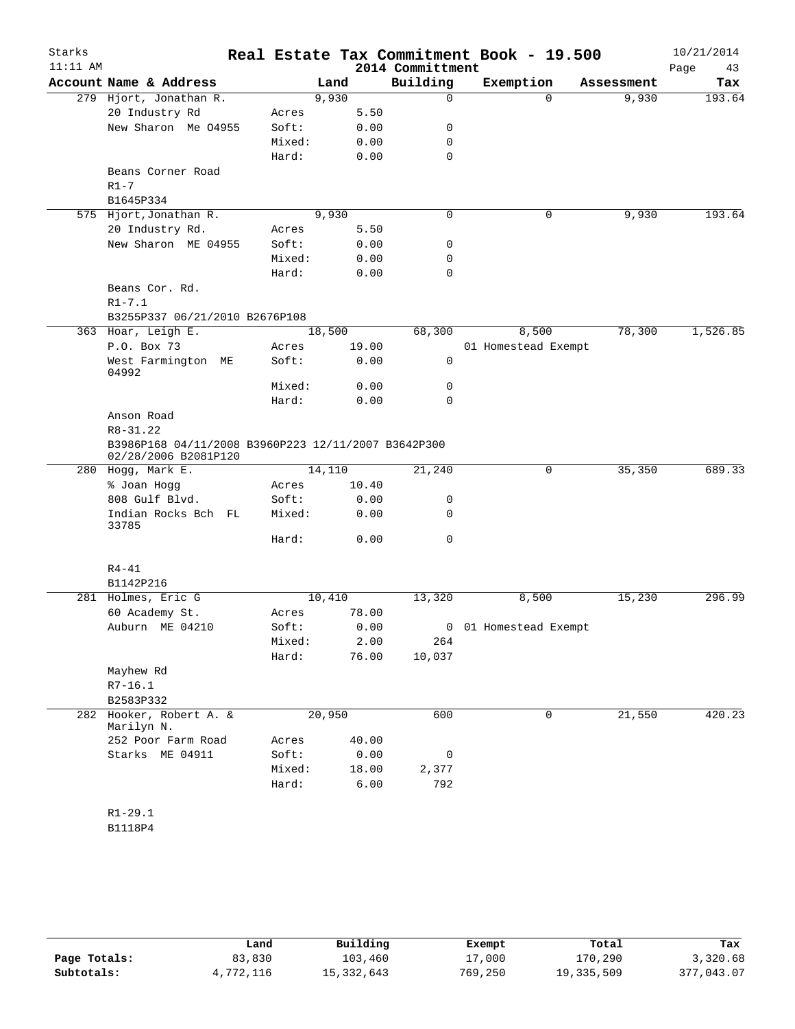# Real Estate Tax Commitment Book - 19.500

Starks
11:11 AM

2014 Committment

10/21/2014

| Account Name & Address | | Land | Building | Exemption | Assessment | Tax |
|---|---|---|---|---|---|---|
| 279 Hjort, Jonathan R. | | 9,930 | 0 | 0 | 9,930 | 193.64 |
| 20 Industry Rd | Acres | 5.50 | | | | |
| New Sharon Me 04955 | Soft: | 0.00 | 0 | | | |
| | Mixed: | 0.00 | 0 | | | |
| | Hard: | 0.00 | 0 | | | |
| Beans Corner Road | | | | | | |
| R1-7 | | | | | | |
| B1645P334 | | | | | | |
| 575 Hjort,Jonathan R. | | 9,930 | 0 | 0 | 9,930 | 193.64 |
| 20 Industry Rd. | Acres | 5.50 | | | | |
| New Sharon ME 04955 | Soft: | 0.00 | 0 | | | |
| | Mixed: | 0.00 | 0 | | | |
| | Hard: | 0.00 | 0 | | | |
| Beans Cor. Rd. | | | | | | |
| R1-7.1 | | | | | | |
| B3255P337 06/21/2010 B2676P108 | | | | | | |
| 363 Hoar, Leigh E. | | 18,500 | 68,300 | 8,500 | 78,300 | 1,526.85 |
| P.O. Box 73 | Acres | 19.00 | | 01 Homestead Exempt | | |
| West Farmington ME 04992 | Soft: | 0.00 | 0 | | | |
| | Mixed: | 0.00 | 0 | | | |
| | Hard: | 0.00 | 0 | | | |
| Anson Road | | | | | | |
| R8-31.22 | | | | | | |
| B3986P168 04/11/2008 B3960P223 12/11/2007 B3642P300 02/28/2006 B2081P120 | | | | | | |
| 280 Hogg, Mark E. | | 14,110 | 21,240 | 0 | 35,350 | 689.33 |
| % Joan Hogg | Acres | 10.40 | | | | |
| 808 Gulf Blvd. | Soft: | 0.00 | 0 | | | |
| Indian Rocks Bch FL 33785 | Mixed: | 0.00 | 0 | | | |
| | Hard: | 0.00 | 0 | | | |
| R4-41 | | | | | | |
| B1142P216 | | | | | | |
| 281 Holmes, Eric G | | 10,410 | 13,320 | 8,500 | 15,230 | 296.99 |
| 60 Academy St. | Acres | 78.00 | | | | |
| Auburn ME 04210 | Soft: | 0.00 | 0 | 01 Homestead Exempt | | |
| | Mixed: | 2.00 | 264 | | | |
| | Hard: | 76.00 | 10,037 | | | |
| Mayhew Rd | | | | | | |
| R7-16.1 | | | | | | |
| B2583P332 | | | | | | |
| 282 Hooker, Robert A. & Marilyn N. | | 20,950 | 600 | 0 | 21,550 | 420.23 |
| 252 Poor Farm Road | Acres | 40.00 | | | | |
| Starks ME 04911 | Soft: | 0.00 | 0 | | | |
| | Mixed: | 18.00 | 2,377 | | | |
| | Hard: | 6.00 | 792 | | | |
| R1-29.1 | | | | | | |
| B1118P4 | | | | | | |

| | Land | Building | Exempt | Total | Tax |
|---|---|---|---|---|---|
| Page Totals: | 83,830 | 103,460 | 17,000 | 170,290 | 3,320.68 |
| Subtotals: | 4,772,116 | 15,332,643 | 769,250 | 19,335,509 | 377,043.07 |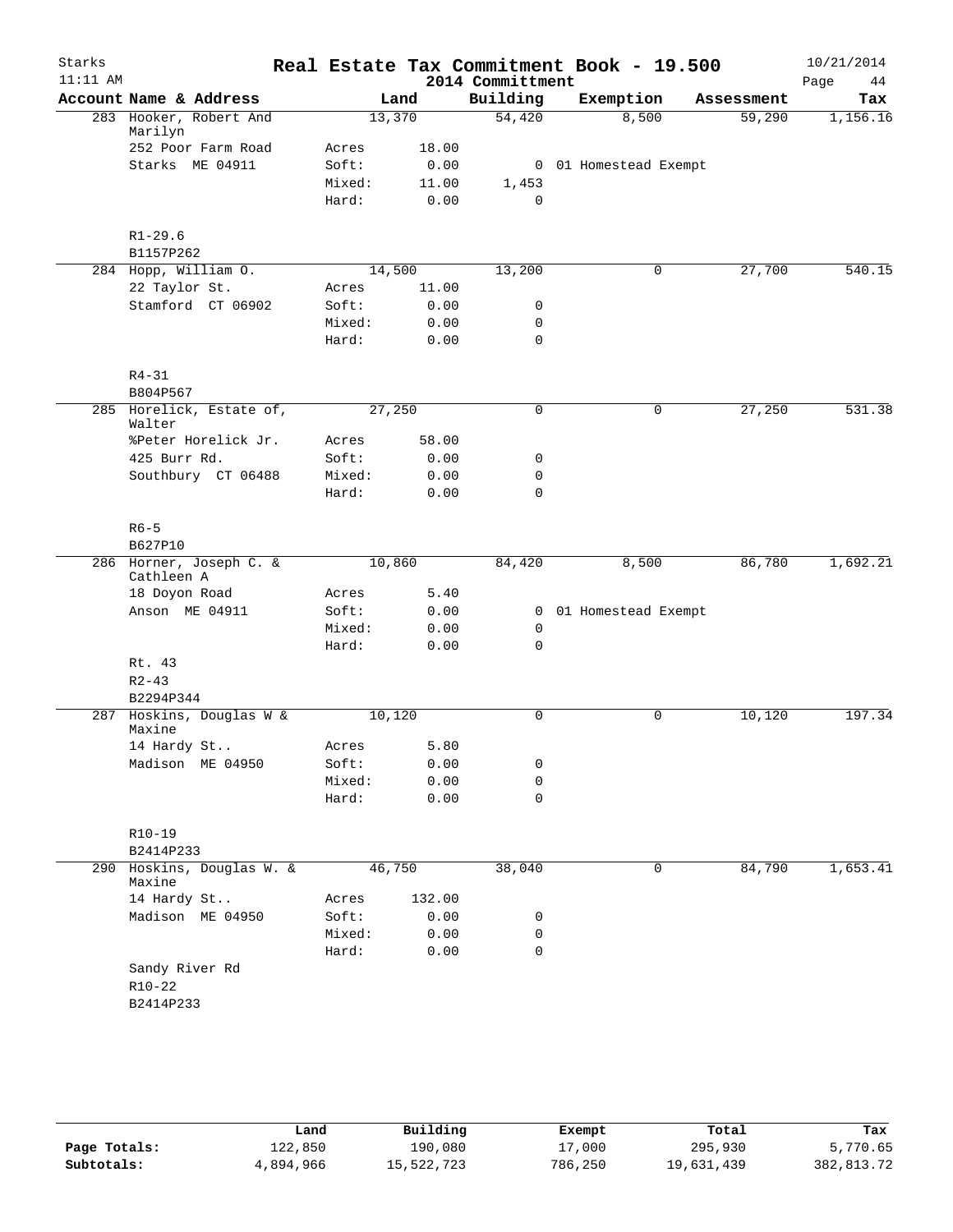# Real Estate Tax Commitment Book - 19.500

Starks
11:11 AM

2014 Committment

10/21/2014

| Account Name & Address | Land | | Building | Exemption | Assessment | Tax |
|---|---|---|---|---|---|---|
| 283 Hooker, Robert And Marilyn | 13,370 | | 54,420 | 8,500 | 59,290 | 1,156.16 |
| 252 Poor Farm Road | Acres | 18.00 | | | | |
| Starks ME 04911 | Soft: | 0.00 | 0 | 01 Homestead Exempt | | |
| | Mixed: | 11.00 | 1,453 | | | |
| | Hard: | 0.00 | 0 | | | |
| R1-29.6 | | | | | | |
| B1157P262 | | | | | | |
| 284 Hopp, William O. | 14,500 | | 13,200 | 0 | 27,700 | 540.15 |
| 22 Taylor St. | Acres | 11.00 | | | | |
| Stamford CT 06902 | Soft: | 0.00 | 0 | | | |
| | Mixed: | 0.00 | 0 | | | |
| | Hard: | 0.00 | 0 | | | |
| R4-31 | | | | | | |
| B804P567 | | | | | | |
| 285 Horelick, Estate of, Walter | 27,250 | | 0 | 0 | 27,250 | 531.38 |
| %Peter Horelick Jr. | Acres | 58.00 | | | | |
| 425 Burr Rd. | Soft: | 0.00 | 0 | | | |
| Southbury CT 06488 | Mixed: | 0.00 | 0 | | | |
| | Hard: | 0.00 | 0 | | | |
| R6-5 | | | | | | |
| B627P10 | | | | | | |
| 286 Horner, Joseph C. & Cathleen A | 10,860 | | 84,420 | 8,500 | 86,780 | 1,692.21 |
| 18 Doyon Road | Acres | 5.40 | | | | |
| Anson ME 04911 | Soft: | 0.00 | 0 | 01 Homestead Exempt | | |
| | Mixed: | 0.00 | 0 | | | |
| | Hard: | 0.00 | 0 | | | |
| Rt. 43 | | | | | | |
| R2-43 | | | | | | |
| B2294P344 | | | | | | |
| 287 Hoskins, Douglas W & Maxine | 10,120 | | 0 | 0 | 10,120 | 197.34 |
| 14 Hardy St.. | Acres | 5.80 | | | | |
| Madison ME 04950 | Soft: | 0.00 | 0 | | | |
| | Mixed: | 0.00 | 0 | | | |
| | Hard: | 0.00 | 0 | | | |
| R10-19 | | | | | | |
| B2414P233 | | | | | | |
| 290 Hoskins, Douglas W. & Maxine | 46,750 | | 38,040 | 0 | 84,790 | 1,653.41 |
| 14 Hardy St.. | Acres | 132.00 | | | | |
| Madison ME 04950 | Soft: | 0.00 | 0 | | | |
| | Mixed: | 0.00 | 0 | | | |
| | Hard: | 0.00 | 0 | | | |
| Sandy River Rd | | | | | | |
| R10-22 | | | | | | |
| B2414P233 | | | | | | |

| | Land | Building | Exempt | Total | Tax |
|---|---|---|---|---|---|
| Page Totals: | 122,850 | 190,080 | 17,000 | 295,930 | 5,770.65 |
| Subtotals: | 4,894,966 | 15,522,723 | 786,250 | 19,631,439 | 382,813.72 |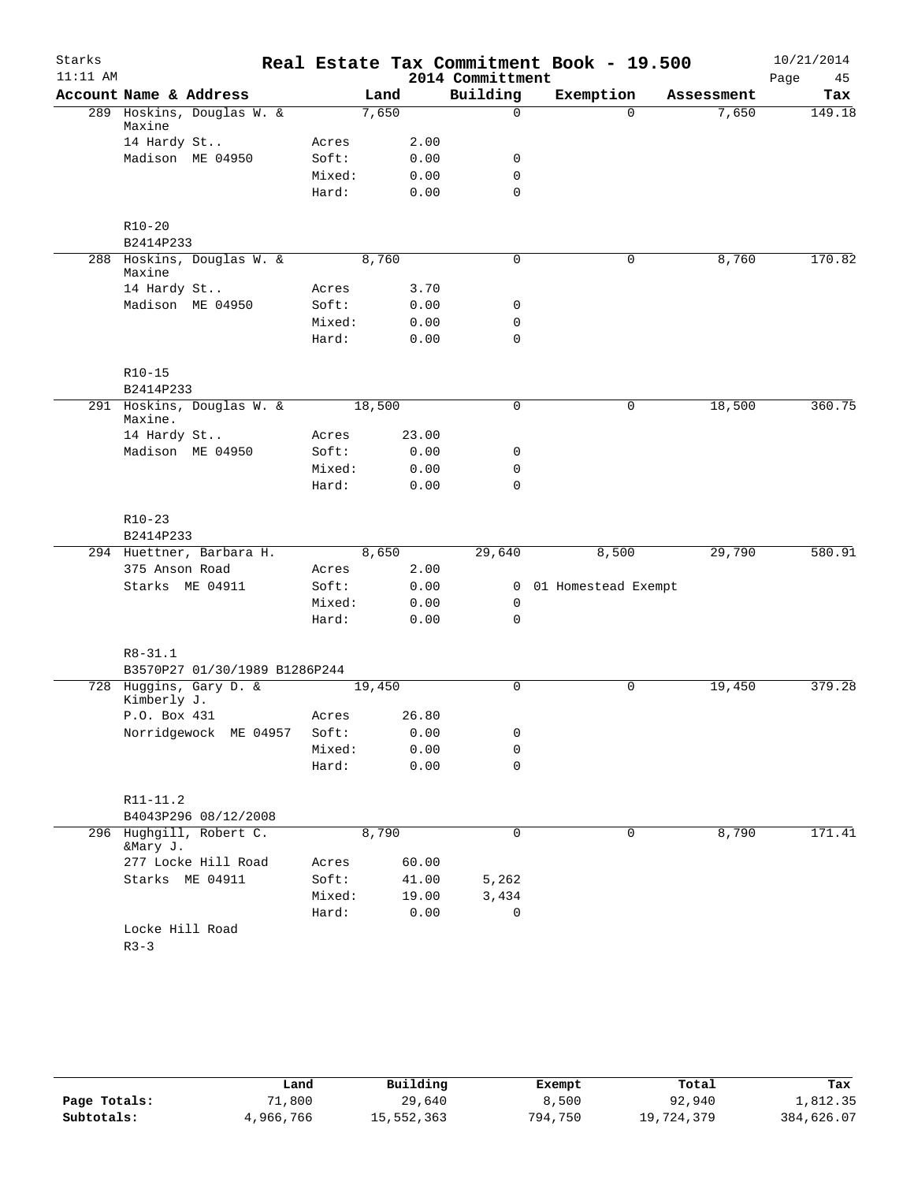# Real Estate Tax Commitment Book - 19.500

2014 Committment

Starks 11:11 AM — 10/21/2014

| Account Name & Address | | Land | Building | Exemption | Assessment | Tax |
|---|---|---|---|---|---|---|
| 289 Hoskins, Douglas W. & Maxine | | 7,650 | 0 | 0 | 7,650 | 149.18 |
| 14 Hardy St.. | Acres | 2.00 | | | | |
| Madison ME 04950 | Soft: | 0.00 | 0 | | | |
| | Mixed: | 0.00 | 0 | | | |
| | Hard: | 0.00 | 0 | | | |
| R10-20 | | | | | | |
| B2414P233 | | | | | | |
| 288 Hoskins, Douglas W. & Maxine | | 8,760 | 0 | 0 | 8,760 | 170.82 |
| 14 Hardy St.. | Acres | 3.70 | | | | |
| Madison ME 04950 | Soft: | 0.00 | 0 | | | |
| | Mixed: | 0.00 | 0 | | | |
| | Hard: | 0.00 | 0 | | | |
| R10-15 | | | | | | |
| B2414P233 | | | | | | |
| 291 Hoskins, Douglas W. & Maxine. | | 18,500 | 0 | 0 | 18,500 | 360.75 |
| 14 Hardy St.. | Acres | 23.00 | | | | |
| Madison ME 04950 | Soft: | 0.00 | 0 | | | |
| | Mixed: | 0.00 | 0 | | | |
| | Hard: | 0.00 | 0 | | | |
| R10-23 | | | | | | |
| B2414P233 | | | | | | |
| 294 Huettner, Barbara H. | | 8,650 | 29,640 | 8,500 | 29,790 | 580.91 |
| 375 Anson Road | Acres | 2.00 | | | | |
| Starks ME 04911 | Soft: | 0.00 | 0 | 01 Homestead Exempt | | |
| | Mixed: | 0.00 | 0 | | | |
| | Hard: | 0.00 | 0 | | | |
| R8-31.1 | | | | | | |
| B3570P27 01/30/1989 B1286P244 | | | | | | |
| 728 Huggins, Gary D. & Kimberly J. | | 19,450 | 0 | 0 | 19,450 | 379.28 |
| P.O. Box 431 | Acres | 26.80 | | | | |
| Norridgewock ME 04957 | Soft: | 0.00 | 0 | | | |
| | Mixed: | 0.00 | 0 | | | |
| | Hard: | 0.00 | 0 | | | |
| R11-11.2 | | | | | | |
| B4043P296 08/12/2008 | | | | | | |
| 296 Hughgill, Robert C. &Mary J. | | 8,790 | 0 | 0 | 8,790 | 171.41 |
| 277 Locke Hill Road | Acres | 60.00 | | | | |
| Starks ME 04911 | Soft: | 41.00 | 5,262 | | | |
| | Mixed: | 19.00 | 3,434 | | | |
| | Hard: | 0.00 | 0 | | | |
| Locke Hill Road | | | | | | |
| R3-3 | | | | | | |

| | Land | Building | Exempt | Total | Tax |
|---|---|---|---|---|---|
| Page Totals: | 71,800 | 29,640 | 8,500 | 92,940 | 1,812.35 |
| Subtotals: | 4,966,766 | 15,552,363 | 794,750 | 19,724,379 | 384,626.07 |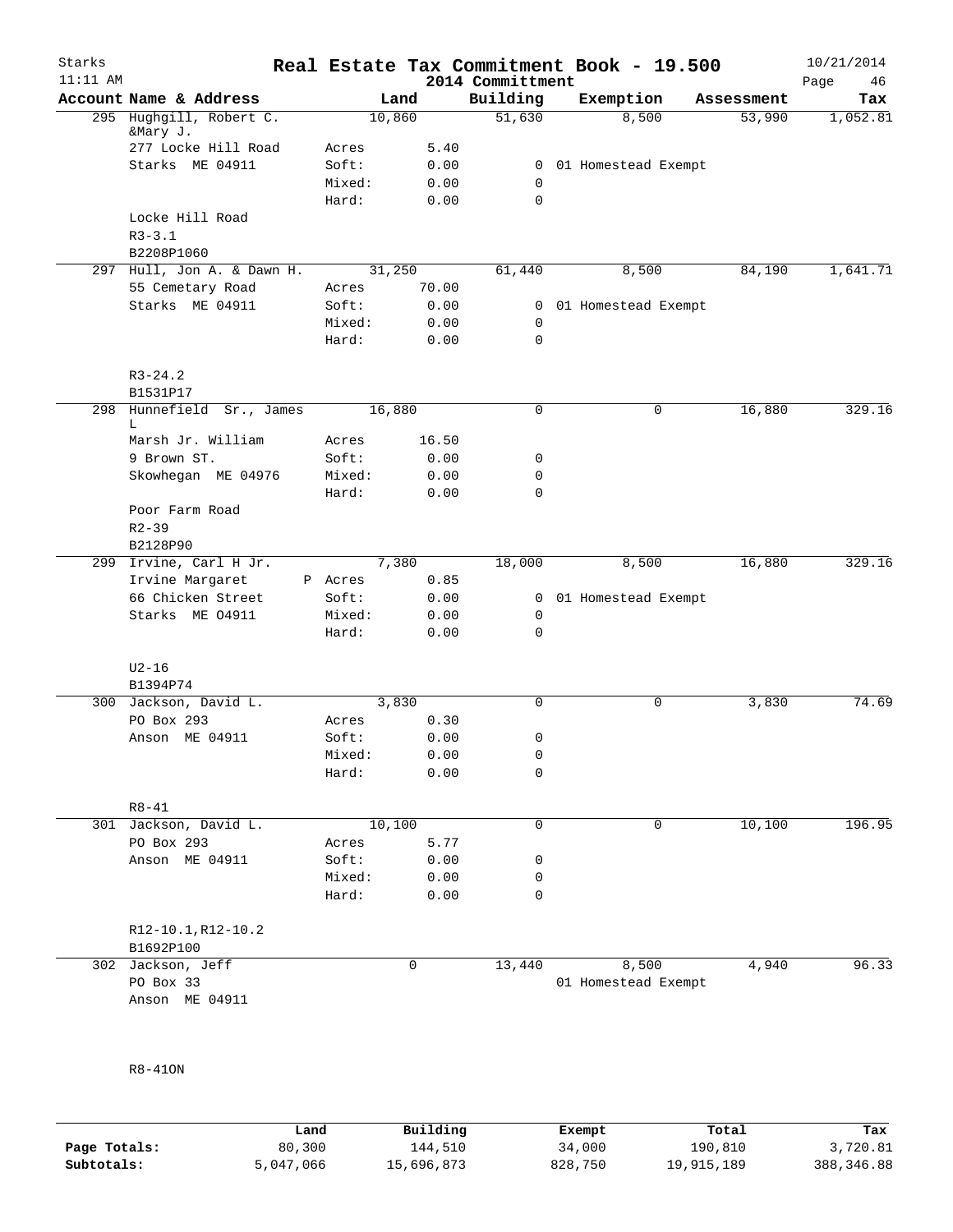# Real Estate Tax Commitment Book - 19.500

2014 Committment

| Account Name & Address | | Land | Building | Exemption | Assessment | Tax |
|---|---|---|---|---|---|---|
| 295 Hughgill, Robert C. &Mary J. | | 10,860 | 51,630 | 8,500 | 53,990 | 1,052.81 |
| 277 Locke Hill Road | Acres | 5.40 | | | | |
| Starks ME 04911 | Soft: | 0.00 | 0 | 01 Homestead Exempt | | |
| | Mixed: | 0.00 | 0 | | | |
| | Hard: | 0.00 | 0 | | | |
| Locke Hill Road | | | | | | |
| R3-3.1 | | | | | | |
| B2208P1060 | | | | | | |
| 297 Hull, Jon A. & Dawn H. | | 31,250 | 61,440 | 8,500 | 84,190 | 1,641.71 |
| 55 Cemetary Road | Acres | 70.00 | | | | |
| Starks ME 04911 | Soft: | 0.00 | 0 | 01 Homestead Exempt | | |
| | Mixed: | 0.00 | 0 | | | |
| | Hard: | 0.00 | 0 | | | |
| R3-24.2 | | | | | | |
| B1531P17 | | | | | | |
| 298 Hunnefield Sr., James L | | 16,880 | 0 | 0 | 16,880 | 329.16 |
| Marsh Jr. William | Acres | 16.50 | | | | |
| 9 Brown ST. | Soft: | 0.00 | 0 | | | |
| Skowhegan ME 04976 | Mixed: | 0.00 | 0 | | | |
| | Hard: | 0.00 | 0 | | | |
| Poor Farm Road | | | | | | |
| R2-39 | | | | | | |
| B2128P90 | | | | | | |
| 299 Irvine, Carl H Jr. | | 7,380 | 18,000 | 8,500 | 16,880 | 329.16 |
| Irvine Margaret | P Acres | 0.85 | | | | |
| 66 Chicken Street | Soft: | 0.00 | 0 | 01 Homestead Exempt | | |
| Starks ME O4911 | Mixed: | 0.00 | 0 | | | |
| | Hard: | 0.00 | 0 | | | |
| U2-16 | | | | | | |
| B1394P74 | | | | | | |
| 300 Jackson, David L. | | 3,830 | 0 | 0 | 3,830 | 74.69 |
| PO Box 293 | Acres | 0.30 | | | | |
| Anson ME 04911 | Soft: | 0.00 | 0 | | | |
| | Mixed: | 0.00 | 0 | | | |
| | Hard: | 0.00 | 0 | | | |
| R8-41 | | | | | | |
| 301 Jackson, David L. | | 10,100 | 0 | 0 | 10,100 | 196.95 |
| PO Box 293 | Acres | 5.77 | | | | |
| Anson ME 04911 | Soft: | 0.00 | 0 | | | |
| | Mixed: | 0.00 | 0 | | | |
| | Hard: | 0.00 | 0 | | | |
| R12-10.1,R12-10.2 | | | | | | |
| B1692P100 | | | | | | |
| 302 Jackson, Jeff | | 0 | 13,440 | 8,500 | 4,940 | 96.33 |
| PO Box 33 | | | | 01 Homestead Exempt | | |
| Anson ME 04911 | | | | | | |
| R8-41ON | | | | | | |

| | Land | Building | Exempt | Total | Tax |
|---|---|---|---|---|---|
| Page Totals: | 80,300 | 144,510 | 34,000 | 190,810 | 3,720.81 |
| Subtotals: | 5,047,066 | 15,696,873 | 828,750 | 19,915,189 | 388,346.88 |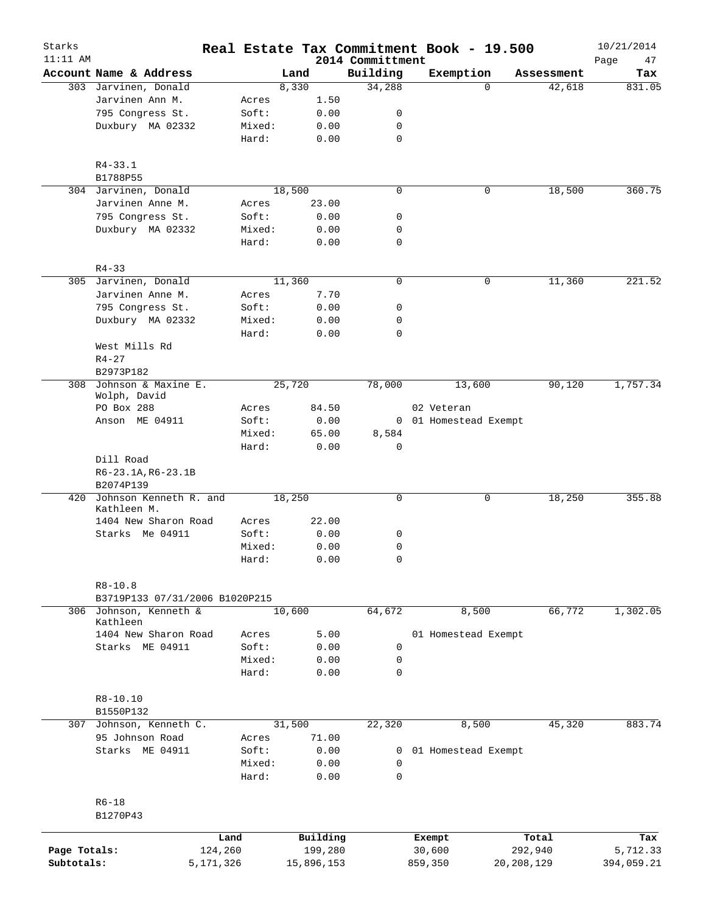Starks 11:11 AM

# Real Estate Tax Commitment Book - 19.500

2014 Committment

10/21/2014

| Account | Name & Address | | Land | Building | Exemption | Assessment | Tax |
|---|---|---|---|---|---|---|---|
| 303 | Jarvinen, Donald | | 8,330 | 34,288 | 0 | 42,618 | 831.05 |
| | Jarvinen Ann M. | Acres | 1.50 | | | | |
| | 795 Congress St. | Soft: | 0.00 | 0 | | | |
| | Duxbury MA 02332 | Mixed: | 0.00 | 0 | | | |
| | | Hard: | 0.00 | 0 | | | |
| | R4-33.1 | | | | | | |
| | B1788P55 | | | | | | |
| 304 | Jarvinen, Donald | | 18,500 | 0 | 0 | 18,500 | 360.75 |
| | Jarvinen Anne M. | Acres | 23.00 | | | | |
| | 795 Congress St. | Soft: | 0.00 | 0 | | | |
| | Duxbury MA 02332 | Mixed: | 0.00 | 0 | | | |
| | | Hard: | 0.00 | 0 | | | |
| | R4-33 | | | | | | |
| 305 | Jarvinen, Donald | | 11,360 | 0 | 0 | 11,360 | 221.52 |
| | Jarvinen Anne M. | Acres | 7.70 | | | | |
| | 795 Congress St. | Soft: | 0.00 | 0 | | | |
| | Duxbury MA 02332 | Mixed: | 0.00 | 0 | | | |
| | | Hard: | 0.00 | 0 | | | |
| | West Mills Rd | | | | | | |
| | R4-27 | | | | | | |
| | B2973P182 | | | | | | |
| 308 | Johnson & Maxine E. Wolph, David | | 25,720 | 78,000 | 13,600 | 90,120 | 1,757.34 |
| | PO Box 288 | Acres | 84.50 | | 02 Veteran | | |
| | Anson ME 04911 | Soft: | 0.00 | 0 | 01 Homestead Exempt | | |
| | | Mixed: | 65.00 | 8,584 | | | |
| | | Hard: | 0.00 | 0 | | | |
| | Dill Road | | | | | | |
| | R6-23.1A,R6-23.1B | | | | | | |
| | B2074P139 | | | | | | |
| 420 | Johnson Kenneth R. and Kathleen M. | | 18,250 | 0 | 0 | 18,250 | 355.88 |
| | 1404 New Sharon Road | Acres | 22.00 | | | | |
| | Starks Me 04911 | Soft: | 0.00 | 0 | | | |
| | | Mixed: | 0.00 | 0 | | | |
| | | Hard: | 0.00 | 0 | | | |
| | R8-10.8 | | | | | | |
| | B3719P133 07/31/2006 B1020P215 | | | | | | |
| 306 | Johnson, Kenneth & Kathleen | | 10,600 | 64,672 | 8,500 | 66,772 | 1,302.05 |
| | 1404 New Sharon Road | Acres | 5.00 | | 01 Homestead Exempt | | |
| | Starks ME 04911 | Soft: | 0.00 | 0 | | | |
| | | Mixed: | 0.00 | 0 | | | |
| | | Hard: | 0.00 | 0 | | | |
| | R8-10.10 | | | | | | |
| | B1550P132 | | | | | | |
| 307 | Johnson, Kenneth C. | | 31,500 | 22,320 | 8,500 | 45,320 | 883.74 |
| | 95 Johnson Road | Acres | 71.00 | | | | |
| | Starks ME 04911 | Soft: | 0.00 | 0 | 01 Homestead Exempt | | |
| | | Mixed: | 0.00 | 0 | | | |
| | | Hard: | 0.00 | 0 | | | |
| | R6-18 | | | | | | |
| | B1270P43 | | | | | | |

| | Land | Building | Exempt | Total | Tax |
|---|---|---|---|---|---|
| Page Totals: | 124,260 | 199,280 | 30,600 | 292,940 | 5,712.33 |
| Subtotals: | 5,171,326 | 15,896,153 | 859,350 | 20,208,129 | 394,059.21 |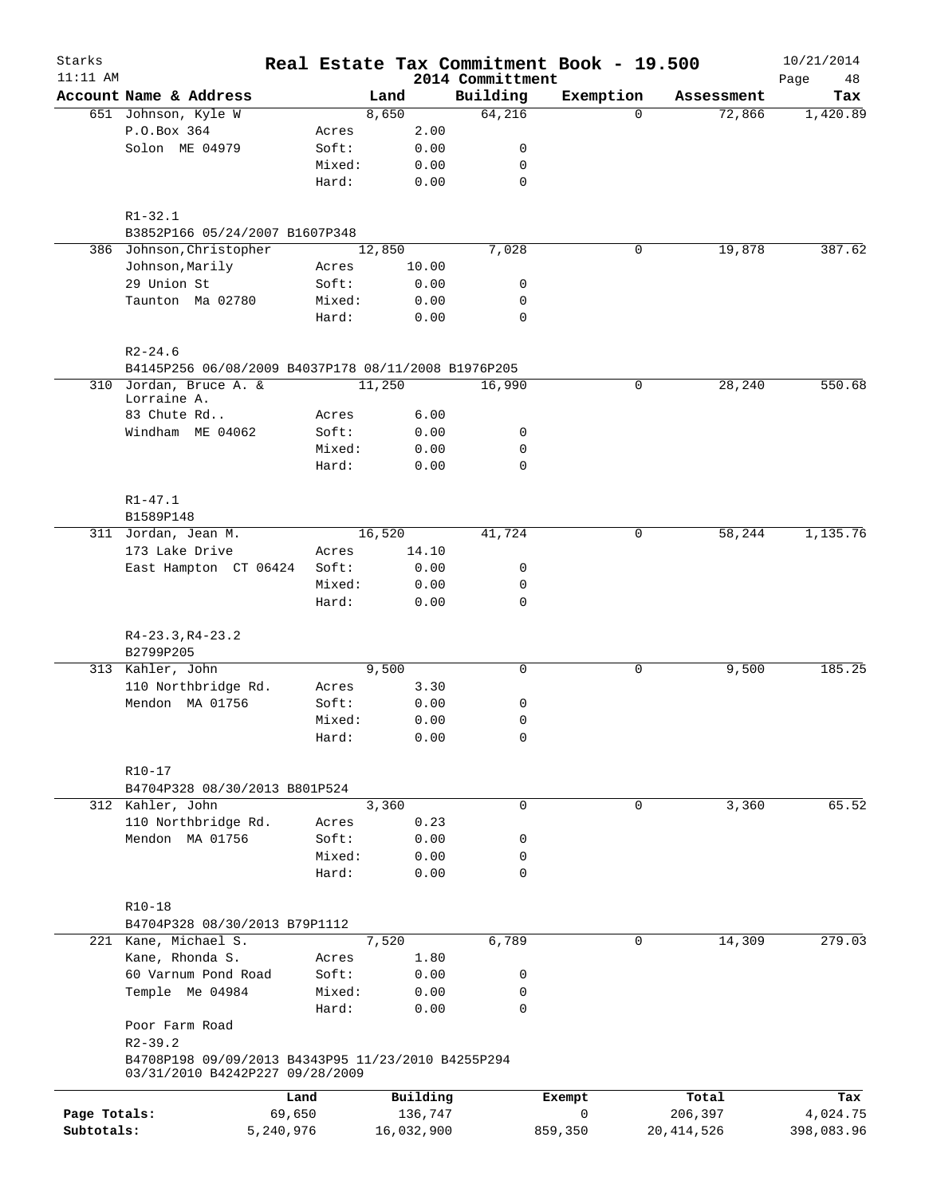# Real Estate Tax Commitment Book - 19.500

Starks
11:11 AM

2014 Committment

10/21/2014

| Account Name & Address | | Land | Building | Exemption | Assessment | Tax |
|---|---|---|---|---|---|---|
| 651 Johnson, Kyle W | | 8,650 | 64,216 | 0 | 72,866 | 1,420.89 |
| P.O.Box 364 | Acres | 2.00 | | | | |
| Solon ME 04979 | Soft: | 0.00 | 0 | | | |
| | Mixed: | 0.00 | 0 | | | |
| | Hard: | 0.00 | 0 | | | |
| R1-32.1 | | | | | | |
| B3852P166 05/24/2007 B1607P348 | | | | | | |
| 386 Johnson,Christopher | | 12,850 | 7,028 | 0 | 19,878 | 387.62 |
| Johnson,Marily | Acres | 10.00 | | | | |
| 29 Union St | Soft: | 0.00 | 0 | | | |
| Taunton Ma 02780 | Mixed: | 0.00 | 0 | | | |
| | Hard: | 0.00 | 0 | | | |
| R2-24.6 | | | | | | |
| B4145P256 06/08/2009 B4037P178 08/11/2008 B1976P205 | | | | | | |
| 310 Jordan, Bruce A. & Lorraine A. | | 11,250 | 16,990 | 0 | 28,240 | 550.68 |
| 83 Chute Rd.. | Acres | 6.00 | | | | |
| Windham ME 04062 | Soft: | 0.00 | 0 | | | |
| | Mixed: | 0.00 | 0 | | | |
| | Hard: | 0.00 | 0 | | | |
| R1-47.1 | | | | | | |
| B1589P148 | | | | | | |
| 311 Jordan, Jean M. | | 16,520 | 41,724 | 0 | 58,244 | 1,135.76 |
| 173 Lake Drive | Acres | 14.10 | | | | |
| East Hampton CT 06424 | Soft: | 0.00 | 0 | | | |
| | Mixed: | 0.00 | 0 | | | |
| | Hard: | 0.00 | 0 | | | |
| R4-23.3,R4-23.2 | | | | | | |
| B2799P205 | | | | | | |
| 313 Kahler, John | | 9,500 | 0 | 0 | 9,500 | 185.25 |
| 110 Northbridge Rd. | Acres | 3.30 | | | | |
| Mendon MA 01756 | Soft: | 0.00 | 0 | | | |
| | Mixed: | 0.00 | 0 | | | |
| | Hard: | 0.00 | 0 | | | |
| R10-17 | | | | | | |
| B4704P328 08/30/2013 B801P524 | | | | | | |
| 312 Kahler, John | | 3,360 | 0 | 0 | 3,360 | 65.52 |
| 110 Northbridge Rd. | Acres | 0.23 | | | | |
| Mendon MA 01756 | Soft: | 0.00 | 0 | | | |
| | Mixed: | 0.00 | 0 | | | |
| | Hard: | 0.00 | 0 | | | |
| R10-18 | | | | | | |
| B4704P328 08/30/2013 B79P1112 | | | | | | |
| 221 Kane, Michael S. | | 7,520 | 6,789 | 0 | 14,309 | 279.03 |
| Kane, Rhonda S. | Acres | 1.80 | | | | |
| 60 Varnum Pond Road | Soft: | 0.00 | 0 | | | |
| Temple Me 04984 | Mixed: | 0.00 | 0 | | | |
| | Hard: | 0.00 | 0 | | | |
| Poor Farm Road | | | | | | |
| R2-39.2 | | | | | | |
| B4708P198 09/09/2013 B4343P95 11/23/2010 B4255P294 03/31/2010 B4242P227 09/28/2009 | | | | | | |

| | Land | Building | Exempt | Total | Tax |
|---|---|---|---|---|---|
| Page Totals: | 69,650 | 136,747 | 0 | 206,397 | 4,024.75 |
| Subtotals: | 5,240,976 | 16,032,900 | 859,350 | 20,414,526 | 398,083.96 |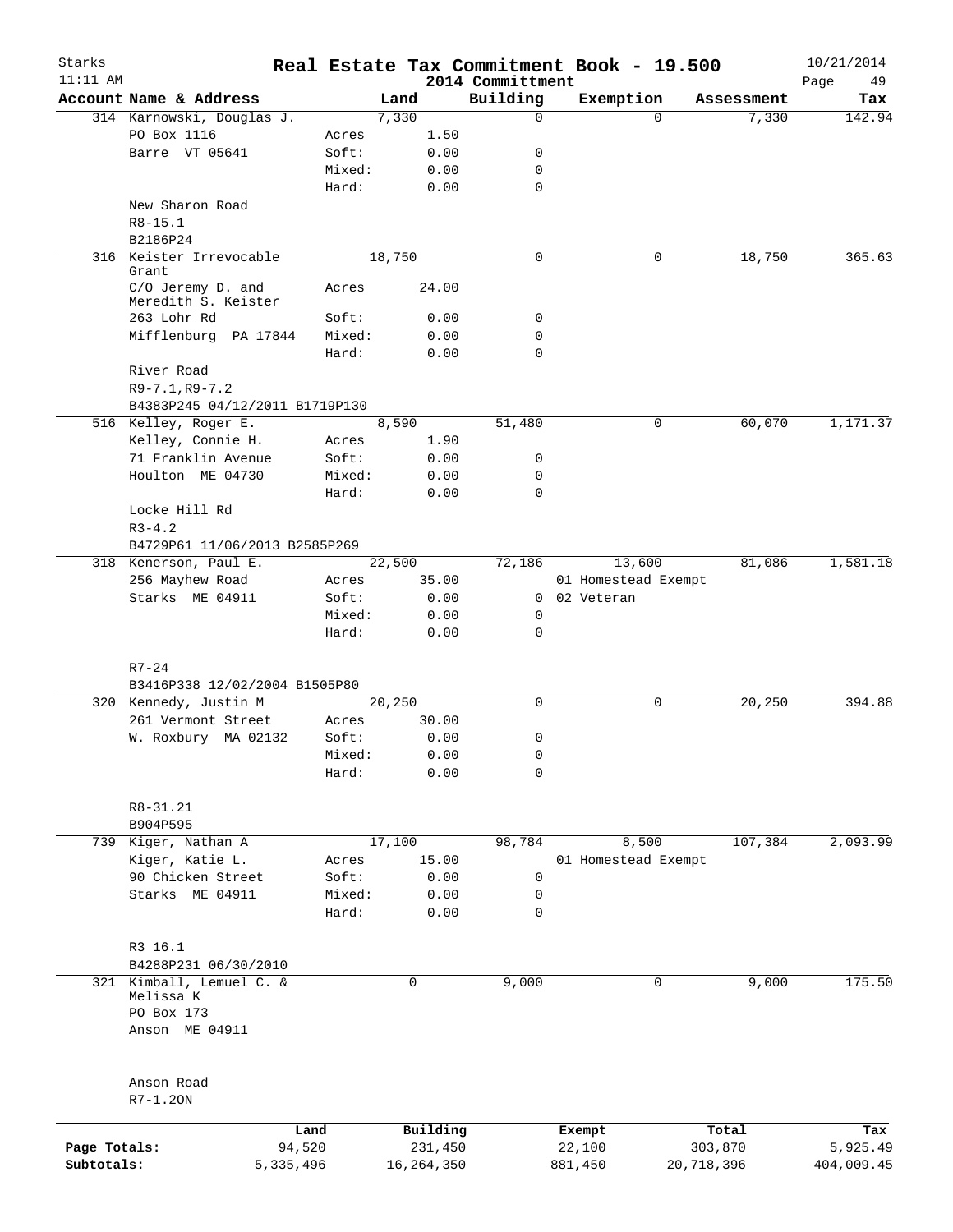# Real Estate Tax Commitment Book - 19.500

Starks
11:11 AM

2014 Committment

10/21/2014

| Account | Name & Address | | Land | Building | Exemption | Assessment | Tax |
|---|---|---|---|---|---|---|---|
| 314 | Karnowski, Douglas J. | | 7,330 | 0 | 0 | 7,330 | 142.94 |
| | PO Box 1116 | Acres | 1.50 | | | | |
| | Barre VT 05641 | Soft: | 0.00 | 0 | | | |
| | | Mixed: | 0.00 | 0 | | | |
| | | Hard: | 0.00 | 0 | | | |
| | New Sharon Road | | | | | | |
| | R8-15.1 | | | | | | |
| | B2186P24 | | | | | | |
| 316 | Keister Irrevocable Grant | | 18,750 | 0 | 0 | 18,750 | 365.63 |
| | C/O Jeremy D. and Meredith S. Keister | Acres | 24.00 | | | | |
| | 263 Lohr Rd | Soft: | 0.00 | 0 | | | |
| | Mifflenburg PA 17844 | Mixed: | 0.00 | 0 | | | |
| | | Hard: | 0.00 | 0 | | | |
| | River Road | | | | | | |
| | R9-7.1,R9-7.2 | | | | | | |
| | B4383P245 04/12/2011 B1719P130 | | | | | | |
| 516 | Kelley, Roger E. | | 8,590 | 51,480 | 0 | 60,070 | 1,171.37 |
| | Kelley, Connie H. | Acres | 1.90 | | | | |
| | 71 Franklin Avenue | Soft: | 0.00 | 0 | | | |
| | Houlton ME 04730 | Mixed: | 0.00 | 0 | | | |
| | | Hard: | 0.00 | 0 | | | |
| | Locke Hill Rd | | | | | | |
| | R3-4.2 | | | | | | |
| | B4729P61 11/06/2013 B2585P269 | | | | | | |
| 318 | Kenerson, Paul E. | | 22,500 | 72,186 | 13,600 | 81,086 | 1,581.18 |
| | 256 Mayhew Road | Acres | 35.00 | | 01 Homestead Exempt | | |
| | Starks ME 04911 | Soft: | 0.00 | 0 | 02 Veteran | | |
| | | Mixed: | 0.00 | 0 | | | |
| | | Hard: | 0.00 | 0 | | | |
| | R7-24 | | | | | | |
| | B3416P338 12/02/2004 B1505P80 | | | | | | |
| 320 | Kennedy, Justin M | | 20,250 | 0 | 0 | 20,250 | 394.88 |
| | 261 Vermont Street | Acres | 30.00 | | | | |
| | W. Roxbury MA 02132 | Soft: | 0.00 | 0 | | | |
| | | Mixed: | 0.00 | 0 | | | |
| | | Hard: | 0.00 | 0 | | | |
| | R8-31.21 | | | | | | |
| | B904P595 | | | | | | |
| 739 | Kiger, Nathan A | | 17,100 | 98,784 | 8,500 | 107,384 | 2,093.99 |
| | Kiger, Katie L. | Acres | 15.00 | | 01 Homestead Exempt | | |
| | 90 Chicken Street | Soft: | 0.00 | 0 | | | |
| | Starks ME 04911 | Mixed: | 0.00 | 0 | | | |
| | | Hard: | 0.00 | 0 | | | |
| | R3 16.1 | | | | | | |
| | B4288P231 06/30/2010 | | | | | | |
| 321 | Kimball, Lemuel C. & Melissa K | | 0 | 9,000 | 0 | 9,000 | 175.50 |
| | PO Box 173 | | | | | | |
| | Anson ME 04911 | | | | | | |
| | Anson Road | | | | | | |
| | R7-1.2ON | | | | | | |

| | Land | Building | Exempt | Total | Tax |
|---|---|---|---|---|---|
| Page Totals: | 94,520 | 231,450 | 22,100 | 303,870 | 5,925.49 |
| Subtotals: | 5,335,496 | 16,264,350 | 881,450 | 20,718,396 | 404,009.45 |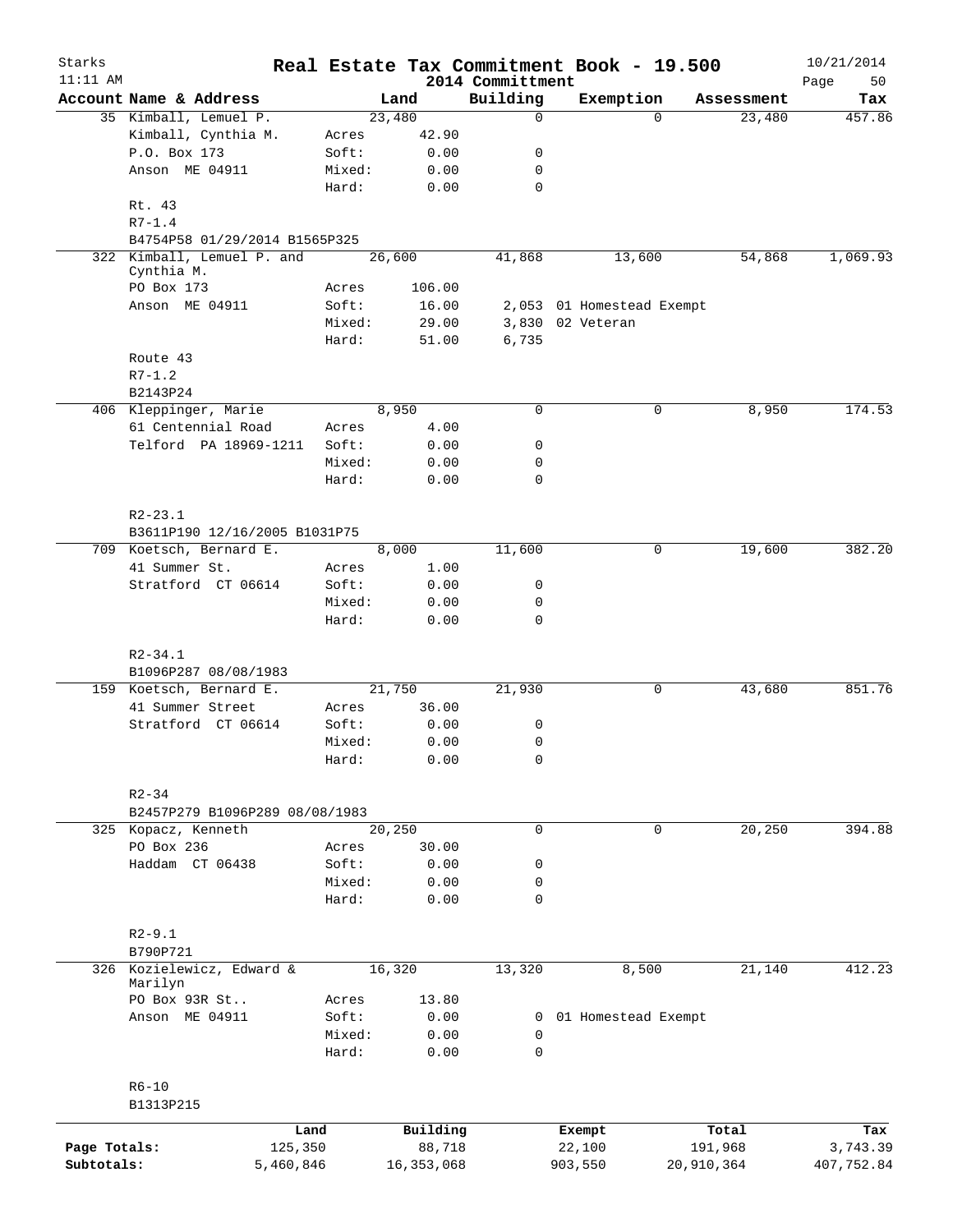# Real Estate Tax Commitment Book - 19.500

Starks 11:11 AM — 2014 Committment — 10/21/2014

| Account Name & Address | | Land | Building | Exemption | Assessment | Tax |
|---|---|---|---|---|---|---|
| 35 Kimball, Lemuel P. | | 23,480 | 0 | 0 | 23,480 | 457.86 |
| Kimball, Cynthia M. | Acres | 42.90 | | | | |
| P.O. Box 173 | Soft: | 0.00 | 0 | | | |
| Anson ME 04911 | Mixed: | 0.00 | 0 | | | |
| | Hard: | 0.00 | 0 | | | |
| Rt. 43 | | | | | | |
| R7-1.4 | | | | | | |
| B4754P58 01/29/2014 B1565P325 | | | | | | |
| 322 Kimball, Lemuel P. and Cynthia M. | | 26,600 | 41,868 | 13,600 | 54,868 | 1,069.93 |
| PO Box 173 | Acres | 106.00 | | | | |
| Anson ME 04911 | Soft: | 16.00 | 2,053 | 01 Homestead Exempt | | |
| | Mixed: | 29.00 | 3,830 | 02 Veteran | | |
| | Hard: | 51.00 | 6,735 | | | |
| Route 43 | | | | | | |
| R7-1.2 | | | | | | |
| B2143P24 | | | | | | |
| 406 Kleppinger, Marie | | 8,950 | 0 | 0 | 8,950 | 174.53 |
| 61 Centennial Road | Acres | 4.00 | | | | |
| Telford PA 18969-1211 | Soft: | 0.00 | 0 | | | |
| | Mixed: | 0.00 | 0 | | | |
| | Hard: | 0.00 | 0 | | | |
| R2-23.1 | | | | | | |
| B3611P190 12/16/2005 B1031P75 | | | | | | |
| 709 Koetsch, Bernard E. | | 8,000 | 11,600 | 0 | 19,600 | 382.20 |
| 41 Summer St. | Acres | 1.00 | | | | |
| Stratford CT 06614 | Soft: | 0.00 | 0 | | | |
| | Mixed: | 0.00 | 0 | | | |
| | Hard: | 0.00 | 0 | | | |
| R2-34.1 | | | | | | |
| B1096P287 08/08/1983 | | | | | | |
| 159 Koetsch, Bernard E. | | 21,750 | 21,930 | 0 | 43,680 | 851.76 |
| 41 Summer Street | Acres | 36.00 | | | | |
| Stratford CT 06614 | Soft: | 0.00 | 0 | | | |
| | Mixed: | 0.00 | 0 | | | |
| | Hard: | 0.00 | 0 | | | |
| R2-34 | | | | | | |
| B2457P279 B1096P289 08/08/1983 | | | | | | |
| 325 Kopacz, Kenneth | | 20,250 | 0 | 0 | 20,250 | 394.88 |
| PO Box 236 | Acres | 30.00 | | | | |
| Haddam CT 06438 | Soft: | 0.00 | 0 | | | |
| | Mixed: | 0.00 | 0 | | | |
| | Hard: | 0.00 | 0 | | | |
| R2-9.1 | | | | | | |
| B790P721 | | | | | | |
| 326 Kozielewicz, Edward & Marilyn | | 16,320 | 13,320 | 8,500 | 21,140 | 412.23 |
| PO Box 93R St.. | Acres | 13.80 | | | | |
| Anson ME 04911 | Soft: | 0.00 | 0 | 01 Homestead Exempt | | |
| | Mixed: | 0.00 | 0 | | | |
| | Hard: | 0.00 | 0 | | | |
| R6-10 | | | | | | |
| B1313P215 | | | | | | |

| | Land | Building | Exempt | Total | Tax |
|---|---|---|---|---|---|
| Page Totals: | 125,350 | 88,718 | 22,100 | 191,968 | 3,743.39 |
| Subtotals: | 5,460,846 | 16,353,068 | 903,550 | 20,910,364 | 407,752.84 |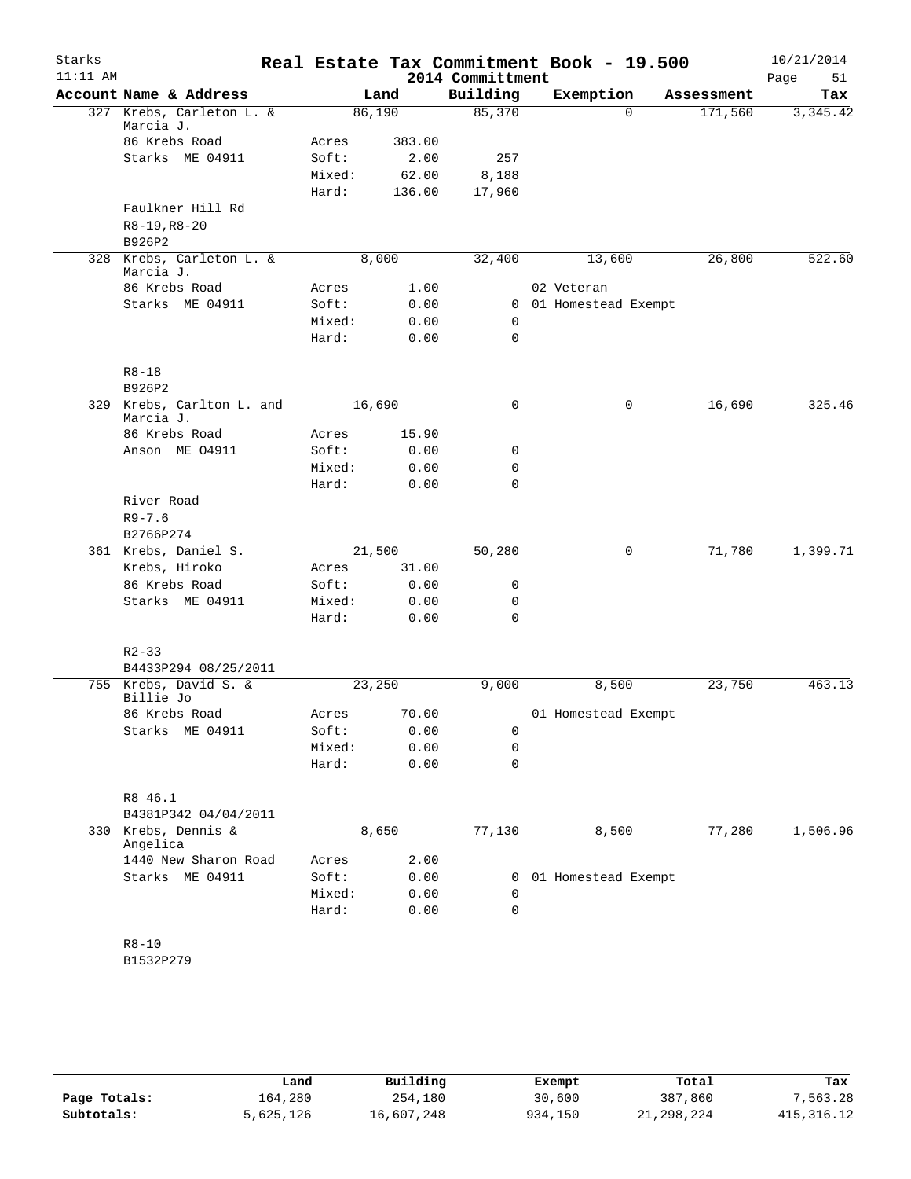# Real Estate Tax Commitment Book - 19.500

Starks
11:11 AM

2014 Committment

10/21/2014
Page 51

| Account Name & Address | | Land | Building | Exemption | Assessment | Tax |
|---|---|---|---|---|---|---|
| 327 Krebs, Carleton L. & Marcia J. | | 86,190 | 85,370 | 0 | 171,560 | 3,345.42 |
| 86 Krebs Road | Acres | 383.00 | | | | |
| Starks ME 04911 | Soft: | 2.00 | 257 | | | |
| | Mixed: | 62.00 | 8,188 | | | |
| | Hard: | 136.00 | 17,960 | | | |
| Faulkner Hill Rd | | | | | | |
| R8-19,R8-20 | | | | | | |
| B926P2 | | | | | | |
| 328 Krebs, Carleton L. & Marcia J. | | 8,000 | 32,400 | 13,600 | 26,800 | 522.60 |
| 86 Krebs Road | Acres | 1.00 | | 02 Veteran | | |
| Starks ME 04911 | Soft: | 0.00 | 0 | 01 Homestead Exempt | | |
| | Mixed: | 0.00 | 0 | | | |
| | Hard: | 0.00 | 0 | | | |
| R8-18 | | | | | | |
| B926P2 | | | | | | |
| 329 Krebs, Carlton L. and Marcia J. | | 16,690 | 0 | 0 | 16,690 | 325.46 |
| 86 Krebs Road | Acres | 15.90 | | | | |
| Anson ME O4911 | Soft: | 0.00 | 0 | | | |
| | Mixed: | 0.00 | 0 | | | |
| | Hard: | 0.00 | 0 | | | |
| River Road | | | | | | |
| R9-7.6 | | | | | | |
| B2766P274 | | | | | | |
| 361 Krebs, Daniel S. | | 21,500 | 50,280 | 0 | 71,780 | 1,399.71 |
| Krebs, Hiroko | Acres | 31.00 | | | | |
| 86 Krebs Road | Soft: | 0.00 | 0 | | | |
| Starks ME 04911 | Mixed: | 0.00 | 0 | | | |
| | Hard: | 0.00 | 0 | | | |
| R2-33 | | | | | | |
| B4433P294 08/25/2011 | | | | | | |
| 755 Krebs, David S. & Billie Jo | | 23,250 | 9,000 | 8,500 | 23,750 | 463.13 |
| 86 Krebs Road | Acres | 70.00 | | 01 Homestead Exempt | | |
| Starks ME 04911 | Soft: | 0.00 | 0 | | | |
| | Mixed: | 0.00 | 0 | | | |
| | Hard: | 0.00 | 0 | | | |
| R8 46.1 | | | | | | |
| B4381P342 04/04/2011 | | | | | | |
| 330 Krebs, Dennis & Angelica | | 8,650 | 77,130 | 8,500 | 77,280 | 1,506.96 |
| 1440 New Sharon Road | Acres | 2.00 | | | | |
| Starks ME 04911 | Soft: | 0.00 | 0 | 01 Homestead Exempt | | |
| | Mixed: | 0.00 | 0 | | | |
| | Hard: | 0.00 | 0 | | | |
| R8-10 | | | | | | |
| B1532P279 | | | | | | |

| | Land | Building | Exempt | Total | Tax |
|---|---|---|---|---|---|
| Page Totals: | 164,280 | 254,180 | 30,600 | 387,860 | 7,563.28 |
| Subtotals: | 5,625,126 | 16,607,248 | 934,150 | 21,298,224 | 415,316.12 |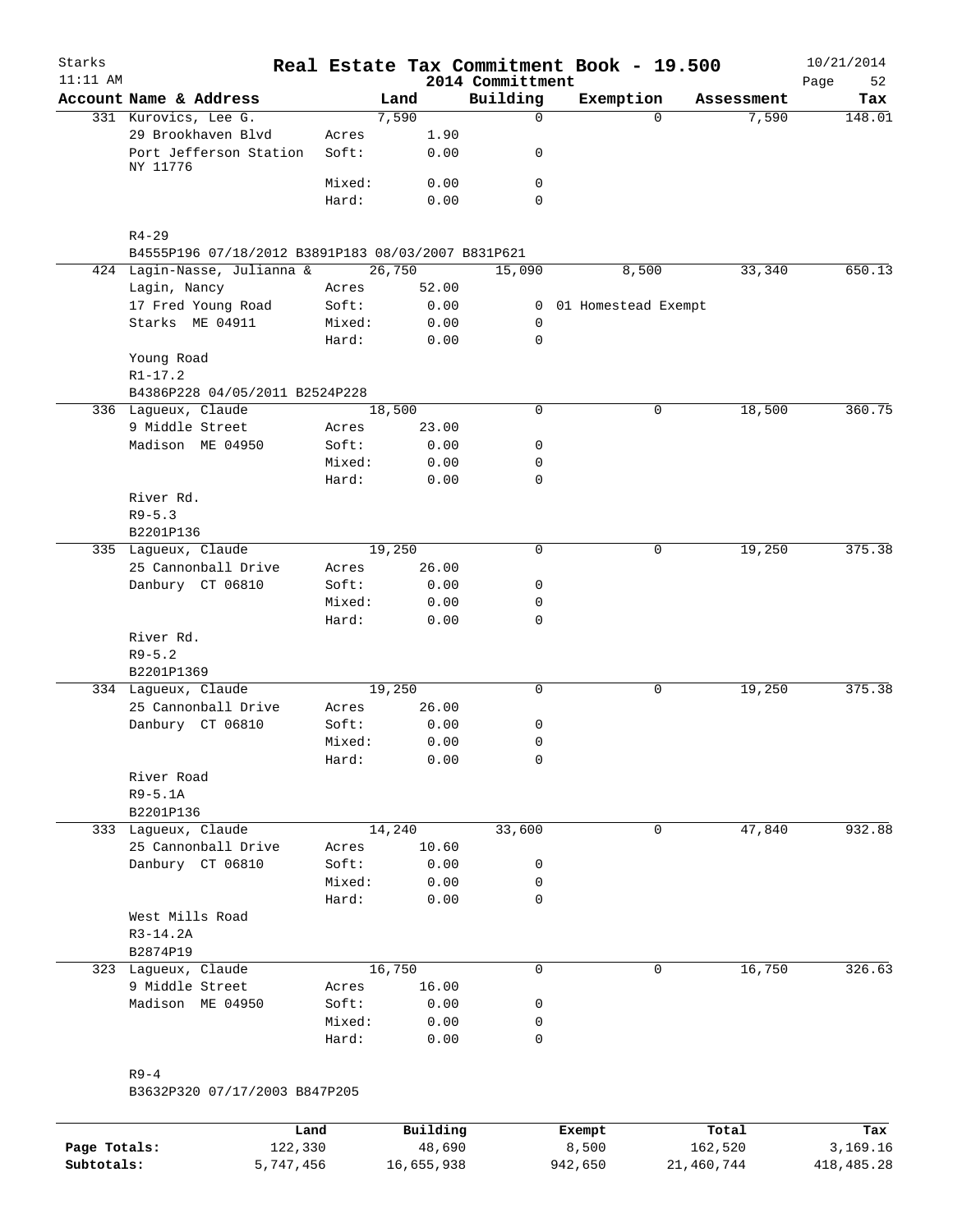Starks
11:11 AM

# Real Estate Tax Commitment Book - 19.500

2014 Committment

10/21/2014

| Account Name & Address | | Land | Building | Exemption | Assessment | Tax |
|---|---|---|---|---|---|---|
| 331 Kurovics, Lee G. | | 7,590 | 0 | 0 | 7,590 | 148.01 |
| 29 Brookhaven Blvd | Acres | 1.90 | | | | |
| Port Jefferson Station NY 11776 | Soft: | 0.00 | 0 | | | |
| | Mixed: | 0.00 | 0 | | | |
| | Hard: | 0.00 | 0 | | | |
| R4-29 | | | | | | |
| B4555P196 07/18/2012 B3891P183 08/03/2007 B831P621 | | | | | | |
| 424 Lagin-Nasse, Julianna & | | 26,750 | 15,090 | 8,500 | 33,340 | 650.13 |
| Lagin, Nancy | Acres | 52.00 | | | | |
| 17 Fred Young Road | Soft: | 0.00 | 0 | 01 Homestead Exempt | | |
| Starks ME 04911 | Mixed: | 0.00 | 0 | | | |
| | Hard: | 0.00 | 0 | | | |
| Young Road | | | | | | |
| R1-17.2 | | | | | | |
| B4386P228 04/05/2011 B2524P228 | | | | | | |
| 336 Lagueux, Claude | | 18,500 | 0 | 0 | 18,500 | 360.75 |
| 9 Middle Street | Acres | 23.00 | | | | |
| Madison ME 04950 | Soft: | 0.00 | 0 | | | |
| | Mixed: | 0.00 | 0 | | | |
| | Hard: | 0.00 | 0 | | | |
| River Rd. | | | | | | |
| R9-5.3 | | | | | | |
| B2201P136 | | | | | | |
| 335 Lagueux, Claude | | 19,250 | 0 | 0 | 19,250 | 375.38 |
| 25 Cannonball Drive | Acres | 26.00 | | | | |
| Danbury CT 06810 | Soft: | 0.00 | 0 | | | |
| | Mixed: | 0.00 | 0 | | | |
| | Hard: | 0.00 | 0 | | | |
| River Rd. | | | | | | |
| R9-5.2 | | | | | | |
| B2201P1369 | | | | | | |
| 334 Lagueux, Claude | | 19,250 | 0 | 0 | 19,250 | 375.38 |
| 25 Cannonball Drive | Acres | 26.00 | | | | |
| Danbury CT 06810 | Soft: | 0.00 | 0 | | | |
| | Mixed: | 0.00 | 0 | | | |
| | Hard: | 0.00 | 0 | | | |
| River Road | | | | | | |
| R9-5.1A | | | | | | |
| B2201P136 | | | | | | |
| 333 Lagueux, Claude | | 14,240 | 33,600 | 0 | 47,840 | 932.88 |
| 25 Cannonball Drive | Acres | 10.60 | | | | |
| Danbury CT 06810 | Soft: | 0.00 | 0 | | | |
| | Mixed: | 0.00 | 0 | | | |
| | Hard: | 0.00 | 0 | | | |
| West Mills Road | | | | | | |
| R3-14.2A | | | | | | |
| B2874P19 | | | | | | |
| 323 Lagueux, Claude | | 16,750 | 0 | 0 | 16,750 | 326.63 |
| 9 Middle Street | Acres | 16.00 | | | | |
| Madison ME 04950 | Soft: | 0.00 | 0 | | | |
| | Mixed: | 0.00 | 0 | | | |
| | Hard: | 0.00 | 0 | | | |
| R9-4 | | | | | | |
| B3632P320 07/17/2003 B847P205 | | | | | | |

| | Land | Building | Exempt | Total | Tax |
|---|---|---|---|---|---|
| Page Totals: | 122,330 | 48,690 | 8,500 | 162,520 | 3,169.16 |
| Subtotals: | 5,747,456 | 16,655,938 | 942,650 | 21,460,744 | 418,485.28 |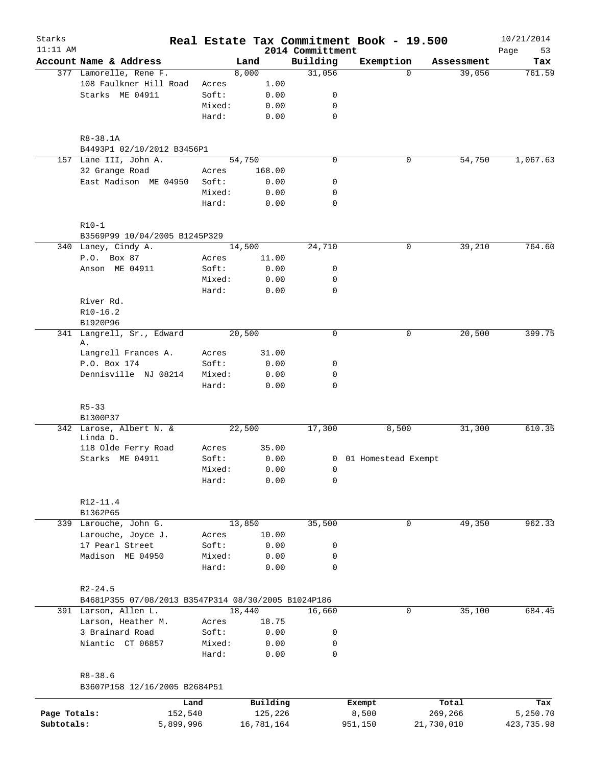# Real Estate Tax Commitment Book - 19.500

Starks, 11:11 AM — 2014 Committment — 10/21/2014

| Account Name & Address | | Land | Building | Exemption | Assessment | Tax |
|---|---|---|---|---|---|---|
| 377 Lamorelle, Rene F. | | 8,000 | 31,056 | 0 | 39,056 | 761.59 |
| 108 Faulkner Hill Road | Acres | 1.00 | | | | |
| Starks ME 04911 | Soft: | 0.00 | 0 | | | |
| | Mixed: | 0.00 | 0 | | | |
| | Hard: | 0.00 | 0 | | | |
| R8-38.1A | | | | | | |
| B4493P1 02/10/2012 B3456P1 | | | | | | |
| 157 Lane III, John A. | | 54,750 | 0 | 0 | 54,750 | 1,067.63 |
| 32 Grange Road | Acres | 168.00 | | | | |
| East Madison ME 04950 | Soft: | 0.00 | 0 | | | |
| | Mixed: | 0.00 | 0 | | | |
| | Hard: | 0.00 | 0 | | | |
| R10-1 | | | | | | |
| B3569P99 10/04/2005 B1245P329 | | | | | | |
| 340 Laney, Cindy A. | | 14,500 | 24,710 | 0 | 39,210 | 764.60 |
| P.O. Box 87 | Acres | 11.00 | | | | |
| Anson ME 04911 | Soft: | 0.00 | 0 | | | |
| | Mixed: | 0.00 | 0 | | | |
| | Hard: | 0.00 | 0 | | | |
| River Rd. | | | | | | |
| R10-16.2 | | | | | | |
| B1920P96 | | | | | | |
| 341 Langrell, Sr., Edward A. | | 20,500 | 0 | 0 | 20,500 | 399.75 |
| Langrell Frances A. | Acres | 31.00 | | | | |
| P.O. Box 174 | Soft: | 0.00 | 0 | | | |
| Dennisville NJ 08214 | Mixed: | 0.00 | 0 | | | |
| | Hard: | 0.00 | 0 | | | |
| R5-33 | | | | | | |
| B1300P37 | | | | | | |
| 342 Larose, Albert N. & Linda D. | | 22,500 | 17,300 | 8,500 | 31,300 | 610.35 |
| 118 Olde Ferry Road | Acres | 35.00 | | | | |
| Starks ME 04911 | Soft: | 0.00 | 0 | 01 Homestead Exempt | | |
| | Mixed: | 0.00 | 0 | | | |
| | Hard: | 0.00 | 0 | | | |
| R12-11.4 | | | | | | |
| B1362P65 | | | | | | |
| 339 Larouche, John G. | | 13,850 | 35,500 | 0 | 49,350 | 962.33 |
| Larouche, Joyce J. | Acres | 10.00 | | | | |
| 17 Pearl Street | Soft: | 0.00 | 0 | | | |
| Madison ME 04950 | Mixed: | 0.00 | 0 | | | |
| | Hard: | 0.00 | 0 | | | |
| R2-24.5 | | | | | | |
| B4681P355 07/08/2013 B3547P314 08/30/2005 B1024P186 | | | | | | |
| 391 Larson, Allen L. | | 18,440 | 16,660 | 0 | 35,100 | 684.45 |
| Larson, Heather M. | Acres | 18.75 | | | | |
| 3 Brainard Road | Soft: | 0.00 | 0 | | | |
| Niantic CT 06857 | Mixed: | 0.00 | 0 | | | |
| | Hard: | 0.00 | 0 | | | |
| R8-38.6 | | | | | | |
| B3607P158 12/16/2005 B2684P51 | | | | | | |

| | Land | Building | Exempt | Total | Tax |
|---|---|---|---|---|---|
| Page Totals: | 152,540 | 125,226 | 8,500 | 269,266 | 5,250.70 |
| Subtotals: | 5,899,996 | 16,781,164 | 951,150 | 21,730,010 | 423,735.98 |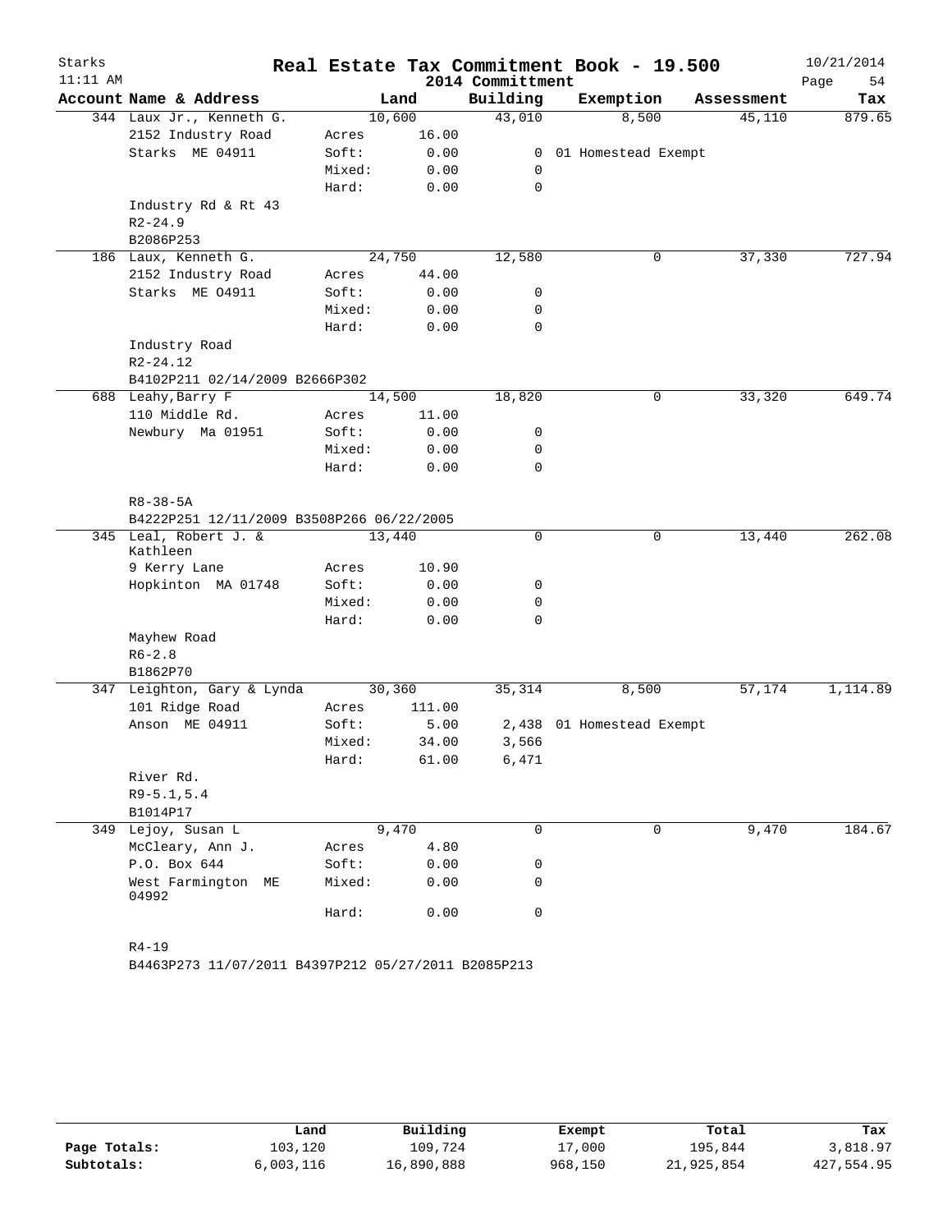# Real Estate Tax Commitment Book - 19.500

## 2014 Committment

Starks
11:11 AM
10/21/2014

| Account Name & Address | | Land | Building | Exemption | Assessment | Tax |
|---|---|---|---|---|---|---|
| 344 Laux Jr., Kenneth G. | | 10,600 | 43,010 | 8,500 | 45,110 | 879.65 |
| 2152 Industry Road | Acres | 16.00 | | | | |
| Starks ME 04911 | Soft: | 0.00 | 0 | 01 Homestead Exempt | | |
| | Mixed: | 0.00 | 0 | | | |
| | Hard: | 0.00 | 0 | | | |
| Industry Rd & Rt 43 | | | | | | |
| R2-24.9 | | | | | | |
| B2086P253 | | | | | | |
| 186 Laux, Kenneth G. | | 24,750 | 12,580 | 0 | 37,330 | 727.94 |
| 2152 Industry Road | Acres | 44.00 | | | | |
| Starks ME O4911 | Soft: | 0.00 | 0 | | | |
| | Mixed: | 0.00 | 0 | | | |
| | Hard: | 0.00 | 0 | | | |
| Industry Road | | | | | | |
| R2-24.12 | | | | | | |
| B4102P211 02/14/2009 B2666P302 | | | | | | |
| 688 Leahy,Barry F | | 14,500 | 18,820 | 0 | 33,320 | 649.74 |
| 110 Middle Rd. | Acres | 11.00 | | | | |
| Newbury Ma 01951 | Soft: | 0.00 | 0 | | | |
| | Mixed: | 0.00 | 0 | | | |
| | Hard: | 0.00 | 0 | | | |
| R8-38-5A | | | | | | |
| B4222P251 12/11/2009 B3508P266 06/22/2005 | | | | | | |
| 345 Leal, Robert J. & Kathleen | | 13,440 | 0 | 0 | 13,440 | 262.08 |
| 9 Kerry Lane | Acres | 10.90 | | | | |
| Hopkinton MA 01748 | Soft: | 0.00 | 0 | | | |
| | Mixed: | 0.00 | 0 | | | |
| | Hard: | 0.00 | 0 | | | |
| Mayhew Road | | | | | | |
| R6-2.8 | | | | | | |
| B1862P70 | | | | | | |
| 347 Leighton, Gary & Lynda | | 30,360 | 35,314 | 8,500 | 57,174 | 1,114.89 |
| 101 Ridge Road | Acres | 111.00 | | | | |
| Anson ME 04911 | Soft: | 5.00 | 2,438 | 01 Homestead Exempt | | |
| | Mixed: | 34.00 | 3,566 | | | |
| | Hard: | 61.00 | 6,471 | | | |
| River Rd. | | | | | | |
| R9-5.1,5.4 | | | | | | |
| B1014P17 | | | | | | |
| 349 Lejoy, Susan L | | 9,470 | 0 | 0 | 9,470 | 184.67 |
| McCleary, Ann J. | Acres | 4.80 | | | | |
| P.O. Box 644 | Soft: | 0.00 | 0 | | | |
| West Farmington ME 04992 | Mixed: | 0.00 | 0 | | | |
| | Hard: | 0.00 | 0 | | | |
| R4-19 | | | | | | |
| B4463P273 11/07/2011 B4397P212 05/27/2011 B2085P213 | | | | | | |

| | Land | Building | Exempt | Total | Tax |
|---|---|---|---|---|---|
| Page Totals: | 103,120 | 109,724 | 17,000 | 195,844 | 3,818.97 |
| Subtotals: | 6,003,116 | 16,890,888 | 968,150 | 21,925,854 | 427,554.95 |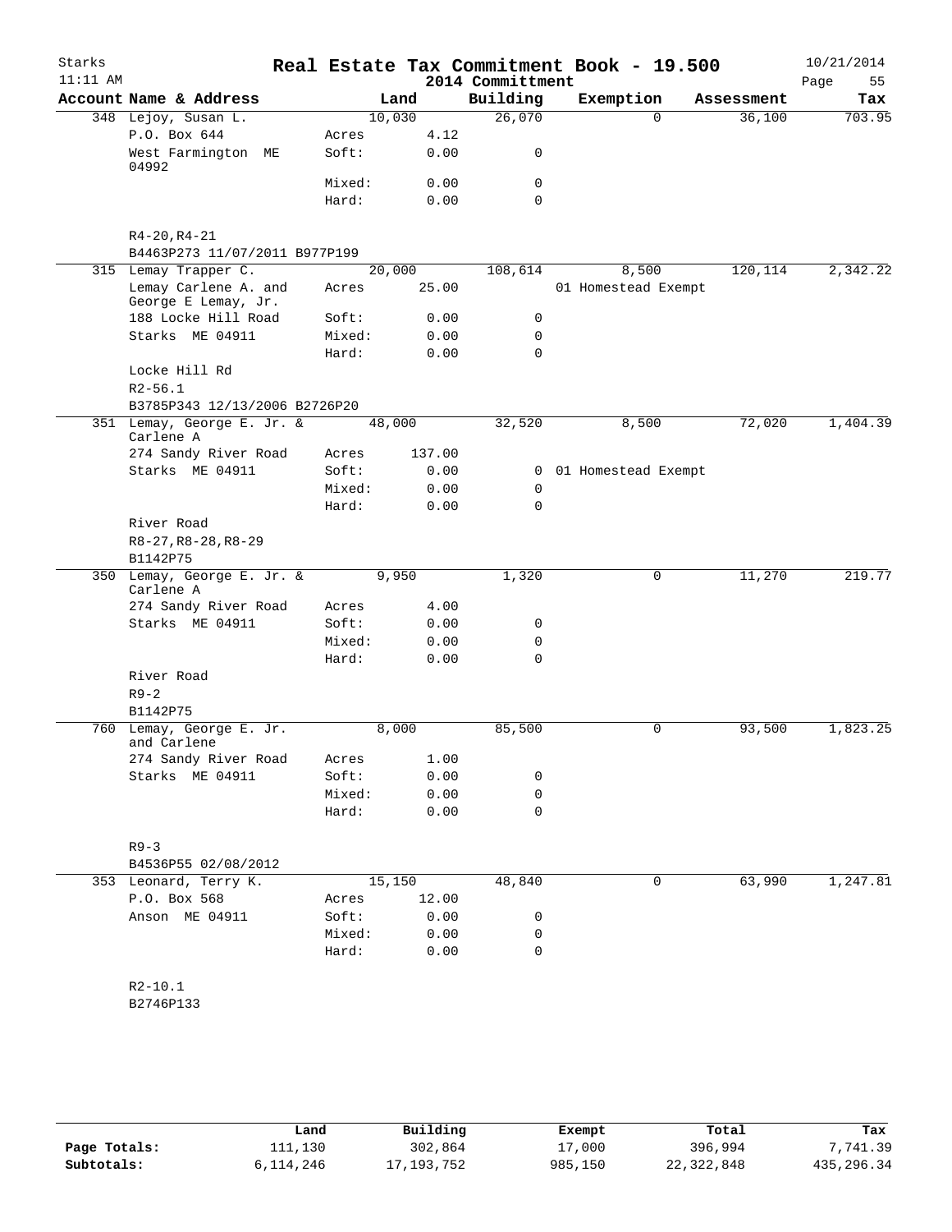# Real Estate Tax Commitment Book - 19.500

Starks
11:11 AM

2014 Committment

10/21/2014

| Account Name & Address | | Land | Building | Exemption | Assessment | Tax |
|---|---|---|---|---|---|---|
| 348 Lejoy, Susan L. | | 10,030 | 26,070 | 0 | 36,100 | 703.95 |
| P.O. Box 644 | Acres | 4.12 | | | | |
| West Farmington ME 04992 | Soft: | 0.00 | 0 | | | |
| | Mixed: | 0.00 | 0 | | | |
| | Hard: | 0.00 | 0 | | | |
| R4-20,R4-21 | | | | | | |
| B4463P273 11/07/2011 B977P199 | | | | | | |
| 315 Lemay Trapper C. | | 20,000 | 108,614 | 8,500 | 120,114 | 2,342.22 |
| Lemay Carlene A. and George E Lemay, Jr. | Acres | 25.00 | | 01 Homestead Exempt | | |
| 188 Locke Hill Road | Soft: | 0.00 | 0 | | | |
| Starks ME 04911 | Mixed: | 0.00 | 0 | | | |
| | Hard: | 0.00 | 0 | | | |
| Locke Hill Rd | | | | | | |
| R2-56.1 | | | | | | |
| B3785P343 12/13/2006 B2726P20 | | | | | | |
| 351 Lemay, George E. Jr. & Carlene A | | 48,000 | 32,520 | 8,500 | 72,020 | 1,404.39 |
| 274 Sandy River Road | Acres | 137.00 | | | | |
| Starks ME 04911 | Soft: | 0.00 | 0 | 01 Homestead Exempt | | |
| | Mixed: | 0.00 | 0 | | | |
| | Hard: | 0.00 | 0 | | | |
| River Road | | | | | | |
| R8-27,R8-28,R8-29 | | | | | | |
| B1142P75 | | | | | | |
| 350 Lemay, George E. Jr. & Carlene A | | 9,950 | 1,320 | 0 | 11,270 | 219.77 |
| 274 Sandy River Road | Acres | 4.00 | | | | |
| Starks ME 04911 | Soft: | 0.00 | 0 | | | |
| | Mixed: | 0.00 | 0 | | | |
| | Hard: | 0.00 | 0 | | | |
| River Road | | | | | | |
| R9-2 | | | | | | |
| B1142P75 | | | | | | |
| 760 Lemay, George E. Jr. and Carlene | | 8,000 | 85,500 | 0 | 93,500 | 1,823.25 |
| 274 Sandy River Road | Acres | 1.00 | | | | |
| Starks ME 04911 | Soft: | 0.00 | 0 | | | |
| | Mixed: | 0.00 | 0 | | | |
| | Hard: | 0.00 | 0 | | | |
| R9-3 | | | | | | |
| B4536P55 02/08/2012 | | | | | | |
| 353 Leonard, Terry K. | | 15,150 | 48,840 | 0 | 63,990 | 1,247.81 |
| P.O. Box 568 | Acres | 12.00 | | | | |
| Anson ME 04911 | Soft: | 0.00 | 0 | | | |
| | Mixed: | 0.00 | 0 | | | |
| | Hard: | 0.00 | 0 | | | |
| R2-10.1 | | | | | | |
| B2746P133 | | | | | | |

| | Land | Building | Exempt | Total | Tax |
|---|---|---|---|---|---|
| Page Totals: | 111,130 | 302,864 | 17,000 | 396,994 | 7,741.39 |
| Subtotals: | 6,114,246 | 17,193,752 | 985,150 | 22,322,848 | 435,296.34 |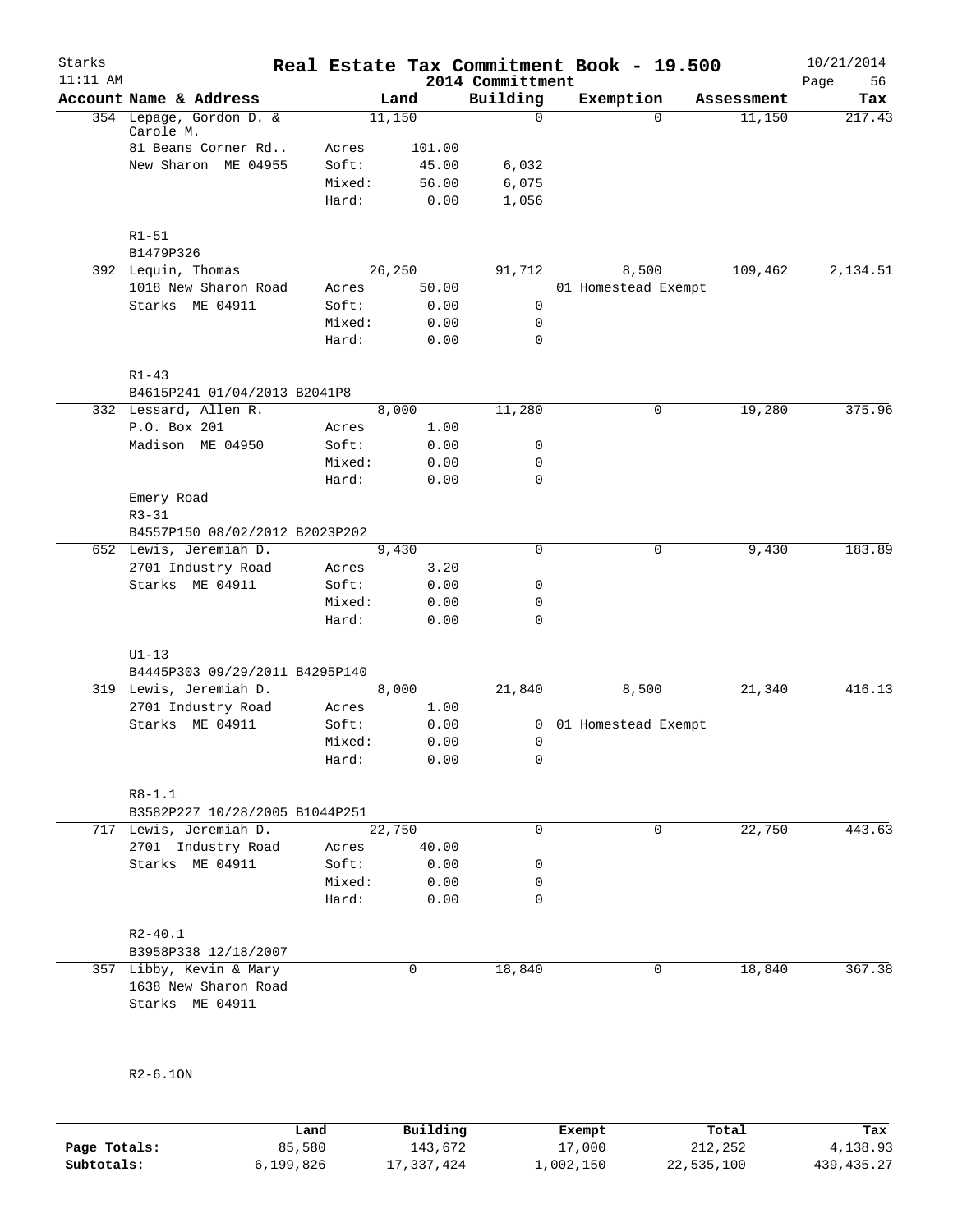# Real Estate Tax Commitment Book - 19.500

Starks 11:11 AM — 2014 Committment — 10/21/2014

| Account Name & Address | | Land | Building | Exemption | Assessment | Tax |
|---|---|---|---|---|---|---|
| 354 Lepage, Gordon D. & Carole M. | | 11,150 | 0 | 0 | 11,150 | 217.43 |
| 81 Beans Corner Rd.. | Acres | 101.00 | | | | |
| New Sharon ME 04955 | Soft: | 45.00 | 6,032 | | | |
| | Mixed: | 56.00 | 6,075 | | | |
| | Hard: | 0.00 | 1,056 | | | |
| R1-51 | | | | | | |
| B1479P326 | | | | | | |
| 392 Lequin, Thomas | | 26,250 | 91,712 | 8,500 | 109,462 | 2,134.51 |
| 1018 New Sharon Road | Acres | 50.00 | | 01 Homestead Exempt | | |
| Starks ME 04911 | Soft: | 0.00 | 0 | | | |
| | Mixed: | 0.00 | 0 | | | |
| | Hard: | 0.00 | 0 | | | |
| R1-43 | | | | | | |
| B4615P241 01/04/2013 B2041P8 | | | | | | |
| 332 Lessard, Allen R. | | 8,000 | 11,280 | 0 | 19,280 | 375.96 |
| P.O. Box 201 | Acres | 1.00 | | | | |
| Madison ME 04950 | Soft: | 0.00 | 0 | | | |
| | Mixed: | 0.00 | 0 | | | |
| | Hard: | 0.00 | 0 | | | |
| Emery Road | | | | | | |
| R3-31 | | | | | | |
| B4557P150 08/02/2012 B2023P202 | | | | | | |
| 652 Lewis, Jeremiah D. | | 9,430 | 0 | 0 | 9,430 | 183.89 |
| 2701 Industry Road | Acres | 3.20 | | | | |
| Starks ME 04911 | Soft: | 0.00 | 0 | | | |
| | Mixed: | 0.00 | 0 | | | |
| | Hard: | 0.00 | 0 | | | |
| U1-13 | | | | | | |
| B4445P303 09/29/2011 B4295P140 | | | | | | |
| 319 Lewis, Jeremiah D. | | 8,000 | 21,840 | 8,500 | 21,340 | 416.13 |
| 2701 Industry Road | Acres | 1.00 | | | | |
| Starks ME 04911 | Soft: | 0.00 | 0 | 01 Homestead Exempt | | |
| | Mixed: | 0.00 | 0 | | | |
| | Hard: | 0.00 | 0 | | | |
| R8-1.1 | | | | | | |
| B3582P227 10/28/2005 B1044P251 | | | | | | |
| 717 Lewis, Jeremiah D. | | 22,750 | 0 | 0 | 22,750 | 443.63 |
| 2701 Industry Road | Acres | 40.00 | | | | |
| Starks ME 04911 | Soft: | 0.00 | 0 | | | |
| | Mixed: | 0.00 | 0 | | | |
| | Hard: | 0.00 | 0 | | | |
| R2-40.1 | | | | | | |
| B3958P338 12/18/2007 | | | | | | |
| 357 Libby, Kevin & Mary | | 0 | 18,840 | 0 | 18,840 | 367.38 |
| 1638 New Sharon Road | | | | | | |
| Starks ME 04911 | | | | | | |
| R2-6.1ON | | | | | | |

| | Land | Building | Exempt | Total | Tax |
|---|---|---|---|---|---|
| Page Totals: | 85,580 | 143,672 | 17,000 | 212,252 | 4,138.93 |
| Subtotals: | 6,199,826 | 17,337,424 | 1,002,150 | 22,535,100 | 439,435.27 |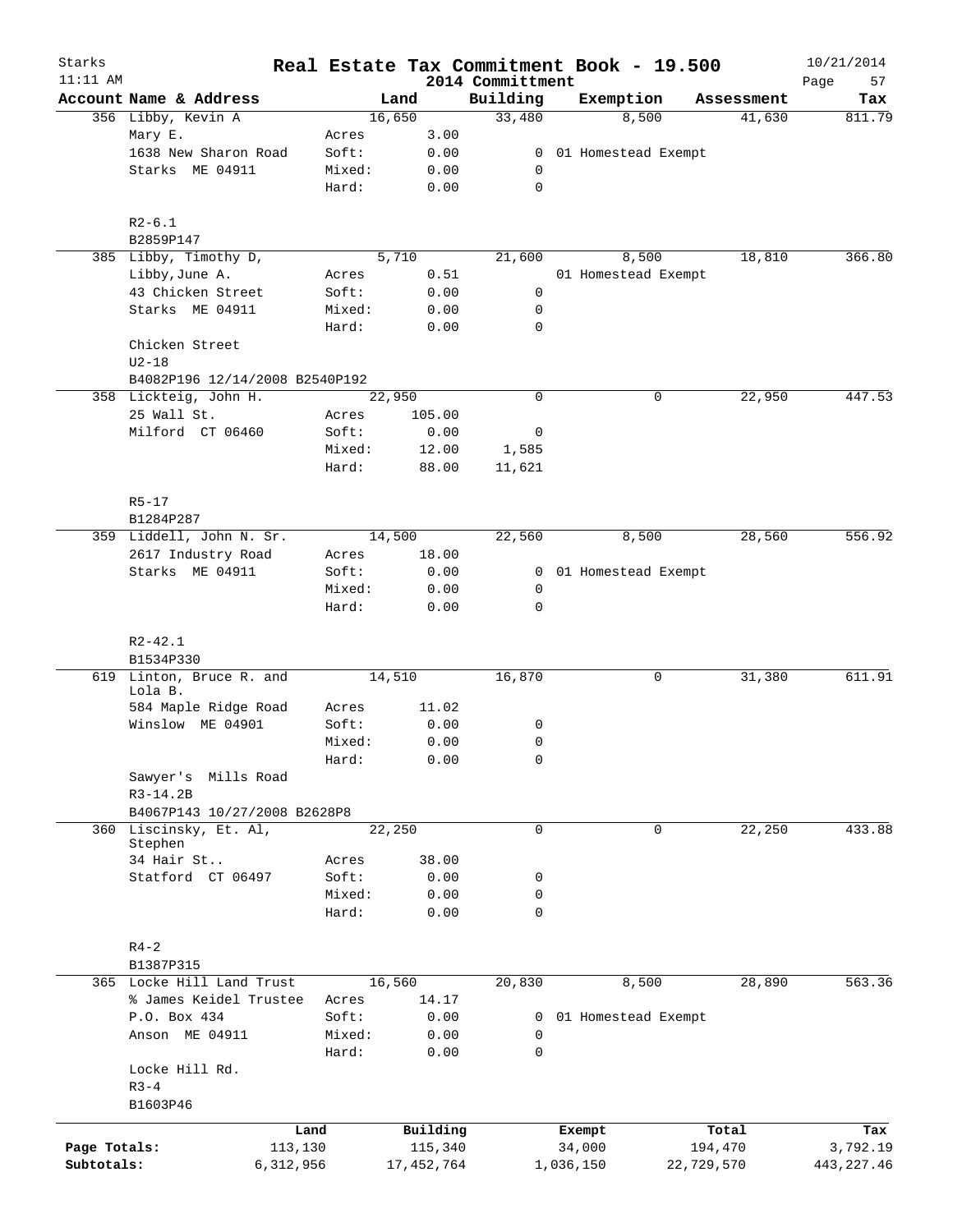# Real Estate Tax Commitment Book - 19.500

Starks
11:11 AM

2014 Committment

10/21/2014

| Account Name & Address | | Land | Building | Exemption | Assessment | Tax |
|---|---|---|---|---|---|---|
| 356 Libby, Kevin A | | 16,650 | 33,480 | 8,500 | 41,630 | 811.79 |
| Mary E. | Acres | 3.00 | | | | |
| 1638 New Sharon Road | Soft: | 0.00 | 0 | 01 Homestead Exempt | | |
| Starks ME 04911 | Mixed: | 0.00 | 0 | | | |
| | Hard: | 0.00 | 0 | | | |
| R2-6.1 | | | | | | |
| B2859P147 | | | | | | |
| 385 Libby, Timothy D, | | 5,710 | 21,600 | 8,500 | 18,810 | 366.80 |
| Libby,June A. | Acres | 0.51 | | 01 Homestead Exempt | | |
| 43 Chicken Street | Soft: | 0.00 | 0 | | | |
| Starks ME 04911 | Mixed: | 0.00 | 0 | | | |
| | Hard: | 0.00 | 0 | | | |
| Chicken Street | | | | | | |
| U2-18 | | | | | | |
| B4082P196 12/14/2008 B2540P192 | | | | | | |
| 358 Lickteig, John H. | | 22,950 | 0 | 0 | 22,950 | 447.53 |
| 25 Wall St. | Acres | 105.00 | | | | |
| Milford CT 06460 | Soft: | 0.00 | 0 | | | |
| | Mixed: | 12.00 | 1,585 | | | |
| | Hard: | 88.00 | 11,621 | | | |
| R5-17 | | | | | | |
| B1284P287 | | | | | | |
| 359 Liddell, John N. Sr. | | 14,500 | 22,560 | 8,500 | 28,560 | 556.92 |
| 2617 Industry Road | Acres | 18.00 | | | | |
| Starks ME 04911 | Soft: | 0.00 | 0 | 01 Homestead Exempt | | |
| | Mixed: | 0.00 | 0 | | | |
| | Hard: | 0.00 | 0 | | | |
| R2-42.1 | | | | | | |
| B1534P330 | | | | | | |
| 619 Linton, Bruce R. and Lola B. | | 14,510 | 16,870 | 0 | 31,380 | 611.91 |
| 584 Maple Ridge Road | Acres | 11.02 | | | | |
| Winslow ME 04901 | Soft: | 0.00 | 0 | | | |
| | Mixed: | 0.00 | 0 | | | |
| | Hard: | 0.00 | 0 | | | |
| Sawyer's Mills Road | | | | | | |
| R3-14.2B | | | | | | |
| B4067P143 10/27/2008 B2628P8 | | | | | | |
| 360 Liscinsky, Et. Al, Stephen | | 22,250 | 0 | 0 | 22,250 | 433.88 |
| 34 Hair St.. | Acres | 38.00 | | | | |
| Statford CT 06497 | Soft: | 0.00 | 0 | | | |
| | Mixed: | 0.00 | 0 | | | |
| | Hard: | 0.00 | 0 | | | |
| R4-2 | | | | | | |
| B1387P315 | | | | | | |
| 365 Locke Hill Land Trust | | 16,560 | 20,830 | 8,500 | 28,890 | 563.36 |
| % James Keidel Trustee | Acres | 14.17 | | | | |
| P.O. Box 434 | Soft: | 0.00 | 0 | 01 Homestead Exempt | | |
| Anson ME 04911 | Mixed: | 0.00 | 0 | | | |
| | Hard: | 0.00 | 0 | | | |
| Locke Hill Rd. | | | | | | |
| R3-4 | | | | | | |
| B1603P46 | | | | | | |

| | Land | Building | Exempt | Total | Tax |
|---|---|---|---|---|---|
| Page Totals: | 113,130 | 115,340 | 34,000 | 194,470 | 3,792.19 |
| Subtotals: | 6,312,956 | 17,452,764 | 1,036,150 | 22,729,570 | 443,227.46 |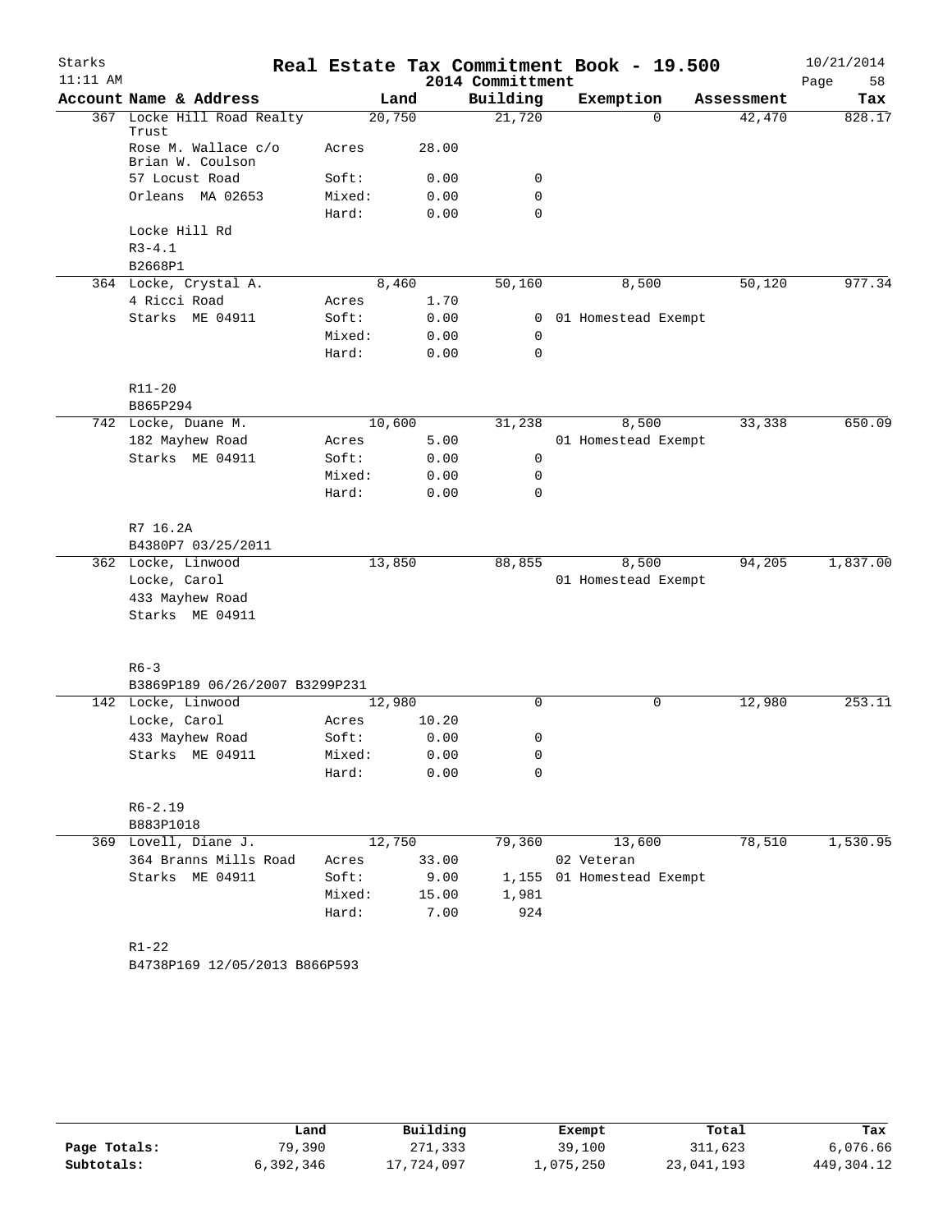# Real Estate Tax Commitment Book - 19.500

## 2014 Committment

| Account Name & Address | Land | | Building | Exemption | Assessment | Tax |
|---|---|---|---|---|---|---|
| 367 Locke Hill Road Realty Trust | 20,750 | | 21,720 | 0 | 42,470 | 828.17 |
| Rose M. Wallace c/o Brian W. Coulson | Acres | 28.00 | | | | |
| 57 Locust Road | Soft: | 0.00 | 0 | | | |
| Orleans MA 02653 | Mixed: | 0.00 | 0 | | | |
| | Hard: | 0.00 | 0 | | | |
| Locke Hill Rd | | | | | | |
| R3-4.1 | | | | | | |
| B2668P1 | | | | | | |
| 364 Locke, Crystal A. | 8,460 | | 50,160 | 8,500 | 50,120 | 977.34 |
| 4 Ricci Road | Acres | 1.70 | | | | |
| Starks ME 04911 | Soft: | 0.00 | 0 | 01 Homestead Exempt | | |
| | Mixed: | 0.00 | 0 | | | |
| | Hard: | 0.00 | 0 | | | |
| R11-20 | | | | | | |
| B865P294 | | | | | | |
| 742 Locke, Duane M. | 10,600 | | 31,238 | 8,500 | 33,338 | 650.09 |
| 182 Mayhew Road | Acres | 5.00 | | 01 Homestead Exempt | | |
| Starks ME 04911 | Soft: | 0.00 | 0 | | | |
| | Mixed: | 0.00 | 0 | | | |
| | Hard: | 0.00 | 0 | | | |
| R7 16.2A | | | | | | |
| B4380P7 03/25/2011 | | | | | | |
| 362 Locke, Linwood | 13,850 | | 88,855 | 8,500 | 94,205 | 1,837.00 |
| Locke, Carol | | | | 01 Homestead Exempt | | |
| 433 Mayhew Road | | | | | | |
| Starks ME 04911 | | | | | | |
| R6-3 | | | | | | |
| B3869P189 06/26/2007 B3299P231 | | | | | | |
| 142 Locke, Linwood | 12,980 | | 0 | 0 | 12,980 | 253.11 |
| Locke, Carol | Acres | 10.20 | | | | |
| 433 Mayhew Road | Soft: | 0.00 | 0 | | | |
| Starks ME 04911 | Mixed: | 0.00 | 0 | | | |
| | Hard: | 0.00 | 0 | | | |
| R6-2.19 | | | | | | |
| B883P1018 | | | | | | |
| 369 Lovell, Diane J. | 12,750 | | 79,360 | 13,600 | 78,510 | 1,530.95 |
| 364 Branns Mills Road | Acres | 33.00 | | 02 Veteran | | |
| Starks ME 04911 | Soft: | 9.00 | 1,155 | 01 Homestead Exempt | | |
| | Mixed: | 15.00 | 1,981 | | | |
| | Hard: | 7.00 | 924 | | | |
| R1-22 | | | | | | |
| B4738P169 12/05/2013 B866P593 | | | | | | |

| | Land | Building | Exempt | Total | Tax |
|---|---|---|---|---|---|
| Page Totals: | 79,390 | 271,333 | 39,100 | 311,623 | 6,076.66 |
| Subtotals: | 6,392,346 | 17,724,097 | 1,075,250 | 23,041,193 | 449,304.12 |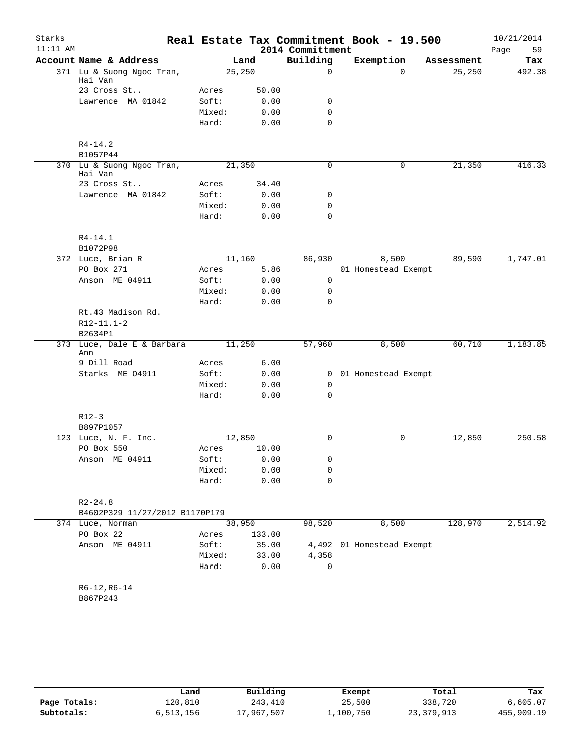# Real Estate Tax Commitment Book - 19.500

Starks
11:11 AM

2014 Committment

10/21/2014

| Account Name & Address | | Land | Building | Exemption | Assessment | Tax |
|---|---|---|---|---|---|---|
| 371 Lu & Suong Ngoc Tran, Hai Van | | 25,250 | 0 | 0 | 25,250 | 492.38 |
| 23 Cross St.. | Acres | 50.00 | | | | |
| Lawrence MA 01842 | Soft: | 0.00 | 0 | | | |
| | Mixed: | 0.00 | 0 | | | |
| | Hard: | 0.00 | 0 | | | |
| R4-14.2 | | | | | | |
| B1057P44 | | | | | | |
| 370 Lu & Suong Ngoc Tran, Hai Van | | 21,350 | 0 | 0 | 21,350 | 416.33 |
| 23 Cross St.. | Acres | 34.40 | | | | |
| Lawrence MA 01842 | Soft: | 0.00 | 0 | | | |
| | Mixed: | 0.00 | 0 | | | |
| | Hard: | 0.00 | 0 | | | |
| R4-14.1 | | | | | | |
| B1072P98 | | | | | | |
| 372 Luce, Brian R | | 11,160 | 86,930 | 8,500 | 89,590 | 1,747.01 |
| PO Box 271 | Acres | 5.86 | | 01 Homestead Exempt | | |
| Anson ME 04911 | Soft: | 0.00 | 0 | | | |
| | Mixed: | 0.00 | 0 | | | |
| | Hard: | 0.00 | 0 | | | |
| Rt.43 Madison Rd. | | | | | | |
| R12-11.1-2 | | | | | | |
| B2634P1 | | | | | | |
| 373 Luce, Dale E & Barbara Ann | | 11,250 | 57,960 | 8,500 | 60,710 | 1,183.85 |
| 9 Dill Road | Acres | 6.00 | | | | |
| Starks ME 04911 | Soft: | 0.00 | 0 | 01 Homestead Exempt | | |
| | Mixed: | 0.00 | 0 | | | |
| | Hard: | 0.00 | 0 | | | |
| R12-3 | | | | | | |
| B897P1057 | | | | | | |
| 123 Luce, N. F. Inc. | | 12,850 | 0 | 0 | 12,850 | 250.58 |
| PO Box 550 | Acres | 10.00 | | | | |
| Anson ME 04911 | Soft: | 0.00 | 0 | | | |
| | Mixed: | 0.00 | 0 | | | |
| | Hard: | 0.00 | 0 | | | |
| R2-24.8 | | | | | | |
| B4602P329 11/27/2012 B1170P179 | | | | | | |
| 374 Luce, Norman | | 38,950 | 98,520 | 8,500 | 128,970 | 2,514.92 |
| PO Box 22 | Acres | 133.00 | | | | |
| Anson ME 04911 | Soft: | 35.00 | 4,492 | 01 Homestead Exempt | | |
| | Mixed: | 33.00 | 4,358 | | | |
| | Hard: | 0.00 | 0 | | | |
| R6-12,R6-14 | | | | | | |
| B867P243 | | | | | | |

| | Land | Building | Exempt | Total | Tax |
|---|---|---|---|---|---|
| Page Totals: | 120,810 | 243,410 | 25,500 | 338,720 | 6,605.07 |
| Subtotals: | 6,513,156 | 17,967,507 | 1,100,750 | 23,379,913 | 455,909.19 |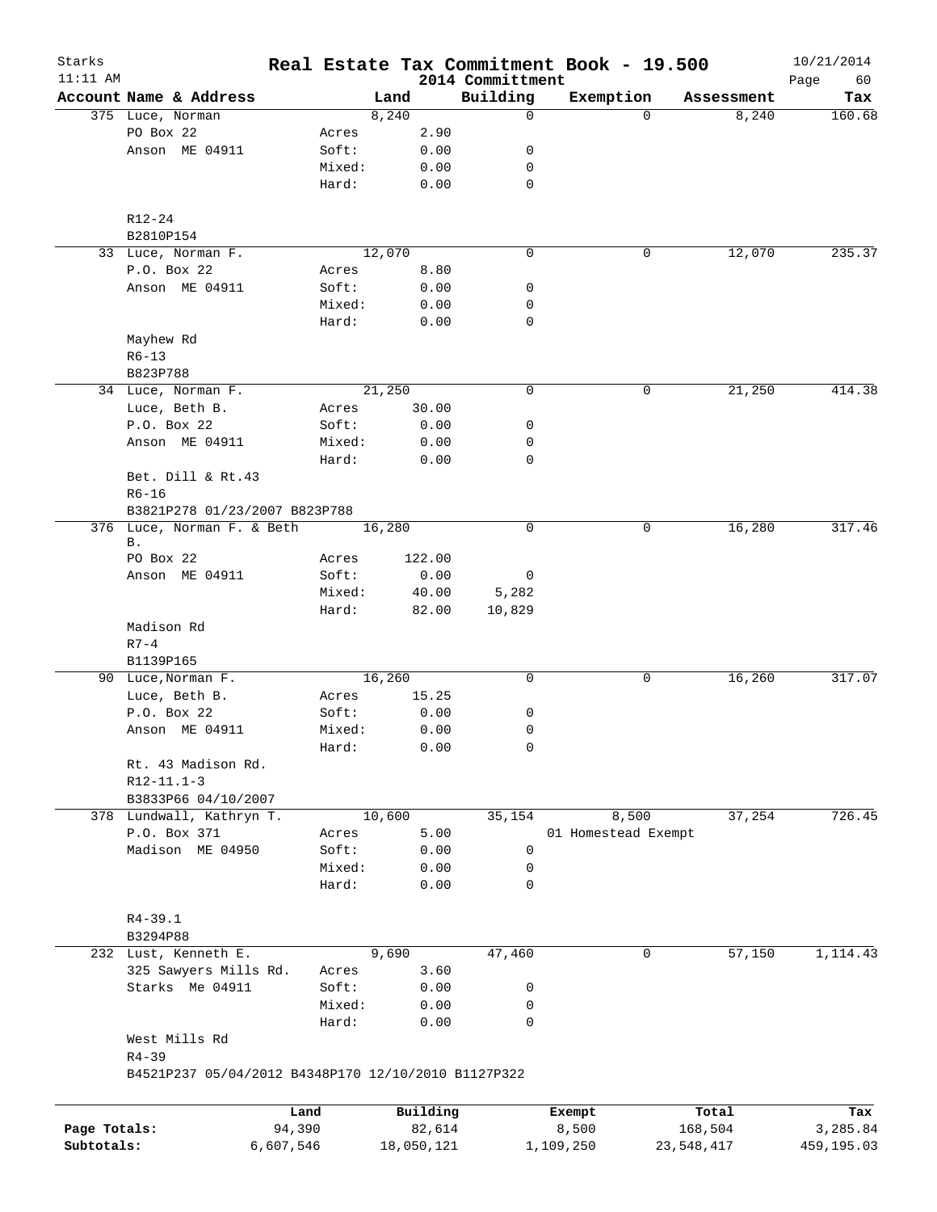# Real Estate Tax Commitment Book - 19.500

Starks
11:11 AM
2014 Committment
10/21/2014

| Account | Name & Address | | Land | Building | Exemption | Assessment | Tax |
|---|---|---|---|---|---|---|---|
| 375 | Luce, Norman | | 8,240 | 0 | 0 | 8,240 | 160.68 |
| | PO Box 22 | Acres | 2.90 | | | | |
| | Anson ME 04911 | Soft: | 0.00 | 0 | | | |
| | | Mixed: | 0.00 | 0 | | | |
| | | Hard: | 0.00 | 0 | | | |
| | R12-24 | | | | | | |
| | B2810P154 | | | | | | |
| 33 | Luce, Norman F. | | 12,070 | 0 | 0 | 12,070 | 235.37 |
| | P.O. Box 22 | Acres | 8.80 | | | | |
| | Anson ME 04911 | Soft: | 0.00 | 0 | | | |
| | | Mixed: | 0.00 | 0 | | | |
| | | Hard: | 0.00 | 0 | | | |
| | Mayhew Rd | | | | | | |
| | R6-13 | | | | | | |
| | B823P788 | | | | | | |
| 34 | Luce, Norman F. | | 21,250 | 0 | 0 | 21,250 | 414.38 |
| | Luce, Beth B. | Acres | 30.00 | | | | |
| | P.O. Box 22 | Soft: | 0.00 | 0 | | | |
| | Anson ME 04911 | Mixed: | 0.00 | 0 | | | |
| | | Hard: | 0.00 | 0 | | | |
| | Bet. Dill & Rt.43 | | | | | | |
| | R6-16 | | | | | | |
| | B3821P278 01/23/2007 B823P788 | | | | | | |
| 376 | Luce, Norman F. & Beth B. | | 16,280 | 0 | 0 | 16,280 | 317.46 |
| | PO Box 22 | Acres | 122.00 | | | | |
| | Anson ME 04911 | Soft: | 0.00 | 0 | | | |
| | | Mixed: | 40.00 | 5,282 | | | |
| | | Hard: | 82.00 | 10,829 | | | |
| | Madison Rd | | | | | | |
| | R7-4 | | | | | | |
| | B1139P165 | | | | | | |
| 90 | Luce,Norman F. | | 16,260 | 0 | 0 | 16,260 | 317.07 |
| | Luce, Beth B. | Acres | 15.25 | | | | |
| | P.O. Box 22 | Soft: | 0.00 | 0 | | | |
| | Anson ME 04911 | Mixed: | 0.00 | 0 | | | |
| | | Hard: | 0.00 | 0 | | | |
| | Rt. 43 Madison Rd. | | | | | | |
| | R12-11.1-3 | | | | | | |
| | B3833P66 04/10/2007 | | | | | | |
| 378 | Lundwall, Kathryn T. | | 10,600 | 35,154 | 8,500 | 37,254 | 726.45 |
| | P.O. Box 371 | Acres | 5.00 | | 01 Homestead Exempt | | |
| | Madison ME 04950 | Soft: | 0.00 | 0 | | | |
| | | Mixed: | 0.00 | 0 | | | |
| | | Hard: | 0.00 | 0 | | | |
| | R4-39.1 | | | | | | |
| | B3294P88 | | | | | | |
| 232 | Lust, Kenneth E. | | 9,690 | 47,460 | 0 | 57,150 | 1,114.43 |
| | 325 Sawyers Mills Rd. | Acres | 3.60 | | | | |
| | Starks Me 04911 | Soft: | 0.00 | 0 | | | |
| | | Mixed: | 0.00 | 0 | | | |
| | | Hard: | 0.00 | 0 | | | |
| | West Mills Rd | | | | | | |
| | R4-39 | | | | | | |
| | B4521P237 05/04/2012 B4348P170 12/10/2010 B1127P322 | | | | | | |

| | Land | Building | Exempt | Total | Tax |
|---|---|---|---|---|---|
| Page Totals: | 94,390 | 82,614 | 8,500 | 168,504 | 3,285.84 |
| Subtotals: | 6,607,546 | 18,050,121 | 1,109,250 | 23,548,417 | 459,195.03 |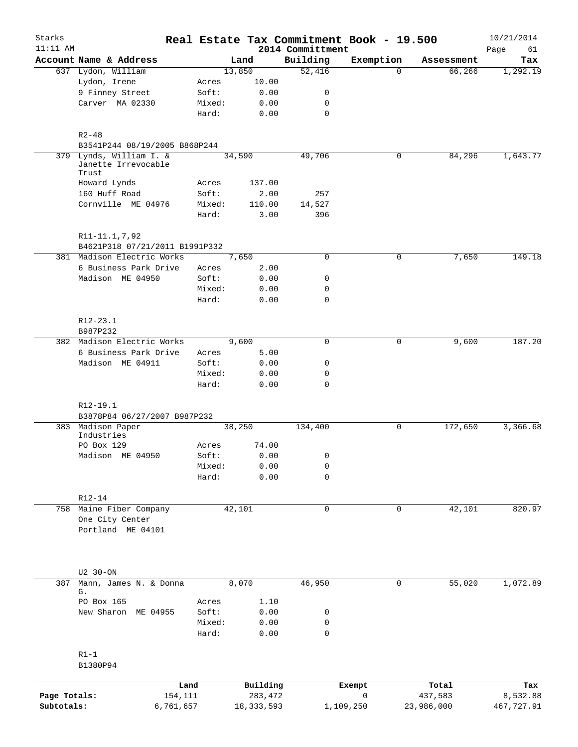# Real Estate Tax Commitment Book - 19.500

Starks
11:11 AM

2014 Committment

10/21/2014

| Account Name & Address | | Land | Building | Exemption | Assessment | Tax |
|---|---|---|---|---|---|---|
| 637 Lydon, William | | 13,850 | 52,416 | 0 | 66,266 | 1,292.19 |
| Lydon, Irene | Acres | 10.00 | | | | |
| 9 Finney Street | Soft: | 0.00 | 0 | | | |
| Carver MA 02330 | Mixed: | 0.00 | 0 | | | |
| | Hard: | 0.00 | 0 | | | |
| R2-48 | | | | | | |
| B3541P244 08/19/2005 B868P244 | | | | | | |
| 379 Lynds, William I. & Janette Irrevocable Trust | | 34,590 | 49,706 | 0 | 84,296 | 1,643.77 |
| Howard Lynds | Acres | 137.00 | | | | |
| 160 Huff Road | Soft: | 2.00 | 257 | | | |
| Cornville ME 04976 | Mixed: | 110.00 | 14,527 | | | |
| | Hard: | 3.00 | 396 | | | |
| R11-11.1,7,92 | | | | | | |
| B4621P318 07/21/2011 B1991P332 | | | | | | |
| 381 Madison Electric Works | | 7,650 | 0 | 0 | 7,650 | 149.18 |
| 6 Business Park Drive | Acres | 2.00 | | | | |
| Madison ME 04950 | Soft: | 0.00 | 0 | | | |
| | Mixed: | 0.00 | 0 | | | |
| | Hard: | 0.00 | 0 | | | |
| R12-23.1 | | | | | | |
| B987P232 | | | | | | |
| 382 Madison Electric Works | | 9,600 | 0 | 0 | 9,600 | 187.20 |
| 6 Business Park Drive | Acres | 5.00 | | | | |
| Madison ME 04911 | Soft: | 0.00 | 0 | | | |
| | Mixed: | 0.00 | 0 | | | |
| | Hard: | 0.00 | 0 | | | |
| R12-19.1 | | | | | | |
| B3878P84 06/27/2007 B987P232 | | | | | | |
| 383 Madison Paper Industries | | 38,250 | 134,400 | 0 | 172,650 | 3,366.68 |
| PO Box 129 | Acres | 74.00 | | | | |
| Madison ME 04950 | Soft: | 0.00 | 0 | | | |
| | Mixed: | 0.00 | 0 | | | |
| | Hard: | 0.00 | 0 | | | |
| R12-14 | | | | | | |
| 758 Maine Fiber Company | | 42,101 | 0 | 0 | 42,101 | 820.97 |
| One City Center | | | | | | |
| Portland ME 04101 | | | | | | |
| U2 30-ON | | | | | | |
| 387 Mann, James N. & Donna G. | | 8,070 | 46,950 | 0 | 55,020 | 1,072.89 |
| PO Box 165 | Acres | 1.10 | | | | |
| New Sharon ME 04955 | Soft: | 0.00 | 0 | | | |
| | Mixed: | 0.00 | 0 | | | |
| | Hard: | 0.00 | 0 | | | |
| R1-1 | | | | | | |
| B1380P94 | | | | | | |

| | Land | Building | Exempt | Total | Tax |
|---|---|---|---|---|---|
| Page Totals: | 154,111 | 283,472 | 0 | 437,583 | 8,532.88 |
| Subtotals: | 6,761,657 | 18,333,593 | 1,109,250 | 23,986,000 | 467,727.91 |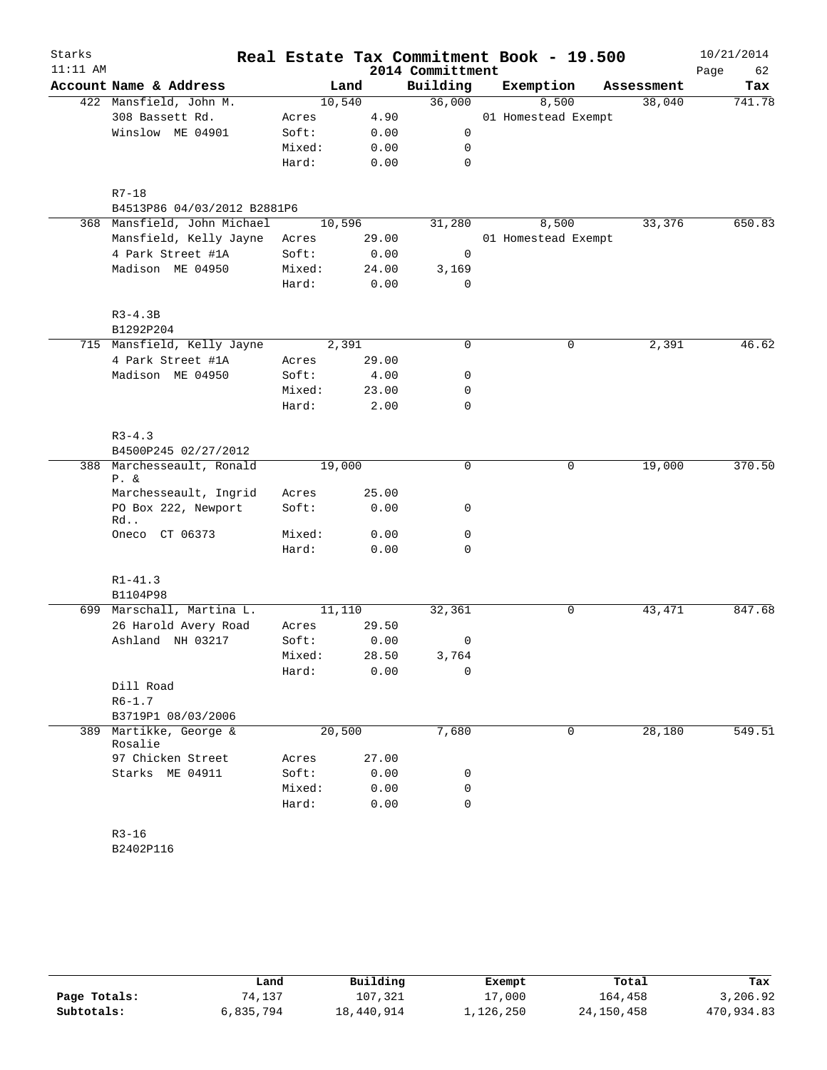# Real Estate Tax Commitment Book - 19.500

## 2014 Committment

Starks, 11:11 AM, 10/21/2014

| Account | Name & Address | | Land | Building | Exemption | Assessment | Tax |
|---|---|---|---|---|---|---|---|
| 422 | Mansfield, John M. | | 10,540 | 36,000 | 8,500 | 38,040 | 741.78 |
| | 308 Bassett Rd. | Acres | 4.90 | | 01 Homestead Exempt | | |
| | Winslow ME 04901 | Soft: | 0.00 | 0 | | | |
| | | Mixed: | 0.00 | 0 | | | |
| | | Hard: | 0.00 | 0 | | | |
| | R7-18 | | | | | | |
| | B4513P86 04/03/2012 B2881P6 | | | | | | |
| 368 | Mansfield, John Michael | | 10,596 | 31,280 | 8,500 | 33,376 | 650.83 |
| | Mansfield, Kelly Jayne | Acres | 29.00 | | 01 Homestead Exempt | | |
| | 4 Park Street #1A | Soft: | 0.00 | 0 | | | |
| | Madison ME 04950 | Mixed: | 24.00 | 3,169 | | | |
| | | Hard: | 0.00 | 0 | | | |
| | R3-4.3B | | | | | | |
| | B1292P204 | | | | | | |
| 715 | Mansfield, Kelly Jayne | | 2,391 | 0 | 0 | 2,391 | 46.62 |
| | 4 Park Street #1A | Acres | 29.00 | | | | |
| | Madison ME 04950 | Soft: | 4.00 | 0 | | | |
| | | Mixed: | 23.00 | 0 | | | |
| | | Hard: | 2.00 | 0 | | | |
| | R3-4.3 | | | | | | |
| | B4500P245 02/27/2012 | | | | | | |
| 388 | Marchesseault, Ronald P. & | | 19,000 | 0 | 0 | 19,000 | 370.50 |
| | Marchesseault, Ingrid | Acres | 25.00 | | | | |
| | PO Box 222, Newport Rd.. | Soft: | 0.00 | 0 | | | |
| | Oneco CT 06373 | Mixed: | 0.00 | 0 | | | |
| | | Hard: | 0.00 | 0 | | | |
| | R1-41.3 | | | | | | |
| | B1104P98 | | | | | | |
| 699 | Marschall, Martina L. | | 11,110 | 32,361 | 0 | 43,471 | 847.68 |
| | 26 Harold Avery Road | Acres | 29.50 | | | | |
| | Ashland NH 03217 | Soft: | 0.00 | 0 | | | |
| | | Mixed: | 28.50 | 3,764 | | | |
| | | Hard: | 0.00 | 0 | | | |
| | Dill Road | | | | | | |
| | R6-1.7 | | | | | | |
| | B3719P1 08/03/2006 | | | | | | |
| 389 | Martikke, George & Rosalie | | 20,500 | 7,680 | 0 | 28,180 | 549.51 |
| | 97 Chicken Street | Acres | 27.00 | | | | |
| | Starks ME 04911 | Soft: | 0.00 | 0 | | | |
| | | Mixed: | 0.00 | 0 | | | |
| | | Hard: | 0.00 | 0 | | | |
| | R3-16 | | | | | | |
| | B2402P116 | | | | | | |

| | Land | Building | Exempt | Total | Tax |
|---|---|---|---|---|---|
| Page Totals: | 74,137 | 107,321 | 17,000 | 164,458 | 3,206.92 |
| Subtotals: | 6,835,794 | 18,440,914 | 1,126,250 | 24,150,458 | 470,934.83 |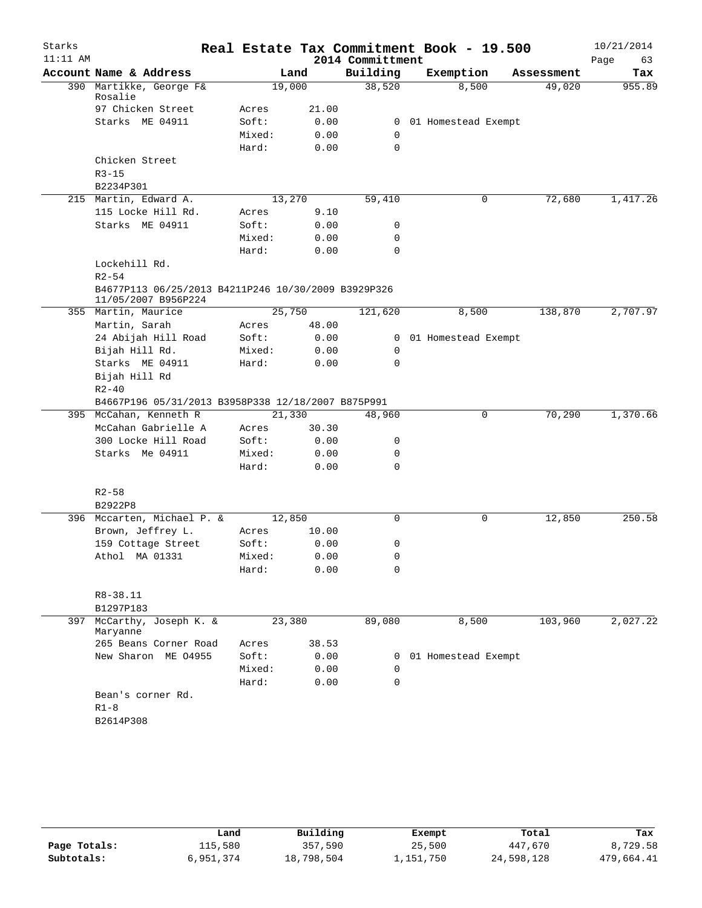# Real Estate Tax Commitment Book - 19.500

## 2014 Committment

Starks
11:11 AM
10/21/2014

| Account Name & Address | Land | | Building | Exemption | Assessment | Tax |
|---|---|---|---|---|---|---|
| 390 Martikke, George F& Rosalie | 19,000 | | 38,520 | 8,500 | 49,020 | 955.89 |
| 97 Chicken Street | Acres | 21.00 | | | | |
| Starks ME 04911 | Soft: | 0.00 | 0 | 01 Homestead Exempt | | |
| | Mixed: | 0.00 | 0 | | | |
| | Hard: | 0.00 | 0 | | | |
| Chicken Street | | | | | | |
| R3-15 | | | | | | |
| B2234P301 | | | | | | |
| 215 Martin, Edward A. | 13,270 | | 59,410 | 0 | 72,680 | 1,417.26 |
| 115 Locke Hill Rd. | Acres | 9.10 | | | | |
| Starks ME 04911 | Soft: | 0.00 | 0 | | | |
| | Mixed: | 0.00 | 0 | | | |
| | Hard: | 0.00 | 0 | | | |
| Lockehill Rd. | | | | | | |
| R2-54 | | | | | | |
| B4677P113 06/25/2013 B4211P246 10/30/2009 B3929P326 11/05/2007 B956P224 | | | | | | |
| 355 Martin, Maurice | 25,750 | | 121,620 | 8,500 | 138,870 | 2,707.97 |
| Martin, Sarah | Acres | 48.00 | | | | |
| 24 Abijah Hill Road | Soft: | 0.00 | 0 | 01 Homestead Exempt | | |
| Bijah Hill Rd. | Mixed: | 0.00 | 0 | | | |
| Starks ME 04911 | Hard: | 0.00 | 0 | | | |
| Bijah Hill Rd | | | | | | |
| R2-40 | | | | | | |
| B4667P196 05/31/2013 B3958P338 12/18/2007 B875P991 | | | | | | |
| 395 McCahan, Kenneth R | 21,330 | | 48,960 | 0 | 70,290 | 1,370.66 |
| McCahan Gabrielle A | Acres | 30.30 | | | | |
| 300 Locke Hill Road | Soft: | 0.00 | 0 | | | |
| Starks Me 04911 | Mixed: | 0.00 | 0 | | | |
| | Hard: | 0.00 | 0 | | | |
| R2-58 | | | | | | |
| B2922P8 | | | | | | |
| 396 Mccarten, Michael P. & | 12,850 | | 0 | 0 | 12,850 | 250.58 |
| Brown, Jeffrey L. | Acres | 10.00 | | | | |
| 159 Cottage Street | Soft: | 0.00 | 0 | | | |
| Athol MA 01331 | Mixed: | 0.00 | 0 | | | |
| | Hard: | 0.00 | 0 | | | |
| R8-38.11 | | | | | | |
| B1297P183 | | | | | | |
| 397 McCarthy, Joseph K. & Maryanne | 23,380 | | 89,080 | 8,500 | 103,960 | 2,027.22 |
| 265 Beans Corner Road | Acres | 38.53 | | | | |
| New Sharon ME 04955 | Soft: | 0.00 | 0 | 01 Homestead Exempt | | |
| | Mixed: | 0.00 | 0 | | | |
| | Hard: | 0.00 | 0 | | | |
| Bean's corner Rd. | | | | | | |
| R1-8 | | | | | | |
| B2614P308 | | | | | | |

| | Land | Building | Exempt | Total | Tax |
|---|---|---|---|---|---|
| Page Totals: | 115,580 | 357,590 | 25,500 | 447,670 | 8,729.58 |
| Subtotals: | 6,951,374 | 18,798,504 | 1,151,750 | 24,598,128 | 479,664.41 |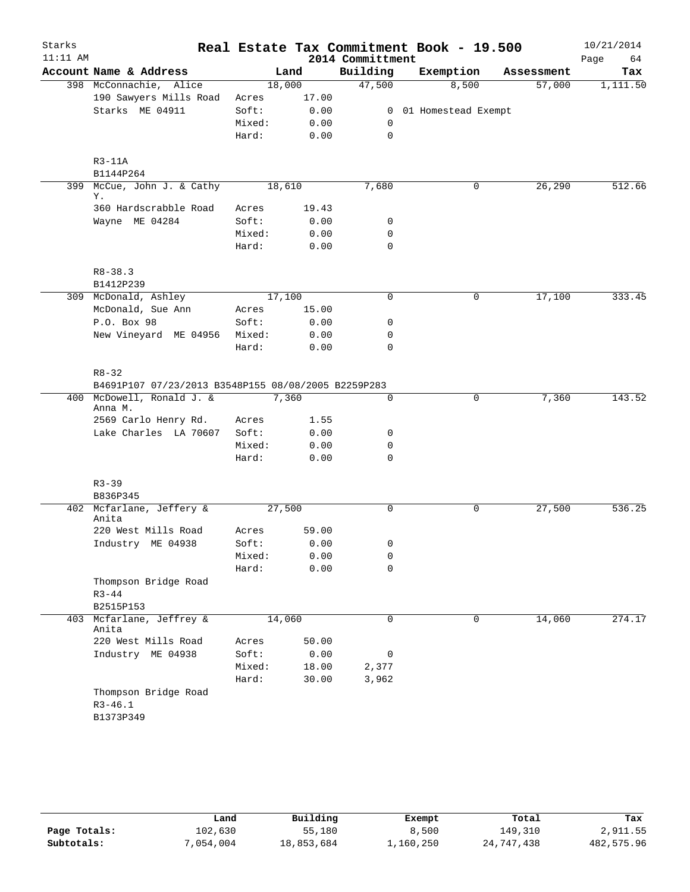# Real Estate Tax Commitment Book - 19.500

Starks
11:11 AM

2014 Committment

10/21/2014

| Account | Name & Address | | Land | Building | Exemption | Assessment | Tax |
|---|---|---|---|---|---|---|---|
| 398 | McConnachie, Alice | | 18,000 | 47,500 | 8,500 | 57,000 | 1,111.50 |
| | 190 Sawyers Mills Road | Acres | 17.00 | | | | |
| | Starks ME 04911 | Soft: | 0.00 | 0 | 01 Homestead Exempt | | |
| | | Mixed: | 0.00 | 0 | | | |
| | | Hard: | 0.00 | 0 | | | |
| | R3-11A | | | | | | |
| | B1144P264 | | | | | | |
| 399 | McCue, John J. & Cathy Y. | | 18,610 | 7,680 | 0 | 26,290 | 512.66 |
| | 360 Hardscrabble Road | Acres | 19.43 | | | | |
| | Wayne ME 04284 | Soft: | 0.00 | 0 | | | |
| | | Mixed: | 0.00 | 0 | | | |
| | | Hard: | 0.00 | 0 | | | |
| | R8-38.3 | | | | | | |
| | B1412P239 | | | | | | |
| 309 | McDonald, Ashley | | 17,100 | 0 | 0 | 17,100 | 333.45 |
| | McDonald, Sue Ann | Acres | 15.00 | | | | |
| | P.O. Box 98 | Soft: | 0.00 | 0 | | | |
| | New Vineyard ME 04956 | Mixed: | 0.00 | 0 | | | |
| | | Hard: | 0.00 | 0 | | | |
| | R8-32 | | | | | | |
| | B4691P107 07/23/2013 B3548P155 08/08/2005 B2259P283 | | | | | | |
| 400 | McDowell, Ronald J. & Anna M. | | 7,360 | 0 | 0 | 7,360 | 143.52 |
| | 2569 Carlo Henry Rd. | Acres | 1.55 | | | | |
| | Lake Charles LA 70607 | Soft: | 0.00 | 0 | | | |
| | | Mixed: | 0.00 | 0 | | | |
| | | Hard: | 0.00 | 0 | | | |
| | R3-39 | | | | | | |
| | B836P345 | | | | | | |
| 402 | Mcfarlane, Jeffery & Anita | | 27,500 | 0 | 0 | 27,500 | 536.25 |
| | 220 West Mills Road | Acres | 59.00 | | | | |
| | Industry ME 04938 | Soft: | 0.00 | 0 | | | |
| | | Mixed: | 0.00 | 0 | | | |
| | | Hard: | 0.00 | 0 | | | |
| | Thompson Bridge Road | | | | | | |
| | R3-44 | | | | | | |
| | B2515P153 | | | | | | |
| 403 | Mcfarlane, Jeffrey & Anita | | 14,060 | 0 | 0 | 14,060 | 274.17 |
| | 220 West Mills Road | Acres | 50.00 | | | | |
| | Industry ME 04938 | Soft: | 0.00 | 0 | | | |
| | | Mixed: | 18.00 | 2,377 | | | |
| | | Hard: | 30.00 | 3,962 | | | |
| | Thompson Bridge Road | | | | | | |
| | R3-46.1 | | | | | | |
| | B1373P349 | | | | | | |

| | Land | Building | Exempt | Total | Tax |
|---|---|---|---|---|---|
| Page Totals: | 102,630 | 55,180 | 8,500 | 149,310 | 2,911.55 |
| Subtotals: | 7,054,004 | 18,853,684 | 1,160,250 | 24,747,438 | 482,575.96 |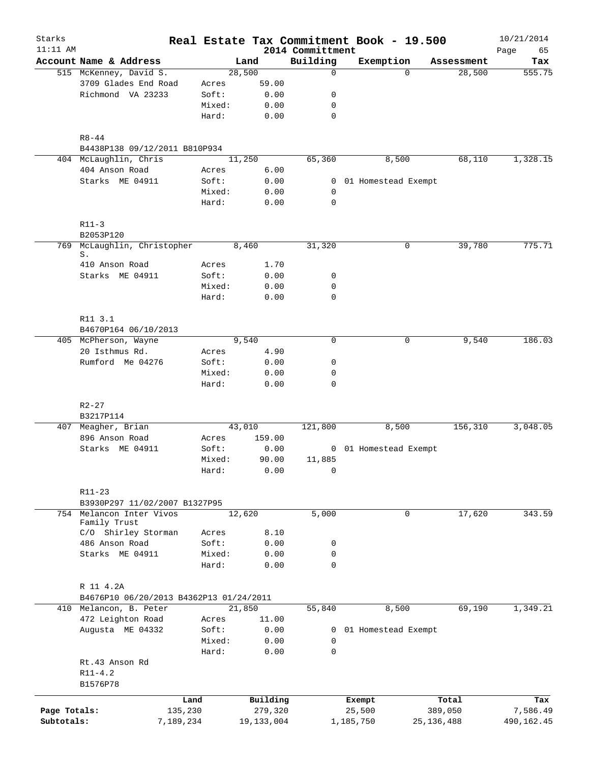Starks
11:11 AM

# Real Estate Tax Commitment Book - 19.500

2014 Committment

10/21/2014

| Account | Name & Address | | Land | Building | Exemption | Assessment | Tax |
|---|---|---|---|---|---|---|---|
| 515 | McKenney, David S. | | 28,500 | 0 | 0 | 28,500 | 555.75 |
| | 3709 Glades End Road | Acres | 59.00 | | | | |
| | Richmond VA 23233 | Soft: | 0.00 | 0 | | | |
| | | Mixed: | 0.00 | 0 | | | |
| | | Hard: | 0.00 | 0 | | | |
| | R8-44 | | | | | | |
| | B4438P138 09/12/2011 B810P934 | | | | | | |
| 404 | McLaughlin, Chris | | 11,250 | 65,360 | 8,500 | 68,110 | 1,328.15 |
| | 404 Anson Road | Acres | 6.00 | | | | |
| | Starks ME 04911 | Soft: | 0.00 | 0 | 01 Homestead Exempt | | |
| | | Mixed: | 0.00 | 0 | | | |
| | | Hard: | 0.00 | 0 | | | |
| | R11-3 | | | | | | |
| | B2053P120 | | | | | | |
| 769 | McLaughlin, Christopher S. | | 8,460 | 31,320 | 0 | 39,780 | 775.71 |
| | 410 Anson Road | Acres | 1.70 | | | | |
| | Starks ME 04911 | Soft: | 0.00 | 0 | | | |
| | | Mixed: | 0.00 | 0 | | | |
| | | Hard: | 0.00 | 0 | | | |
| | R11 3.1 | | | | | | |
| | B4670P164 06/10/2013 | | | | | | |
| 405 | McPherson, Wayne | | 9,540 | 0 | 0 | 9,540 | 186.03 |
| | 20 Isthmus Rd. | Acres | 4.90 | | | | |
| | Rumford Me 04276 | Soft: | 0.00 | 0 | | | |
| | | Mixed: | 0.00 | 0 | | | |
| | | Hard: | 0.00 | 0 | | | |
| | R2-27 | | | | | | |
| | B3217P114 | | | | | | |
| 407 | Meagher, Brian | | 43,010 | 121,800 | 8,500 | 156,310 | 3,048.05 |
| | 896 Anson Road | Acres | 159.00 | | | | |
| | Starks ME 04911 | Soft: | 0.00 | 0 | 01 Homestead Exempt | | |
| | | Mixed: | 90.00 | 11,885 | | | |
| | | Hard: | 0.00 | 0 | | | |
| | R11-23 | | | | | | |
| | B3930P297 11/02/2007 B1327P95 | | | | | | |
| 754 | Melancon Inter Vivos Family Trust | | 12,620 | 5,000 | 0 | 17,620 | 343.59 |
| | C/O Shirley Storman | Acres | 8.10 | | | | |
| | 486 Anson Road | Soft: | 0.00 | 0 | | | |
| | Starks ME 04911 | Mixed: | 0.00 | 0 | | | |
| | | Hard: | 0.00 | 0 | | | |
| | R 11 4.2A | | | | | | |
| | B4676P10 06/20/2013 B4362P13 01/24/2011 | | | | | | |
| 410 | Melancon, B. Peter | | 21,850 | 55,840 | 8,500 | 69,190 | 1,349.21 |
| | 472 Leighton Road | Acres | 11.00 | | | | |
| | Augusta ME 04332 | Soft: | 0.00 | 0 | 01 Homestead Exempt | | |
| | | Mixed: | 0.00 | 0 | | | |
| | | Hard: | 0.00 | 0 | | | |
| | Rt.43 Anson Rd | | | | | | |
| | R11-4.2 | | | | | | |
| | B1576P78 | | | | | | |

| | Land | Building | Exempt | Total | Tax |
|---|---|---|---|---|---|
| Page Totals: | 135,230 | 279,320 | 25,500 | 389,050 | 7,586.49 |
| Subtotals: | 7,189,234 | 19,133,004 | 1,185,750 | 25,136,488 | 490,162.45 |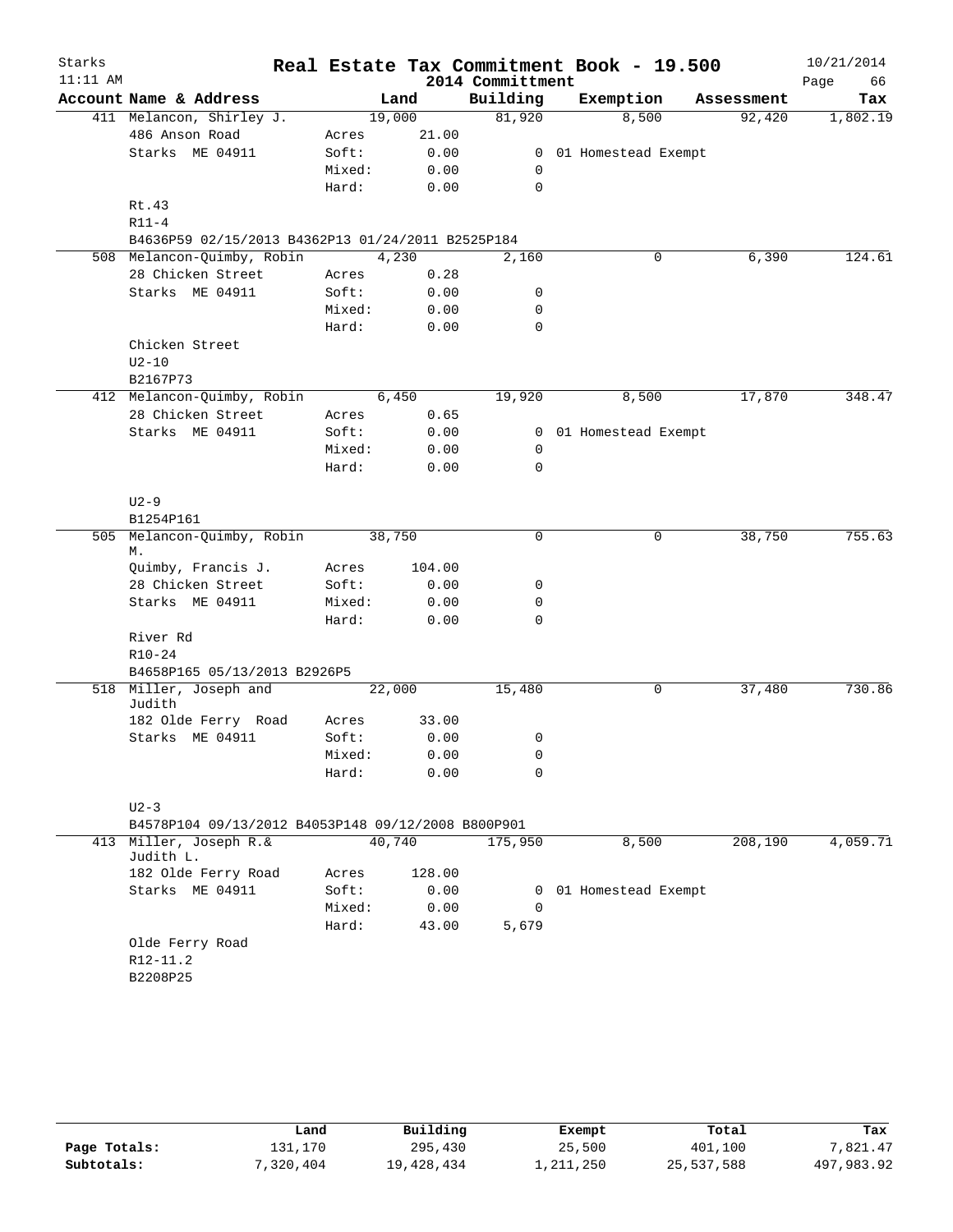Starks 11:11 AM

# Real Estate Tax Commitment Book - 19.500

## 2014 Committment

10/21/2014

| Account | Name & Address | | Land | Building | Exemption | Assessment | Tax |
|---|---|---|---|---|---|---|---|
| 411 | Melancon, Shirley J. | | 19,000 | 81,920 | 8,500 | 92,420 | 1,802.19 |
| | 486 Anson Road | Acres | 21.00 | | | | |
| | Starks ME 04911 | Soft: | 0.00 | 0 | 01 Homestead Exempt | | |
| | | Mixed: | 0.00 | 0 | | | |
| | | Hard: | 0.00 | 0 | | | |
| | Rt.43 | | | | | | |
| | R11-4 | | | | | | |
| | B4636P59 02/15/2013 B4362P13 01/24/2011 B2525P184 | | | | | | |
| 508 | Melancon-Quimby, Robin | | 4,230 | 2,160 | 0 | 6,390 | 124.61 |
| | 28 Chicken Street | Acres | 0.28 | | | | |
| | Starks ME 04911 | Soft: | 0.00 | 0 | | | |
| | | Mixed: | 0.00 | 0 | | | |
| | | Hard: | 0.00 | 0 | | | |
| | Chicken Street | | | | | | |
| | U2-10 | | | | | | |
| | B2167P73 | | | | | | |
| 412 | Melancon-Quimby, Robin | | 6,450 | 19,920 | 8,500 | 17,870 | 348.47 |
| | 28 Chicken Street | Acres | 0.65 | | | | |
| | Starks ME 04911 | Soft: | 0.00 | 0 | 01 Homestead Exempt | | |
| | | Mixed: | 0.00 | 0 | | | |
| | | Hard: | 0.00 | 0 | | | |
| | U2-9 | | | | | | |
| | B1254P161 | | | | | | |
| 505 | Melancon-Quimby, Robin M. | | 38,750 | 0 | 0 | 38,750 | 755.63 |
| | Quimby, Francis J. | Acres | 104.00 | | | | |
| | 28 Chicken Street | Soft: | 0.00 | 0 | | | |
| | Starks ME 04911 | Mixed: | 0.00 | 0 | | | |
| | | Hard: | 0.00 | 0 | | | |
| | River Rd | | | | | | |
| | R10-24 | | | | | | |
| | B4658P165 05/13/2013 B2926P5 | | | | | | |
| 518 | Miller, Joseph and Judith | | 22,000 | 15,480 | 0 | 37,480 | 730.86 |
| | 182 Olde Ferry Road | Acres | 33.00 | | | | |
| | Starks ME 04911 | Soft: | 0.00 | 0 | | | |
| | | Mixed: | 0.00 | 0 | | | |
| | | Hard: | 0.00 | 0 | | | |
| | U2-3 | | | | | | |
| | B4578P104 09/13/2012 B4053P148 09/12/2008 B800P901 | | | | | | |
| 413 | Miller, Joseph R.& Judith L. | | 40,740 | 175,950 | 8,500 | 208,190 | 4,059.71 |
| | 182 Olde Ferry Road | Acres | 128.00 | | | | |
| | Starks ME 04911 | Soft: | 0.00 | 0 | 01 Homestead Exempt | | |
| | | Mixed: | 0.00 | 0 | | | |
| | | Hard: | 43.00 | 5,679 | | | |
| | Olde Ferry Road | | | | | | |
| | R12-11.2 | | | | | | |
| | B2208P25 | | | | | | |

| | Land | Building | Exempt | Total | Tax |
|---|---|---|---|---|---|
| Page Totals: | 131,170 | 295,430 | 25,500 | 401,100 | 7,821.47 |
| Subtotals: | 7,320,404 | 19,428,434 | 1,211,250 | 25,537,588 | 497,983.92 |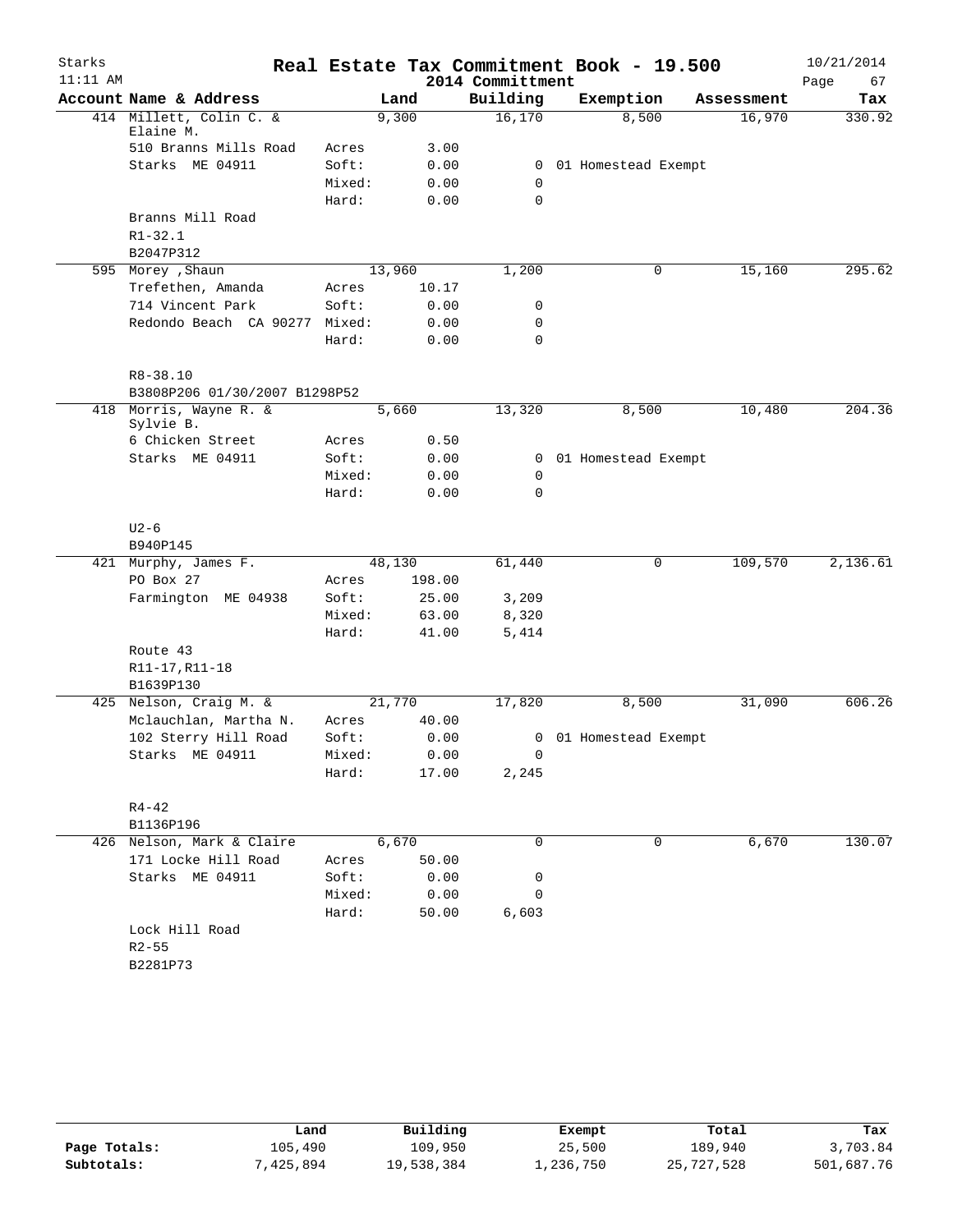# Real Estate Tax Commitment Book - 19.500

## 2014 Committment

| Account Name & Address | | Land | Building | Exemption | Assessment | Tax |
|---|---|---|---|---|---|---|
| 414 Millett, Colin C. & Elaine M. | | 9,300 | 16,170 | 8,500 | 16,970 | 330.92 |
| 510 Branns Mills Road | Acres | 3.00 | | | | |
| Starks ME 04911 | Soft: | 0.00 | 0 | 01 Homestead Exempt | | |
| | Mixed: | 0.00 | 0 | | | |
| | Hard: | 0.00 | 0 | | | |
| Branns Mill Road | | | | | | |
| R1-32.1 | | | | | | |
| B2047P312 | | | | | | |
| 595 Morey ,Shaun | | 13,960 | 1,200 | 0 | 15,160 | 295.62 |
| Trefethen, Amanda | Acres | 10.17 | | | | |
| 714 Vincent Park | Soft: | 0.00 | 0 | | | |
| Redondo Beach CA 90277 | Mixed: | 0.00 | 0 | | | |
| | Hard: | 0.00 | 0 | | | |
| R8-38.10 | | | | | | |
| B3808P206 01/30/2007 B1298P52 | | | | | | |
| 418 Morris, Wayne R. & Sylvie B. | | 5,660 | 13,320 | 8,500 | 10,480 | 204.36 |
| 6 Chicken Street | Acres | 0.50 | | | | |
| Starks ME 04911 | Soft: | 0.00 | 0 | 01 Homestead Exempt | | |
| | Mixed: | 0.00 | 0 | | | |
| | Hard: | 0.00 | 0 | | | |
| U2-6 | | | | | | |
| B940P145 | | | | | | |
| 421 Murphy, James F. | | 48,130 | 61,440 | 0 | 109,570 | 2,136.61 |
| PO Box 27 | Acres | 198.00 | | | | |
| Farmington ME 04938 | Soft: | 25.00 | 3,209 | | | |
| | Mixed: | 63.00 | 8,320 | | | |
| | Hard: | 41.00 | 5,414 | | | |
| Route 43 | | | | | | |
| R11-17,R11-18 | | | | | | |
| B1639P130 | | | | | | |
| 425 Nelson, Craig M. & | | 21,770 | 17,820 | 8,500 | 31,090 | 606.26 |
| Mclauchlan, Martha N. | Acres | 40.00 | | | | |
| 102 Sterry Hill Road | Soft: | 0.00 | 0 | 01 Homestead Exempt | | |
| Starks ME 04911 | Mixed: | 0.00 | 0 | | | |
| | Hard: | 17.00 | 2,245 | | | |
| R4-42 | | | | | | |
| B1136P196 | | | | | | |
| 426 Nelson, Mark & Claire | | 6,670 | 0 | 0 | 6,670 | 130.07 |
| 171 Locke Hill Road | Acres | 50.00 | | | | |
| Starks ME 04911 | Soft: | 0.00 | 0 | | | |
| | Mixed: | 0.00 | 0 | | | |
| | Hard: | 50.00 | 6,603 | | | |
| Lock Hill Road | | | | | | |
| R2-55 | | | | | | |
| B2281P73 | | | | | | |

| | Land | Building | Exempt | Total | Tax |
|---|---|---|---|---|---|
| Page Totals: | 105,490 | 109,950 | 25,500 | 189,940 | 3,703.84 |
| Subtotals: | 7,425,894 | 19,538,384 | 1,236,750 | 25,727,528 | 501,687.76 |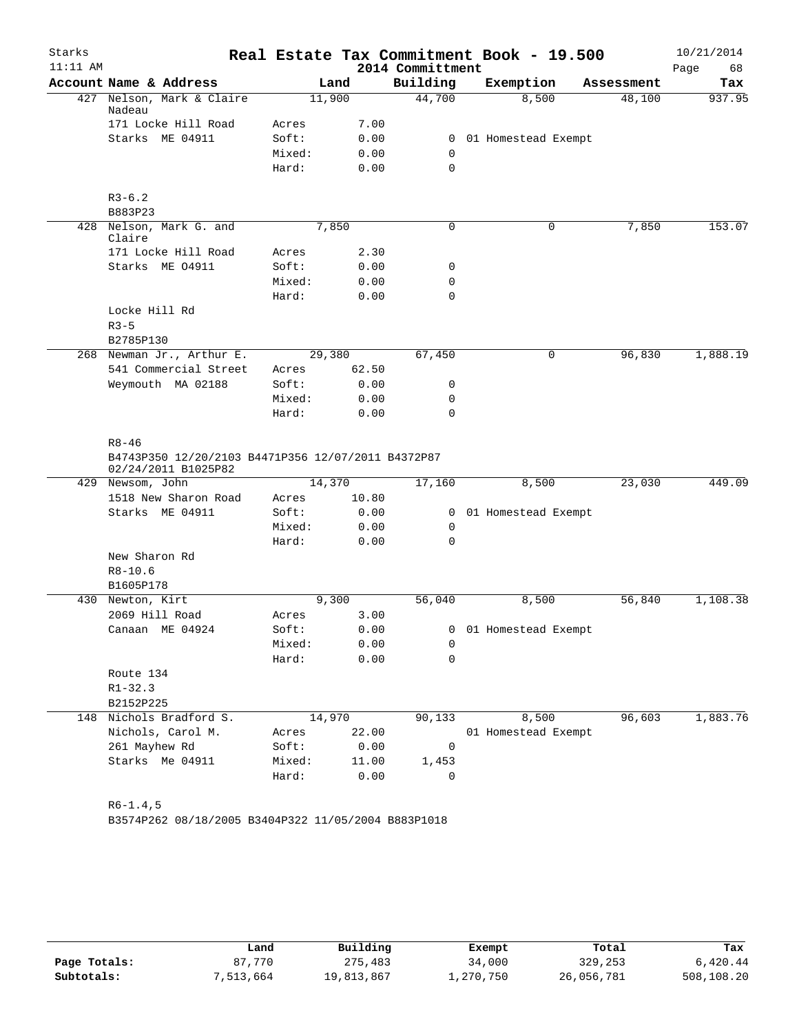# Real Estate Tax Commitment Book - 19.500

Starks 11:11 AM — 2014 Committment — 10/21/2014

| Account | Name & Address | Land | Building | Exemption | Assessment | Tax |
|---|---|---|---|---|---|---|
| 427 | Nelson, Mark & Claire Nadeau | 11,900 | 44,700 | 8,500 | 48,100 | 937.95 |
| | 171 Locke Hill Road | Acres 7.00 | | | | |
| | Starks ME 04911 | Soft: 0.00 | 0 | 01 Homestead Exempt | | |
| | | Mixed: 0.00 | 0 | | | |
| | | Hard: 0.00 | 0 | | | |
| | R3-6.2 | | | | | |
| | B883P23 | | | | | |
| 428 | Nelson, Mark G. and Claire | 7,850 | 0 | 0 | 7,850 | 153.07 |
| | 171 Locke Hill Road | Acres 2.30 | | | | |
| | Starks ME O4911 | Soft: 0.00 | 0 | | | |
| | | Mixed: 0.00 | 0 | | | |
| | | Hard: 0.00 | 0 | | | |
| | Locke Hill Rd | | | | | |
| | R3-5 | | | | | |
| | B2785P130 | | | | | |
| 268 | Newman Jr., Arthur E. | 29,380 | 67,450 | 0 | 96,830 | 1,888.19 |
| | 541 Commercial Street | Acres 62.50 | | | | |
| | Weymouth MA 02188 | Soft: 0.00 | 0 | | | |
| | | Mixed: 0.00 | 0 | | | |
| | | Hard: 0.00 | 0 | | | |
| | R8-46 | | | | | |
| | B4743P350 12/20/2103 B4471P356 12/07/2011 B4372P87 02/24/2011 B1025P82 | | | | | |
| 429 | Newsom, John | 14,370 | 17,160 | 8,500 | 23,030 | 449.09 |
| | 1518 New Sharon Road | Acres 10.80 | | | | |
| | Starks ME 04911 | Soft: 0.00 | 0 | 01 Homestead Exempt | | |
| | | Mixed: 0.00 | 0 | | | |
| | | Hard: 0.00 | 0 | | | |
| | New Sharon Rd | | | | | |
| | R8-10.6 | | | | | |
| | B1605P178 | | | | | |
| 430 | Newton, Kirt | 9,300 | 56,040 | 8,500 | 56,840 | 1,108.38 |
| | 2069 Hill Road | Acres 3.00 | | | | |
| | Canaan ME 04924 | Soft: 0.00 | 0 | 01 Homestead Exempt | | |
| | | Mixed: 0.00 | 0 | | | |
| | | Hard: 0.00 | 0 | | | |
| | Route 134 | | | | | |
| | R1-32.3 | | | | | |
| | B2152P225 | | | | | |
| 148 | Nichols Bradford S. | 14,970 | 90,133 | 8,500 | 96,603 | 1,883.76 |
| | Nichols, Carol M. | Acres 22.00 | | 01 Homestead Exempt | | |
| | 261 Mayhew Rd | Soft: 0.00 | 0 | | | |
| | Starks Me 04911 | Mixed: 11.00 | 1,453 | | | |
| | | Hard: 0.00 | 0 | | | |
| | R6-1.4,5 | | | | | |
| | B3574P262 08/18/2005 B3404P322 11/05/2004 B883P1018 | | | | | |

| | Land | Building | Exempt | Total | Tax |
|---|---|---|---|---|---|
| Page Totals: | 87,770 | 275,483 | 34,000 | 329,253 | 6,420.44 |
| Subtotals: | 7,513,664 | 19,813,867 | 1,270,750 | 26,056,781 | 508,108.20 |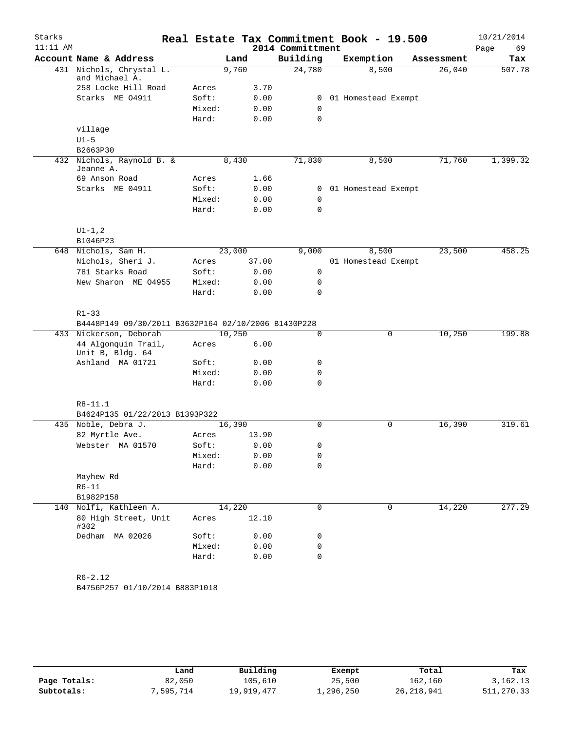# Real Estate Tax Commitment Book - 19.500

2014 Committment

Starks 11:11 AM — 10/21/2014

| Account | Name & Address | | Land | Building | Exemption | Assessment | Tax |
|---|---|---|---|---|---|---|---|
| 431 | Nichols, Chrystal L. and Michael A. | | 9,760 | 24,780 | 8,500 | 26,040 | 507.78 |
| | 258 Locke Hill Road | Acres | 3.70 | | | | |
| | Starks ME 04911 | Soft: | 0.00 | 0 | 01 Homestead Exempt | | |
| | | Mixed: | 0.00 | 0 | | | |
| | | Hard: | 0.00 | 0 | | | |
| | village | | | | | | |
| | U1-5 | | | | | | |
| | B2663P30 | | | | | | |
| 432 | Nichols, Raynold B. & Jeanne A. | | 8,430 | 71,830 | 8,500 | 71,760 | 1,399.32 |
| | 69 Anson Road | Acres | 1.66 | | | | |
| | Starks ME 04911 | Soft: | 0.00 | 0 | 01 Homestead Exempt | | |
| | | Mixed: | 0.00 | 0 | | | |
| | | Hard: | 0.00 | 0 | | | |
| | U1-1,2 | | | | | | |
| | B1046P23 | | | | | | |
| 648 | Nichols, Sam H. | | 23,000 | 9,000 | 8,500 | 23,500 | 458.25 |
| | Nichols, Sheri J. | Acres | 37.00 | | 01 Homestead Exempt | | |
| | 781 Starks Road | Soft: | 0.00 | 0 | | | |
| | New Sharon ME 04955 | Mixed: | 0.00 | 0 | | | |
| | | Hard: | 0.00 | 0 | | | |
| | R1-33 | | | | | | |
| | B4448P149 09/30/2011 B3632P164 02/10/2006 B1430P228 | | | | | | |
| 433 | Nickerson, Deborah | | 10,250 | 0 | 0 | 10,250 | 199.88 |
| | 44 Algonquin Trail, Unit B, Bldg. 64 | Acres | 6.00 | | | | |
| | Ashland MA 01721 | Soft: | 0.00 | 0 | | | |
| | | Mixed: | 0.00 | 0 | | | |
| | | Hard: | 0.00 | 0 | | | |
| | R8-11.1 | | | | | | |
| | B4624P135 01/22/2013 B1393P322 | | | | | | |
| 435 | Noble, Debra J. | | 16,390 | 0 | 0 | 16,390 | 319.61 |
| | 82 Myrtle Ave. | Acres | 13.90 | | | | |
| | Webster MA 01570 | Soft: | 0.00 | 0 | | | |
| | | Mixed: | 0.00 | 0 | | | |
| | | Hard: | 0.00 | 0 | | | |
| | Mayhew Rd | | | | | | |
| | R6-11 | | | | | | |
| | B1982P158 | | | | | | |
| 140 | Nolfi, Kathleen A. | | 14,220 | 0 | 0 | 14,220 | 277.29 |
| | 80 High Street, Unit #302 | Acres | 12.10 | | | | |
| | Dedham MA 02026 | Soft: | 0.00 | 0 | | | |
| | | Mixed: | 0.00 | 0 | | | |
| | | Hard: | 0.00 | 0 | | | |
| | R6-2.12 | | | | | | |
| | B4756P257 01/10/2014 B883P1018 | | | | | | |

| | Land | Building | Exempt | Total | Tax |
|---|---|---|---|---|---|
| Page Totals: | 82,050 | 105,610 | 25,500 | 162,160 | 3,162.13 |
| Subtotals: | 7,595,714 | 19,919,477 | 1,296,250 | 26,218,941 | 511,270.33 |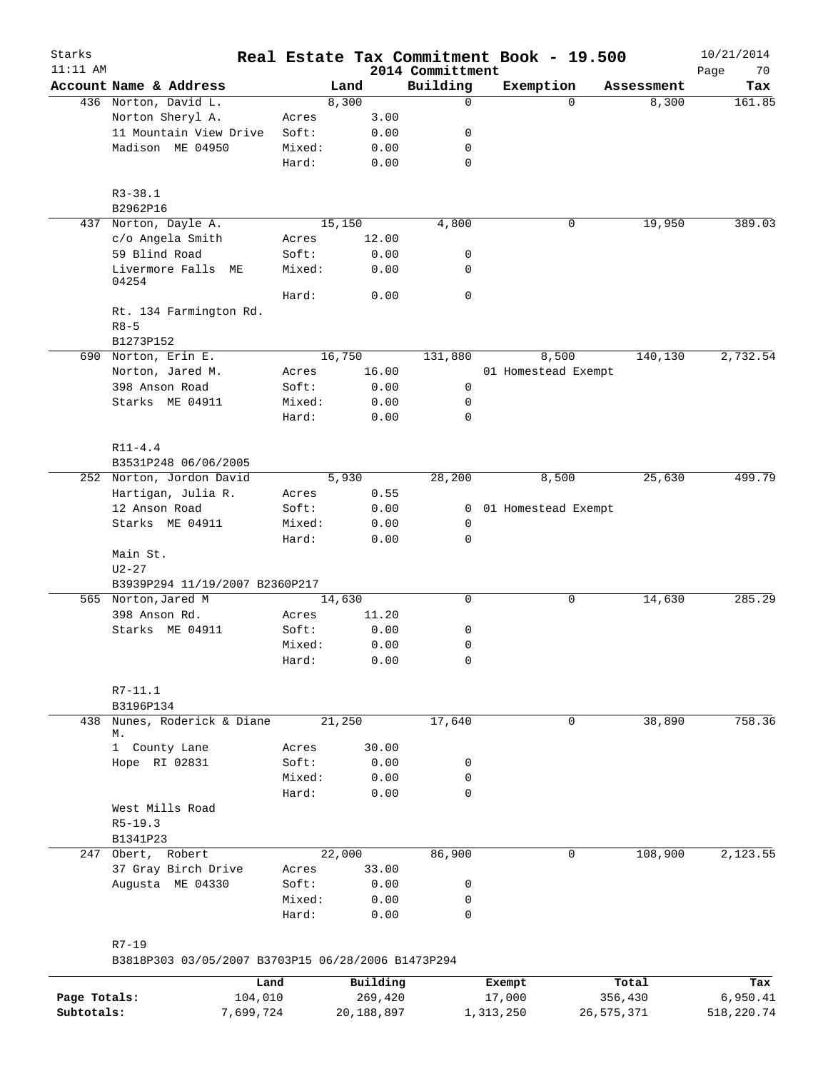Starks 11:11 AM

# Real Estate Tax Commitment Book - 19.500

2014 Committment

10/21/2014

| Account | Name & Address | | Land | Building | Exemption | Assessment | Tax |
|---|---|---|---|---|---|---|---|
| 436 | Norton, David L. | | 8,300 | 0 | 0 | 8,300 | 161.85 |
| | Norton Sheryl A. | Acres | 3.00 | | | | |
| | 11 Mountain View Drive | Soft: | 0.00 | 0 | | | |
| | Madison ME 04950 | Mixed: | 0.00 | 0 | | | |
| | | Hard: | 0.00 | 0 | | | |
| | R3-38.1 | | | | | | |
| | B2962P16 | | | | | | |
| 437 | Norton, Dayle A. | | 15,150 | 4,800 | 0 | 19,950 | 389.03 |
| | c/o Angela Smith | Acres | 12.00 | | | | |
| | 59 Blind Road | Soft: | 0.00 | 0 | | | |
| | Livermore Falls ME 04254 | Mixed: | 0.00 | 0 | | | |
| | | Hard: | 0.00 | 0 | | | |
| | Rt. 134 Farmington Rd. | | | | | | |
| | R8-5 | | | | | | |
| | B1273P152 | | | | | | |
| 690 | Norton, Erin E. | | 16,750 | 131,880 | 8,500 | 140,130 | 2,732.54 |
| | Norton, Jared M. | Acres | 16.00 | | 01 Homestead Exempt | | |
| | 398 Anson Road | Soft: | 0.00 | 0 | | | |
| | Starks ME 04911 | Mixed: | 0.00 | 0 | | | |
| | | Hard: | 0.00 | 0 | | | |
| | R11-4.4 | | | | | | |
| | B3531P248 06/06/2005 | | | | | | |
| 252 | Norton, Jordon David | | 5,930 | 28,200 | 8,500 | 25,630 | 499.79 |
| | Hartigan, Julia R. | Acres | 0.55 | | | | |
| | 12 Anson Road | Soft: | 0.00 | 0 | 01 Homestead Exempt | | |
| | Starks ME 04911 | Mixed: | 0.00 | 0 | | | |
| | | Hard: | 0.00 | 0 | | | |
| | Main St. | | | | | | |
| | U2-27 | | | | | | |
| | B3939P294 11/19/2007 B2360P217 | | | | | | |
| 565 | Norton,Jared M | | 14,630 | 0 | 0 | 14,630 | 285.29 |
| | 398 Anson Rd. | Acres | 11.20 | | | | |
| | Starks ME 04911 | Soft: | 0.00 | 0 | | | |
| | | Mixed: | 0.00 | 0 | | | |
| | | Hard: | 0.00 | 0 | | | |
| | R7-11.1 | | | | | | |
| | B3196P134 | | | | | | |
| 438 | Nunes, Roderick & Diane M. | | 21,250 | 17,640 | 0 | 38,890 | 758.36 |
| | 1 County Lane | Acres | 30.00 | | | | |
| | Hope RI 02831 | Soft: | 0.00 | 0 | | | |
| | | Mixed: | 0.00 | 0 | | | |
| | | Hard: | 0.00 | 0 | | | |
| | West Mills Road | | | | | | |
| | R5-19.3 | | | | | | |
| | B1341P23 | | | | | | |
| 247 | Obert, Robert | | 22,000 | 86,900 | 0 | 108,900 | 2,123.55 |
| | 37 Gray Birch Drive | Acres | 33.00 | | | | |
| | Augusta ME 04330 | Soft: | 0.00 | 0 | | | |
| | | Mixed: | 0.00 | 0 | | | |
| | | Hard: | 0.00 | 0 | | | |
| | R7-19 | | | | | | |
| | B3818P303 03/05/2007 B3703P15 06/28/2006 B1473P294 | | | | | | |

| | Land | Building | Exempt | Total | Tax |
|---|---|---|---|---|---|
| Page Totals: | 104,010 | 269,420 | 17,000 | 356,430 | 6,950.41 |
| Subtotals: | 7,699,724 | 20,188,897 | 1,313,250 | 26,575,371 | 518,220.74 |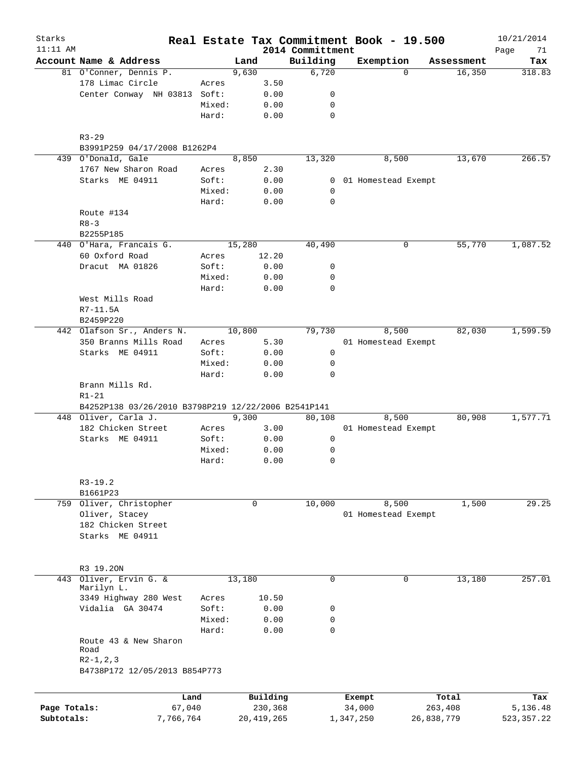# Real Estate Tax Commitment Book - 19.500

Starks
11:11 AM

2014 Committment

10/21/2014

| Account | Name & Address | | Land | Building | Exemption | Assessment | Tax |
|---|---|---|---|---|---|---|---|
| 81 | O'Conner, Dennis P. | | 9,630 | 6,720 | 0 | 16,350 | 318.83 |
| | 178 Limac Circle | Acres | 3.50 | | | | |
| | Center Conway NH 03813 | Soft: | 0.00 | 0 | | | |
| | | Mixed: | 0.00 | 0 | | | |
| | | Hard: | 0.00 | 0 | | | |
| | R3-29 | | | | | | |
| | B3991P259 04/17/2008 B1262P4 | | | | | | |
| 439 | O'Donald, Gale | | 8,850 | 13,320 | 8,500 | 13,670 | 266.57 |
| | 1767 New Sharon Road | Acres | 2.30 | | | | |
| | Starks ME 04911 | Soft: | 0.00 | 0 | 01 Homestead Exempt | | |
| | | Mixed: | 0.00 | 0 | | | |
| | | Hard: | 0.00 | 0 | | | |
| | Route #134 | | | | | | |
| | R8-3 | | | | | | |
| | B2255P185 | | | | | | |
| 440 | O'Hara, Francais G. | | 15,280 | 40,490 | 0 | 55,770 | 1,087.52 |
| | 60 Oxford Road | Acres | 12.20 | | | | |
| | Dracut MA 01826 | Soft: | 0.00 | 0 | | | |
| | | Mixed: | 0.00 | 0 | | | |
| | | Hard: | 0.00 | 0 | | | |
| | West Mills Road | | | | | | |
| | R7-11.5A | | | | | | |
| | B2459P220 | | | | | | |
| 442 | Olafson Sr., Anders N. | | 10,800 | 79,730 | 8,500 | 82,030 | 1,599.59 |
| | 350 Branns Mills Road | Acres | 5.30 | | 01 Homestead Exempt | | |
| | Starks ME 04911 | Soft: | 0.00 | 0 | | | |
| | | Mixed: | 0.00 | 0 | | | |
| | | Hard: | 0.00 | 0 | | | |
| | Brann Mills Rd. | | | | | | |
| | R1-21 | | | | | | |
| | B4252P138 03/26/2010 B3798P219 12/22/2006 B2541P141 | | | | | | |
| 448 | Oliver, Carla J. | | 9,300 | 80,108 | 8,500 | 80,908 | 1,577.71 |
| | 182 Chicken Street | Acres | 3.00 | | 01 Homestead Exempt | | |
| | Starks ME 04911 | Soft: | 0.00 | 0 | | | |
| | | Mixed: | 0.00 | 0 | | | |
| | | Hard: | 0.00 | 0 | | | |
| | R3-19.2 | | | | | | |
| | B1661P23 | | | | | | |
| 759 | Oliver, Christopher | | 0 | 10,000 | 8,500 | 1,500 | 29.25 |
| | Oliver, Stacey | | | | 01 Homestead Exempt | | |
| | 182 Chicken Street | | | | | | |
| | Starks ME 04911 | | | | | | |
| | R3 19.2ON | | | | | | |
| 443 | Oliver, Ervin G. & Marilyn L. | | 13,180 | 0 | 0 | 13,180 | 257.01 |
| | 3349 Highway 280 West | Acres | 10.50 | | | | |
| | Vidalia GA 30474 | Soft: | 0.00 | 0 | | | |
| | | Mixed: | 0.00 | 0 | | | |
| | | Hard: | 0.00 | 0 | | | |
| | Route 43 & New Sharon Road | | | | | | |
| | R2-1,2,3 | | | | | | |
| | B4738P172 12/05/2013 B854P773 | | | | | | |

| | Land | Building | Exempt | Total | Tax |
|---|---|---|---|---|---|
| Page Totals: | 67,040 | 230,368 | 34,000 | 263,408 | 5,136.48 |
| Subtotals: | 7,766,764 | 20,419,265 | 1,347,250 | 26,838,779 | 523,357.22 |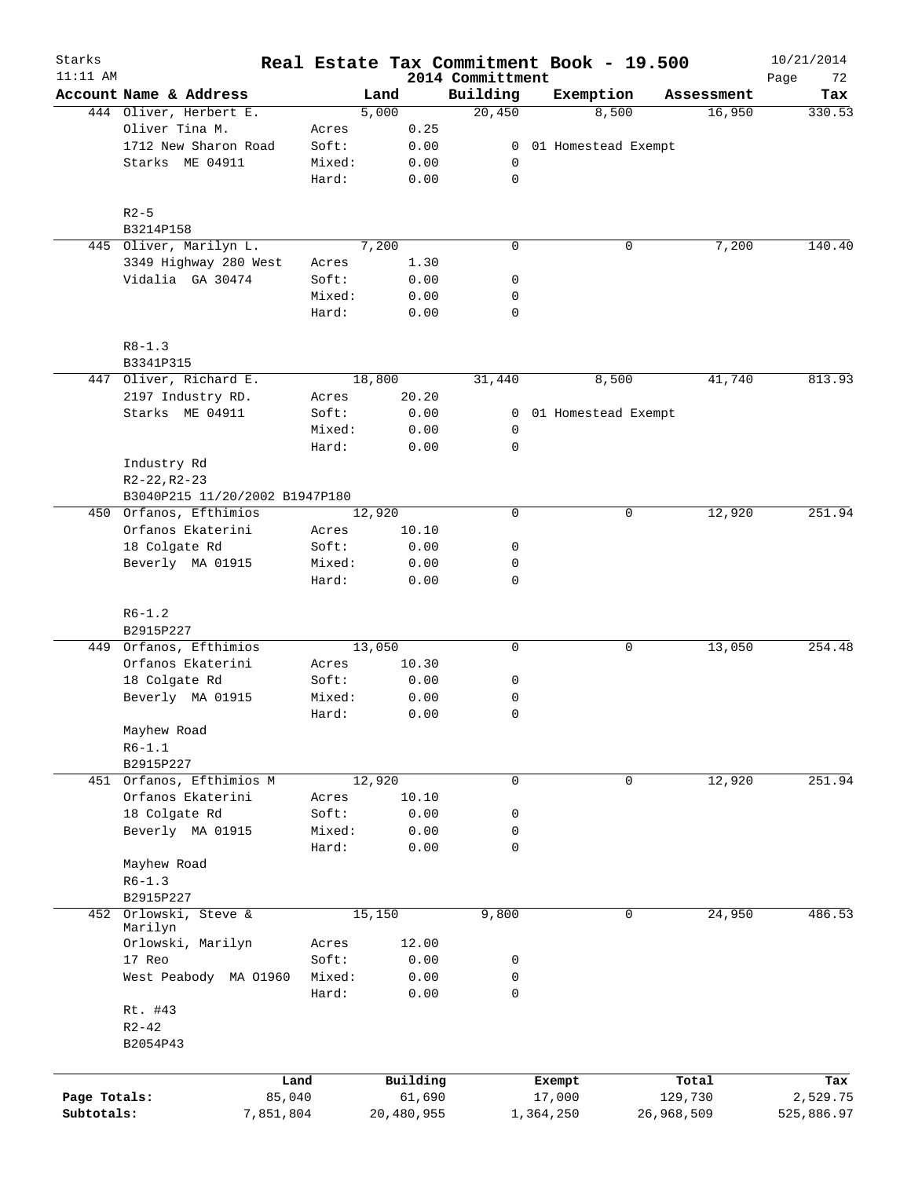# Real Estate Tax Commitment Book - 19.500

Starks
11:11 AM

2014 Committment

10/21/2014

| Account Name & Address | | Land | Building | Exemption | Assessment | Tax |
|---|---|---|---|---|---|---|
| 444 Oliver, Herbert E. | | 5,000 | 20,450 | 8,500 | 16,950 | 330.53 |
| Oliver Tina M. | Acres | 0.25 | | | | |
| 1712 New Sharon Road | Soft: | 0.00 | 0 | 01 Homestead Exempt | | |
| Starks ME 04911 | Mixed: | 0.00 | 0 | | | |
| | Hard: | 0.00 | 0 | | | |
| R2-5 | | | | | | |
| B3214P158 | | | | | | |
| 445 Oliver, Marilyn L. | | 7,200 | 0 | 0 | 7,200 | 140.40 |
| 3349 Highway 280 West | Acres | 1.30 | | | | |
| Vidalia GA 30474 | Soft: | 0.00 | 0 | | | |
| | Mixed: | 0.00 | 0 | | | |
| | Hard: | 0.00 | 0 | | | |
| R8-1.3 | | | | | | |
| B3341P315 | | | | | | |
| 447 Oliver, Richard E. | | 18,800 | 31,440 | 8,500 | 41,740 | 813.93 |
| 2197 Industry RD. | Acres | 20.20 | | | | |
| Starks ME 04911 | Soft: | 0.00 | 0 | 01 Homestead Exempt | | |
| | Mixed: | 0.00 | 0 | | | |
| | Hard: | 0.00 | 0 | | | |
| Industry Rd | | | | | | |
| R2-22,R2-23 | | | | | | |
| B3040P215 11/20/2002 B1947P180 | | | | | | |
| 450 Orfanos, Efthimios | | 12,920 | 0 | 0 | 12,920 | 251.94 |
| Orfanos Ekaterini | Acres | 10.10 | | | | |
| 18 Colgate Rd | Soft: | 0.00 | 0 | | | |
| Beverly MA 01915 | Mixed: | 0.00 | 0 | | | |
| | Hard: | 0.00 | 0 | | | |
| R6-1.2 | | | | | | |
| B2915P227 | | | | | | |
| 449 Orfanos, Efthimios | | 13,050 | 0 | 0 | 13,050 | 254.48 |
| Orfanos Ekaterini | Acres | 10.30 | | | | |
| 18 Colgate Rd | Soft: | 0.00 | 0 | | | |
| Beverly MA 01915 | Mixed: | 0.00 | 0 | | | |
| | Hard: | 0.00 | 0 | | | |
| Mayhew Road | | | | | | |
| R6-1.1 | | | | | | |
| B2915P227 | | | | | | |
| 451 Orfanos, Efthimios M | | 12,920 | 0 | 0 | 12,920 | 251.94 |
| Orfanos Ekaterini | Acres | 10.10 | | | | |
| 18 Colgate Rd | Soft: | 0.00 | 0 | | | |
| Beverly MA 01915 | Mixed: | 0.00 | 0 | | | |
| | Hard: | 0.00 | 0 | | | |
| Mayhew Road | | | | | | |
| R6-1.3 | | | | | | |
| B2915P227 | | | | | | |
| 452 Orlowski, Steve & Marilyn | | 15,150 | 9,800 | 0 | 24,950 | 486.53 |
| Orlowski, Marilyn | Acres | 12.00 | | | | |
| 17 Reo | Soft: | 0.00 | 0 | | | |
| West Peabody MA O1960 | Mixed: | 0.00 | 0 | | | |
| | Hard: | 0.00 | 0 | | | |
| Rt. #43 | | | | | | |
| R2-42 | | | | | | |
| B2054P43 | | | | | | |

| | Land | Building | Exempt | Total | Tax |
|---|---|---|---|---|---|
| Page Totals: | 85,040 | 61,690 | 17,000 | 129,730 | 2,529.75 |
| Subtotals: | 7,851,804 | 20,480,955 | 1,364,250 | 26,968,509 | 525,886.97 |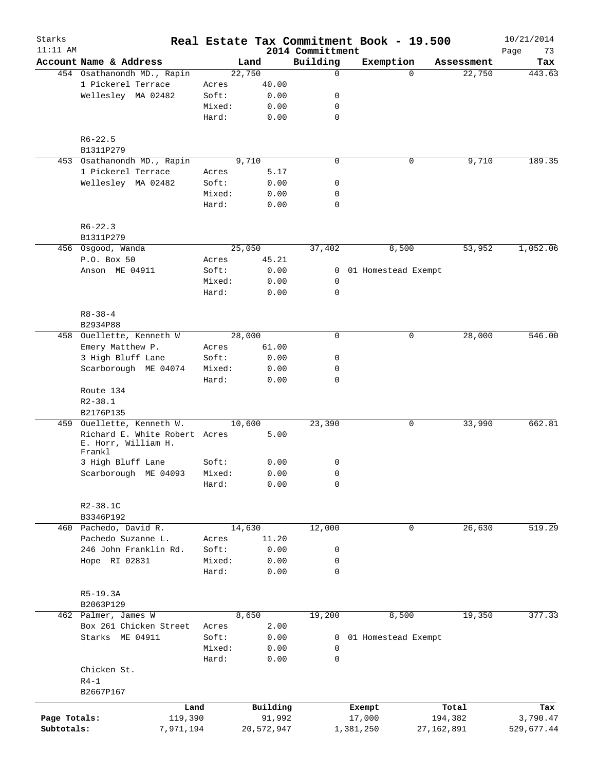# Real Estate Tax Commitment Book - 19.500

2014 Committment

| Account Name & Address | | Land | Building | Exemption | Assessment | Tax |
|---|---|---|---|---|---|---|
| 454 Osathanondh MD., Rapin | | 22,750 | 0 | 0 | 22,750 | 443.63 |
| 1 Pickerel Terrace | Acres | 40.00 | | | | |
| Wellesley MA 02482 | Soft: | 0.00 | 0 | | | |
| | Mixed: | 0.00 | 0 | | | |
| | Hard: | 0.00 | 0 | | | |
| R6-22.5 | | | | | | |
| B1311P279 | | | | | | |
| 453 Osathanondh MD., Rapin | | 9,710 | 0 | 0 | 9,710 | 189.35 |
| 1 Pickerel Terrace | Acres | 5.17 | | | | |
| Wellesley MA 02482 | Soft: | 0.00 | 0 | | | |
| | Mixed: | 0.00 | 0 | | | |
| | Hard: | 0.00 | 0 | | | |
| R6-22.3 | | | | | | |
| B1311P279 | | | | | | |
| 456 Osgood, Wanda | | 25,050 | 37,402 | 8,500 | 53,952 | 1,052.06 |
| P.O. Box 50 | Acres | 45.21 | | | | |
| Anson ME 04911 | Soft: | 0.00 | 0 | 01 Homestead Exempt | | |
| | Mixed: | 0.00 | 0 | | | |
| | Hard: | 0.00 | 0 | | | |
| R8-38-4 | | | | | | |
| B2934P88 | | | | | | |
| 458 Ouellette, Kenneth W | | 28,000 | 0 | 0 | 28,000 | 546.00 |
| Emery Matthew P. | Acres | 61.00 | | | | |
| 3 High Bluff Lane | Soft: | 0.00 | 0 | | | |
| Scarborough ME 04074 | Mixed: | 0.00 | 0 | | | |
| | Hard: | 0.00 | 0 | | | |
| Route 134 | | | | | | |
| R2-38.1 | | | | | | |
| B2176P135 | | | | | | |
| 459 Ouellette, Kenneth W. | | 10,600 | 23,390 | 0 | 33,990 | 662.81 |
| Richard E. White Robert E. Horr, William H. Frankl | Acres | 5.00 | | | | |
| 3 High Bluff Lane | Soft: | 0.00 | 0 | | | |
| Scarborough ME 04093 | Mixed: | 0.00 | 0 | | | |
| | Hard: | 0.00 | 0 | | | |
| R2-38.1C | | | | | | |
| B3346P192 | | | | | | |
| 460 Pachedo, David R. | | 14,630 | 12,000 | 0 | 26,630 | 519.29 |
| Pachedo Suzanne L. | Acres | 11.20 | | | | |
| 246 John Franklin Rd. | Soft: | 0.00 | 0 | | | |
| Hope RI 02831 | Mixed: | 0.00 | 0 | | | |
| | Hard: | 0.00 | 0 | | | |
| R5-19.3A | | | | | | |
| B2063P129 | | | | | | |
| 462 Palmer, James W | | 8,650 | 19,200 | 8,500 | 19,350 | 377.33 |
| Box 261 Chicken Street | Acres | 2.00 | | | | |
| Starks ME 04911 | Soft: | 0.00 | 0 | 01 Homestead Exempt | | |
| | Mixed: | 0.00 | 0 | | | |
| | Hard: | 0.00 | 0 | | | |
| Chicken St. | | | | | | |
| R4-1 | | | | | | |
| B2667P167 | | | | | | |

| | Land | Building | Exempt | Total | Tax |
|---|---|---|---|---|---|
| Page Totals: | 119,390 | 91,992 | 17,000 | 194,382 | 3,790.47 |
| Subtotals: | 7,971,194 | 20,572,947 | 1,381,250 | 27,162,891 | 529,677.44 |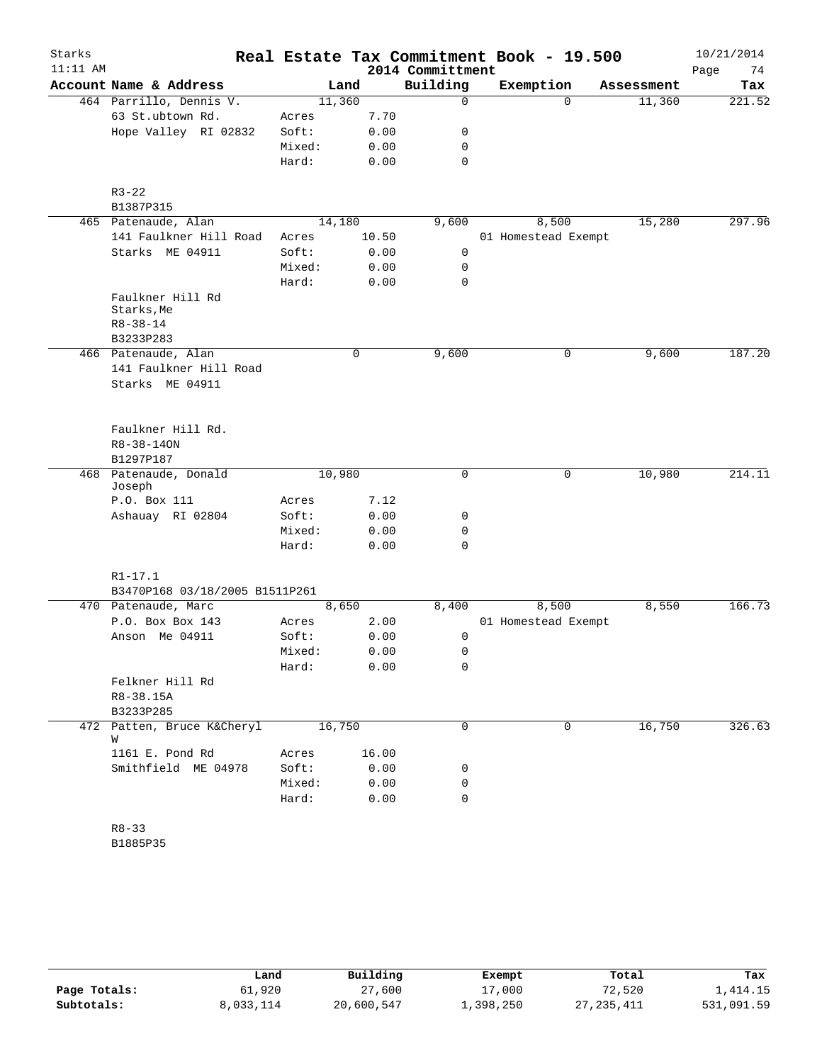# Real Estate Tax Commitment Book - 19.500

Starks
11:11 AM

2014 Committment

10/21/2014

| Account Name & Address | | Land | Building | Exemption | Assessment | Tax |
|---|---|---|---|---|---|---|
| 464 Parrillo, Dennis V. | | 11,360 | 0 | 0 | 11,360 | 221.52 |
| 63 St.ubtown Rd. | Acres | 7.70 | | | | |
| Hope Valley RI 02832 | Soft: | 0.00 | 0 | | | |
| | Mixed: | 0.00 | 0 | | | |
| | Hard: | 0.00 | 0 | | | |
| R3-22 | | | | | | |
| B1387P315 | | | | | | |
| 465 Patenaude, Alan | | 14,180 | 9,600 | 8,500 | 15,280 | 297.96 |
| 141 Faulkner Hill Road | Acres | 10.50 | | 01 Homestead Exempt | | |
| Starks ME 04911 | Soft: | 0.00 | 0 | | | |
| | Mixed: | 0.00 | 0 | | | |
| | Hard: | 0.00 | 0 | | | |
| Faulkner Hill Rd Starks,Me | | | | | | |
| R8-38-14 | | | | | | |
| B3233P283 | | | | | | |
| 466 Patenaude, Alan | | 0 | 9,600 | 0 | 9,600 | 187.20 |
| 141 Faulkner Hill Road | | | | | | |
| Starks ME 04911 | | | | | | |
| Faulkner Hill Rd. | | | | | | |
| R8-38-14ON | | | | | | |
| B1297P187 | | | | | | |
| 468 Patenaude, Donald Joseph | | 10,980 | 0 | 0 | 10,980 | 214.11 |
| P.O. Box 111 | Acres | 7.12 | | | | |
| Ashauay RI 02804 | Soft: | 0.00 | 0 | | | |
| | Mixed: | 0.00 | 0 | | | |
| | Hard: | 0.00 | 0 | | | |
| R1-17.1 | | | | | | |
| B3470P168 03/18/2005 B1511P261 | | | | | | |
| 470 Patenaude, Marc | | 8,650 | 8,400 | 8,500 | 8,550 | 166.73 |
| P.O. Box Box 143 | Acres | 2.00 | | 01 Homestead Exempt | | |
| Anson Me 04911 | Soft: | 0.00 | 0 | | | |
| | Mixed: | 0.00 | 0 | | | |
| | Hard: | 0.00 | 0 | | | |
| Felkner Hill Rd | | | | | | |
| R8-38.15A | | | | | | |
| B3233P285 | | | | | | |
| 472 Patten, Bruce K&Cheryl W | | 16,750 | 0 | 0 | 16,750 | 326.63 |
| 1161 E. Pond Rd | Acres | 16.00 | | | | |
| Smithfield ME 04978 | Soft: | 0.00 | 0 | | | |
| | Mixed: | 0.00 | 0 | | | |
| | Hard: | 0.00 | 0 | | | |
| R8-33 | | | | | | |
| B1885P35 | | | | | | |

| | Land | Building | Exempt | Total | Tax |
|---|---|---|---|---|---|
| Page Totals: | 61,920 | 27,600 | 17,000 | 72,520 | 1,414.15 |
| Subtotals: | 8,033,114 | 20,600,547 | 1,398,250 | 27,235,411 | 531,091.59 |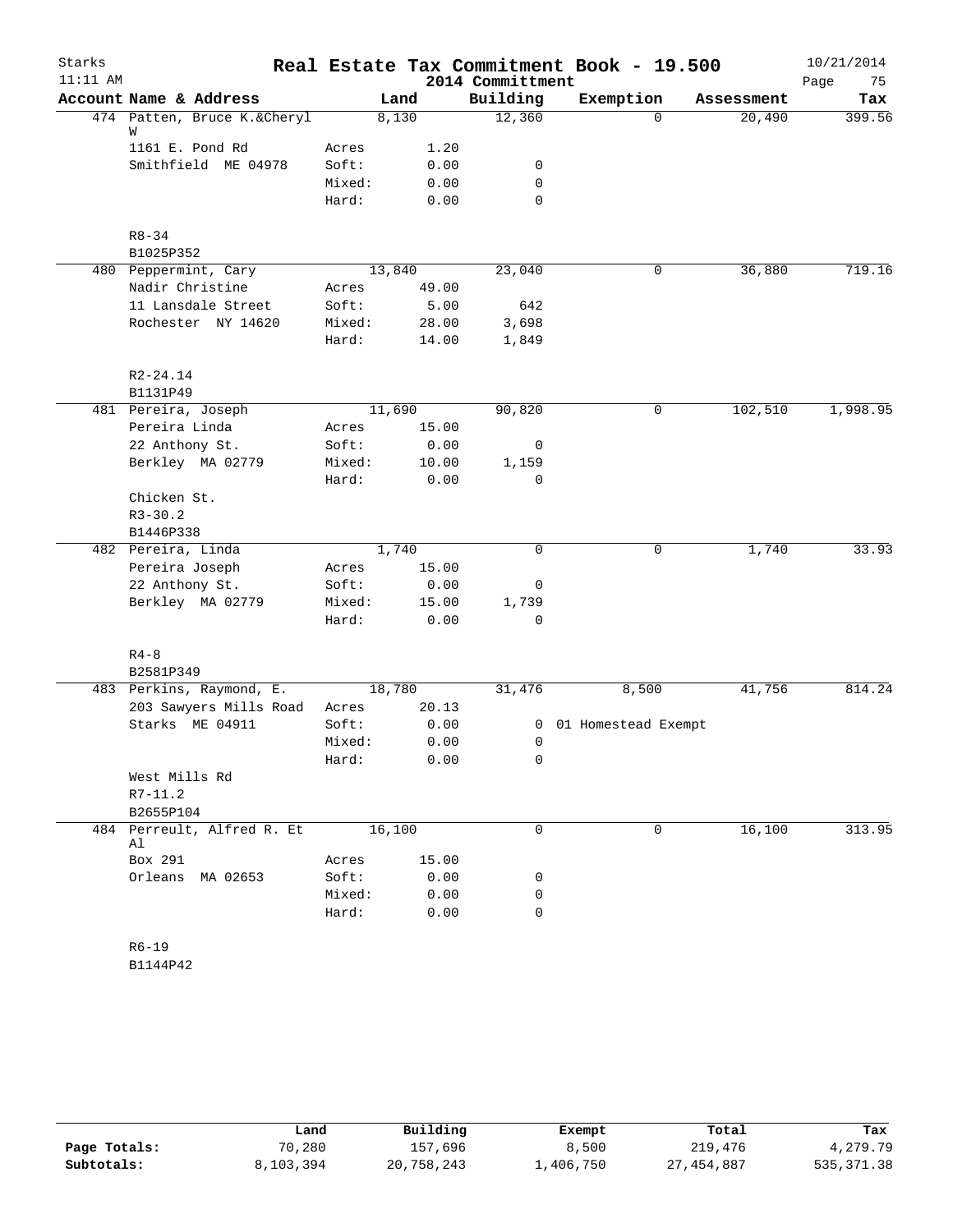# Real Estate Tax Commitment Book - 19.500

Starks
11:11 AM

2014 Committment

10/21/2014

| Account Name & Address | | Land | Building | Exemption | Assessment | Tax |
|---|---|---|---|---|---|---|
| 474 Patten, Bruce K.&Cheryl W | | 8,130 | 12,360 | 0 | 20,490 | 399.56 |
| 1161 E. Pond Rd | Acres | 1.20 | | | | |
| Smithfield ME 04978 | Soft: | 0.00 | 0 | | | |
| | Mixed: | 0.00 | 0 | | | |
| | Hard: | 0.00 | 0 | | | |
| R8-34 | | | | | | |
| B1025P352 | | | | | | |
| 480 Peppermint, Cary | | 13,840 | 23,040 | 0 | 36,880 | 719.16 |
| Nadir Christine | Acres | 49.00 | | | | |
| 11 Lansdale Street | Soft: | 5.00 | 642 | | | |
| Rochester NY 14620 | Mixed: | 28.00 | 3,698 | | | |
| | Hard: | 14.00 | 1,849 | | | |
| R2-24.14 | | | | | | |
| B1131P49 | | | | | | |
| 481 Pereira, Joseph | | 11,690 | 90,820 | 0 | 102,510 | 1,998.95 |
| Pereira Linda | Acres | 15.00 | | | | |
| 22 Anthony St. | Soft: | 0.00 | 0 | | | |
| Berkley MA 02779 | Mixed: | 10.00 | 1,159 | | | |
| | Hard: | 0.00 | 0 | | | |
| Chicken St. | | | | | | |
| R3-30.2 | | | | | | |
| B1446P338 | | | | | | |
| 482 Pereira, Linda | | 1,740 | 0 | 0 | 1,740 | 33.93 |
| Pereira Joseph | Acres | 15.00 | | | | |
| 22 Anthony St. | Soft: | 0.00 | 0 | | | |
| Berkley MA 02779 | Mixed: | 15.00 | 1,739 | | | |
| | Hard: | 0.00 | 0 | | | |
| R4-8 | | | | | | |
| B2581P349 | | | | | | |
| 483 Perkins, Raymond, E. | | 18,780 | 31,476 | 8,500 | 41,756 | 814.24 |
| 203 Sawyers Mills Road | Acres | 20.13 | | | | |
| Starks ME 04911 | Soft: | 0.00 | 0 | 01 Homestead Exempt | | |
| | Mixed: | 0.00 | 0 | | | |
| | Hard: | 0.00 | 0 | | | |
| West Mills Rd | | | | | | |
| R7-11.2 | | | | | | |
| B2655P104 | | | | | | |
| 484 Perreult, Alfred R. Et Al | | 16,100 | 0 | 0 | 16,100 | 313.95 |
| Box 291 | Acres | 15.00 | | | | |
| Orleans MA 02653 | Soft: | 0.00 | 0 | | | |
| | Mixed: | 0.00 | 0 | | | |
| | Hard: | 0.00 | 0 | | | |
| R6-19 | | | | | | |
| B1144P42 | | | | | | |

| | Land | Building | Exempt | Total | Tax |
|---|---|---|---|---|---|
| Page Totals: | 70,280 | 157,696 | 8,500 | 219,476 | 4,279.79 |
| Subtotals: | 8,103,394 | 20,758,243 | 1,406,750 | 27,454,887 | 535,371.38 |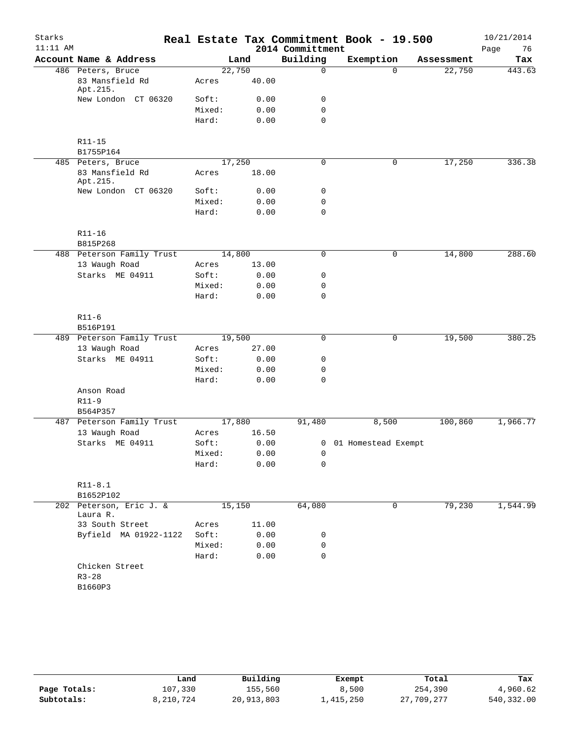# Real Estate Tax Commitment Book - 19.500

Starks
11:11 AM

2014 Committment

10/21/2014

| Account Name & Address | Land | | Building | Exemption | Assessment | Tax |
|---|---|---|---|---|---|---|
| 486 Peters, Bruce | 22,750 | | 0 | 0 | 22,750 | 443.63 |
| 83 Mansfield Rd Apt.215. | Acres | 40.00 | | | | |
| New London CT 06320 | Soft: | 0.00 | 0 | | | |
| | Mixed: | 0.00 | 0 | | | |
| | Hard: | 0.00 | 0 | | | |
| R11-15 | | | | | | |
| B1755P164 | | | | | | |
| 485 Peters, Bruce | 17,250 | | 0 | 0 | 17,250 | 336.38 |
| 83 Mansfield Rd Apt.215. | Acres | 18.00 | | | | |
| New London CT 06320 | Soft: | 0.00 | 0 | | | |
| | Mixed: | 0.00 | 0 | | | |
| | Hard: | 0.00 | 0 | | | |
| R11-16 | | | | | | |
| B815P268 | | | | | | |
| 488 Peterson Family Trust | 14,800 | | 0 | 0 | 14,800 | 288.60 |
| 13 Waugh Road | Acres | 13.00 | | | | |
| Starks ME 04911 | Soft: | 0.00 | 0 | | | |
| | Mixed: | 0.00 | 0 | | | |
| | Hard: | 0.00 | 0 | | | |
| R11-6 | | | | | | |
| B516P191 | | | | | | |
| 489 Peterson Family Trust | 19,500 | | 0 | 0 | 19,500 | 380.25 |
| 13 Waugh Road | Acres | 27.00 | | | | |
| Starks ME 04911 | Soft: | 0.00 | 0 | | | |
| | Mixed: | 0.00 | 0 | | | |
| | Hard: | 0.00 | 0 | | | |
| Anson Road | | | | | | |
| R11-9 | | | | | | |
| B564P357 | | | | | | |
| 487 Peterson Family Trust | 17,880 | | 91,480 | 8,500 | 100,860 | 1,966.77 |
| 13 Waugh Road | Acres | 16.50 | | | | |
| Starks ME 04911 | Soft: | 0.00 | 0 | 01 Homestead Exempt | | |
| | Mixed: | 0.00 | 0 | | | |
| | Hard: | 0.00 | 0 | | | |
| R11-8.1 | | | | | | |
| B1652P102 | | | | | | |
| 202 Peterson, Eric J. & Laura R. | 15,150 | | 64,080 | 0 | 79,230 | 1,544.99 |
| 33 South Street | Acres | 11.00 | | | | |
| Byfield MA 01922-1122 | Soft: | 0.00 | 0 | | | |
| | Mixed: | 0.00 | 0 | | | |
| | Hard: | 0.00 | 0 | | | |
| Chicken Street | | | | | | |
| R3-28 | | | | | | |
| B1660P3 | | | | | | |

| | Land | Building | Exempt | Total | Tax |
|---|---|---|---|---|---|
| Page Totals: | 107,330 | 155,560 | 8,500 | 254,390 | 4,960.62 |
| Subtotals: | 8,210,724 | 20,913,803 | 1,415,250 | 27,709,277 | 540,332.00 |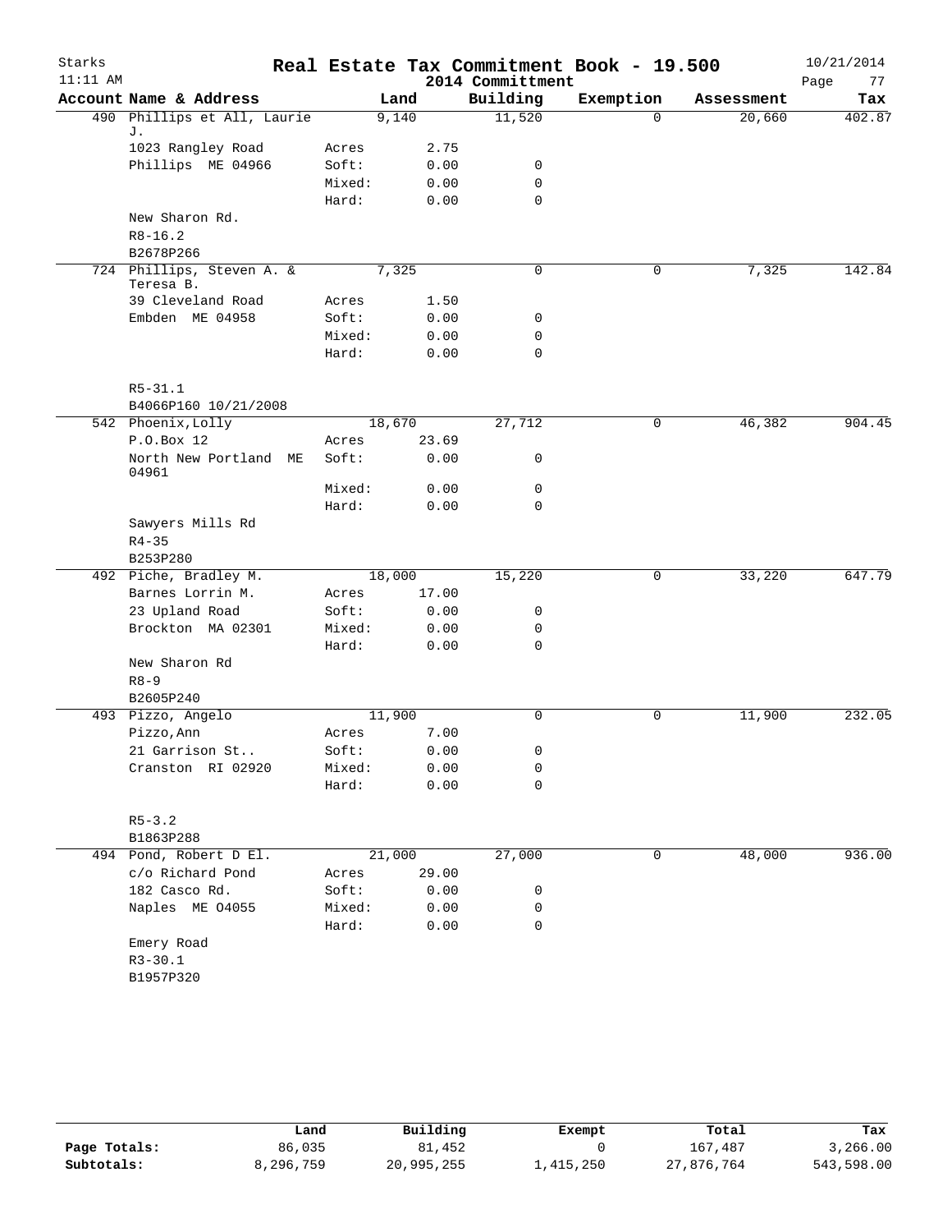Starks
11:11 AM

# Real Estate Tax Commitment Book - 19.500

2014 Committment

10/21/2014

| Account Name & Address | | Land | Building | Exemption | Assessment | Tax |
|---|---|---|---|---|---|---|
| 490 Phillips et All, Laurie J. | | 9,140 | 11,520 | 0 | 20,660 | 402.87 |
| 1023 Rangley Road | Acres | 2.75 | | | | |
| Phillips ME 04966 | Soft: | 0.00 | 0 | | | |
| | Mixed: | 0.00 | 0 | | | |
| | Hard: | 0.00 | 0 | | | |
| New Sharon Rd. | | | | | | |
| R8-16.2 | | | | | | |
| B2678P266 | | | | | | |
| 724 Phillips, Steven A. & Teresa B. | | 7,325 | 0 | 0 | 7,325 | 142.84 |
| 39 Cleveland Road | Acres | 1.50 | | | | |
| Embden ME 04958 | Soft: | 0.00 | 0 | | | |
| | Mixed: | 0.00 | 0 | | | |
| | Hard: | 0.00 | 0 | | | |
| R5-31.1 | | | | | | |
| B4066P160 10/21/2008 | | | | | | |
| 542 Phoenix,Lolly | | 18,670 | 27,712 | 0 | 46,382 | 904.45 |
| P.O.Box 12 | Acres | 23.69 | | | | |
| North New Portland ME 04961 | Soft: | 0.00 | 0 | | | |
| | Mixed: | 0.00 | 0 | | | |
| | Hard: | 0.00 | 0 | | | |
| Sawyers Mills Rd | | | | | | |
| R4-35 | | | | | | |
| B253P280 | | | | | | |
| 492 Piche, Bradley M. | | 18,000 | 15,220 | 0 | 33,220 | 647.79 |
| Barnes Lorrin M. | Acres | 17.00 | | | | |
| 23 Upland Road | Soft: | 0.00 | 0 | | | |
| Brockton MA 02301 | Mixed: | 0.00 | 0 | | | |
| | Hard: | 0.00 | 0 | | | |
| New Sharon Rd | | | | | | |
| R8-9 | | | | | | |
| B2605P240 | | | | | | |
| 493 Pizzo, Angelo | | 11,900 | 0 | 0 | 11,900 | 232.05 |
| Pizzo,Ann | Acres | 7.00 | | | | |
| 21 Garrison St.. | Soft: | 0.00 | 0 | | | |
| Cranston RI 02920 | Mixed: | 0.00 | 0 | | | |
| | Hard: | 0.00 | 0 | | | |
| R5-3.2 | | | | | | |
| B1863P288 | | | | | | |
| 494 Pond, Robert D El. | | 21,000 | 27,000 | 0 | 48,000 | 936.00 |
| c/o Richard Pond | Acres | 29.00 | | | | |
| 182 Casco Rd. | Soft: | 0.00 | 0 | | | |
| Naples ME O4055 | Mixed: | 0.00 | 0 | | | |
| | Hard: | 0.00 | 0 | | | |
| Emery Road | | | | | | |
| R3-30.1 | | | | | | |
| B1957P320 | | | | | | |

| | Land | Building | Exempt | Total | Tax |
|---|---|---|---|---|---|
| Page Totals: | 86,035 | 81,452 | 0 | 167,487 | 3,266.00 |
| Subtotals: | 8,296,759 | 20,995,255 | 1,415,250 | 27,876,764 | 543,598.00 |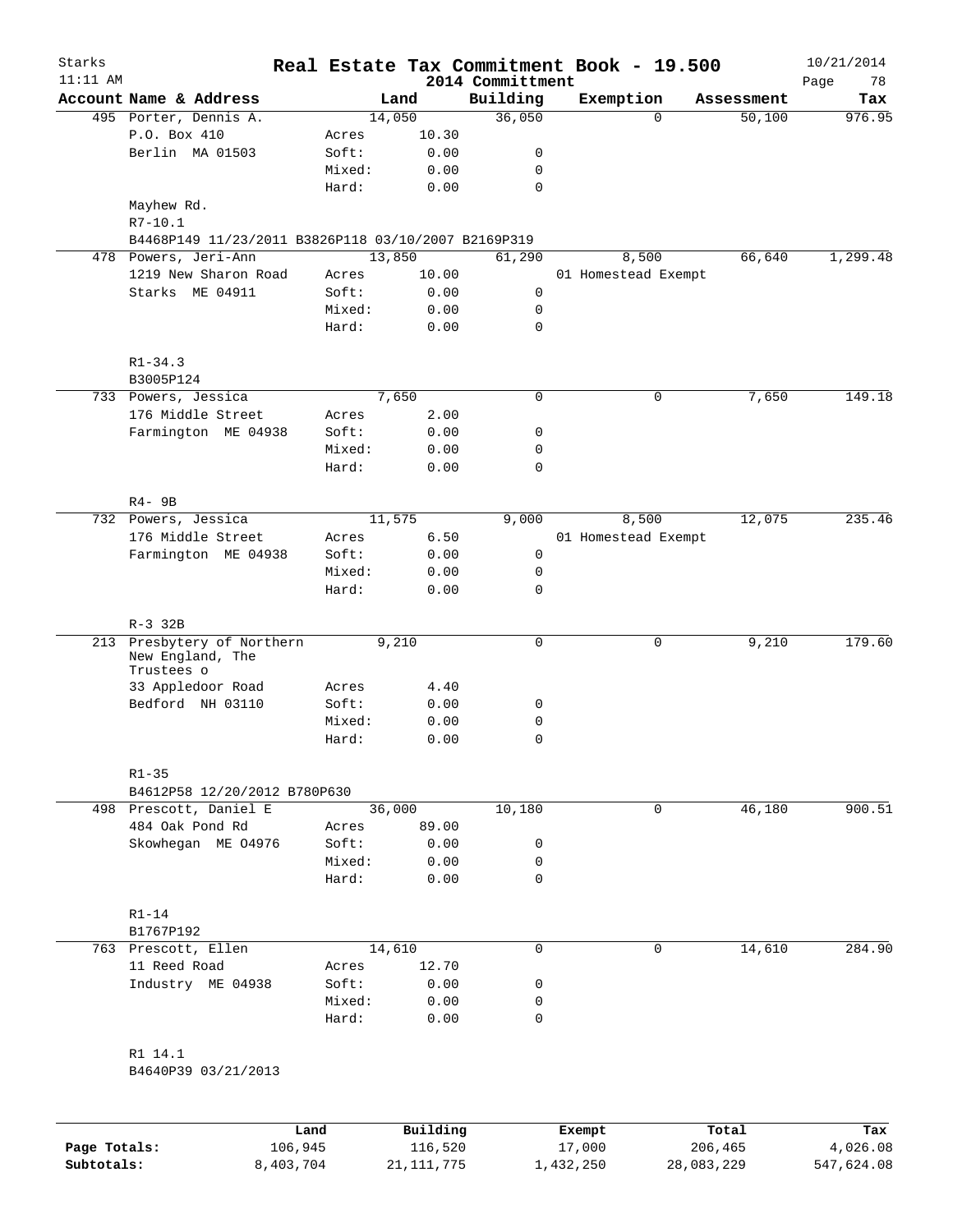# Real Estate Tax Commitment Book - 19.500

Starks
11:11 AM

2014 Committment

10/21/2014

| Account Name & Address | | Land | Building | Exemption | Assessment | Tax |
|---|---|---|---|---|---|---|
| 495 Porter, Dennis A. | | 14,050 | 36,050 | 0 | 50,100 | 976.95 |
| P.O. Box 410 | Acres | 10.30 | | | | |
| Berlin MA 01503 | Soft: | 0.00 | 0 | | | |
| | Mixed: | 0.00 | 0 | | | |
| | Hard: | 0.00 | 0 | | | |
| Mayhew Rd. | | | | | | |
| R7-10.1 | | | | | | |
| B4468P149 11/23/2011 B3826P118 03/10/2007 B2169P319 | | | | | | |
| 478 Powers, Jeri-Ann | | 13,850 | 61,290 | 8,500 | 66,640 | 1,299.48 |
| 1219 New Sharon Road | Acres | 10.00 | | 01 Homestead Exempt | | |
| Starks ME 04911 | Soft: | 0.00 | 0 | | | |
| | Mixed: | 0.00 | 0 | | | |
| | Hard: | 0.00 | 0 | | | |
| R1-34.3 | | | | | | |
| B3005P124 | | | | | | |
| 733 Powers, Jessica | | 7,650 | 0 | 0 | 7,650 | 149.18 |
| 176 Middle Street | Acres | 2.00 | | | | |
| Farmington ME 04938 | Soft: | 0.00 | 0 | | | |
| | Mixed: | 0.00 | 0 | | | |
| | Hard: | 0.00 | 0 | | | |
| R4- 9B | | | | | | |
| 732 Powers, Jessica | | 11,575 | 9,000 | 8,500 | 12,075 | 235.46 |
| 176 Middle Street | Acres | 6.50 | | 01 Homestead Exempt | | |
| Farmington ME 04938 | Soft: | 0.00 | 0 | | | |
| | Mixed: | 0.00 | 0 | | | |
| | Hard: | 0.00 | 0 | | | |
| R-3 32B | | | | | | |
| 213 Presbytery of Northern New England, The Trustees o | | 9,210 | 0 | 0 | 9,210 | 179.60 |
| 33 Appledoor Road | Acres | 4.40 | | | | |
| Bedford NH 03110 | Soft: | 0.00 | 0 | | | |
| | Mixed: | 0.00 | 0 | | | |
| | Hard: | 0.00 | 0 | | | |
| R1-35 | | | | | | |
| B4612P58 12/20/2012 B780P630 | | | | | | |
| 498 Prescott, Daniel E | | 36,000 | 10,180 | 0 | 46,180 | 900.51 |
| 484 Oak Pond Rd | Acres | 89.00 | | | | |
| Skowhegan ME O4976 | Soft: | 0.00 | 0 | | | |
| | Mixed: | 0.00 | 0 | | | |
| | Hard: | 0.00 | 0 | | | |
| R1-14 | | | | | | |
| B1767P192 | | | | | | |
| 763 Prescott, Ellen | | 14,610 | 0 | 0 | 14,610 | 284.90 |
| 11 Reed Road | Acres | 12.70 | | | | |
| Industry ME 04938 | Soft: | 0.00 | 0 | | | |
| | Mixed: | 0.00 | 0 | | | |
| | Hard: | 0.00 | 0 | | | |
| R1 14.1 | | | | | | |
| B4640P39 03/21/2013 | | | | | | |

| | Land | Building | Exempt | Total | Tax |
|---|---|---|---|---|---|
| Page Totals: | 106,945 | 116,520 | 17,000 | 206,465 | 4,026.08 |
| Subtotals: | 8,403,704 | 21,111,775 | 1,432,250 | 28,083,229 | 547,624.08 |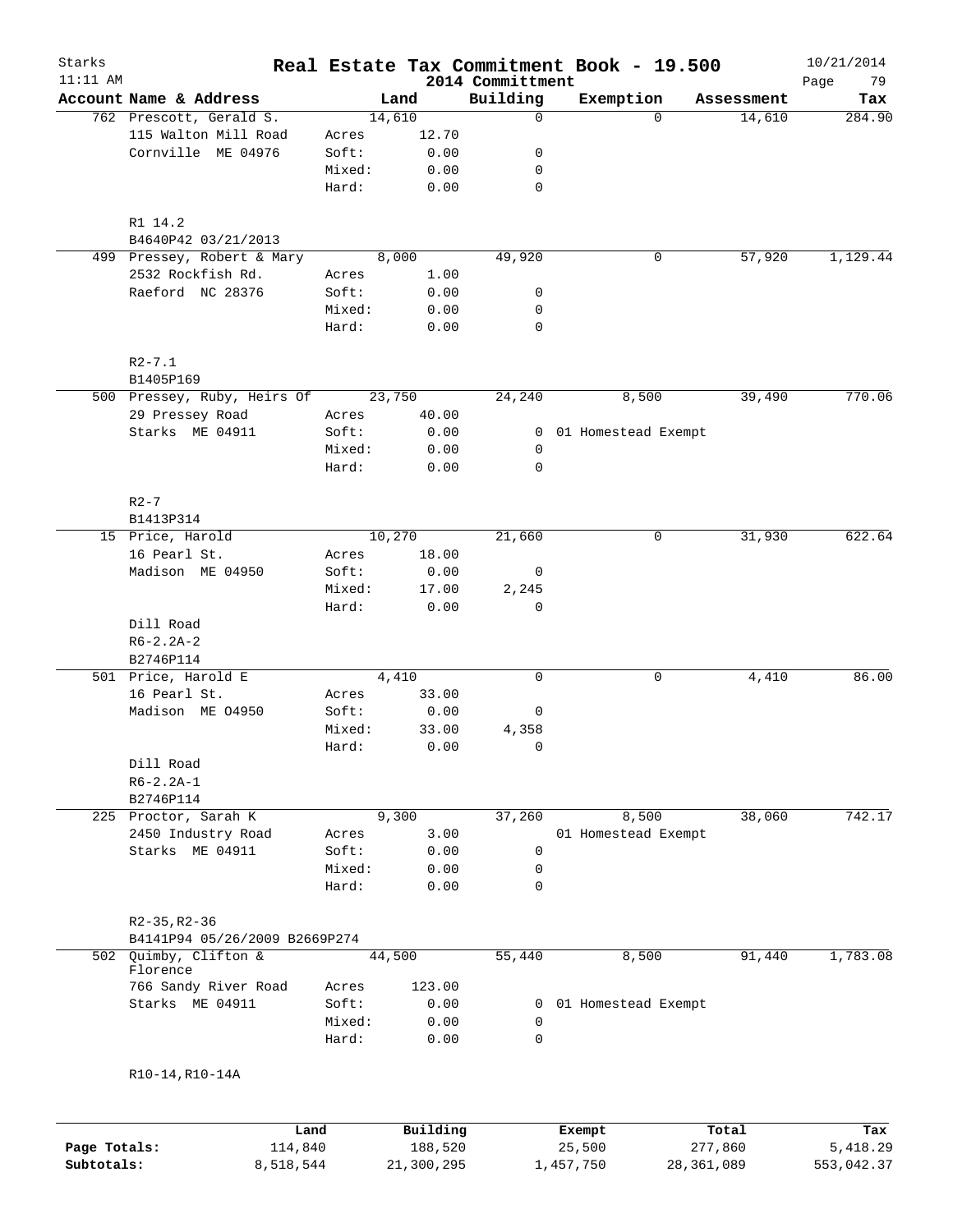Starks
11:11 AM

# Real Estate Tax Commitment Book - 19.500

2014 Committment

10/21/2014

| Account Name & Address | | Land | Building | Exemption | Assessment | Tax |
|---|---|---|---|---|---|---|
| 762 Prescott, Gerald S. | | 14,610 | 0 | 0 | 14,610 | 284.90 |
| 115 Walton Mill Road | Acres | 12.70 | | | | |
| Cornville ME 04976 | Soft: | 0.00 | 0 | | | |
| | Mixed: | 0.00 | 0 | | | |
| | Hard: | 0.00 | 0 | | | |
| R1 14.2 | | | | | | |
| B4640P42 03/21/2013 | | | | | | |
| 499 Pressey, Robert & Mary | | 8,000 | 49,920 | 0 | 57,920 | 1,129.44 |
| 2532 Rockfish Rd. | Acres | 1.00 | | | | |
| Raeford NC 28376 | Soft: | 0.00 | 0 | | | |
| | Mixed: | 0.00 | 0 | | | |
| | Hard: | 0.00 | 0 | | | |
| R2-7.1 | | | | | | |
| B1405P169 | | | | | | |
| 500 Pressey, Ruby, Heirs Of | | 23,750 | 24,240 | 8,500 | 39,490 | 770.06 |
| 29 Pressey Road | Acres | 40.00 | | | | |
| Starks ME 04911 | Soft: | 0.00 | 0 | 01 Homestead Exempt | | |
| | Mixed: | 0.00 | 0 | | | |
| | Hard: | 0.00 | 0 | | | |
| R2-7 | | | | | | |
| B1413P314 | | | | | | |
| 15 Price, Harold | | 10,270 | 21,660 | 0 | 31,930 | 622.64 |
| 16 Pearl St. | Acres | 18.00 | | | | |
| Madison ME 04950 | Soft: | 0.00 | 0 | | | |
| | Mixed: | 17.00 | 2,245 | | | |
| | Hard: | 0.00 | 0 | | | |
| Dill Road | | | | | | |
| R6-2.2A-2 | | | | | | |
| B2746P114 | | | | | | |
| 501 Price, Harold E | | 4,410 | 0 | 0 | 4,410 | 86.00 |
| 16 Pearl St. | Acres | 33.00 | | | | |
| Madison ME O4950 | Soft: | 0.00 | 0 | | | |
| | Mixed: | 33.00 | 4,358 | | | |
| | Hard: | 0.00 | 0 | | | |
| Dill Road | | | | | | |
| R6-2.2A-1 | | | | | | |
| B2746P114 | | | | | | |
| 225 Proctor, Sarah K | | 9,300 | 37,260 | 8,500 | 38,060 | 742.17 |
| 2450 Industry Road | Acres | 3.00 | | 01 Homestead Exempt | | |
| Starks ME 04911 | Soft: | 0.00 | 0 | | | |
| | Mixed: | 0.00 | 0 | | | |
| | Hard: | 0.00 | 0 | | | |
| R2-35,R2-36 | | | | | | |
| B4141P94 05/26/2009 B2669P274 | | | | | | |
| 502 Quimby, Clifton & Florence | | 44,500 | 55,440 | 8,500 | 91,440 | 1,783.08 |
| 766 Sandy River Road | Acres | 123.00 | | | | |
| Starks ME 04911 | Soft: | 0.00 | 0 | 01 Homestead Exempt | | |
| | Mixed: | 0.00 | 0 | | | |
| | Hard: | 0.00 | 0 | | | |
| R10-14,R10-14A | | | | | | |

| | Land | Building | Exempt | Total | Tax |
|---|---|---|---|---|---|
| Page Totals: | 114,840 | 188,520 | 25,500 | 277,860 | 5,418.29 |
| Subtotals: | 8,518,544 | 21,300,295 | 1,457,750 | 28,361,089 | 553,042.37 |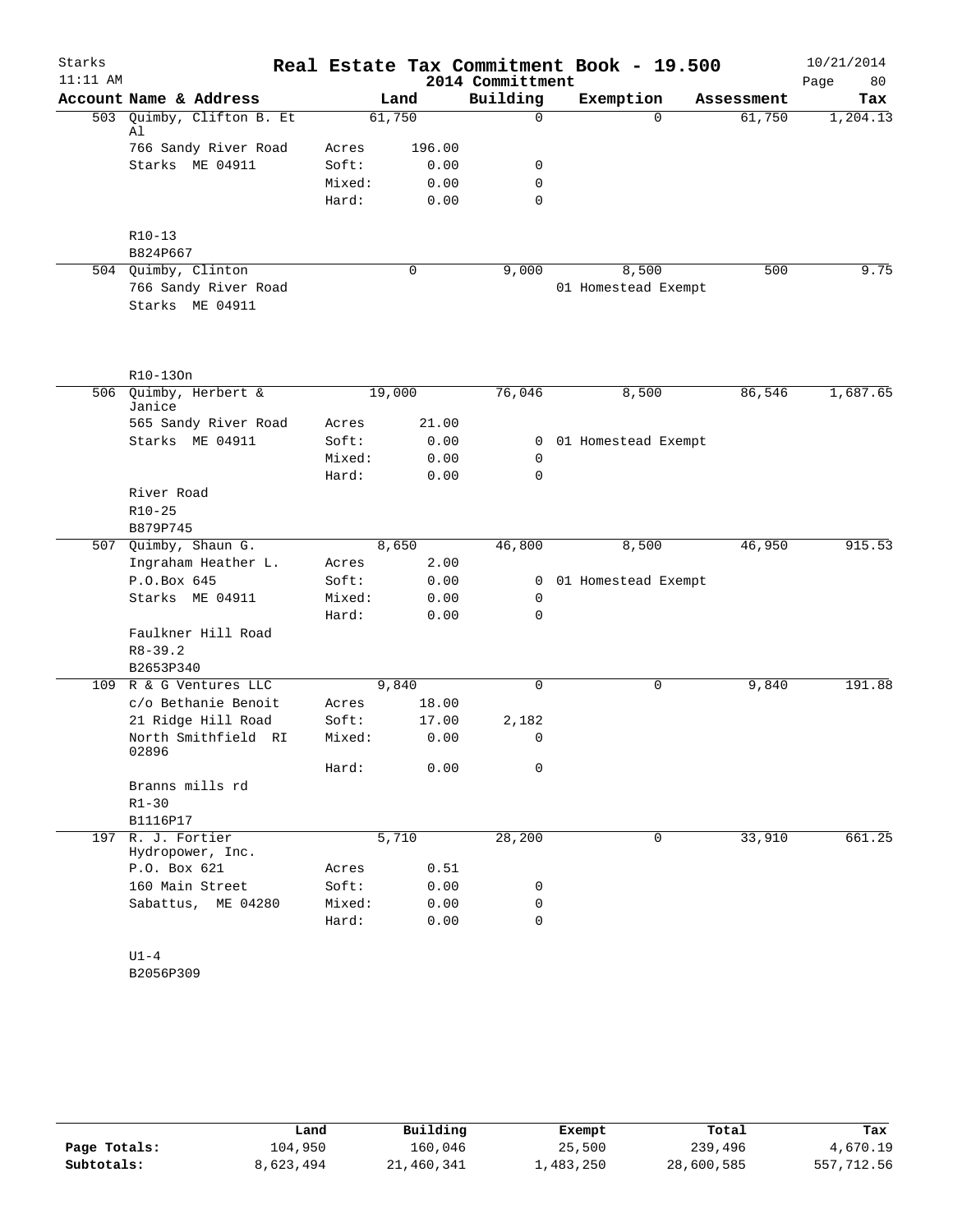# Real Estate Tax Commitment Book - 19.500

Starks
11:11 AM

2014 Committment

10/21/2014

| Account | Name & Address | | Land | Building | Exemption | Assessment | Tax |
|---|---|---|---|---|---|---|---|
| 503 | Quimby, Clifton B. Et Al | | 61,750 | 0 | 0 | 61,750 | 1,204.13 |
| | 766 Sandy River Road | Acres | 196.00 | | | | |
| | Starks ME 04911 | Soft: | 0.00 | 0 | | | |
| | | Mixed: | 0.00 | 0 | | | |
| | | Hard: | 0.00 | 0 | | | |
| | R10-13 | | | | | | |
| | B824P667 | | | | | | |
| 504 | Quimby, Clinton | | 0 | 9,000 | 8,500 | 500 | 9.75 |
| | 766 Sandy River Road | | | | 01 Homestead Exempt | | |
| | Starks ME 04911 | | | | | | |
| | R10-13On | | | | | | |
| 506 | Quimby, Herbert & Janice | | 19,000 | 76,046 | 8,500 | 86,546 | 1,687.65 |
| | 565 Sandy River Road | Acres | 21.00 | | | | |
| | Starks ME 04911 | Soft: | 0.00 | 0 | 01 Homestead Exempt | | |
| | | Mixed: | 0.00 | 0 | | | |
| | | Hard: | 0.00 | 0 | | | |
| | River Road | | | | | | |
| | R10-25 | | | | | | |
| | B879P745 | | | | | | |
| 507 | Quimby, Shaun G. | | 8,650 | 46,800 | 8,500 | 46,950 | 915.53 |
| | Ingraham Heather L. | Acres | 2.00 | | | | |
| | P.O.Box 645 | Soft: | 0.00 | 0 | 01 Homestead Exempt | | |
| | Starks ME 04911 | Mixed: | 0.00 | 0 | | | |
| | | Hard: | 0.00 | 0 | | | |
| | Faulkner Hill Road | | | | | | |
| | R8-39.2 | | | | | | |
| | B2653P340 | | | | | | |
| 109 | R & G Ventures LLC | | 9,840 | 0 | 0 | 9,840 | 191.88 |
| | c/o Bethanie Benoit | Acres | 18.00 | | | | |
| | 21 Ridge Hill Road | Soft: | 17.00 | 2,182 | | | |
| | North Smithfield RI 02896 | Mixed: | 0.00 | 0 | | | |
| | | Hard: | 0.00 | 0 | | | |
| | Branns mills rd | | | | | | |
| | R1-30 | | | | | | |
| | B1116P17 | | | | | | |
| 197 | R. J. Fortier Hydropower, Inc. | | 5,710 | 28,200 | 0 | 33,910 | 661.25 |
| | P.O. Box 621 | Acres | 0.51 | | | | |
| | 160 Main Street | Soft: | 0.00 | 0 | | | |
| | Sabattus, ME 04280 | Mixed: | 0.00 | 0 | | | |
| | | Hard: | 0.00 | 0 | | | |
| | U1-4 | | | | | | |
| | B2056P309 | | | | | | |

| | Land | Building | Exempt | Total | Tax |
|---|---|---|---|---|---|
| Page Totals: | 104,950 | 160,046 | 25,500 | 239,496 | 4,670.19 |
| Subtotals: | 8,623,494 | 21,460,341 | 1,483,250 | 28,600,585 | 557,712.56 |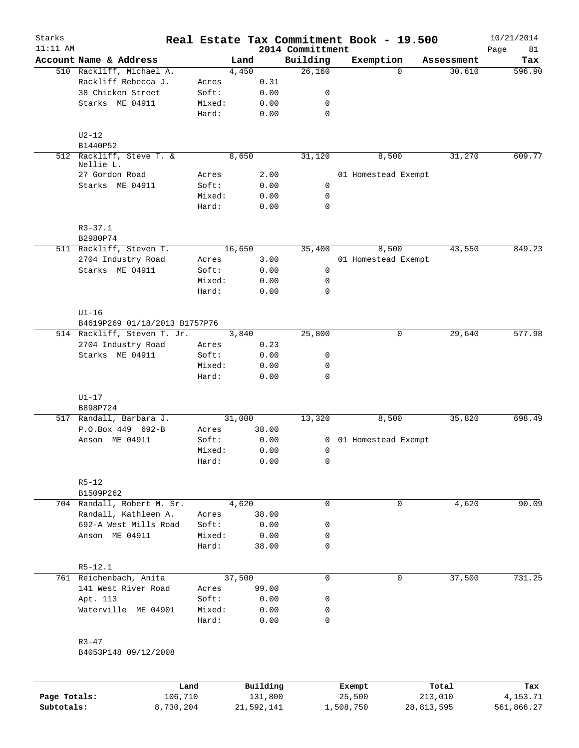# Real Estate Tax Commitment Book - 19.500

Starks
11:11 AM

2014 Committment

10/21/2014

| Account Name & Address | | Land | Building | Exemption | Assessment | Tax |
|---|---|---|---|---|---|---|
| 510 Rackliff, Michael A. | | 4,450 | 26,160 | 0 | 30,610 | 596.90 |
| Rackliff Rebecca J. | Acres | 0.31 | | | | |
| 38 Chicken Street | Soft: | 0.00 | 0 | | | |
| Starks ME 04911 | Mixed: | 0.00 | 0 | | | |
| | Hard: | 0.00 | 0 | | | |
| U2-12 | | | | | | |
| B1440P52 | | | | | | |
| 512 Rackliff, Steve T. & Nellie L. | | 8,650 | 31,120 | 8,500 | 31,270 | 609.77 |
| 27 Gordon Road | Acres | 2.00 | | 01 Homestead Exempt | | |
| Starks ME 04911 | Soft: | 0.00 | 0 | | | |
| | Mixed: | 0.00 | 0 | | | |
| | Hard: | 0.00 | 0 | | | |
| R3-37.1 | | | | | | |
| B2980P74 | | | | | | |
| 511 Rackliff, Steven T. | | 16,650 | 35,400 | 8,500 | 43,550 | 849.23 |
| 2704 Industry Road | Acres | 3.00 | | 01 Homestead Exempt | | |
| Starks ME O4911 | Soft: | 0.00 | 0 | | | |
| | Mixed: | 0.00 | 0 | | | |
| | Hard: | 0.00 | 0 | | | |
| U1-16 | | | | | | |
| B4619P269 01/18/2013 B1757P76 | | | | | | |
| 514 Rackliff, Steven T. Jr. | | 3,840 | 25,800 | 0 | 29,640 | 577.98 |
| 2704 Industry Road | Acres | 0.23 | | | | |
| Starks ME 04911 | Soft: | 0.00 | 0 | | | |
| | Mixed: | 0.00 | 0 | | | |
| | Hard: | 0.00 | 0 | | | |
| U1-17 | | | | | | |
| B898P724 | | | | | | |
| 517 Randall, Barbara J. | | 31,000 | 13,320 | 8,500 | 35,820 | 698.49 |
| P.O.Box 449 692-B | Acres | 38.00 | | | | |
| Anson ME 04911 | Soft: | 0.00 | 0 | 01 Homestead Exempt | | |
| | Mixed: | 0.00 | 0 | | | |
| | Hard: | 0.00 | 0 | | | |
| R5-12 | | | | | | |
| B1509P262 | | | | | | |
| 704 Randall, Robert M. Sr. | | 4,620 | 0 | 0 | 4,620 | 90.09 |
| Randall, Kathleen A. | Acres | 38.00 | | | | |
| 692-A West Mills Road | Soft: | 0.00 | 0 | | | |
| Anson ME 04911 | Mixed: | 0.00 | 0 | | | |
| | Hard: | 38.00 | 0 | | | |
| R5-12.1 | | | | | | |
| 761 Reichenbach, Anita | | 37,500 | 0 | 0 | 37,500 | 731.25 |
| 141 West River Road | Acres | 99.00 | | | | |
| Apt. 113 | Soft: | 0.00 | 0 | | | |
| Waterville ME 04901 | Mixed: | 0.00 | 0 | | | |
| | Hard: | 0.00 | 0 | | | |
| R3-47 | | | | | | |
| B4053P148 09/12/2008 | | | | | | |

| | Land | Building | Exempt | Total | Tax |
|---|---|---|---|---|---|
| Page Totals: | 106,710 | 131,800 | 25,500 | 213,010 | 4,153.71 |
| Subtotals: | 8,730,204 | 21,592,141 | 1,508,750 | 28,813,595 | 561,866.27 |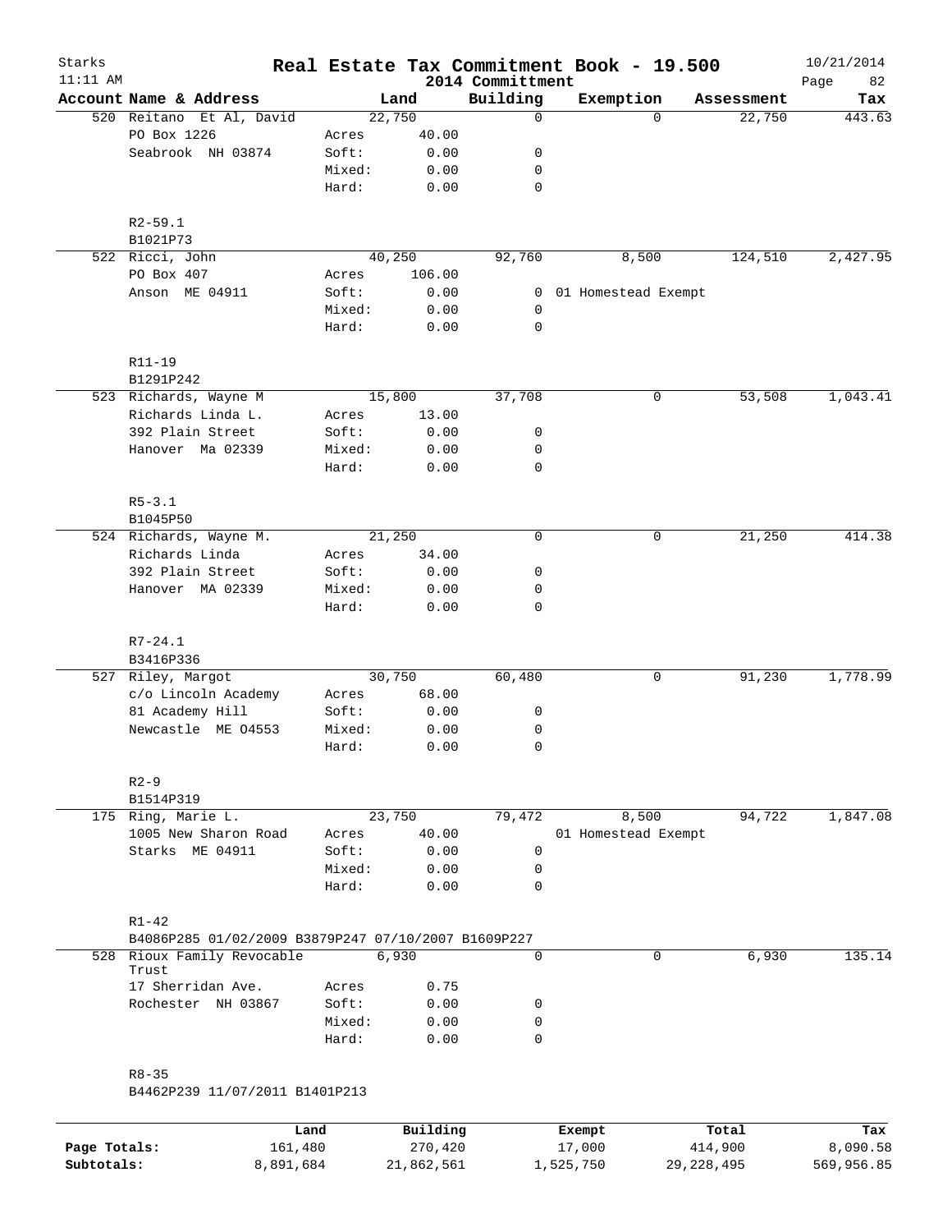Starks 11:11 AM

# Real Estate Tax Commitment Book - 19.500

2014 Committment

10/21/2014

| Account | Name & Address | | Land | Building | Exemption | Assessment | Tax |
|---|---|---|---|---|---|---|---|
| 520 | Reitano Et Al, David | | 22,750 | 0 | 0 | 22,750 | 443.63 |
| | PO Box 1226 | Acres | 40.00 | | | | |
| | Seabrook NH 03874 | Soft: | 0.00 | 0 | | | |
| | | Mixed: | 0.00 | 0 | | | |
| | | Hard: | 0.00 | 0 | | | |
| | R2-59.1 | | | | | | |
| | B1021P73 | | | | | | |
| 522 | Ricci, John | | 40,250 | 92,760 | 8,500 | 124,510 | 2,427.95 |
| | PO Box 407 | Acres | 106.00 | | | | |
| | Anson ME 04911 | Soft: | 0.00 | 0 | 01 Homestead Exempt | | |
| | | Mixed: | 0.00 | 0 | | | |
| | | Hard: | 0.00 | 0 | | | |
| | R11-19 | | | | | | |
| | B1291P242 | | | | | | |
| 523 | Richards, Wayne M | | 15,800 | 37,708 | 0 | 53,508 | 1,043.41 |
| | Richards Linda L. | Acres | 13.00 | | | | |
| | 392 Plain Street | Soft: | 0.00 | 0 | | | |
| | Hanover Ma 02339 | Mixed: | 0.00 | 0 | | | |
| | | Hard: | 0.00 | 0 | | | |
| | R5-3.1 | | | | | | |
| | B1045P50 | | | | | | |
| 524 | Richards, Wayne M. | | 21,250 | 0 | 0 | 21,250 | 414.38 |
| | Richards Linda | Acres | 34.00 | | | | |
| | 392 Plain Street | Soft: | 0.00 | 0 | | | |
| | Hanover MA 02339 | Mixed: | 0.00 | 0 | | | |
| | | Hard: | 0.00 | 0 | | | |
| | R7-24.1 | | | | | | |
| | B3416P336 | | | | | | |
| 527 | Riley, Margot | | 30,750 | 60,480 | 0 | 91,230 | 1,778.99 |
| | c/o Lincoln Academy | Acres | 68.00 | | | | |
| | 81 Academy Hill | Soft: | 0.00 | 0 | | | |
| | Newcastle ME O4553 | Mixed: | 0.00 | 0 | | | |
| | | Hard: | 0.00 | 0 | | | |
| | R2-9 | | | | | | |
| | B1514P319 | | | | | | |
| 175 | Ring, Marie L. | | 23,750 | 79,472 | 8,500 | 94,722 | 1,847.08 |
| | 1005 New Sharon Road | Acres | 40.00 | | 01 Homestead Exempt | | |
| | Starks ME 04911 | Soft: | 0.00 | 0 | | | |
| | | Mixed: | 0.00 | 0 | | | |
| | | Hard: | 0.00 | 0 | | | |
| | R1-42 | | | | | | |
| | B4086P285 01/02/2009 B3879P247 07/10/2007 B1609P227 | | | | | | |
| 528 | Rioux Family Revocable Trust | | 6,930 | 0 | 0 | 6,930 | 135.14 |
| | 17 Sherridan Ave. | Acres | 0.75 | | | | |
| | Rochester NH 03867 | Soft: | 0.00 | 0 | | | |
| | | Mixed: | 0.00 | 0 | | | |
| | | Hard: | 0.00 | 0 | | | |
| | R8-35 | | | | | | |
| | B4462P239 11/07/2011 B1401P213 | | | | | | |

| | Land | Building | Exempt | Total | Tax |
|---|---|---|---|---|---|
| Page Totals: | 161,480 | 270,420 | 17,000 | 414,900 | 8,090.58 |
| Subtotals: | 8,891,684 | 21,862,561 | 1,525,750 | 29,228,495 | 569,956.85 |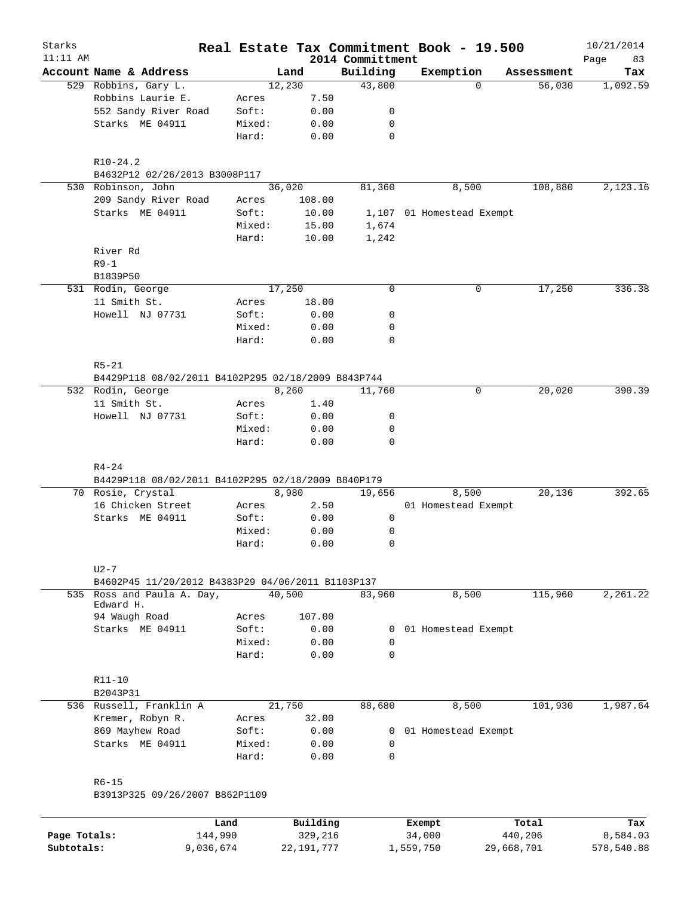Starks 11:11 AM

# Real Estate Tax Commitment Book - 19.500

## 2014 Committment

10/21/2014

| Account Name & Address | | Land | Building | Exemption | Assessment | Tax |
|---|---|---|---|---|---|---|
| 529 Robbins, Gary L. | | 12,230 | 43,800 | 0 | 56,030 | 1,092.59 |
| Robbins Laurie E. | Acres | 7.50 | | | | |
| 552 Sandy River Road | Soft: | 0.00 | 0 | | | |
| Starks ME 04911 | Mixed: | 0.00 | 0 | | | |
| | Hard: | 0.00 | 0 | | | |
| R10-24.2 | | | | | | |
| B4632P12 02/26/2013 B3008P117 | | | | | | |
| 530 Robinson, John | | 36,020 | 81,360 | 8,500 | 108,880 | 2,123.16 |
| 209 Sandy River Road | Acres | 108.00 | | | | |
| Starks ME 04911 | Soft: | 10.00 | 1,107 | 01 Homestead Exempt | | |
| | Mixed: | 15.00 | 1,674 | | | |
| | Hard: | 10.00 | 1,242 | | | |
| River Rd | | | | | | |
| R9-1 | | | | | | |
| B1839P50 | | | | | | |
| 531 Rodin, George | | 17,250 | 0 | 0 | 17,250 | 336.38 |
| 11 Smith St. | Acres | 18.00 | | | | |
| Howell NJ 07731 | Soft: | 0.00 | 0 | | | |
| | Mixed: | 0.00 | 0 | | | |
| | Hard: | 0.00 | 0 | | | |
| R5-21 | | | | | | |
| B4429P118 08/02/2011 B4102P295 02/18/2009 B843P744 | | | | | | |
| 532 Rodin, George | | 8,260 | 11,760 | 0 | 20,020 | 390.39 |
| 11 Smith St. | Acres | 1.40 | | | | |
| Howell NJ 07731 | Soft: | 0.00 | 0 | | | |
| | Mixed: | 0.00 | 0 | | | |
| | Hard: | 0.00 | 0 | | | |
| R4-24 | | | | | | |
| B4429P118 08/02/2011 B4102P295 02/18/2009 B840P179 | | | | | | |
| 70 Rosie, Crystal | | 8,980 | 19,656 | 8,500 | 20,136 | 392.65 |
| 16 Chicken Street | Acres | 2.50 | | 01 Homestead Exempt | | |
| Starks ME 04911 | Soft: | 0.00 | 0 | | | |
| | Mixed: | 0.00 | 0 | | | |
| | Hard: | 0.00 | 0 | | | |
| U2-7 | | | | | | |
| B4602P45 11/20/2012 B4383P29 04/06/2011 B1103P137 | | | | | | |
| 535 Ross and Paula A. Day, Edward H. | | 40,500 | 83,960 | 8,500 | 115,960 | 2,261.22 |
| 94 Waugh Road | Acres | 107.00 | | | | |
| Starks ME 04911 | Soft: | 0.00 | 0 | 01 Homestead Exempt | | |
| | Mixed: | 0.00 | 0 | | | |
| | Hard: | 0.00 | 0 | | | |
| R11-10 | | | | | | |
| B2043P31 | | | | | | |
| 536 Russell, Franklin A | | 21,750 | 88,680 | 8,500 | 101,930 | 1,987.64 |
| Kremer, Robyn R. | Acres | 32.00 | | | | |
| 869 Mayhew Road | Soft: | 0.00 | 0 | 01 Homestead Exempt | | |
| Starks ME 04911 | Mixed: | 0.00 | 0 | | | |
| | Hard: | 0.00 | 0 | | | |
| R6-15 | | | | | | |
| B3913P325 09/26/2007 B862P1109 | | | | | | |

| | Land | Building | Exempt | Total | Tax |
|---|---|---|---|---|---|
| Page Totals: | 144,990 | 329,216 | 34,000 | 440,206 | 8,584.03 |
| Subtotals: | 9,036,674 | 22,191,777 | 1,559,750 | 29,668,701 | 578,540.88 |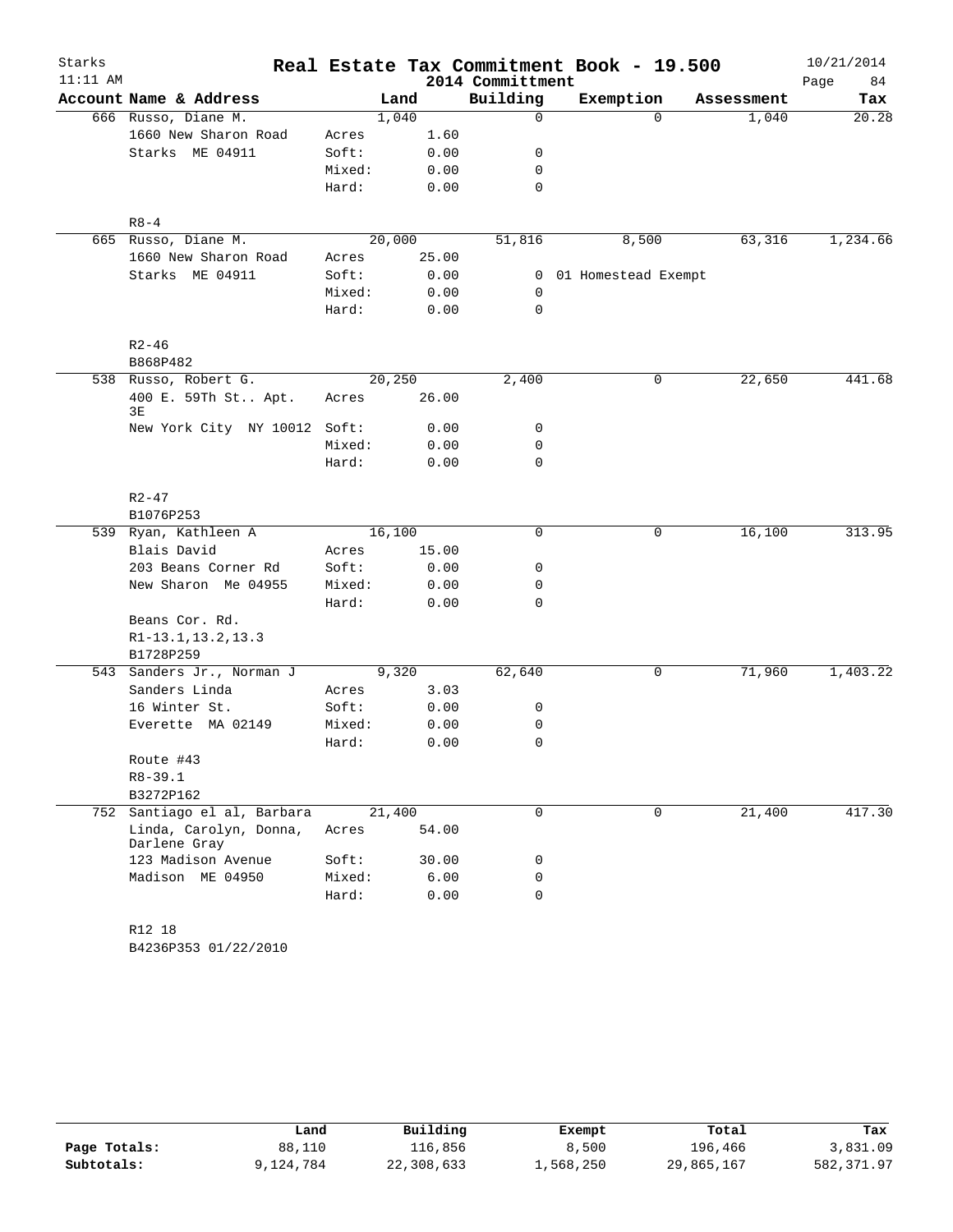# Real Estate Tax Commitment Book - 19.500

Starks
11:11 AM

2014 Committment

10/21/2014

| Account Name & Address | | Land | Building | Exemption | Assessment | Tax |
|---|---|---|---|---|---|---|
| 666 Russo, Diane M. | | 1,040 | 0 | 0 | 1,040 | 20.28 |
| 1660 New Sharon Road | Acres | 1.60 | | | | |
| Starks ME 04911 | Soft: | 0.00 | 0 | | | |
| | Mixed: | 0.00 | 0 | | | |
| | Hard: | 0.00 | 0 | | | |
| R8-4 | | | | | | |
| 665 Russo, Diane M. | | 20,000 | 51,816 | 8,500 | 63,316 | 1,234.66 |
| 1660 New Sharon Road | Acres | 25.00 | | | | |
| Starks ME 04911 | Soft: | 0.00 | 0 | 01 Homestead Exempt | | |
| | Mixed: | 0.00 | 0 | | | |
| | Hard: | 0.00 | 0 | | | |
| R2-46 | | | | | | |
| B868P482 | | | | | | |
| 538 Russo, Robert G. | | 20,250 | 2,400 | 0 | 22,650 | 441.68 |
| 400 E. 59Th St.. Apt. 3E | Acres | 26.00 | | | | |
| New York City NY 10012 | Soft: | 0.00 | 0 | | | |
| | Mixed: | 0.00 | 0 | | | |
| | Hard: | 0.00 | 0 | | | |
| R2-47 | | | | | | |
| B1076P253 | | | | | | |
| 539 Ryan, Kathleen A | | 16,100 | 0 | 0 | 16,100 | 313.95 |
| Blais David | Acres | 15.00 | | | | |
| 203 Beans Corner Rd | Soft: | 0.00 | 0 | | | |
| New Sharon Me 04955 | Mixed: | 0.00 | 0 | | | |
| | Hard: | 0.00 | 0 | | | |
| Beans Cor. Rd. | | | | | | |
| R1-13.1,13.2,13.3 | | | | | | |
| B1728P259 | | | | | | |
| 543 Sanders Jr., Norman J | | 9,320 | 62,640 | 0 | 71,960 | 1,403.22 |
| Sanders Linda | Acres | 3.03 | | | | |
| 16 Winter St. | Soft: | 0.00 | 0 | | | |
| Everette MA 02149 | Mixed: | 0.00 | 0 | | | |
| | Hard: | 0.00 | 0 | | | |
| Route #43 | | | | | | |
| R8-39.1 | | | | | | |
| B3272P162 | | | | | | |
| 752 Santiago el al, Barbara | | 21,400 | 0 | 0 | 21,400 | 417.30 |
| Linda, Carolyn, Donna, Darlene Gray | Acres | 54.00 | | | | |
| 123 Madison Avenue | Soft: | 30.00 | 0 | | | |
| Madison ME 04950 | Mixed: | 6.00 | 0 | | | |
| | Hard: | 0.00 | 0 | | | |
| R12 18 | | | | | | |
| B4236P353 01/22/2010 | | | | | | |

| | Land | Building | Exempt | Total | Tax |
|---|---|---|---|---|---|
| Page Totals: | 88,110 | 116,856 | 8,500 | 196,466 | 3,831.09 |
| Subtotals: | 9,124,784 | 22,308,633 | 1,568,250 | 29,865,167 | 582,371.97 |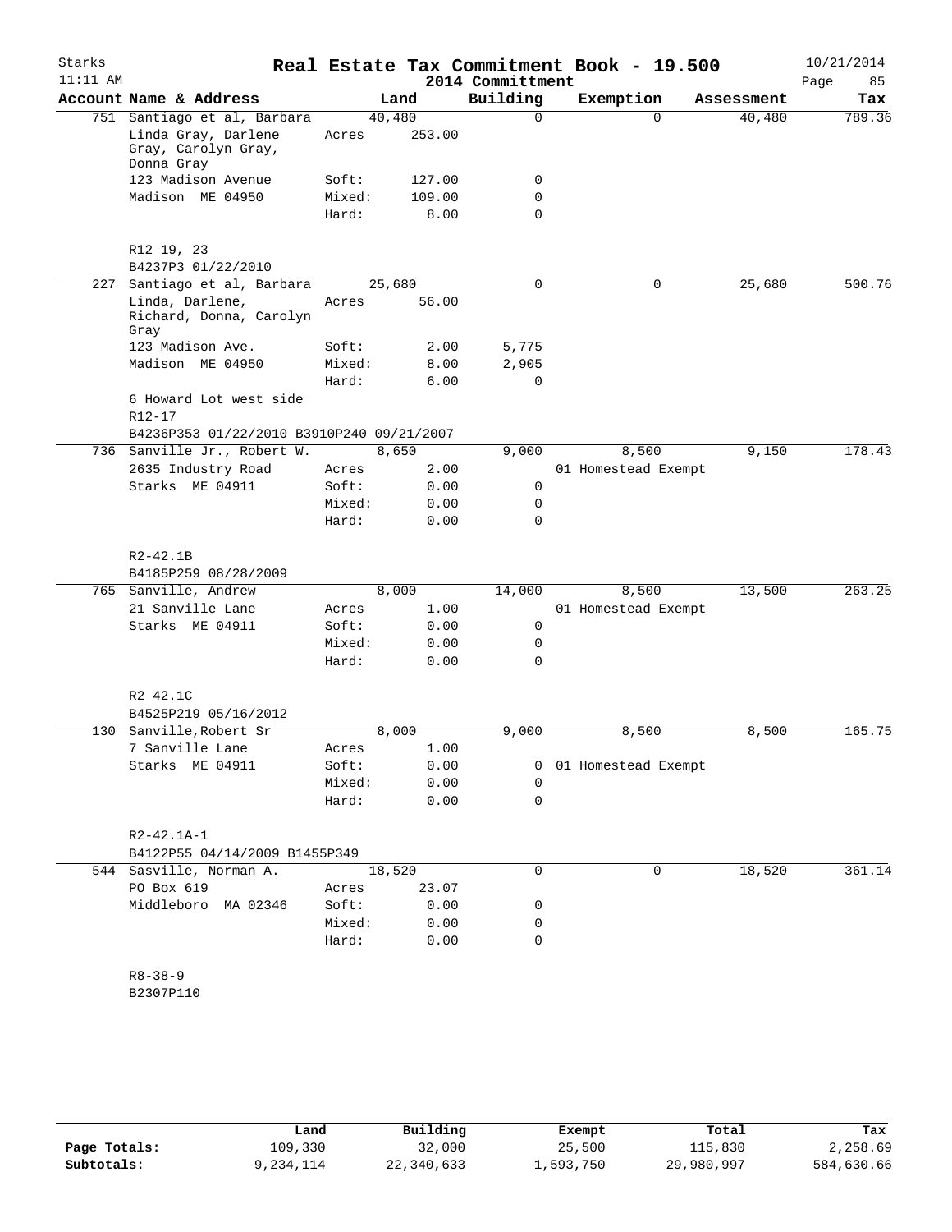# Real Estate Tax Commitment Book - 19.500

Starks 11:11 AM — 2014 Committment — 10/21/2014

| Account Name & Address | Land | | Building | Exemption | Assessment | Tax |
|---|---|---|---|---|---|---|
| 751 Santiago et al, Barbara | | 40,480 | 0 | 0 | 40,480 | 789.36 |
| Linda Gray, Darlene Gray, Carolyn Gray, Donna Gray | Acres | 253.00 | | | | |
| 123 Madison Avenue | Soft: | 127.00 | 0 | | | |
| Madison ME 04950 | Mixed: | 109.00 | 0 | | | |
| | Hard: | 8.00 | 0 | | | |
| R12 19, 23 | | | | | | |
| B4237P3 01/22/2010 | | | | | | |
| 227 Santiago et al, Barbara | | 25,680 | 0 | 0 | 25,680 | 500.76 |
| Linda, Darlene, Richard, Donna, Carolyn Gray | Acres | 56.00 | | | | |
| 123 Madison Ave. | Soft: | 2.00 | 5,775 | | | |
| Madison ME 04950 | Mixed: | 8.00 | 2,905 | | | |
| | Hard: | 6.00 | 0 | | | |
| 6 Howard Lot west side | | | | | | |
| R12-17 | | | | | | |
| B4236P353 01/22/2010 B3910P240 09/21/2007 | | | | | | |
| 736 Sanville Jr., Robert W. | | 8,650 | 9,000 | 8,500 | 9,150 | 178.43 |
| 2635 Industry Road | Acres | 2.00 | | 01 Homestead Exempt | | |
| Starks ME 04911 | Soft: | 0.00 | 0 | | | |
| | Mixed: | 0.00 | 0 | | | |
| | Hard: | 0.00 | 0 | | | |
| R2-42.1B | | | | | | |
| B4185P259 08/28/2009 | | | | | | |
| 765 Sanville, Andrew | | 8,000 | 14,000 | 8,500 | 13,500 | 263.25 |
| 21 Sanville Lane | Acres | 1.00 | | 01 Homestead Exempt | | |
| Starks ME 04911 | Soft: | 0.00 | 0 | | | |
| | Mixed: | 0.00 | 0 | | | |
| | Hard: | 0.00 | 0 | | | |
| R2 42.1C | | | | | | |
| B4525P219 05/16/2012 | | | | | | |
| 130 Sanville,Robert Sr | | 8,000 | 9,000 | 8,500 | 8,500 | 165.75 |
| 7 Sanville Lane | Acres | 1.00 | | | | |
| Starks ME 04911 | Soft: | 0.00 | 0 | 01 Homestead Exempt | | |
| | Mixed: | 0.00 | 0 | | | |
| | Hard: | 0.00 | 0 | | | |
| R2-42.1A-1 | | | | | | |
| B4122P55 04/14/2009 B1455P349 | | | | | | |
| 544 Sasville, Norman A. | | 18,520 | 0 | 0 | 18,520 | 361.14 |
| PO Box 619 | Acres | 23.07 | | | | |
| Middleboro MA 02346 | Soft: | 0.00 | 0 | | | |
| | Mixed: | 0.00 | 0 | | | |
| | Hard: | 0.00 | 0 | | | |
| R8-38-9 | | | | | | |
| B2307P110 | | | | | | |

| | Land | Building | Exempt | Total | Tax |
|---|---|---|---|---|---|
| Page Totals: | 109,330 | 32,000 | 25,500 | 115,830 | 2,258.69 |
| Subtotals: | 9,234,114 | 22,340,633 | 1,593,750 | 29,980,997 | 584,630.66 |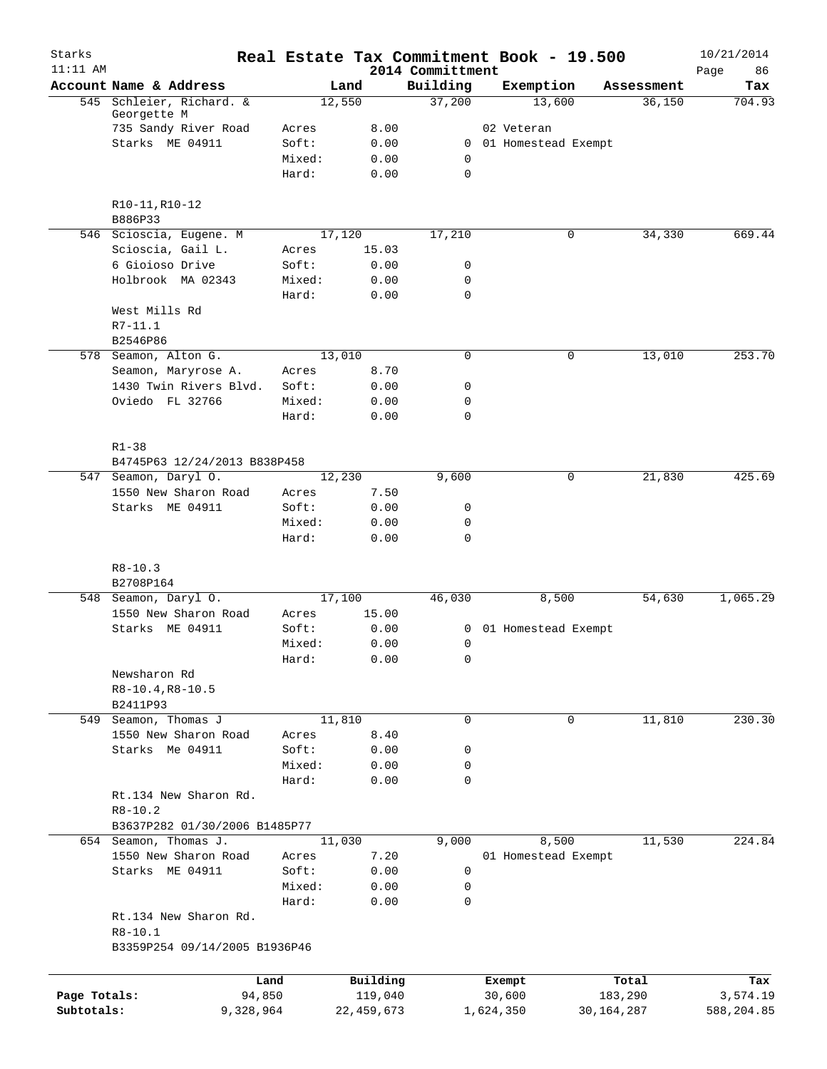# Real Estate Tax Commitment Book - 19.500

Starks
11:11 AM

2014 Committment

10/21/2014

| Account Name & Address | | Land | Building | Exemption | Assessment | Tax |
|---|---|---|---|---|---|---|
| 545 Schleier, Richard. & Georgette M | | 12,550 | 37,200 | 13,600 | 36,150 | 704.93 |
| 735 Sandy River Road | Acres | 8.00 | | 02 Veteran | | |
| Starks ME 04911 | Soft: | 0.00 | 0 | 01 Homestead Exempt | | |
| | Mixed: | 0.00 | 0 | | | |
| | Hard: | 0.00 | 0 | | | |
| R10-11,R10-12 | | | | | | |
| B886P33 | | | | | | |
| 546 Scioscia, Eugene. M | | 17,120 | 17,210 | 0 | 34,330 | 669.44 |
| Scioscia, Gail L. | Acres | 15.03 | | | | |
| 6 Gioioso Drive | Soft: | 0.00 | 0 | | | |
| Holbrook MA 02343 | Mixed: | 0.00 | 0 | | | |
| | Hard: | 0.00 | 0 | | | |
| West Mills Rd | | | | | | |
| R7-11.1 | | | | | | |
| B2546P86 | | | | | | |
| 578 Seamon, Alton G. | | 13,010 | 0 | 0 | 13,010 | 253.70 |
| Seamon, Maryrose A. | Acres | 8.70 | | | | |
| 1430 Twin Rivers Blvd. | Soft: | 0.00 | 0 | | | |
| Oviedo FL 32766 | Mixed: | 0.00 | 0 | | | |
| | Hard: | 0.00 | 0 | | | |
| R1-38 | | | | | | |
| B4745P63 12/24/2013 B838P458 | | | | | | |
| 547 Seamon, Daryl O. | | 12,230 | 9,600 | 0 | 21,830 | 425.69 |
| 1550 New Sharon Road | Acres | 7.50 | | | | |
| Starks ME 04911 | Soft: | 0.00 | 0 | | | |
| | Mixed: | 0.00 | 0 | | | |
| | Hard: | 0.00 | 0 | | | |
| R8-10.3 | | | | | | |
| B2708P164 | | | | | | |
| 548 Seamon, Daryl O. | | 17,100 | 46,030 | 8,500 | 54,630 | 1,065.29 |
| 1550 New Sharon Road | Acres | 15.00 | | | | |
| Starks ME 04911 | Soft: | 0.00 | 0 | 01 Homestead Exempt | | |
| | Mixed: | 0.00 | 0 | | | |
| | Hard: | 0.00 | 0 | | | |
| Newsharon Rd | | | | | | |
| R8-10.4,R8-10.5 | | | | | | |
| B2411P93 | | | | | | |
| 549 Seamon, Thomas J | | 11,810 | 0 | 0 | 11,810 | 230.30 |
| 1550 New Sharon Road | Acres | 8.40 | | | | |
| Starks Me 04911 | Soft: | 0.00 | 0 | | | |
| | Mixed: | 0.00 | 0 | | | |
| | Hard: | 0.00 | 0 | | | |
| Rt.134 New Sharon Rd. | | | | | | |
| R8-10.2 | | | | | | |
| B3637P282 01/30/2006 B1485P77 | | | | | | |
| 654 Seamon, Thomas J. | | 11,030 | 9,000 | 8,500 | 11,530 | 224.84 |
| 1550 New Sharon Road | Acres | 7.20 | | 01 Homestead Exempt | | |
| Starks ME 04911 | Soft: | 0.00 | 0 | | | |
| | Mixed: | 0.00 | 0 | | | |
| | Hard: | 0.00 | 0 | | | |
| Rt.134 New Sharon Rd. | | | | | | |
| R8-10.1 | | | | | | |
| B3359P254 09/14/2005 B1936P46 | | | | | | |

| | Land | Building | Exempt | Total | Tax |
|---|---|---|---|---|---|
| Page Totals: | 94,850 | 119,040 | 30,600 | 183,290 | 3,574.19 |
| Subtotals: | 9,328,964 | 22,459,673 | 1,624,350 | 30,164,287 | 588,204.85 |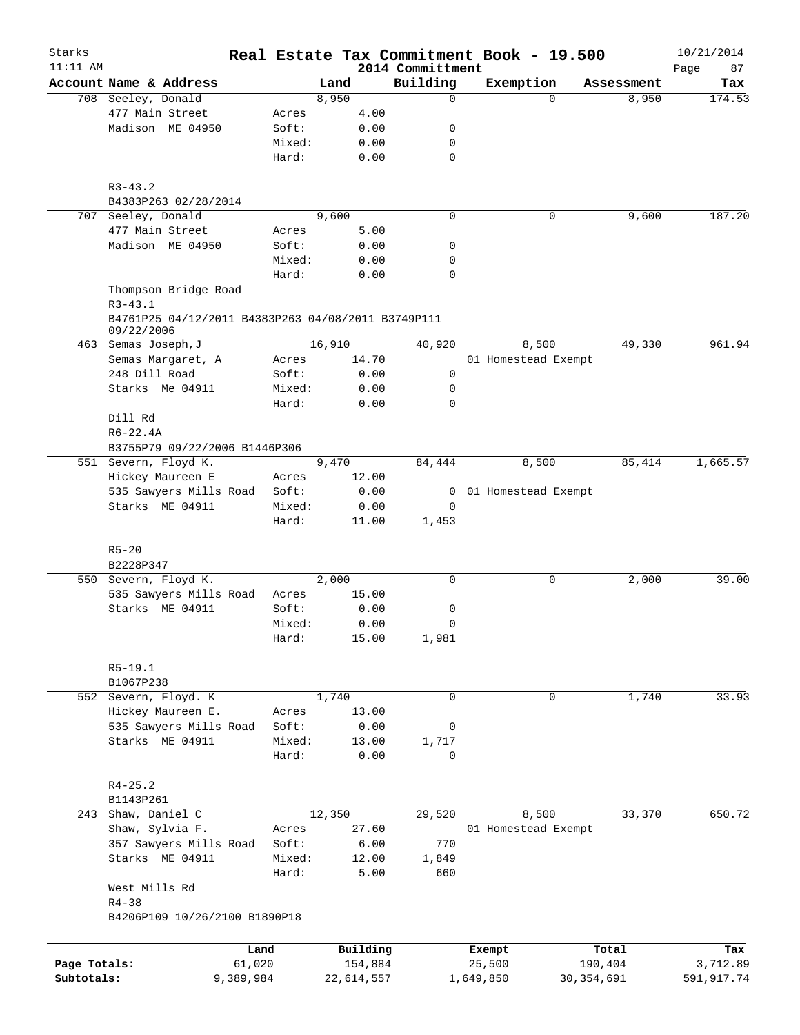Starks 11:11 AM

# Real Estate Tax Commitment Book - 19.500

2014 Committment

10/21/2014

| Account Name & Address | | Land | Building | Exemption | Assessment | Tax |
|---|---|---|---|---|---|---|
| 708 Seeley, Donald | | 8,950 | 0 | 0 | 8,950 | 174.53 |
| 477 Main Street | Acres | 4.00 | | | | |
| Madison ME 04950 | Soft: | 0.00 | 0 | | | |
| | Mixed: | 0.00 | 0 | | | |
| | Hard: | 0.00 | 0 | | | |
| R3-43.2 | | | | | | |
| B4383P263 02/28/2014 | | | | | | |
| 707 Seeley, Donald | | 9,600 | 0 | 0 | 9,600 | 187.20 |
| 477 Main Street | Acres | 5.00 | | | | |
| Madison ME 04950 | Soft: | 0.00 | 0 | | | |
| | Mixed: | 0.00 | 0 | | | |
| | Hard: | 0.00 | 0 | | | |
| Thompson Bridge Road | | | | | | |
| R3-43.1 | | | | | | |
| B4761P25 04/12/2011 B4383P263 04/08/2011 B3749P111 09/22/2006 | | | | | | |
| 463 Semas Joseph,J | | 16,910 | 40,920 | 8,500 | 49,330 | 961.94 |
| Semas Margaret, A | Acres | 14.70 | | 01 Homestead Exempt | | |
| 248 Dill Road | Soft: | 0.00 | 0 | | | |
| Starks Me 04911 | Mixed: | 0.00 | 0 | | | |
| | Hard: | 0.00 | 0 | | | |
| Dill Rd | | | | | | |
| R6-22.4A | | | | | | |
| B3755P79 09/22/2006 B1446P306 | | | | | | |
| 551 Severn, Floyd K. | | 9,470 | 84,444 | 8,500 | 85,414 | 1,665.57 |
| Hickey Maureen E | Acres | 12.00 | | | | |
| 535 Sawyers Mills Road | Soft: | 0.00 | 0 | 01 Homestead Exempt | | |
| Starks ME 04911 | Mixed: | 0.00 | 0 | | | |
| | Hard: | 11.00 | 1,453 | | | |
| R5-20 | | | | | | |
| B2228P347 | | | | | | |
| 550 Severn, Floyd K. | | 2,000 | 0 | 0 | 2,000 | 39.00 |
| 535 Sawyers Mills Road | Acres | 15.00 | | | | |
| Starks ME 04911 | Soft: | 0.00 | 0 | | | |
| | Mixed: | 0.00 | 0 | | | |
| | Hard: | 15.00 | 1,981 | | | |
| R5-19.1 | | | | | | |
| B1067P238 | | | | | | |
| 552 Severn, Floyd. K | | 1,740 | 0 | 0 | 1,740 | 33.93 |
| Hickey Maureen E. | Acres | 13.00 | | | | |
| 535 Sawyers Mills Road | Soft: | 0.00 | 0 | | | |
| Starks ME 04911 | Mixed: | 13.00 | 1,717 | | | |
| | Hard: | 0.00 | 0 | | | |
| R4-25.2 | | | | | | |
| B1143P261 | | | | | | |
| 243 Shaw, Daniel C | | 12,350 | 29,520 | 8,500 | 33,370 | 650.72 |
| Shaw, Sylvia F. | Acres | 27.60 | | 01 Homestead Exempt | | |
| 357 Sawyers Mills Road | Soft: | 6.00 | 770 | | | |
| Starks ME 04911 | Mixed: | 12.00 | 1,849 | | | |
| | Hard: | 5.00 | 660 | | | |
| West Mills Rd | | | | | | |
| R4-38 | | | | | | |
| B4206P109 10/26/2100 B1890P18 | | | | | | |

| | Land | Building | Exempt | Total | Tax |
|---|---|---|---|---|---|
| Page Totals: | 61,020 | 154,884 | 25,500 | 190,404 | 3,712.89 |
| Subtotals: | 9,389,984 | 22,614,557 | 1,649,850 | 30,354,691 | 591,917.74 |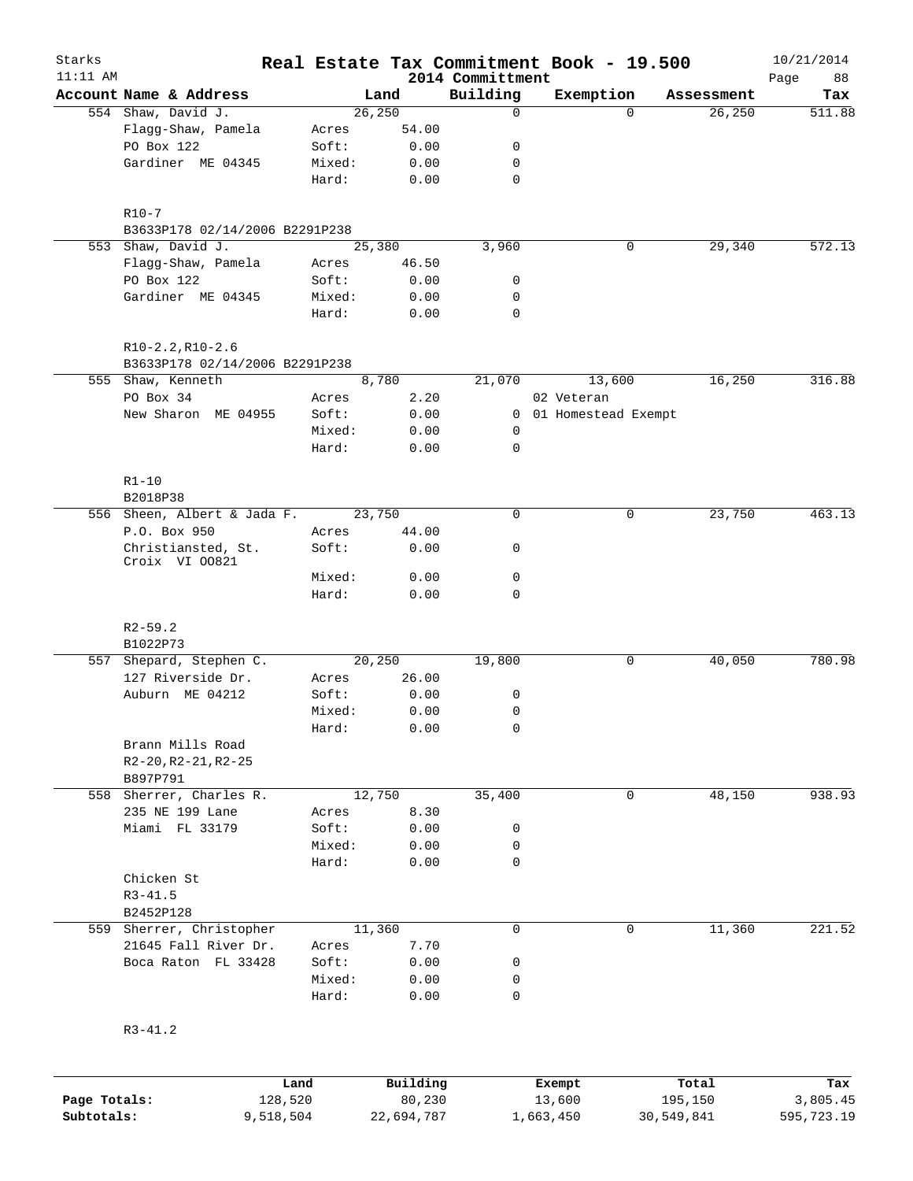# Real Estate Tax Commitment Book - 19.500

Starks
11:11 AM

2014 Committment

10/21/2014

| Account | Name & Address | | Land | Building | Exemption | Assessment | Tax |
|---|---|---|---|---|---|---|---|
| 554 | Shaw, David J. | | 26,250 | 0 | 0 | 26,250 | 511.88 |
| | Flagg-Shaw, Pamela | Acres | 54.00 | | | | |
| | PO Box 122 | Soft: | 0.00 | 0 | | | |
| | Gardiner ME 04345 | Mixed: | 0.00 | 0 | | | |
| | | Hard: | 0.00 | 0 | | | |
| | R10-7 | | | | | | |
| | B3633P178 02/14/2006 B2291P238 | | | | | | |
| 553 | Shaw, David J. | | 25,380 | 3,960 | 0 | 29,340 | 572.13 |
| | Flagg-Shaw, Pamela | Acres | 46.50 | | | | |
| | PO Box 122 | Soft: | 0.00 | 0 | | | |
| | Gardiner ME 04345 | Mixed: | 0.00 | 0 | | | |
| | | Hard: | 0.00 | 0 | | | |
| | R10-2.2,R10-2.6 | | | | | | |
| | B3633P178 02/14/2006 B2291P238 | | | | | | |
| 555 | Shaw, Kenneth | | 8,780 | 21,070 | 13,600 | 16,250 | 316.88 |
| | PO Box 34 | Acres | 2.20 | | 02 Veteran | | |
| | New Sharon ME 04955 | Soft: | 0.00 | 0 | 01 Homestead Exempt | | |
| | | Mixed: | 0.00 | 0 | | | |
| | | Hard: | 0.00 | 0 | | | |
| | R1-10 | | | | | | |
| | B2018P38 | | | | | | |
| 556 | Sheen, Albert & Jada F. | | 23,750 | 0 | 0 | 23,750 | 463.13 |
| | P.O. Box 950 | Acres | 44.00 | | | | |
| | Christiansted, St. Croix VI 00821 | Soft: | 0.00 | 0 | | | |
| | | Mixed: | 0.00 | 0 | | | |
| | | Hard: | 0.00 | 0 | | | |
| | R2-59.2 | | | | | | |
| | B1022P73 | | | | | | |
| 557 | Shepard, Stephen C. | | 20,250 | 19,800 | 0 | 40,050 | 780.98 |
| | 127 Riverside Dr. | Acres | 26.00 | | | | |
| | Auburn ME 04212 | Soft: | 0.00 | 0 | | | |
| | | Mixed: | 0.00 | 0 | | | |
| | | Hard: | 0.00 | 0 | | | |
| | Brann Mills Road | | | | | | |
| | R2-20,R2-21,R2-25 | | | | | | |
| | B897P791 | | | | | | |
| 558 | Sherrer, Charles R. | | 12,750 | 35,400 | 0 | 48,150 | 938.93 |
| | 235 NE 199 Lane | Acres | 8.30 | | | | |
| | Miami FL 33179 | Soft: | 0.00 | 0 | | | |
| | | Mixed: | 0.00 | 0 | | | |
| | | Hard: | 0.00 | 0 | | | |
| | Chicken St | | | | | | |
| | R3-41.5 | | | | | | |
| | B2452P128 | | | | | | |
| 559 | Sherrer, Christopher | | 11,360 | 0 | 0 | 11,360 | 221.52 |
| | 21645 Fall River Dr. | Acres | 7.70 | | | | |
| | Boca Raton FL 33428 | Soft: | 0.00 | 0 | | | |
| | | Mixed: | 0.00 | 0 | | | |
| | | Hard: | 0.00 | 0 | | | |
| | R3-41.2 | | | | | | |

| | Land | Building | Exempt | Total | Tax |
|---|---|---|---|---|---|
| Page Totals: | 128,520 | 80,230 | 13,600 | 195,150 | 3,805.45 |
| Subtotals: | 9,518,504 | 22,694,787 | 1,663,450 | 30,549,841 | 595,723.19 |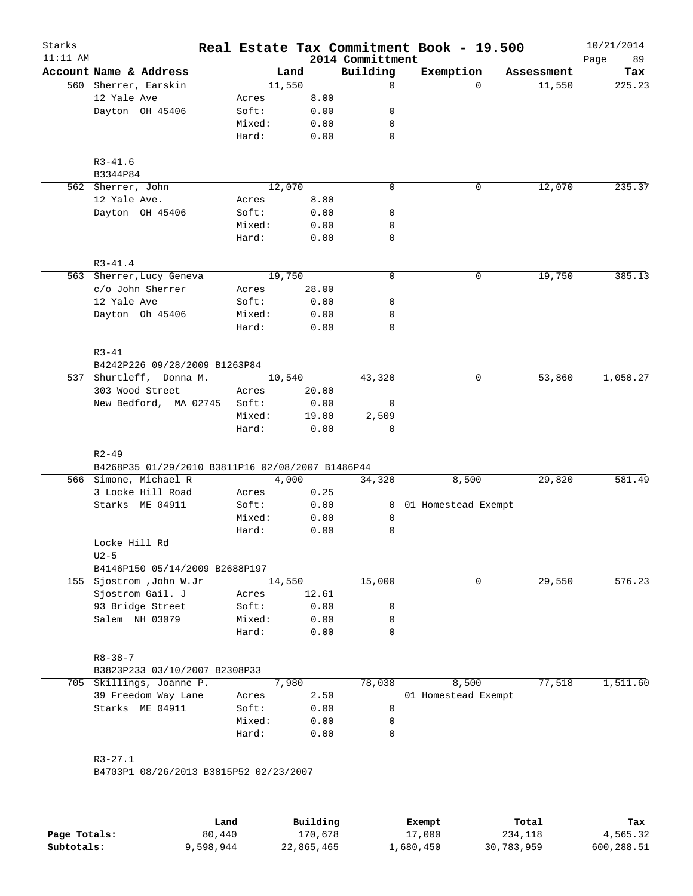# Real Estate Tax Commitment Book - 19.500

Starks
11:11 AM
2014 Committment
10/21/2014

| Account | Name & Address | | Land | Building | Exemption | Assessment | Tax |
|---|---|---|---|---|---|---|---|
| 560 | Sherrer, Earskin | | 11,550 | 0 | 0 | 11,550 | 225.23 |
| | 12 Yale Ave | Acres | 8.00 | | | | |
| | Dayton OH 45406 | Soft: | 0.00 | 0 | | | |
| | | Mixed: | 0.00 | 0 | | | |
| | | Hard: | 0.00 | 0 | | | |
| | R3-41.6 | | | | | | |
| | B3344P84 | | | | | | |
| 562 | Sherrer, John | | 12,070 | 0 | 0 | 12,070 | 235.37 |
| | 12 Yale Ave. | Acres | 8.80 | | | | |
| | Dayton OH 45406 | Soft: | 0.00 | 0 | | | |
| | | Mixed: | 0.00 | 0 | | | |
| | | Hard: | 0.00 | 0 | | | |
| | R3-41.4 | | | | | | |
| 563 | Sherrer, Lucy Geneva | | 19,750 | 0 | 0 | 19,750 | 385.13 |
| | c/o John Sherrer | Acres | 28.00 | | | | |
| | 12 Yale Ave | Soft: | 0.00 | 0 | | | |
| | Dayton Oh 45406 | Mixed: | 0.00 | 0 | | | |
| | | Hard: | 0.00 | 0 | | | |
| | R3-41 | | | | | | |
| | B4242P226 09/28/2009 B1263P84 | | | | | | |
| 537 | Shurtleff, Donna M. | | 10,540 | 43,320 | 0 | 53,860 | 1,050.27 |
| | 303 Wood Street | Acres | 20.00 | | | | |
| | New Bedford, MA 02745 | Soft: | 0.00 | 0 | | | |
| | | Mixed: | 19.00 | 2,509 | | | |
| | | Hard: | 0.00 | 0 | | | |
| | R2-49 | | | | | | |
| | B4268P35 01/29/2010 B3811P16 02/08/2007 B1486P44 | | | | | | |
| 566 | Simone, Michael R | | 4,000 | 34,320 | 8,500 | 29,820 | 581.49 |
| | 3 Locke Hill Road | Acres | 0.25 | | | | |
| | Starks ME 04911 | Soft: | 0.00 | 0 | 01 Homestead Exempt | | |
| | | Mixed: | 0.00 | 0 | | | |
| | | Hard: | 0.00 | 0 | | | |
| | Locke Hill Rd | | | | | | |
| | U2-5 | | | | | | |
| | B4146P150 05/14/2009 B2688P197 | | | | | | |
| 155 | Sjostrom ,John W.Jr | | 14,550 | 15,000 | 0 | 29,550 | 576.23 |
| | Sjostrom Gail. J | Acres | 12.61 | | | | |
| | 93 Bridge Street | Soft: | 0.00 | 0 | | | |
| | Salem NH 03079 | Mixed: | 0.00 | 0 | | | |
| | | Hard: | 0.00 | 0 | | | |
| | R8-38-7 | | | | | | |
| | B3823P233 03/10/2007 B2308P33 | | | | | | |
| 705 | Skillings, Joanne P. | | 7,980 | 78,038 | 8,500 | 77,518 | 1,511.60 |
| | 39 Freedom Way Lane | Acres | 2.50 | | 01 Homestead Exempt | | |
| | Starks ME 04911 | Soft: | 0.00 | 0 | | | |
| | | Mixed: | 0.00 | 0 | | | |
| | | Hard: | 0.00 | 0 | | | |
| | R3-27.1 | | | | | | |
| | B4703P1 08/26/2013 B3815P52 02/23/2007 | | | | | | |

| | Land | Building | Exempt | Total | Tax |
|---|---|---|---|---|---|
| **Page Totals:** | 80,440 | 170,678 | 17,000 | 234,118 | 4,565.32 |
| **Subtotals:** | 9,598,944 | 22,865,465 | 1,680,450 | 30,783,959 | 600,288.51 |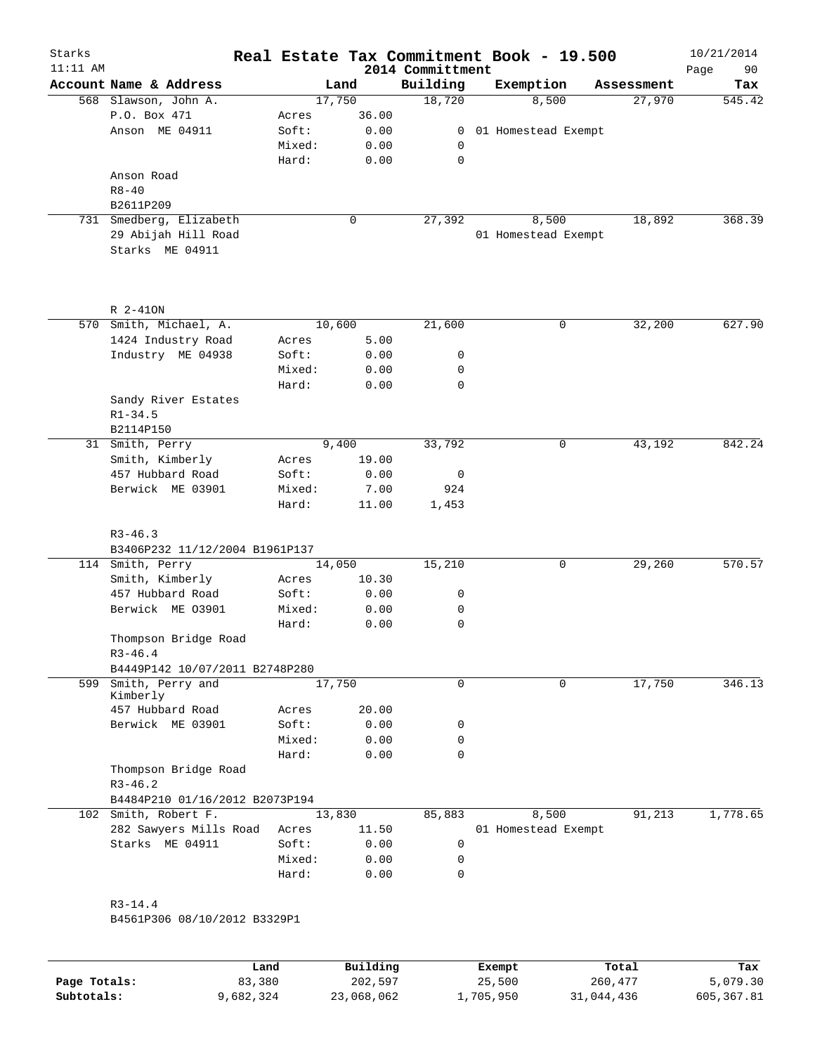Starks 11:11 AM

# Real Estate Tax Commitment Book - 19.500

2014 Committment

10/21/2014

| Account Name & Address | | Land | Building | Exemption | Assessment | Tax |
|---|---|---|---|---|---|---|
| 568 Slawson, John A. | | 17,750 | 18,720 | 8,500 | 27,970 | 545.42 |
| P.O. Box 471 | Acres | 36.00 | | | | |
| Anson ME 04911 | Soft: | 0.00 | 0 | 01 Homestead Exempt | | |
| | Mixed: | 0.00 | 0 | | | |
| | Hard: | 0.00 | 0 | | | |
| Anson Road | | | | | | |
| R8-40 | | | | | | |
| B2611P209 | | | | | | |
| 731 Smedberg, Elizabeth | | 0 | 27,392 | 8,500 | 18,892 | 368.39 |
| 29 Abijah Hill Road | | | | 01 Homestead Exempt | | |
| Starks ME 04911 | | | | | | |
| R 2-41ON | | | | | | |
| 570 Smith, Michael, A. | | 10,600 | 21,600 | 0 | 32,200 | 627.90 |
| 1424 Industry Road | Acres | 5.00 | | | | |
| Industry ME 04938 | Soft: | 0.00 | 0 | | | |
| | Mixed: | 0.00 | 0 | | | |
| | Hard: | 0.00 | 0 | | | |
| Sandy River Estates | | | | | | |
| R1-34.5 | | | | | | |
| B2114P150 | | | | | | |
| 31 Smith, Perry | | 9,400 | 33,792 | 0 | 43,192 | 842.24 |
| Smith, Kimberly | Acres | 19.00 | | | | |
| 457 Hubbard Road | Soft: | 0.00 | 0 | | | |
| Berwick ME 03901 | Mixed: | 7.00 | 924 | | | |
| | Hard: | 11.00 | 1,453 | | | |
| R3-46.3 | | | | | | |
| B3406P232 11/12/2004 B1961P137 | | | | | | |
| 114 Smith, Perry | | 14,050 | 15,210 | 0 | 29,260 | 570.57 |
| Smith, Kimberly | Acres | 10.30 | | | | |
| 457 Hubbard Road | Soft: | 0.00 | 0 | | | |
| Berwick ME O3901 | Mixed: | 0.00 | 0 | | | |
| | Hard: | 0.00 | 0 | | | |
| Thompson Bridge Road | | | | | | |
| R3-46.4 | | | | | | |
| B4449P142 10/07/2011 B2748P280 | | | | | | |
| 599 Smith, Perry and Kimberly | | 17,750 | 0 | 0 | 17,750 | 346.13 |
| 457 Hubbard Road | Acres | 20.00 | | | | |
| Berwick ME 03901 | Soft: | 0.00 | 0 | | | |
| | Mixed: | 0.00 | 0 | | | |
| | Hard: | 0.00 | 0 | | | |
| Thompson Bridge Road | | | | | | |
| R3-46.2 | | | | | | |
| B4484P210 01/16/2012 B2073P194 | | | | | | |
| 102 Smith, Robert F. | | 13,830 | 85,883 | 8,500 | 91,213 | 1,778.65 |
| 282 Sawyers Mills Road | Acres | 11.50 | | 01 Homestead Exempt | | |
| Starks ME 04911 | Soft: | 0.00 | 0 | | | |
| | Mixed: | 0.00 | 0 | | | |
| | Hard: | 0.00 | 0 | | | |
| R3-14.4 | | | | | | |
| B4561P306 08/10/2012 B3329P1 | | | | | | |

| | Land | Building | Exempt | Total | Tax |
|---|---|---|---|---|---|
| Page Totals: | 83,380 | 202,597 | 25,500 | 260,477 | 5,079.30 |
| Subtotals: | 9,682,324 | 23,068,062 | 1,705,950 | 31,044,436 | 605,367.81 |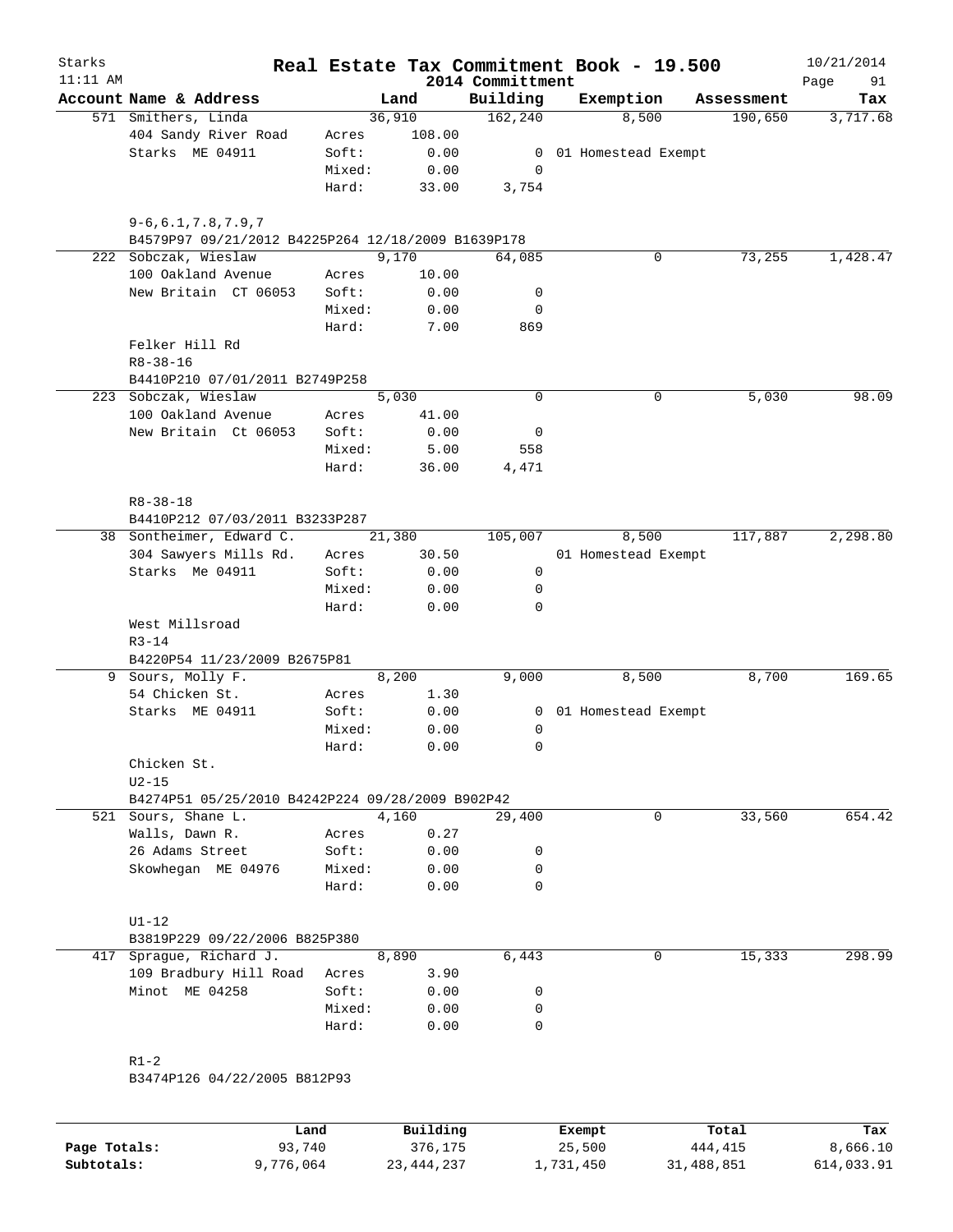# Real Estate Tax Commitment Book - 19.500

Starks
11:11 AM

2014 Committment

10/21/2014

| Account Name & Address | | Land | Building | Exemption | Assessment | Tax |
|---|---|---|---|---|---|---|
| 571 Smithers, Linda | | 36,910 | 162,240 | 8,500 | 190,650 | 3,717.68 |
| 404 Sandy River Road | Acres | 108.00 | | | | |
| Starks ME 04911 | Soft: | 0.00 | 0 | 01 Homestead Exempt | | |
| | Mixed: | 0.00 | 0 | | | |
| | Hard: | 33.00 | 3,754 | | | |
| 9-6,6.1,7.8,7.9,7 | | | | | | |
| B4579P97 09/21/2012 B4225P264 12/18/2009 B1639P178 | | | | | | |
| 222 Sobczak, Wieslaw | | 9,170 | 64,085 | 0 | 73,255 | 1,428.47 |
| 100 Oakland Avenue | Acres | 10.00 | | | | |
| New Britain CT 06053 | Soft: | 0.00 | 0 | | | |
| | Mixed: | 0.00 | 0 | | | |
| | Hard: | 7.00 | 869 | | | |
| Felker Hill Rd | | | | | | |
| R8-38-16 | | | | | | |
| B4410P210 07/01/2011 B2749P258 | | | | | | |
| 223 Sobczak, Wieslaw | | 5,030 | 0 | 0 | 5,030 | 98.09 |
| 100 Oakland Avenue | Acres | 41.00 | | | | |
| New Britain Ct 06053 | Soft: | 0.00 | 0 | | | |
| | Mixed: | 5.00 | 558 | | | |
| | Hard: | 36.00 | 4,471 | | | |
| R8-38-18 | | | | | | |
| B4410P212 07/03/2011 B3233P287 | | | | | | |
| 38 Sontheimer, Edward C. | | 21,380 | 105,007 | 8,500 | 117,887 | 2,298.80 |
| 304 Sawyers Mills Rd. | Acres | 30.50 | | 01 Homestead Exempt | | |
| Starks Me 04911 | Soft: | 0.00 | 0 | | | |
| | Mixed: | 0.00 | 0 | | | |
| | Hard: | 0.00 | 0 | | | |
| West Millsroad | | | | | | |
| R3-14 | | | | | | |
| B4220P54 11/23/2009 B2675P81 | | | | | | |
| 9 Sours, Molly F. | | 8,200 | 9,000 | 8,500 | 8,700 | 169.65 |
| 54 Chicken St. | Acres | 1.30 | | | | |
| Starks ME 04911 | Soft: | 0.00 | 0 | 01 Homestead Exempt | | |
| | Mixed: | 0.00 | 0 | | | |
| | Hard: | 0.00 | 0 | | | |
| Chicken St. | | | | | | |
| U2-15 | | | | | | |
| B4274P51 05/25/2010 B4242P224 09/28/2009 B902P42 | | | | | | |
| 521 Sours, Shane L. | | 4,160 | 29,400 | 0 | 33,560 | 654.42 |
| Walls, Dawn R. | Acres | 0.27 | | | | |
| 26 Adams Street | Soft: | 0.00 | 0 | | | |
| Skowhegan ME 04976 | Mixed: | 0.00 | 0 | | | |
| | Hard: | 0.00 | 0 | | | |
| U1-12 | | | | | | |
| B3819P229 09/22/2006 B825P380 | | | | | | |
| 417 Sprague, Richard J. | | 8,890 | 6,443 | 0 | 15,333 | 298.99 |
| 109 Bradbury Hill Road | Acres | 3.90 | | | | |
| Minot ME 04258 | Soft: | 0.00 | 0 | | | |
| | Mixed: | 0.00 | 0 | | | |
| | Hard: | 0.00 | 0 | | | |
| R1-2 | | | | | | |
| B3474P126 04/22/2005 B812P93 | | | | | | |

| | Land | Building | Exempt | Total | Tax |
|---|---|---|---|---|---|
| Page Totals: | 93,740 | 376,175 | 25,500 | 444,415 | 8,666.10 |
| Subtotals: | 9,776,064 | 23,444,237 | 1,731,450 | 31,488,851 | 614,033.91 |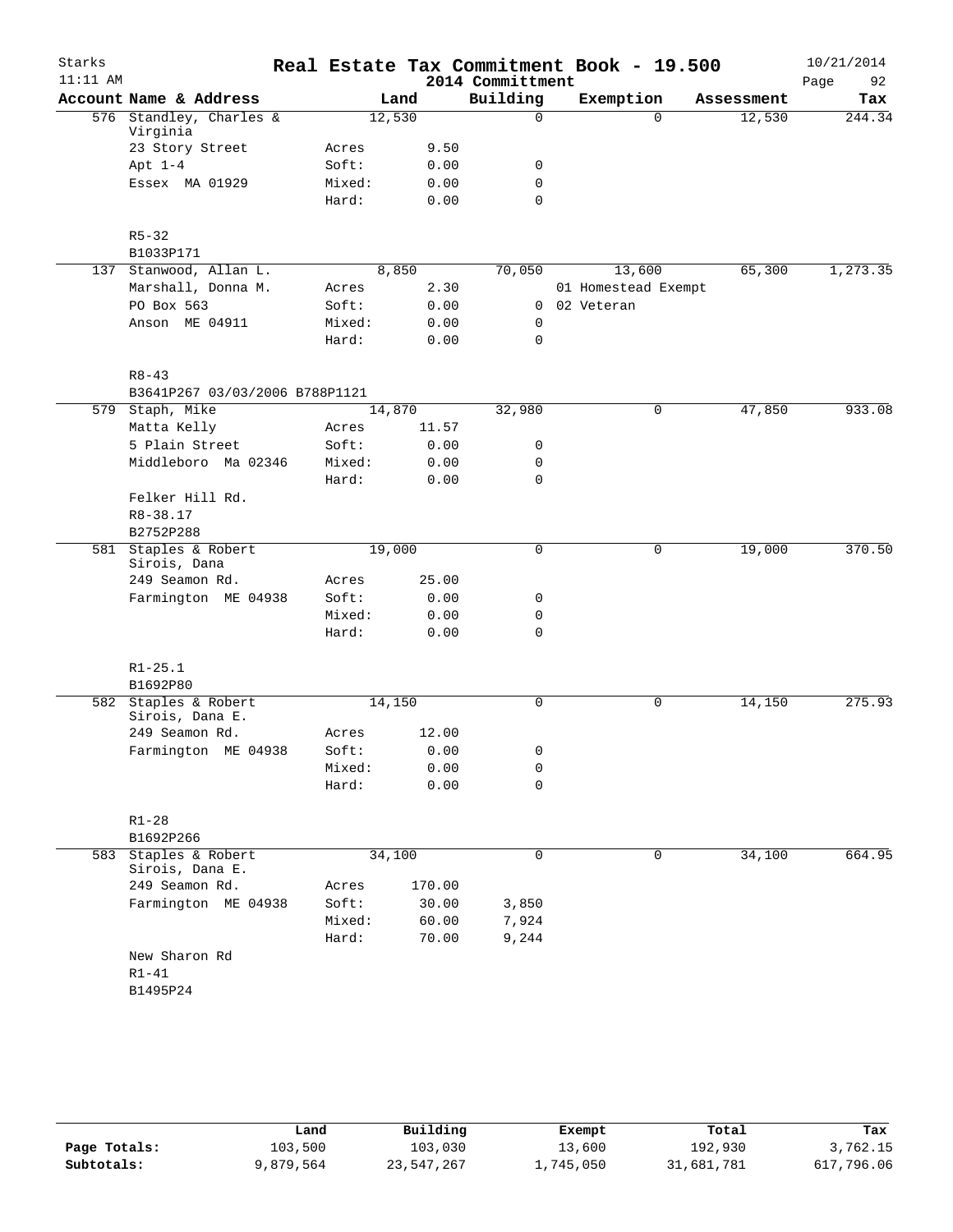Starks 11:11 AM

# Real Estate Tax Commitment Book - 19.500

## 2014 Committment

10/21/2014

| Account Name & Address | | Land | Building | Exemption | Assessment | Tax |
|---|---|---|---|---|---|---|
| 576 Standley, Charles & Virginia | | 12,530 | 0 | 0 | 12,530 | 244.34 |
| 23 Story Street | Acres | 9.50 | | | | |
| Apt 1-4 | Soft: | 0.00 | 0 | | | |
| Essex MA 01929 | Mixed: | 0.00 | 0 | | | |
| | Hard: | 0.00 | 0 | | | |
| R5-32 | | | | | | |
| B1033P171 | | | | | | |
| 137 Stanwood, Allan L. | | 8,850 | 70,050 | 13,600 | 65,300 | 1,273.35 |
| Marshall, Donna M. | Acres | 2.30 | | 01 Homestead Exempt | | |
| PO Box 563 | Soft: | 0.00 | 0 | 02 Veteran | | |
| Anson ME 04911 | Mixed: | 0.00 | 0 | | | |
| | Hard: | 0.00 | 0 | | | |
| R8-43 | | | | | | |
| B3641P267 03/03/2006 B788P1121 | | | | | | |
| 579 Staph, Mike | | 14,870 | 32,980 | 0 | 47,850 | 933.08 |
| Matta Kelly | Acres | 11.57 | | | | |
| 5 Plain Street | Soft: | 0.00 | 0 | | | |
| Middleboro Ma 02346 | Mixed: | 0.00 | 0 | | | |
| | Hard: | 0.00 | 0 | | | |
| Felker Hill Rd. | | | | | | |
| R8-38.17 | | | | | | |
| B2752P288 | | | | | | |
| 581 Staples & Robert Sirois, Dana | | 19,000 | 0 | 0 | 19,000 | 370.50 |
| 249 Seamon Rd. | Acres | 25.00 | | | | |
| Farmington ME 04938 | Soft: | 0.00 | 0 | | | |
| | Mixed: | 0.00 | 0 | | | |
| | Hard: | 0.00 | 0 | | | |
| R1-25.1 | | | | | | |
| B1692P80 | | | | | | |
| 582 Staples & Robert Sirois, Dana E. | | 14,150 | 0 | 0 | 14,150 | 275.93 |
| 249 Seamon Rd. | Acres | 12.00 | | | | |
| Farmington ME 04938 | Soft: | 0.00 | 0 | | | |
| | Mixed: | 0.00 | 0 | | | |
| | Hard: | 0.00 | 0 | | | |
| R1-28 | | | | | | |
| B1692P266 | | | | | | |
| 583 Staples & Robert Sirois, Dana E. | | 34,100 | 0 | 0 | 34,100 | 664.95 |
| 249 Seamon Rd. | Acres | 170.00 | | | | |
| Farmington ME 04938 | Soft: | 30.00 | 3,850 | | | |
| | Mixed: | 60.00 | 7,924 | | | |
| | Hard: | 70.00 | 9,244 | | | |
| New Sharon Rd | | | | | | |
| R1-41 | | | | | | |
| B1495P24 | | | | | | |

| | Land | Building | Exempt | Total | Tax |
|---|---|---|---|---|---|
| Page Totals: | 103,500 | 103,030 | 13,600 | 192,930 | 3,762.15 |
| Subtotals: | 9,879,564 | 23,547,267 | 1,745,050 | 31,681,781 | 617,796.06 |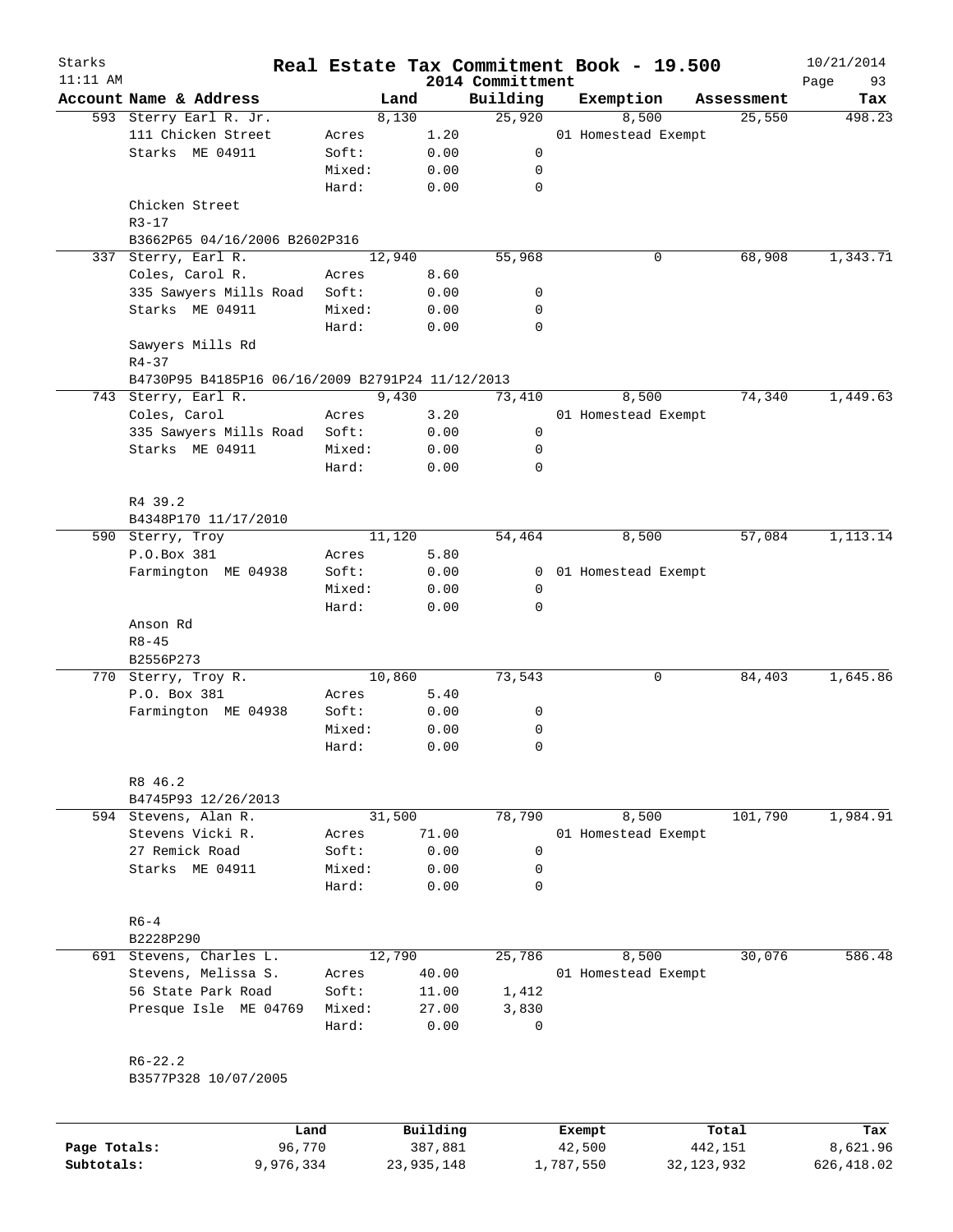# Real Estate Tax Commitment Book - 19.500

Starks
11:11 AM

2014 Committment

10/21/2014

| Account Name & Address | | Land | Building | Exemption | Assessment | Tax |
|---|---|---|---|---|---|---|
| 593 Sterry Earl R. Jr. | | 8,130 | 25,920 | 8,500 | 25,550 | 498.23 |
| 111 Chicken Street | Acres | 1.20 | | 01 Homestead Exempt | | |
| Starks ME 04911 | Soft: | 0.00 | 0 | | | |
| | Mixed: | 0.00 | 0 | | | |
| | Hard: | 0.00 | 0 | | | |
| Chicken Street | | | | | | |
| R3-17 | | | | | | |
| B3662P65 04/16/2006 B2602P316 | | | | | | |
| 337 Sterry, Earl R. | | 12,940 | 55,968 | 0 | 68,908 | 1,343.71 |
| Coles, Carol R. | Acres | 8.60 | | | | |
| 335 Sawyers Mills Road | Soft: | 0.00 | 0 | | | |
| Starks ME 04911 | Mixed: | 0.00 | 0 | | | |
| | Hard: | 0.00 | 0 | | | |
| Sawyers Mills Rd | | | | | | |
| R4-37 | | | | | | |
| B4730P95 B4185P16 06/16/2009 B2791P24 11/12/2013 | | | | | | |
| 743 Sterry, Earl R. | | 9,430 | 73,410 | 8,500 | 74,340 | 1,449.63 |
| Coles, Carol | Acres | 3.20 | | 01 Homestead Exempt | | |
| 335 Sawyers Mills Road | Soft: | 0.00 | 0 | | | |
| Starks ME 04911 | Mixed: | 0.00 | 0 | | | |
| | Hard: | 0.00 | 0 | | | |
| R4 39.2 | | | | | | |
| B4348P170 11/17/2010 | | | | | | |
| 590 Sterry, Troy | | 11,120 | 54,464 | 8,500 | 57,084 | 1,113.14 |
| P.O.Box 381 | Acres | 5.80 | | | | |
| Farmington ME 04938 | Soft: | 0.00 | 0 | 01 Homestead Exempt | | |
| | Mixed: | 0.00 | 0 | | | |
| | Hard: | 0.00 | 0 | | | |
| Anson Rd | | | | | | |
| R8-45 | | | | | | |
| B2556P273 | | | | | | |
| 770 Sterry, Troy R. | | 10,860 | 73,543 | 0 | 84,403 | 1,645.86 |
| P.O. Box 381 | Acres | 5.40 | | | | |
| Farmington ME 04938 | Soft: | 0.00 | 0 | | | |
| | Mixed: | 0.00 | 0 | | | |
| | Hard: | 0.00 | 0 | | | |
| R8 46.2 | | | | | | |
| B4745P93 12/26/2013 | | | | | | |
| 594 Stevens, Alan R. | | 31,500 | 78,790 | 8,500 | 101,790 | 1,984.91 |
| Stevens Vicki R. | Acres | 71.00 | | 01 Homestead Exempt | | |
| 27 Remick Road | Soft: | 0.00 | 0 | | | |
| Starks ME 04911 | Mixed: | 0.00 | 0 | | | |
| | Hard: | 0.00 | 0 | | | |
| R6-4 | | | | | | |
| B2228P290 | | | | | | |
| 691 Stevens, Charles L. | | 12,790 | 25,786 | 8,500 | 30,076 | 586.48 |
| Stevens, Melissa S. | Acres | 40.00 | | 01 Homestead Exempt | | |
| 56 State Park Road | Soft: | 11.00 | 1,412 | | | |
| Presque Isle ME 04769 | Mixed: | 27.00 | 3,830 | | | |
| | Hard: | 0.00 | 0 | | | |
| R6-22.2 | | | | | | |
| B3577P328 10/07/2005 | | | | | | |

| | Land | Building | Exempt | Total | Tax |
|---|---|---|---|---|---|
| Page Totals: | 96,770 | 387,881 | 42,500 | 442,151 | 8,621.96 |
| Subtotals: | 9,976,334 | 23,935,148 | 1,787,550 | 32,123,932 | 626,418.02 |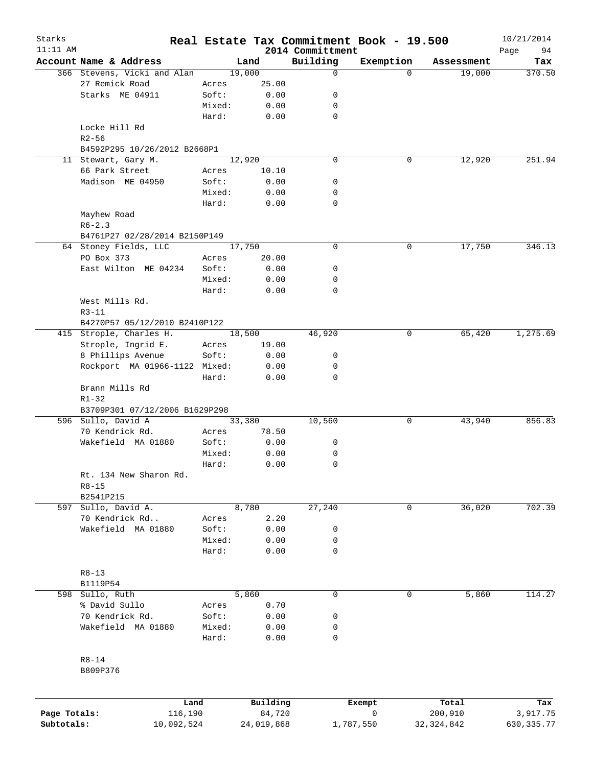# Real Estate Tax Commitment Book - 19.500

Starks
11:11 AM

2014 Committment

10/21/2014
Page 94

| Account Name & Address | | Land | Building | Exemption | Assessment | Tax |
|---|---|---|---|---|---|---|
| 366 Stevens, Vicki and Alan | | 19,000 | 0 | 0 | 19,000 | 370.50 |
| 27 Remick Road | Acres | 25.00 | | | | |
| Starks ME 04911 | Soft: | 0.00 | 0 | | | |
| | Mixed: | 0.00 | 0 | | | |
| | Hard: | 0.00 | 0 | | | |
| Locke Hill Rd | | | | | | |
| R2-56 | | | | | | |
| B4592P295 10/26/2012 B2668P1 | | | | | | |
| 11 Stewart, Gary M. | | 12,920 | 0 | 0 | 12,920 | 251.94 |
| 66 Park Street | Acres | 10.10 | | | | |
| Madison ME 04950 | Soft: | 0.00 | 0 | | | |
| | Mixed: | 0.00 | 0 | | | |
| | Hard: | 0.00 | 0 | | | |
| Mayhew Road | | | | | | |
| R6-2.3 | | | | | | |
| B4761P27 02/28/2014 B2150P149 | | | | | | |
| 64 Stoney Fields, LLC | | 17,750 | 0 | 0 | 17,750 | 346.13 |
| PO Box 373 | Acres | 20.00 | | | | |
| East Wilton ME 04234 | Soft: | 0.00 | 0 | | | |
| | Mixed: | 0.00 | 0 | | | |
| | Hard: | 0.00 | 0 | | | |
| West Mills Rd. | | | | | | |
| R3-11 | | | | | | |
| B4270P57 05/12/2010 B2410P122 | | | | | | |
| 415 Strople, Charles H. | | 18,500 | 46,920 | 0 | 65,420 | 1,275.69 |
| Strople, Ingrid E. | Acres | 19.00 | | | | |
| 8 Phillips Avenue | Soft: | 0.00 | 0 | | | |
| Rockport MA 01966-1122 | Mixed: | 0.00 | 0 | | | |
| | Hard: | 0.00 | 0 | | | |
| Brann Mills Rd | | | | | | |
| R1-32 | | | | | | |
| B3709P301 07/12/2006 B1629P298 | | | | | | |
| 596 Sullo, David A | | 33,380 | 10,560 | 0 | 43,940 | 856.83 |
| 70 Kendrick Rd. | Acres | 78.50 | | | | |
| Wakefield MA 01880 | Soft: | 0.00 | 0 | | | |
| | Mixed: | 0.00 | 0 | | | |
| | Hard: | 0.00 | 0 | | | |
| Rt. 134 New Sharon Rd. | | | | | | |
| R8-15 | | | | | | |
| B2541P215 | | | | | | |
| 597 Sullo, David A. | | 8,780 | 27,240 | 0 | 36,020 | 702.39 |
| 70 Kendrick Rd.. | Acres | 2.20 | | | | |
| Wakefield MA 01880 | Soft: | 0.00 | 0 | | | |
| | Mixed: | 0.00 | 0 | | | |
| | Hard: | 0.00 | 0 | | | |
| R8-13 | | | | | | |
| B1119P54 | | | | | | |
| 598 Sullo, Ruth | | 5,860 | 0 | 0 | 5,860 | 114.27 |
| % David Sullo | Acres | 0.70 | | | | |
| 70 Kendrick Rd. | Soft: | 0.00 | 0 | | | |
| Wakefield MA 01880 | Mixed: | 0.00 | 0 | | | |
| | Hard: | 0.00 | 0 | | | |
| R8-14 | | | | | | |
| B809P376 | | | | | | |

| | Land | Building | Exempt | Total | Tax |
|---|---|---|---|---|---|
| Page Totals: | 116,190 | 84,720 | 0 | 200,910 | 3,917.75 |
| Subtotals: | 10,092,524 | 24,019,868 | 1,787,550 | 32,324,842 | 630,335.77 |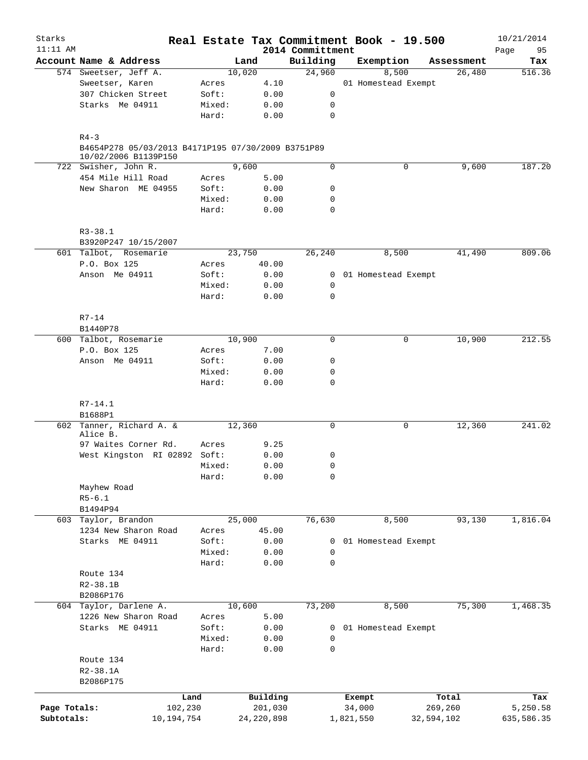# Real Estate Tax Commitment Book - 19.500

Starks
11:11 AM

2014 Committment

10/21/2014

| Account | Name & Address | | Land | Building | Exemption | Assessment | Tax |
|---|---|---|---|---|---|---|---|
| 574 | Sweetser, Jeff A. | | 10,020 | 24,960 | 8,500 | 26,480 | 516.36 |
| | Sweetser, Karen | Acres | 4.10 | | 01 Homestead Exempt | | |
| | 307 Chicken Street | Soft: | 0.00 | 0 | | | |
| | Starks Me 04911 | Mixed: | 0.00 | 0 | | | |
| | | Hard: | 0.00 | 0 | | | |
| | R4-3 | | | | | | |
| | B4654P278 05/03/2013 B4171P195 07/30/2009 B3751P89 10/02/2006 B1139P150 | | | | | | |
| 722 | Swisher, John R. | | 9,600 | 0 | 0 | 9,600 | 187.20 |
| | 454 Mile Hill Road | Acres | 5.00 | | | | |
| | New Sharon ME 04955 | Soft: | 0.00 | 0 | | | |
| | | Mixed: | 0.00 | 0 | | | |
| | | Hard: | 0.00 | 0 | | | |
| | R3-38.1 | | | | | | |
| | B3920P247 10/15/2007 | | | | | | |
| 601 | Talbot, Rosemarie | | 23,750 | 26,240 | 8,500 | 41,490 | 809.06 |
| | P.O. Box 125 | Acres | 40.00 | | | | |
| | Anson Me 04911 | Soft: | 0.00 | 0 | 01 Homestead Exempt | | |
| | | Mixed: | 0.00 | 0 | | | |
| | | Hard: | 0.00 | 0 | | | |
| | R7-14 | | | | | | |
| | B1440P78 | | | | | | |
| 600 | Talbot, Rosemarie | | 10,900 | 0 | 0 | 10,900 | 212.55 |
| | P.O. Box 125 | Acres | 7.00 | | | | |
| | Anson Me 04911 | Soft: | 0.00 | 0 | | | |
| | | Mixed: | 0.00 | 0 | | | |
| | | Hard: | 0.00 | 0 | | | |
| | R7-14.1 | | | | | | |
| | B1688P1 | | | | | | |
| 602 | Tanner, Richard A. & Alice B. | | 12,360 | 0 | 0 | 12,360 | 241.02 |
| | 97 Waites Corner Rd. | Acres | 9.25 | | | | |
| | West Kingston RI 02892 | Soft: | 0.00 | 0 | | | |
| | | Mixed: | 0.00 | 0 | | | |
| | | Hard: | 0.00 | 0 | | | |
| | Mayhew Road | | | | | | |
| | R5-6.1 | | | | | | |
| | B1494P94 | | | | | | |
| 603 | Taylor, Brandon | | 25,000 | 76,630 | 8,500 | 93,130 | 1,816.04 |
| | 1234 New Sharon Road | Acres | 45.00 | | | | |
| | Starks ME 04911 | Soft: | 0.00 | 0 | 01 Homestead Exempt | | |
| | | Mixed: | 0.00 | 0 | | | |
| | | Hard: | 0.00 | 0 | | | |
| | Route 134 | | | | | | |
| | R2-38.1B | | | | | | |
| | B2086P176 | | | | | | |
| 604 | Taylor, Darlene A. | | 10,600 | 73,200 | 8,500 | 75,300 | 1,468.35 |
| | 1226 New Sharon Road | Acres | 5.00 | | | | |
| | Starks ME 04911 | Soft: | 0.00 | 0 | 01 Homestead Exempt | | |
| | | Mixed: | 0.00 | 0 | | | |
| | | Hard: | 0.00 | 0 | | | |
| | Route 134 | | | | | | |
| | R2-38.1A | | | | | | |
| | B2086P175 | | | | | | |

| | Land | Building | Exempt | Total | Tax |
|---|---|---|---|---|---|
| Page Totals: | 102,230 | 201,030 | 34,000 | 269,260 | 5,250.58 |
| Subtotals: | 10,194,754 | 24,220,898 | 1,821,550 | 32,594,102 | 635,586.35 |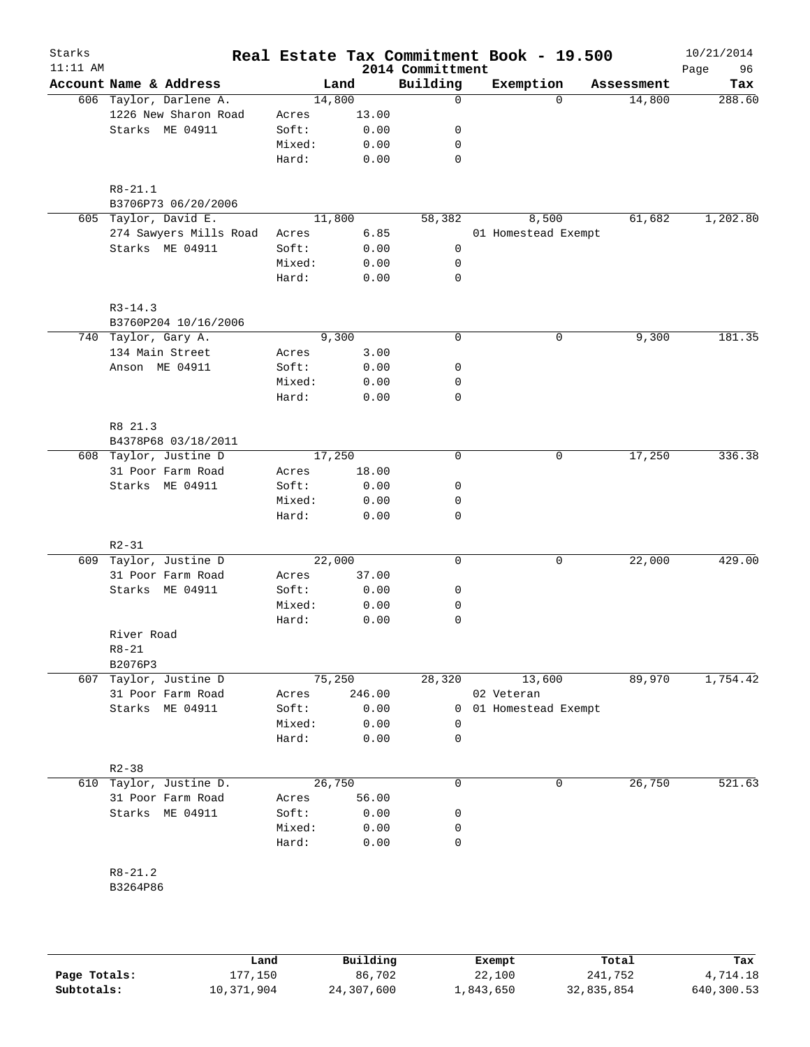Starks
11:11 AM

# Real Estate Tax Commitment Book - 19.500

2014 Committment

10/21/2014

| Account | Name & Address | | Land | Building | Exemption | Assessment | Tax |
|---|---|---|---|---|---|---|---|
| 606 | Taylor, Darlene A. | | 14,800 | 0 | 0 | 14,800 | 288.60 |
| | 1226 New Sharon Road | Acres | 13.00 | | | | |
| | Starks ME 04911 | Soft: | 0.00 | 0 | | | |
| | | Mixed: | 0.00 | 0 | | | |
| | | Hard: | 0.00 | 0 | | | |
| | R8-21.1 | | | | | | |
| | B3706P73 06/20/2006 | | | | | | |
| 605 | Taylor, David E. | | 11,800 | 58,382 | 8,500 | 61,682 | 1,202.80 |
| | 274 Sawyers Mills Road | Acres | 6.85 | | 01 Homestead Exempt | | |
| | Starks ME 04911 | Soft: | 0.00 | 0 | | | |
| | | Mixed: | 0.00 | 0 | | | |
| | | Hard: | 0.00 | 0 | | | |
| | R3-14.3 | | | | | | |
| | B3760P204 10/16/2006 | | | | | | |
| 740 | Taylor, Gary A. | | 9,300 | 0 | 0 | 9,300 | 181.35 |
| | 134 Main Street | Acres | 3.00 | | | | |
| | Anson ME 04911 | Soft: | 0.00 | 0 | | | |
| | | Mixed: | 0.00 | 0 | | | |
| | | Hard: | 0.00 | 0 | | | |
| | R8 21.3 | | | | | | |
| | B4378P68 03/18/2011 | | | | | | |
| 608 | Taylor, Justine D | | 17,250 | 0 | 0 | 17,250 | 336.38 |
| | 31 Poor Farm Road | Acres | 18.00 | | | | |
| | Starks ME 04911 | Soft: | 0.00 | 0 | | | |
| | | Mixed: | 0.00 | 0 | | | |
| | | Hard: | 0.00 | 0 | | | |
| | R2-31 | | | | | | |
| 609 | Taylor, Justine D | | 22,000 | 0 | 0 | 22,000 | 429.00 |
| | 31 Poor Farm Road | Acres | 37.00 | | | | |
| | Starks ME 04911 | Soft: | 0.00 | 0 | | | |
| | | Mixed: | 0.00 | 0 | | | |
| | | Hard: | 0.00 | 0 | | | |
| | River Road | | | | | | |
| | R8-21 | | | | | | |
| | B2076P3 | | | | | | |
| 607 | Taylor, Justine D | | 75,250 | 28,320 | 13,600 | 89,970 | 1,754.42 |
| | 31 Poor Farm Road | Acres | 246.00 | | 02 Veteran | | |
| | Starks ME 04911 | Soft: | 0.00 | 0 | 01 Homestead Exempt | | |
| | | Mixed: | 0.00 | 0 | | | |
| | | Hard: | 0.00 | 0 | | | |
| | R2-38 | | | | | | |
| 610 | Taylor, Justine D. | | 26,750 | 0 | 0 | 26,750 | 521.63 |
| | 31 Poor Farm Road | Acres | 56.00 | | | | |
| | Starks ME 04911 | Soft: | 0.00 | 0 | | | |
| | | Mixed: | 0.00 | 0 | | | |
| | | Hard: | 0.00 | 0 | | | |
| | R8-21.2 | | | | | | |
| | B3264P86 | | | | | | |

| | Land | Building | Exempt | Total | Tax |
|---|---|---|---|---|---|
| Page Totals: | 177,150 | 86,702 | 22,100 | 241,752 | 4,714.18 |
| Subtotals: | 10,371,904 | 24,307,600 | 1,843,650 | 32,835,854 | 640,300.53 |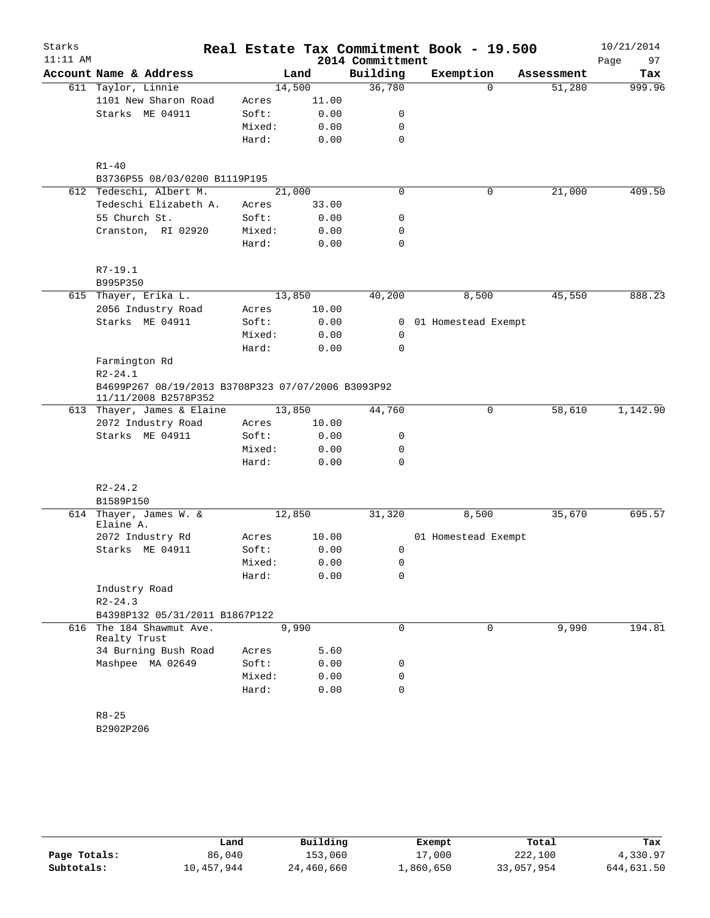# Real Estate Tax Commitment Book - 19.500

Starks
11:11 AM

2014 Committment

10/21/2014

| Account | Name & Address | | Land | Building | Exemption | Assessment | Tax |
|---|---|---|---|---|---|---|---|
| 611 | Taylor, Linnie | | 14,500 | 36,780 | 0 | 51,280 | 999.96 |
| | 1101 New Sharon Road | Acres | 11.00 | | | | |
| | Starks ME 04911 | Soft: | 0.00 | 0 | | | |
| | | Mixed: | 0.00 | 0 | | | |
| | | Hard: | 0.00 | 0 | | | |
| | R1-40 | | | | | | |
| | B3736P55 08/03/0200 B1119P195 | | | | | | |
| 612 | Tedeschi, Albert M. | | 21,000 | 0 | 0 | 21,000 | 409.50 |
| | Tedeschi Elizabeth A. | Acres | 33.00 | | | | |
| | 55 Church St. | Soft: | 0.00 | 0 | | | |
| | Cranston, RI 02920 | Mixed: | 0.00 | 0 | | | |
| | | Hard: | 0.00 | 0 | | | |
| | R7-19.1 | | | | | | |
| | B995P350 | | | | | | |
| 615 | Thayer, Erika L. | | 13,850 | 40,200 | 8,500 | 45,550 | 888.23 |
| | 2056 Industry Road | Acres | 10.00 | | | | |
| | Starks ME 04911 | Soft: | 0.00 | 0 | 01 Homestead Exempt | | |
| | | Mixed: | 0.00 | 0 | | | |
| | | Hard: | 0.00 | 0 | | | |
| | Farmington Rd | | | | | | |
| | R2-24.1 | | | | | | |
| | B4699P267 08/19/2013 B3708P323 07/07/2006 B3093P92 11/11/2008 B2578P352 | | | | | | |
| 613 | Thayer, James & Elaine | | 13,850 | 44,760 | 0 | 58,610 | 1,142.90 |
| | 2072 Industry Road | Acres | 10.00 | | | | |
| | Starks ME 04911 | Soft: | 0.00 | 0 | | | |
| | | Mixed: | 0.00 | 0 | | | |
| | | Hard: | 0.00 | 0 | | | |
| | R2-24.2 | | | | | | |
| | B1589P150 | | | | | | |
| 614 | Thayer, James W. & Elaine A. | | 12,850 | 31,320 | 8,500 | 35,670 | 695.57 |
| | 2072 Industry Rd | Acres | 10.00 | | 01 Homestead Exempt | | |
| | Starks ME 04911 | Soft: | 0.00 | 0 | | | |
| | | Mixed: | 0.00 | 0 | | | |
| | | Hard: | 0.00 | 0 | | | |
| | Industry Road | | | | | | |
| | R2-24.3 | | | | | | |
| | B4398P132 05/31/2011 B1867P122 | | | | | | |
| 616 | The 184 Shawmut Ave. Realty Trust | | 9,990 | 0 | 0 | 9,990 | 194.81 |
| | 34 Burning Bush Road | Acres | 5.60 | | | | |
| | Mashpee MA 02649 | Soft: | 0.00 | 0 | | | |
| | | Mixed: | 0.00 | 0 | | | |
| | | Hard: | 0.00 | 0 | | | |
| | R8-25 | | | | | | |
| | B2902P206 | | | | | | |

| | Land | Building | Exempt | Total | Tax |
|---|---|---|---|---|---|
| Page Totals: | 86,040 | 153,060 | 17,000 | 222,100 | 4,330.97 |
| Subtotals: | 10,457,944 | 24,460,660 | 1,860,650 | 33,057,954 | 644,631.50 |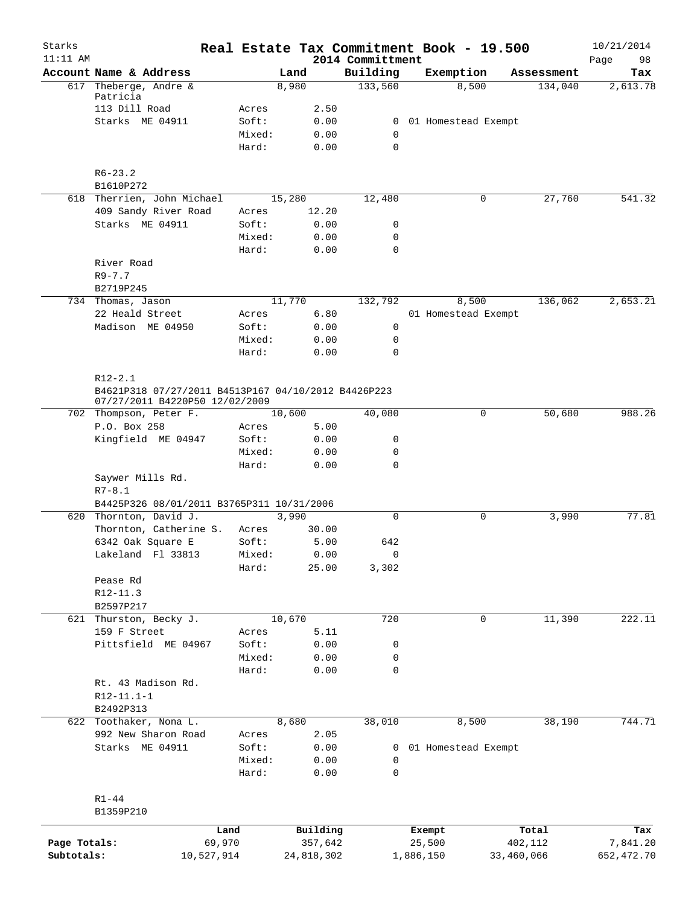# Real Estate Tax Commitment Book - 19.500

Starks
11:11 AM

2014 Committment

10/21/2014

| Account | Name & Address | | Land | Building | Exemption | Assessment | Tax |
|---|---|---|---|---|---|---|---|
| 617 | Theberge, Andre & Patricia | | 8,980 | 133,560 | 8,500 | 134,040 | 2,613.78 |
| | 113 Dill Road | Acres | 2.50 | | | | |
| | Starks ME 04911 | Soft: | 0.00 | 0 | 01 Homestead Exempt | | |
| | | Mixed: | 0.00 | 0 | | | |
| | | Hard: | 0.00 | 0 | | | |
| | R6-23.2 | | | | | | |
| | B1610P272 | | | | | | |
| 618 | Therrien, John Michael | | 15,280 | 12,480 | 0 | 27,760 | 541.32 |
| | 409 Sandy River Road | Acres | 12.20 | | | | |
| | Starks ME 04911 | Soft: | 0.00 | 0 | | | |
| | | Mixed: | 0.00 | 0 | | | |
| | | Hard: | 0.00 | 0 | | | |
| | River Road | | | | | | |
| | R9-7.7 | | | | | | |
| | B2719P245 | | | | | | |
| 734 | Thomas, Jason | | 11,770 | 132,792 | 8,500 | 136,062 | 2,653.21 |
| | 22 Heald Street | Acres | 6.80 | | 01 Homestead Exempt | | |
| | Madison ME 04950 | Soft: | 0.00 | 0 | | | |
| | | Mixed: | 0.00 | 0 | | | |
| | | Hard: | 0.00 | 0 | | | |
| | R12-2.1 | | | | | | |
| | B4621P318 07/27/2011 B4513P167 04/10/2012 B4426P223 07/27/2011 B4220P50 12/02/2009 | | | | | | |
| 702 | Thompson, Peter F. | | 10,600 | 40,080 | 0 | 50,680 | 988.26 |
| | P.O. Box 258 | Acres | 5.00 | | | | |
| | Kingfield ME 04947 | Soft: | 0.00 | 0 | | | |
| | | Mixed: | 0.00 | 0 | | | |
| | | Hard: | 0.00 | 0 | | | |
| | Saywer Mills Rd. | | | | | | |
| | R7-8.1 | | | | | | |
| | B4425P326 08/01/2011 B3765P311 10/31/2006 | | | | | | |
| 620 | Thornton, David J. | | 3,990 | 0 | 0 | 3,990 | 77.81 |
| | Thornton, Catherine S. | Acres | 30.00 | | | | |
| | 6342 Oak Square E | Soft: | 5.00 | 642 | | | |
| | Lakeland Fl 33813 | Mixed: | 0.00 | 0 | | | |
| | | Hard: | 25.00 | 3,302 | | | |
| | Pease Rd | | | | | | |
| | R12-11.3 | | | | | | |
| | B2597P217 | | | | | | |
| 621 | Thurston, Becky J. | | 10,670 | 720 | 0 | 11,390 | 222.11 |
| | 159 F Street | Acres | 5.11 | | | | |
| | Pittsfield ME 04967 | Soft: | 0.00 | 0 | | | |
| | | Mixed: | 0.00 | 0 | | | |
| | | Hard: | 0.00 | 0 | | | |
| | Rt. 43 Madison Rd. | | | | | | |
| | R12-11.1-1 | | | | | | |
| | B2492P313 | | | | | | |
| 622 | Toothaker, Nona L. | | 8,680 | 38,010 | 8,500 | 38,190 | 744.71 |
| | 992 New Sharon Road | Acres | 2.05 | | | | |
| | Starks ME 04911 | Soft: | 0.00 | 0 | 01 Homestead Exempt | | |
| | | Mixed: | 0.00 | 0 | | | |
| | | Hard: | 0.00 | 0 | | | |
| | R1-44 | | | | | | |
| | B1359P210 | | | | | | |

| | Land | Building | Exempt | Total | Tax |
|---|---|---|---|---|---|
| Page Totals: | 69,970 | 357,642 | 25,500 | 402,112 | 7,841.20 |
| Subtotals: | 10,527,914 | 24,818,302 | 1,886,150 | 33,460,066 | 652,472.70 |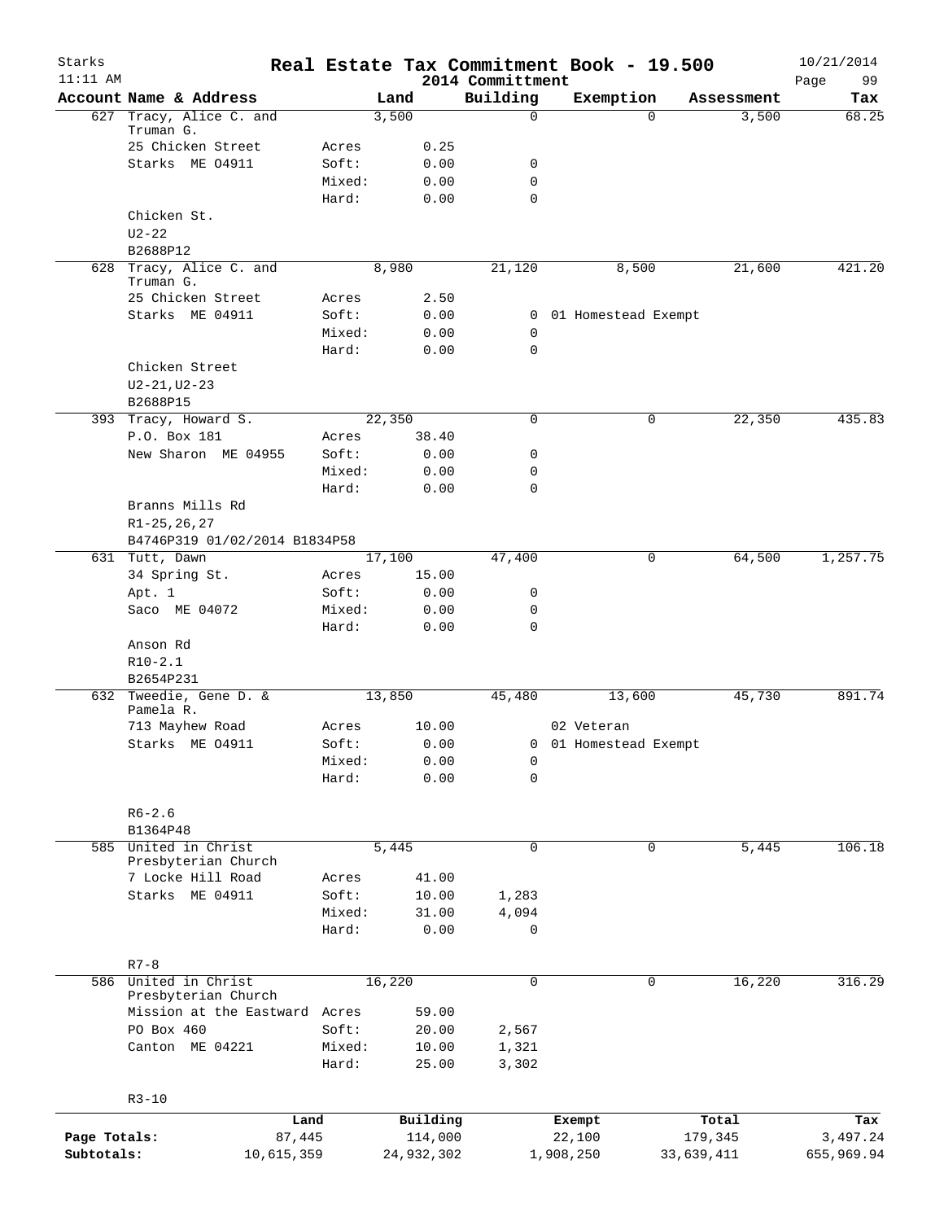# Real Estate Tax Commitment Book - 19.500

Starks
11:11 AM

2014 Committment

10/21/2014

| Account Name & Address | | Land | Building | Exemption | Assessment | Tax |
|---|---|---|---|---|---|---|
| 627 Tracy, Alice C. and Truman G. | | 3,500 | 0 | 0 | 3,500 | 68.25 |
| 25 Chicken Street | Acres | 0.25 | | | | |
| Starks ME 04911 | Soft: | 0.00 | 0 | | | |
| | Mixed: | 0.00 | 0 | | | |
| | Hard: | 0.00 | 0 | | | |
| Chicken St. | | | | | | |
| U2-22 | | | | | | |
| B2688P12 | | | | | | |
| 628 Tracy, Alice C. and Truman G. | | 8,980 | 21,120 | 8,500 | 21,600 | 421.20 |
| 25 Chicken Street | Acres | 2.50 | | | | |
| Starks ME 04911 | Soft: | 0.00 | 0 | 01 Homestead Exempt | | |
| | Mixed: | 0.00 | 0 | | | |
| | Hard: | 0.00 | 0 | | | |
| Chicken Street | | | | | | |
| U2-21,U2-23 | | | | | | |
| B2688P15 | | | | | | |
| 393 Tracy, Howard S. | | 22,350 | 0 | 0 | 22,350 | 435.83 |
| P.O. Box 181 | Acres | 38.40 | | | | |
| New Sharon ME 04955 | Soft: | 0.00 | 0 | | | |
| | Mixed: | 0.00 | 0 | | | |
| | Hard: | 0.00 | 0 | | | |
| Branns Mills Rd | | | | | | |
| R1-25,26,27 | | | | | | |
| B4746P319 01/02/2014 B1834P58 | | | | | | |
| 631 Tutt, Dawn | | 17,100 | 47,400 | 0 | 64,500 | 1,257.75 |
| 34 Spring St. | Acres | 15.00 | | | | |
| Apt. 1 | Soft: | 0.00 | 0 | | | |
| Saco ME 04072 | Mixed: | 0.00 | 0 | | | |
| | Hard: | 0.00 | 0 | | | |
| Anson Rd | | | | | | |
| R10-2.1 | | | | | | |
| B2654P231 | | | | | | |
| 632 Tweedie, Gene D. & Pamela R. | | 13,850 | 45,480 | 13,600 | 45,730 | 891.74 |
| 713 Mayhew Road | Acres | 10.00 | | 02 Veteran | | |
| Starks ME 04911 | Soft: | 0.00 | 0 | 01 Homestead Exempt | | |
| | Mixed: | 0.00 | 0 | | | |
| | Hard: | 0.00 | 0 | | | |
| R6-2.6 | | | | | | |
| B1364P48 | | | | | | |
| 585 United in Christ Presbyterian Church | | 5,445 | 0 | 0 | 5,445 | 106.18 |
| 7 Locke Hill Road | Acres | 41.00 | | | | |
| Starks ME 04911 | Soft: | 10.00 | 1,283 | | | |
| | Mixed: | 31.00 | 4,094 | | | |
| | Hard: | 0.00 | 0 | | | |
| R7-8 | | | | | | |
| 586 United in Christ Presbyterian Church | | 16,220 | 0 | 0 | 16,220 | 316.29 |
| Mission at the Eastward | Acres | 59.00 | | | | |
| PO Box 460 | Soft: | 20.00 | 2,567 | | | |
| Canton ME 04221 | Mixed: | 10.00 | 1,321 | | | |
| | Hard: | 25.00 | 3,302 | | | |
| R3-10 | | | | | | |

| | Land | Building | Exempt | Total | Tax |
|---|---|---|---|---|---|
| Page Totals: | 87,445 | 114,000 | 22,100 | 179,345 | 3,497.24 |
| Subtotals: | 10,615,359 | 24,932,302 | 1,908,250 | 33,639,411 | 655,969.94 |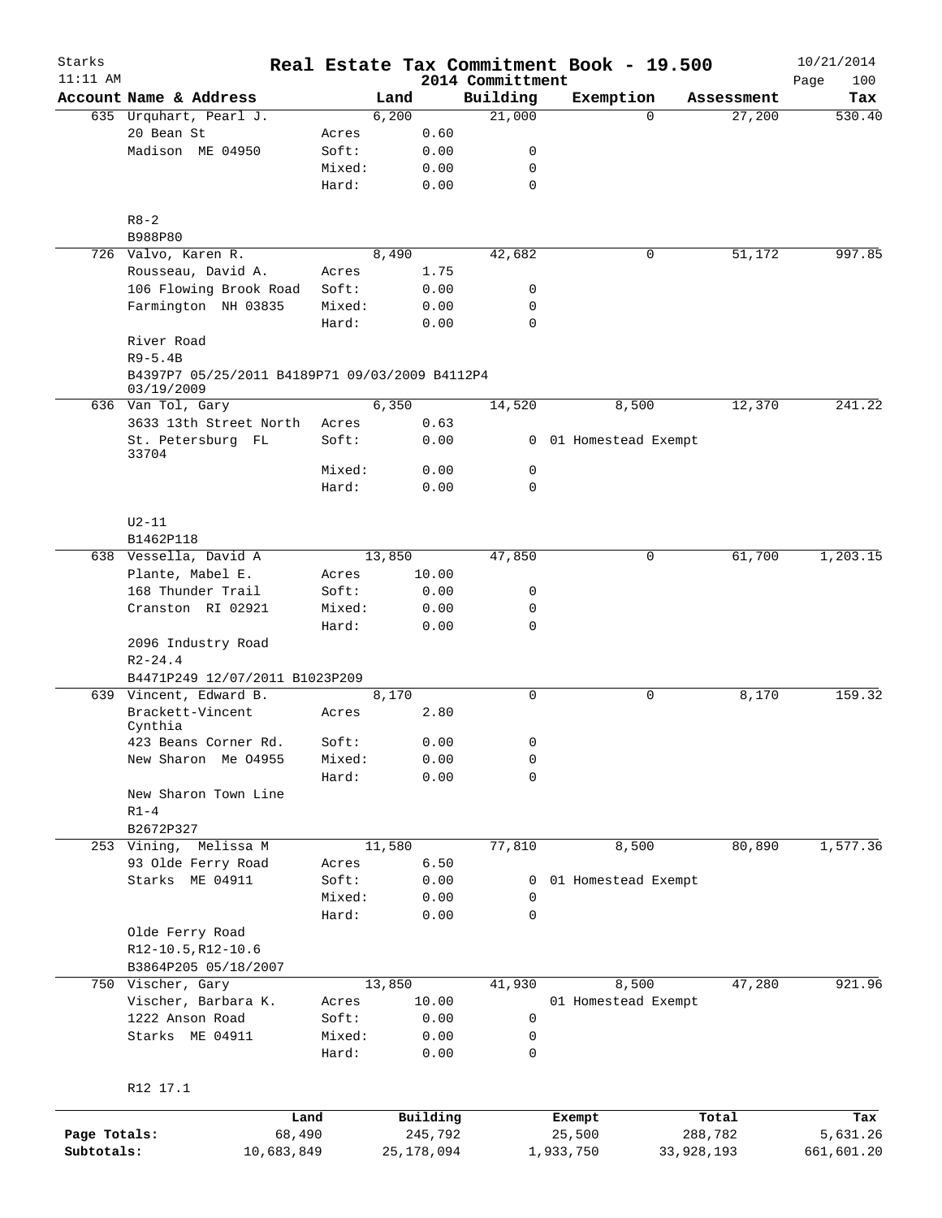# Real Estate Tax Commitment Book - 19.500

Starks
11:11 AM
2014 Committment
10/21/2014

| Account | Name & Address | | Land | Building | Exemption | Assessment | Tax |
|---|---|---|---|---|---|---|---|
| 635 | Urquhart, Pearl J. | | 6,200 | 21,000 | 0 | 27,200 | 530.40 |
| | 20 Bean St | Acres | 0.60 | | | | |
| | Madison ME 04950 | Soft: | 0.00 | 0 | | | |
| | | Mixed: | 0.00 | 0 | | | |
| | | Hard: | 0.00 | 0 | | | |
| | R8-2 | | | | | | |
| | B988P80 | | | | | | |
| 726 | Valvo, Karen R. | | 8,490 | 42,682 | 0 | 51,172 | 997.85 |
| | Rousseau, David A. | Acres | 1.75 | | | | |
| | 106 Flowing Brook Road | Soft: | 0.00 | 0 | | | |
| | Farmington NH 03835 | Mixed: | 0.00 | 0 | | | |
| | | Hard: | 0.00 | 0 | | | |
| | River Road | | | | | | |
| | R9-5.4B | | | | | | |
| | B4397P7 05/25/2011 B4189P71 09/03/2009 B4112P4 03/19/2009 | | | | | | |
| 636 | Van Tol, Gary | | 6,350 | 14,520 | 8,500 | 12,370 | 241.22 |
| | 3633 13th Street North | Acres | 0.63 | | | | |
| | St. Petersburg FL 33704 | Soft: | 0.00 | 0 | 01 Homestead Exempt | | |
| | | Mixed: | 0.00 | 0 | | | |
| | | Hard: | 0.00 | 0 | | | |
| | U2-11 | | | | | | |
| | B1462P118 | | | | | | |
| 638 | Vessella, David A | | 13,850 | 47,850 | 0 | 61,700 | 1,203.15 |
| | Plante, Mabel E. | Acres | 10.00 | | | | |
| | 168 Thunder Trail | Soft: | 0.00 | 0 | | | |
| | Cranston RI 02921 | Mixed: | 0.00 | 0 | | | |
| | | Hard: | 0.00 | 0 | | | |
| | 2096 Industry Road | | | | | | |
| | R2-24.4 | | | | | | |
| | B4471P249 12/07/2011 B1023P209 | | | | | | |
| 639 | Vincent, Edward B. | | 8,170 | 0 | 0 | 8,170 | 159.32 |
| | Brackett-Vincent Cynthia | Acres | 2.80 | | | | |
| | 423 Beans Corner Rd. | Soft: | 0.00 | 0 | | | |
| | New Sharon Me 04955 | Mixed: | 0.00 | 0 | | | |
| | | Hard: | 0.00 | 0 | | | |
| | New Sharon Town Line | | | | | | |
| | R1-4 | | | | | | |
| | B2672P327 | | | | | | |
| 253 | Vining, Melissa M | | 11,580 | 77,810 | 8,500 | 80,890 | 1,577.36 |
| | 93 Olde Ferry Road | Acres | 6.50 | | | | |
| | Starks ME 04911 | Soft: | 0.00 | 0 | 01 Homestead Exempt | | |
| | | Mixed: | 0.00 | 0 | | | |
| | | Hard: | 0.00 | 0 | | | |
| | Olde Ferry Road | | | | | | |
| | R12-10.5,R12-10.6 | | | | | | |
| | B3864P205 05/18/2007 | | | | | | |
| 750 | Vischer, Gary | | 13,850 | 41,930 | 8,500 | 47,280 | 921.96 |
| | Vischer, Barbara K. | Acres | 10.00 | | 01 Homestead Exempt | | |
| | 1222 Anson Road | Soft: | 0.00 | 0 | | | |
| | Starks ME 04911 | Mixed: | 0.00 | 0 | | | |
| | | Hard: | 0.00 | 0 | | | |
| | R12 17.1 | | | | | | |

| | Land | Building | Exempt | Total | Tax |
|---|---|---|---|---|---|
| Page Totals: | 68,490 | 245,792 | 25,500 | 288,782 | 5,631.26 |
| Subtotals: | 10,683,849 | 25,178,094 | 1,933,750 | 33,928,193 | 661,601.20 |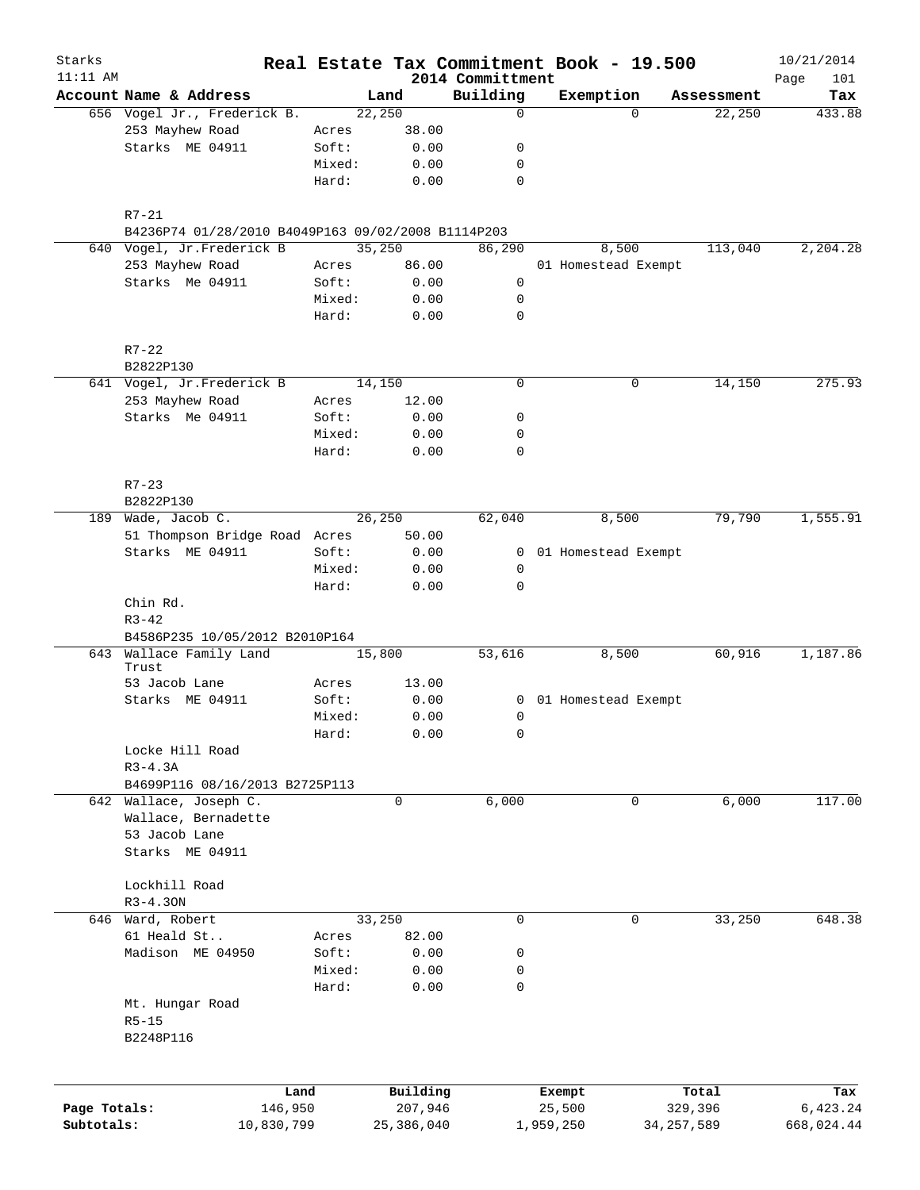# Real Estate Tax Commitment Book - 19.500

Starks 11:11 AM — 2014 Committment — 10/21/2014

| Account | Name & Address | | Land | Building | Exemption | Assessment | Tax |
|---|---|---|---|---|---|---|---|
| 656 | Vogel Jr., Frederick B. | | 22,250 | 0 | 0 | 22,250 | 433.88 |
| | 253 Mayhew Road | Acres | 38.00 | | | | |
| | Starks ME 04911 | Soft: | 0.00 | 0 | | | |
| | | Mixed: | 0.00 | 0 | | | |
| | | Hard: | 0.00 | 0 | | | |
| | R7-21 | | | | | | |
| | B4236P74 01/28/2010 B4049P163 09/02/2008 B1114P203 | | | | | | |
| 640 | Vogel, Jr.Frederick B | | 35,250 | 86,290 | 8,500 | 113,040 | 2,204.28 |
| | 253 Mayhew Road | Acres | 86.00 | | 01 Homestead Exempt | | |
| | Starks Me 04911 | Soft: | 0.00 | 0 | | | |
| | | Mixed: | 0.00 | 0 | | | |
| | | Hard: | 0.00 | 0 | | | |
| | R7-22 | | | | | | |
| | B2822P130 | | | | | | |
| 641 | Vogel, Jr.Frederick B | | 14,150 | 0 | 0 | 14,150 | 275.93 |
| | 253 Mayhew Road | Acres | 12.00 | | | | |
| | Starks Me 04911 | Soft: | 0.00 | 0 | | | |
| | | Mixed: | 0.00 | 0 | | | |
| | | Hard: | 0.00 | 0 | | | |
| | R7-23 | | | | | | |
| | B2822P130 | | | | | | |
| 189 | Wade, Jacob C. | | 26,250 | 62,040 | 8,500 | 79,790 | 1,555.91 |
| | 51 Thompson Bridge Road | Acres | 50.00 | | | | |
| | Starks ME 04911 | Soft: | 0.00 | 0 | 01 Homestead Exempt | | |
| | | Mixed: | 0.00 | 0 | | | |
| | | Hard: | 0.00 | 0 | | | |
| | Chin Rd. | | | | | | |
| | R3-42 | | | | | | |
| | B4586P235 10/05/2012 B2010P164 | | | | | | |
| 643 | Wallace Family Land Trust | | 15,800 | 53,616 | 8,500 | 60,916 | 1,187.86 |
| | 53 Jacob Lane | Acres | 13.00 | | | | |
| | Starks ME 04911 | Soft: | 0.00 | 0 | 01 Homestead Exempt | | |
| | | Mixed: | 0.00 | 0 | | | |
| | | Hard: | 0.00 | 0 | | | |
| | Locke Hill Road | | | | | | |
| | R3-4.3A | | | | | | |
| | B4699P116 08/16/2013 B2725P113 | | | | | | |
| 642 | Wallace, Joseph C. | | 0 | 6,000 | 0 | 6,000 | 117.00 |
| | Wallace, Bernadette | | | | | | |
| | 53 Jacob Lane | | | | | | |
| | Starks ME 04911 | | | | | | |
| | Lockhill Road | | | | | | |
| | R3-4.3ON | | | | | | |
| 646 | Ward, Robert | | 33,250 | 0 | 0 | 33,250 | 648.38 |
| | 61 Heald St.. | Acres | 82.00 | | | | |
| | Madison ME 04950 | Soft: | 0.00 | 0 | | | |
| | | Mixed: | 0.00 | 0 | | | |
| | | Hard: | 0.00 | 0 | | | |
| | Mt. Hungar Road | | | | | | |
| | R5-15 | | | | | | |
| | B2248P116 | | | | | | |

| | Land | Building | Exempt | Total | Tax |
|---|---|---|---|---|---|
| Page Totals: | 146,950 | 207,946 | 25,500 | 329,396 | 6,423.24 |
| Subtotals: | 10,830,799 | 25,386,040 | 1,959,250 | 34,257,589 | 668,024.44 |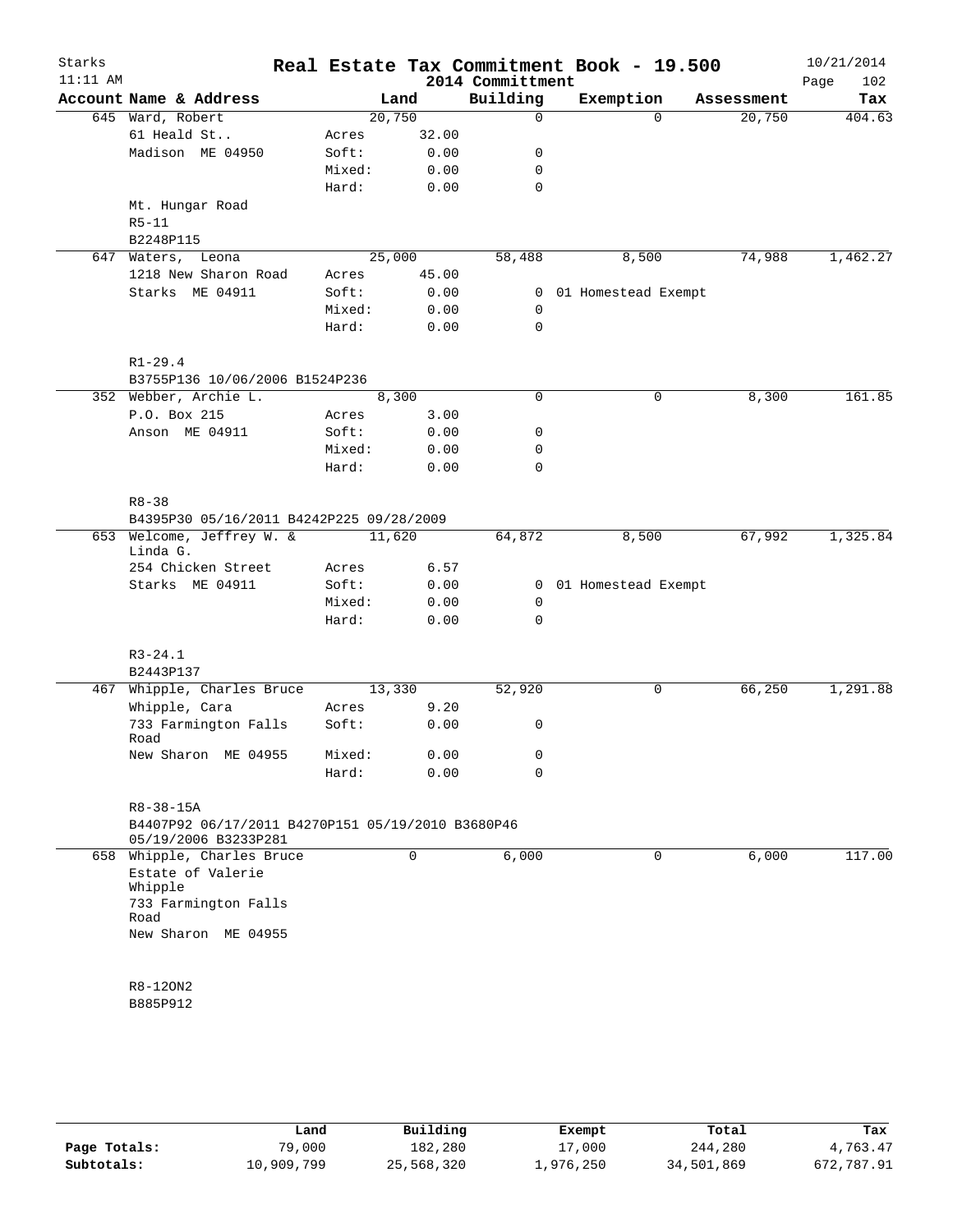# Real Estate Tax Commitment Book - 19.500

Starks
11:11 AM

2014 Committment

10/21/2014
Page 102

| Account | Name & Address | | Land | Building | Exemption | Assessment | Tax |
|---|---|---|---|---|---|---|---|
| 645 | Ward, Robert | | 20,750 | 0 | 0 | 20,750 | 404.63 |
| | 61 Heald St.. | Acres | 32.00 | | | | |
| | Madison ME 04950 | Soft: | 0.00 | 0 | | | |
| | | Mixed: | 0.00 | 0 | | | |
| | | Hard: | 0.00 | 0 | | | |
| | Mt. Hungar Road | | | | | | |
| | R5-11 | | | | | | |
| | B2248P115 | | | | | | |
| 647 | Waters, Leona | | 25,000 | 58,488 | 8,500 | 74,988 | 1,462.27 |
| | 1218 New Sharon Road | Acres | 45.00 | | | | |
| | Starks ME 04911 | Soft: | 0.00 | 0 | 01 Homestead Exempt | | |
| | | Mixed: | 0.00 | 0 | | | |
| | | Hard: | 0.00 | 0 | | | |
| | R1-29.4 | | | | | | |
| | B3755P136 10/06/2006 B1524P236 | | | | | | |
| 352 | Webber, Archie L. | | 8,300 | 0 | 0 | 8,300 | 161.85 |
| | P.O. Box 215 | Acres | 3.00 | | | | |
| | Anson ME 04911 | Soft: | 0.00 | 0 | | | |
| | | Mixed: | 0.00 | 0 | | | |
| | | Hard: | 0.00 | 0 | | | |
| | R8-38 | | | | | | |
| | B4395P30 05/16/2011 B4242P225 09/28/2009 | | | | | | |
| 653 | Welcome, Jeffrey W. & Linda G. | | 11,620 | 64,872 | 8,500 | 67,992 | 1,325.84 |
| | 254 Chicken Street | Acres | 6.57 | | | | |
| | Starks ME 04911 | Soft: | 0.00 | 0 | 01 Homestead Exempt | | |
| | | Mixed: | 0.00 | 0 | | | |
| | | Hard: | 0.00 | 0 | | | |
| | R3-24.1 | | | | | | |
| | B2443P137 | | | | | | |
| 467 | Whipple, Charles Bruce | | 13,330 | 52,920 | 0 | 66,250 | 1,291.88 |
| | Whipple, Cara | Acres | 9.20 | | | | |
| | 733 Farmington Falls Road | Soft: | 0.00 | 0 | | | |
| | New Sharon ME 04955 | Mixed: | 0.00 | 0 | | | |
| | | Hard: | 0.00 | 0 | | | |
| | R8-38-15A | | | | | | |
| | B4407P92 06/17/2011 B4270P151 05/19/2010 B3680P46 05/19/2006 B3233P281 | | | | | | |
| 658 | Whipple, Charles Bruce | | 0 | 6,000 | 0 | 6,000 | 117.00 |
| | Estate of Valerie Whipple | | | | | | |
| | 733 Farmington Falls Road | | | | | | |
| | New Sharon ME 04955 | | | | | | |
| | R8-12ON2 | | | | | | |
| | B885P912 | | | | | | |

| | Land | Building | Exempt | Total | Tax |
|---|---|---|---|---|---|
| Page Totals: | 79,000 | 182,280 | 17,000 | 244,280 | 4,763.47 |
| Subtotals: | 10,909,799 | 25,568,320 | 1,976,250 | 34,501,869 | 672,787.91 |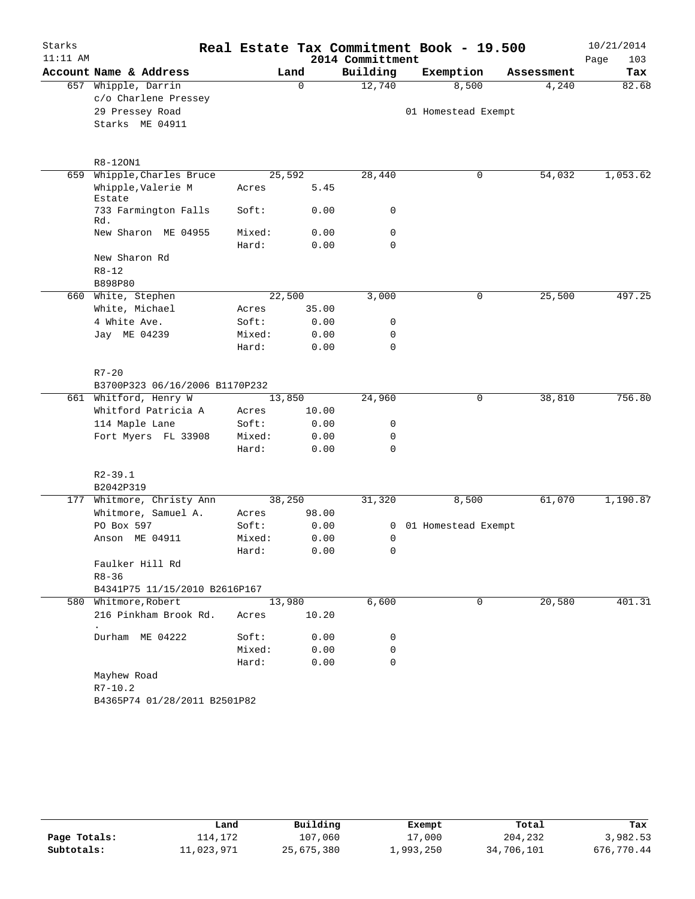# Real Estate Tax Commitment Book - 19.500

Starks
11:11 AM

2014 Committment

10/21/2014
Page 103

| Account | Name & Address | Land | | Building | Exemption | Assessment | Tax |
|---|---|---|---|---|---|---|---|
| 657 | Whipple, Darrin | 0 | | 12,740 | 8,500 | 4,240 | 82.68 |
| | c/o Charlene Pressey | | | | | | |
| | 29 Pressey Road | | | | 01 Homestead Exempt | | |
| | Starks ME 04911 | | | | | | |
| | R8-12ON1 | | | | | | |
| 659 | Whipple,Charles Bruce | 25,592 | | 28,440 | 0 | 54,032 | 1,053.62 |
| | Whipple,Valerie M Estate | Acres | 5.45 | | | | |
| | 733 Farmington Falls Rd. | Soft: | 0.00 | 0 | | | |
| | New Sharon ME 04955 | Mixed: | 0.00 | 0 | | | |
| | | Hard: | 0.00 | 0 | | | |
| | New Sharon Rd | | | | | | |
| | R8-12 | | | | | | |
| | B898P80 | | | | | | |
| 660 | White, Stephen | 22,500 | | 3,000 | 0 | 25,500 | 497.25 |
| | White, Michael | Acres | 35.00 | | | | |
| | 4 White Ave. | Soft: | 0.00 | 0 | | | |
| | Jay ME 04239 | Mixed: | 0.00 | 0 | | | |
| | | Hard: | 0.00 | 0 | | | |
| | R7-20 | | | | | | |
| | B3700P323 06/16/2006 B1170P232 | | | | | | |
| 661 | Whitford, Henry W | 13,850 | | 24,960 | 0 | 38,810 | 756.80 |
| | Whitford Patricia A | Acres | 10.00 | | | | |
| | 114 Maple Lane | Soft: | 0.00 | 0 | | | |
| | Fort Myers FL 33908 | Mixed: | 0.00 | 0 | | | |
| | | Hard: | 0.00 | 0 | | | |
| | R2-39.1 | | | | | | |
| | B2042P319 | | | | | | |
| 177 | Whitmore, Christy Ann | 38,250 | | 31,320 | 8,500 | 61,070 | 1,190.87 |
| | Whitmore, Samuel A. | Acres | 98.00 | | | | |
| | PO Box 597 | Soft: | 0.00 | 0 | 01 Homestead Exempt | | |
| | Anson ME 04911 | Mixed: | 0.00 | 0 | | | |
| | | Hard: | 0.00 | 0 | | | |
| | Faulker Hill Rd | | | | | | |
| | R8-36 | | | | | | |
| | B4341P75 11/15/2010 B2616P167 | | | | | | |
| 580 | Whitmore,Robert | 13,980 | | 6,600 | 0 | 20,580 | 401.31 |
| | 216 Pinkham Brook Rd. . | Acres | 10.20 | | | | |
| | Durham ME 04222 | Soft: | 0.00 | 0 | | | |
| | | Mixed: | 0.00 | 0 | | | |
| | | Hard: | 0.00 | 0 | | | |
| | Mayhew Road | | | | | | |
| | R7-10.2 | | | | | | |
| | B4365P74 01/28/2011 B2501P82 | | | | | | |

| | Land | Building | Exempt | Total | Tax |
|---|---|---|---|---|---|
| Page Totals: | 114,172 | 107,060 | 17,000 | 204,232 | 3,982.53 |
| Subtotals: | 11,023,971 | 25,675,380 | 1,993,250 | 34,706,101 | 676,770.44 |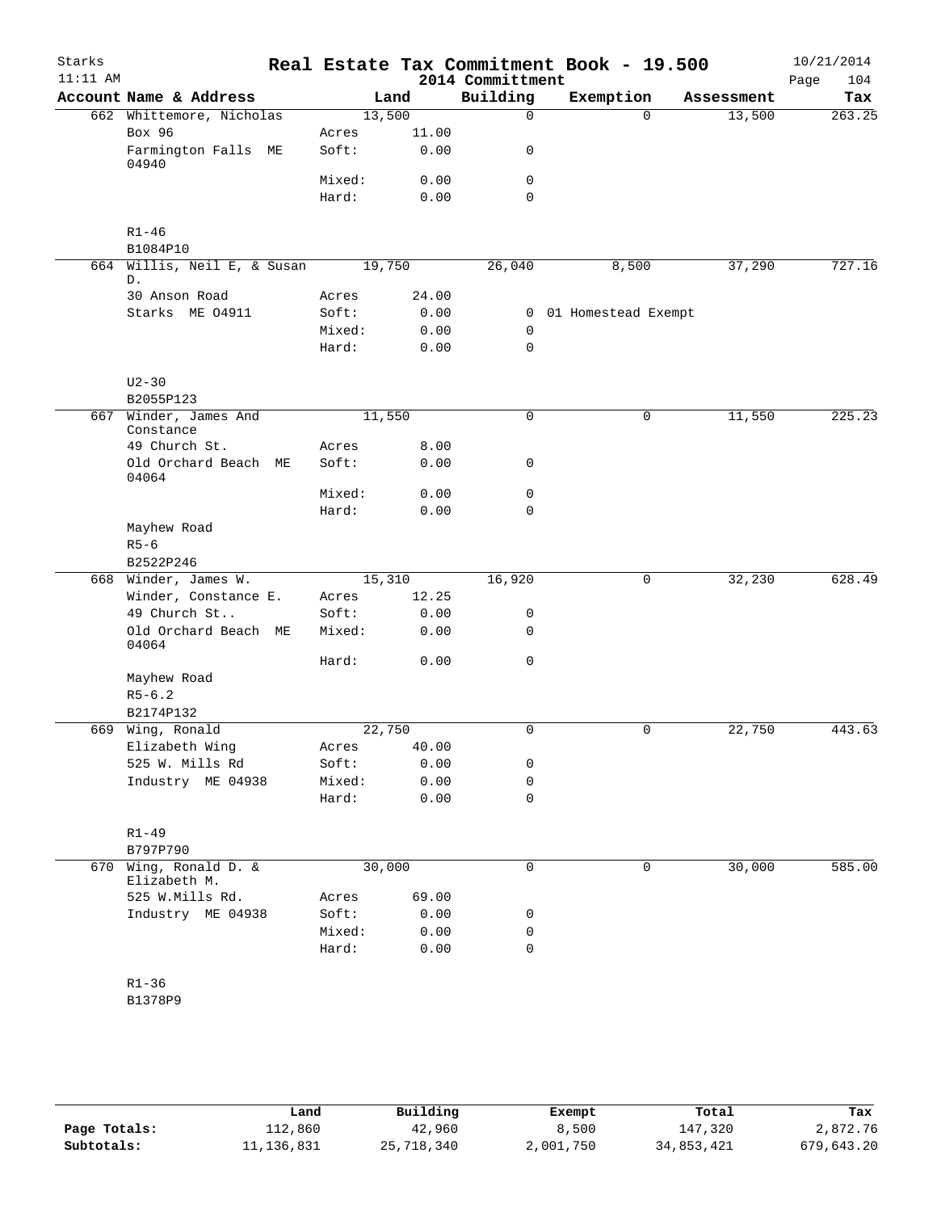# Real Estate Tax Commitment Book - 19.500

Starks
11:11 AM

2014 Committment

10/21/2014
Page 104

| Account | Name & Address | | Land | Building | Exemption | Assessment | Tax |
|---|---|---|---|---|---|---|---|
| 662 | Whittemore, Nicholas | | 13,500 | 0 | 0 | 13,500 | 263.25 |
| | Box 96 | Acres | 11.00 | | | | |
| | Farmington Falls ME 04940 | Soft: | 0.00 | 0 | | | |
| | | Mixed: | 0.00 | 0 | | | |
| | | Hard: | 0.00 | 0 | | | |
| | R1-46 | | | | | | |
| | B1084P10 | | | | | | |
| 664 | Willis, Neil E, & Susan D. | | 19,750 | 26,040 | 8,500 | 37,290 | 727.16 |
| | 30 Anson Road | Acres | 24.00 | | | | |
| | Starks ME 04911 | Soft: | 0.00 | 0 | 01 Homestead Exempt | | |
| | | Mixed: | 0.00 | 0 | | | |
| | | Hard: | 0.00 | 0 | | | |
| | U2-30 | | | | | | |
| | B2055P123 | | | | | | |
| 667 | Winder, James And Constance | | 11,550 | 0 | 0 | 11,550 | 225.23 |
| | 49 Church St. | Acres | 8.00 | | | | |
| | Old Orchard Beach ME 04064 | Soft: | 0.00 | 0 | | | |
| | | Mixed: | 0.00 | 0 | | | |
| | | Hard: | 0.00 | 0 | | | |
| | Mayhew Road | | | | | | |
| | R5-6 | | | | | | |
| | B2522P246 | | | | | | |
| 668 | Winder, James W. | | 15,310 | 16,920 | 0 | 32,230 | 628.49 |
| | Winder, Constance E. | Acres | 12.25 | | | | |
| | 49 Church St.. | Soft: | 0.00 | 0 | | | |
| | Old Orchard Beach ME 04064 | Mixed: | 0.00 | 0 | | | |
| | | Hard: | 0.00 | 0 | | | |
| | Mayhew Road | | | | | | |
| | R5-6.2 | | | | | | |
| | B2174P132 | | | | | | |
| 669 | Wing, Ronald | | 22,750 | 0 | 0 | 22,750 | 443.63 |
| | Elizabeth Wing | Acres | 40.00 | | | | |
| | 525 W. Mills Rd | Soft: | 0.00 | 0 | | | |
| | Industry ME 04938 | Mixed: | 0.00 | 0 | | | |
| | | Hard: | 0.00 | 0 | | | |
| | R1-49 | | | | | | |
| | B797P790 | | | | | | |
| 670 | Wing, Ronald D. & Elizabeth M. | | 30,000 | 0 | 0 | 30,000 | 585.00 |
| | 525 W.Mills Rd. | Acres | 69.00 | | | | |
| | Industry ME 04938 | Soft: | 0.00 | 0 | | | |
| | | Mixed: | 0.00 | 0 | | | |
| | | Hard: | 0.00 | 0 | | | |
| | R1-36 | | | | | | |
| | B1378P9 | | | | | | |

| | Land | Building | Exempt | Total | Tax |
|---|---|---|---|---|---|
| Page Totals: | 112,860 | 42,960 | 8,500 | 147,320 | 2,872.76 |
| Subtotals: | 11,136,831 | 25,718,340 | 2,001,750 | 34,853,421 | 679,643.20 |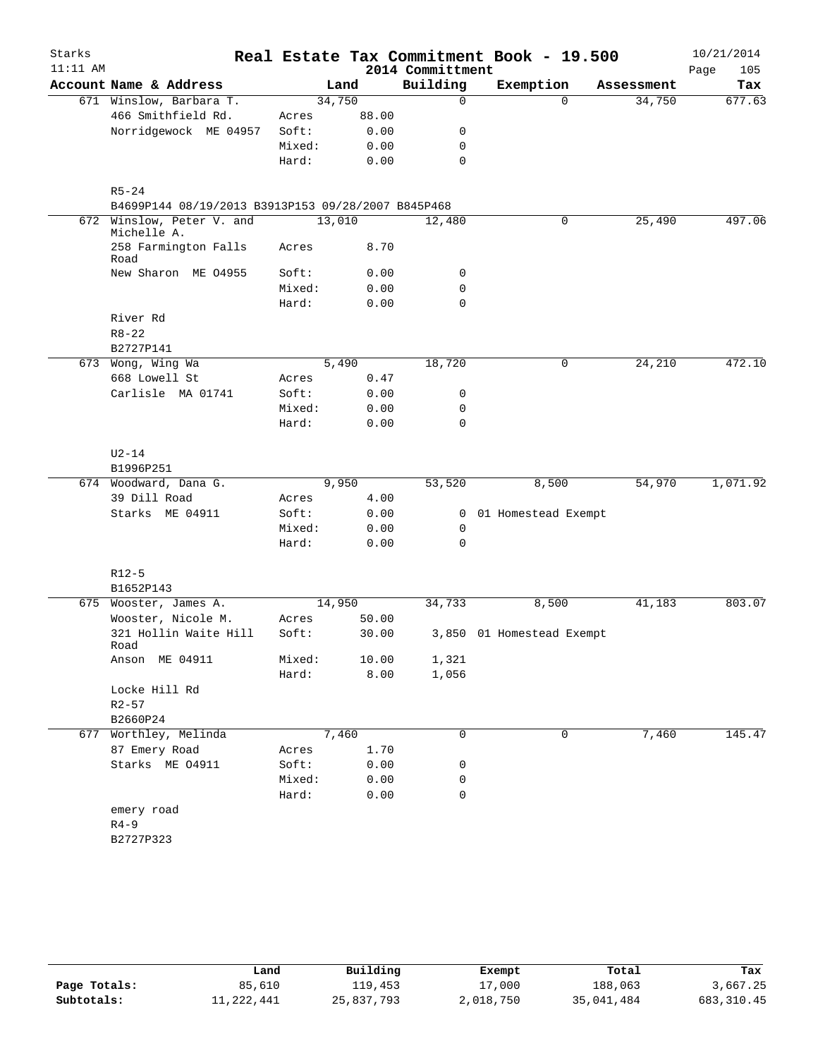# Real Estate Tax Commitment Book - 19.500

Starks 11:11 AM — 2014 Committment — 10/21/2014

| Account Name & Address | | Land | Building | Exemption | Assessment | Tax |
|---|---|---|---|---|---|---|
| 671 Winslow, Barbara T. | | 34,750 | 0 | 0 | 34,750 | 677.63 |
| 466 Smithfield Rd. | Acres | 88.00 | | | | |
| Norridgewock ME 04957 | Soft: | 0.00 | 0 | | | |
| | Mixed: | 0.00 | 0 | | | |
| | Hard: | 0.00 | 0 | | | |
| R5-24 | | | | | | |
| B4699P144 08/19/2013 B3913P153 09/28/2007 B845P468 | | | | | | |
| 672 Winslow, Peter V. and Michelle A. | | 13,010 | 12,480 | 0 | 25,490 | 497.06 |
| 258 Farmington Falls Road | Acres | 8.70 | | | | |
| New Sharon ME 04955 | Soft: | 0.00 | 0 | | | |
| | Mixed: | 0.00 | 0 | | | |
| | Hard: | 0.00 | 0 | | | |
| River Rd | | | | | | |
| R8-22 | | | | | | |
| B2727P141 | | | | | | |
| 673 Wong, Wing Wa | | 5,490 | 18,720 | 0 | 24,210 | 472.10 |
| 668 Lowell St | Acres | 0.47 | | | | |
| Carlisle MA 01741 | Soft: | 0.00 | 0 | | | |
| | Mixed: | 0.00 | 0 | | | |
| | Hard: | 0.00 | 0 | | | |
| U2-14 | | | | | | |
| B1996P251 | | | | | | |
| 674 Woodward, Dana G. | | 9,950 | 53,520 | 8,500 | 54,970 | 1,071.92 |
| 39 Dill Road | Acres | 4.00 | | | | |
| Starks ME 04911 | Soft: | 0.00 | 0 | 01 Homestead Exempt | | |
| | Mixed: | 0.00 | 0 | | | |
| | Hard: | 0.00 | 0 | | | |
| R12-5 | | | | | | |
| B1652P143 | | | | | | |
| 675 Wooster, James A. | | 14,950 | 34,733 | 8,500 | 41,183 | 803.07 |
| Wooster, Nicole M. | Acres | 50.00 | | | | |
| 321 Hollin Waite Hill Road | Soft: | 30.00 | 3,850 | 01 Homestead Exempt | | |
| Anson ME 04911 | Mixed: | 10.00 | 1,321 | | | |
| | Hard: | 8.00 | 1,056 | | | |
| Locke Hill Rd | | | | | | |
| R2-57 | | | | | | |
| B2660P24 | | | | | | |
| 677 Worthley, Melinda | | 7,460 | 0 | 0 | 7,460 | 145.47 |
| 87 Emery Road | Acres | 1.70 | | | | |
| Starks ME 04911 | Soft: | 0.00 | 0 | | | |
| | Mixed: | 0.00 | 0 | | | |
| | Hard: | 0.00 | 0 | | | |
| emery road | | | | | | |
| R4-9 | | | | | | |
| B2727P323 | | | | | | |

| | Land | Building | Exempt | Total | Tax |
|---|---|---|---|---|---|
| Page Totals: | 85,610 | 119,453 | 17,000 | 188,063 | 3,667.25 |
| Subtotals: | 11,222,441 | 25,837,793 | 2,018,750 | 35,041,484 | 683,310.45 |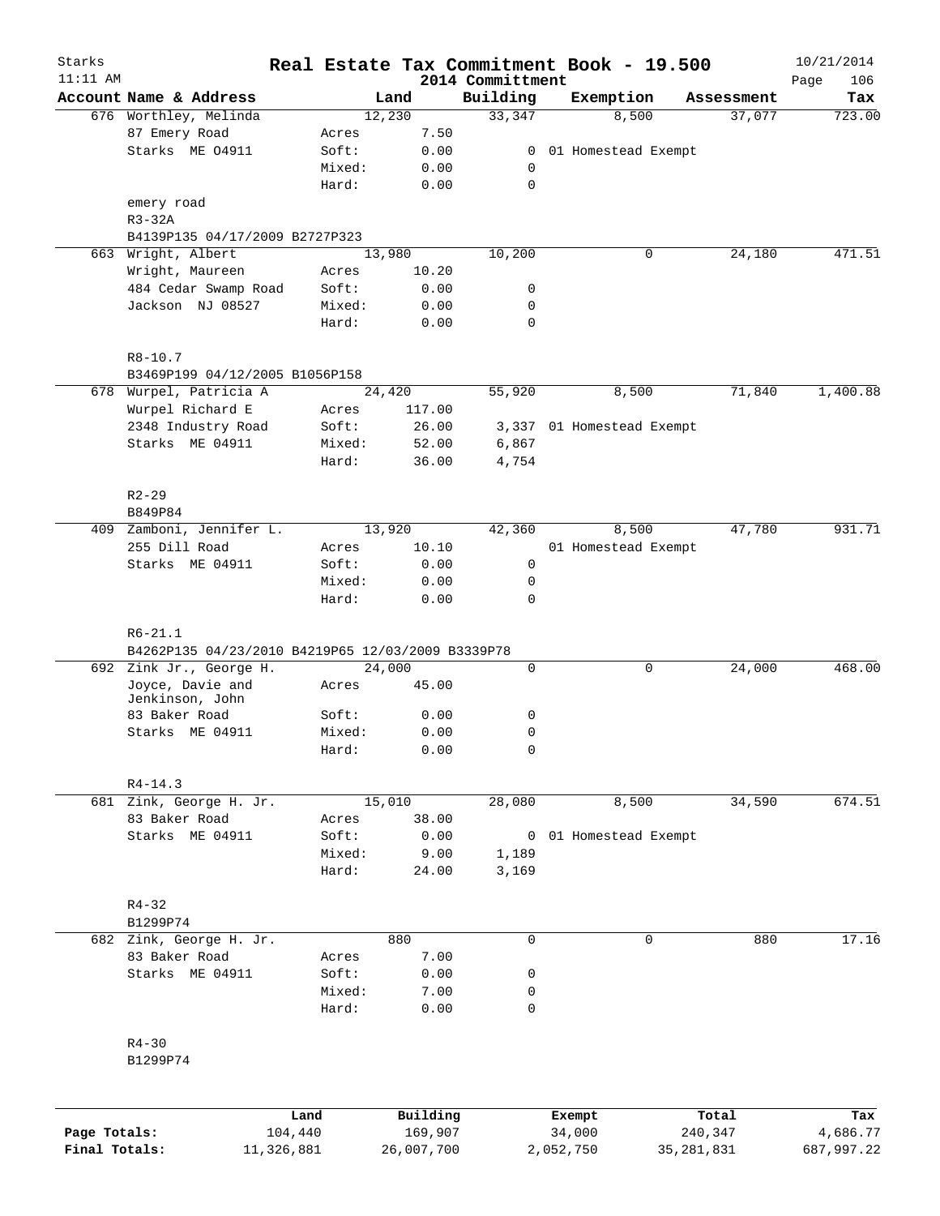# Real Estate Tax Commitment Book - 19.500

Starks
11:11 AM

2014 Committment

10/21/2014

| Account Name & Address | | Land | Building | Exemption | Assessment | Tax |
|---|---|---|---|---|---|---|
| 676 Worthley, Melinda | | 12,230 | 33,347 | 8,500 | 37,077 | 723.00 |
| 87 Emery Road | Acres | 7.50 | | | | |
| Starks ME 04911 | Soft: | 0.00 | 0 | 01 Homestead Exempt | | |
| | Mixed: | 0.00 | 0 | | | |
| | Hard: | 0.00 | 0 | | | |
| emery road | | | | | | |
| R3-32A | | | | | | |
| B4139P135 04/17/2009 B2727P323 | | | | | | |
| 663 Wright, Albert | | 13,980 | 10,200 | 0 | 24,180 | 471.51 |
| Wright, Maureen | Acres | 10.20 | | | | |
| 484 Cedar Swamp Road | Soft: | 0.00 | 0 | | | |
| Jackson NJ 08527 | Mixed: | 0.00 | 0 | | | |
| | Hard: | 0.00 | 0 | | | |
| R8-10.7 | | | | | | |
| B3469P199 04/12/2005 B1056P158 | | | | | | |
| 678 Wurpel, Patricia A | | 24,420 | 55,920 | 8,500 | 71,840 | 1,400.88 |
| Wurpel Richard E | Acres | 117.00 | | | | |
| 2348 Industry Road | Soft: | 26.00 | 3,337 | 01 Homestead Exempt | | |
| Starks ME 04911 | Mixed: | 52.00 | 6,867 | | | |
| | Hard: | 36.00 | 4,754 | | | |
| R2-29 | | | | | | |
| B849P84 | | | | | | |
| 409 Zamboni, Jennifer L. | | 13,920 | 42,360 | 8,500 | 47,780 | 931.71 |
| 255 Dill Road | Acres | 10.10 | | 01 Homestead Exempt | | |
| Starks ME 04911 | Soft: | 0.00 | 0 | | | |
| | Mixed: | 0.00 | 0 | | | |
| | Hard: | 0.00 | 0 | | | |
| R6-21.1 | | | | | | |
| B4262P135 04/23/2010 B4219P65 12/03/2009 B3339P78 | | | | | | |
| 692 Zink Jr., George H. | | 24,000 | 0 | 0 | 24,000 | 468.00 |
| Joyce, Davie and Jenkinson, John | Acres | 45.00 | | | | |
| 83 Baker Road | Soft: | 0.00 | 0 | | | |
| Starks ME 04911 | Mixed: | 0.00 | 0 | | | |
| | Hard: | 0.00 | 0 | | | |
| R4-14.3 | | | | | | |
| 681 Zink, George H. Jr. | | 15,010 | 28,080 | 8,500 | 34,590 | 674.51 |
| 83 Baker Road | Acres | 38.00 | | | | |
| Starks ME 04911 | Soft: | 0.00 | 0 | 01 Homestead Exempt | | |
| | Mixed: | 9.00 | 1,189 | | | |
| | Hard: | 24.00 | 3,169 | | | |
| R4-32 | | | | | | |
| B1299P74 | | | | | | |
| 682 Zink, George H. Jr. | | 880 | 0 | 0 | 880 | 17.16 |
| 83 Baker Road | Acres | 7.00 | | | | |
| Starks ME 04911 | Soft: | 0.00 | 0 | | | |
| | Mixed: | 7.00 | 0 | | | |
| | Hard: | 0.00 | 0 | | | |
| R4-30 | | | | | | |
| B1299P74 | | | | | | |

| | Land | Building | Exempt | Total | Tax |
|---|---|---|---|---|---|
| Page Totals: | 104,440 | 169,907 | 34,000 | 240,347 | 4,686.77 |
| Final Totals: | 11,326,881 | 26,007,700 | 2,052,750 | 35,281,831 | 687,997.22 |